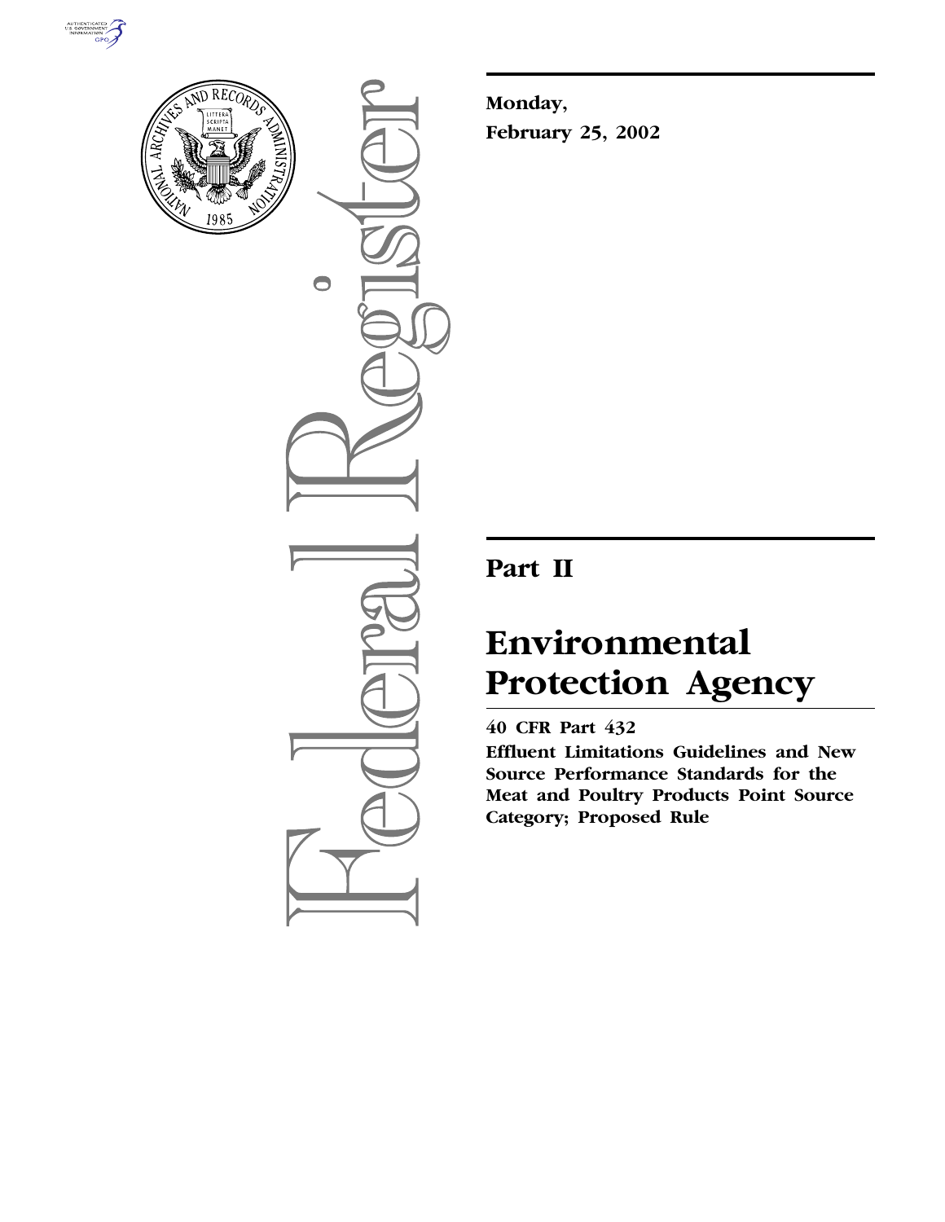**Monday,**
**February 25, 2002**

# Part II

# Environmental Protection Agency

**40 CFR Part 432**

**Effluent Limitations Guidelines and New Source Performance Standards for the Meat and Poultry Products Point Source Category; Proposed Rule**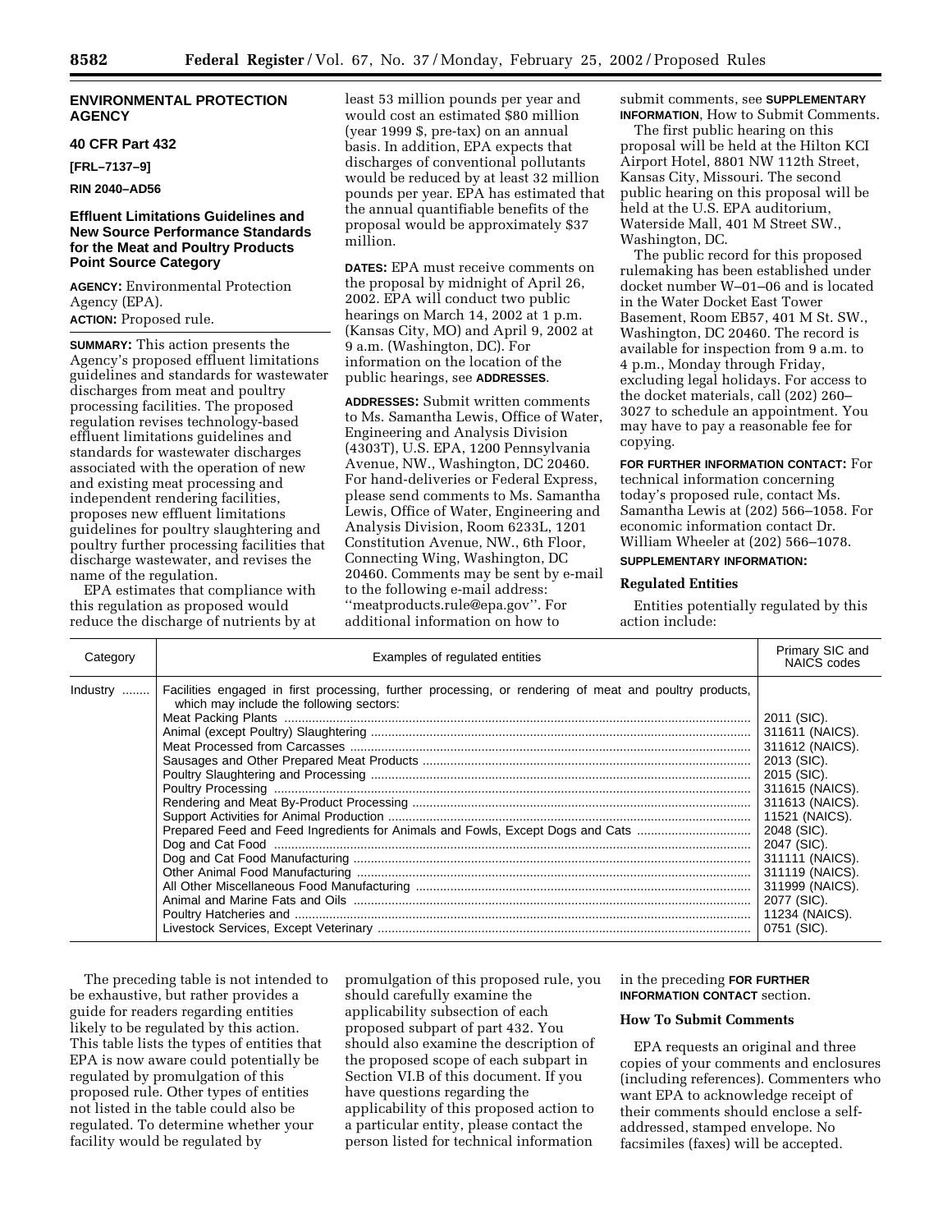# ENVIRONMENTAL PROTECTION AGENCY

## 40 CFR Part 432

**[FRL–7137–9]**

**RIN 2040–AD56**

## Effluent Limitations Guidelines and New Source Performance Standards for the Meat and Poultry Products Point Source Category

**AGENCY:** Environmental Protection Agency (EPA).

**ACTION:** Proposed rule.

**SUMMARY:** This action presents the Agency's proposed effluent limitations guidelines and standards for wastewater discharges from meat and poultry processing facilities. The proposed regulation revises technology-based effluent limitations guidelines and standards for wastewater discharges associated with the operation of new and existing meat processing and independent rendering facilities, proposes new effluent limitations guidelines for poultry slaughtering and poultry further processing facilities that discharge wastewater, and revises the name of the regulation.

EPA estimates that compliance with this regulation as proposed would reduce the discharge of nutrients by at least 53 million pounds per year and would cost an estimated $80 million (year 1999 $, pre-tax) on an annual basis. In addition, EPA expects that discharges of conventional pollutants would be reduced by at least 32 million pounds per year. EPA has estimated that the annual quantifiable benefits of the proposal would be approximately $37 million.

**DATES:** EPA must receive comments on the proposal by midnight of April 26, 2002. EPA will conduct two public hearings on March 14, 2002 at 1 p.m. (Kansas City, MO) and April 9, 2002 at 9 a.m. (Washington, DC). For information on the location of the public hearings, see **ADDRESSES**.

**ADDRESSES:** Submit written comments to Ms. Samantha Lewis, Office of Water, Engineering and Analysis Division (4303T), U.S. EPA, 1200 Pennsylvania Avenue, NW., Washington, DC 20460. For hand-deliveries or Federal Express, please send comments to Ms. Samantha Lewis, Office of Water, Engineering and Analysis Division, Room 6233L, 1201 Constitution Avenue, NW., 6th Floor, Connecting Wing, Washington, DC 20460. Comments may be sent by e-mail to the following e-mail address: "meatproducts.rule@epa.gov". For additional information on how to submit comments, see **SUPPLEMENTARY INFORMATION**, How to Submit Comments.

The first public hearing on this proposal will be held at the Hilton KCI Airport Hotel, 8801 NW 112th Street, Kansas City, Missouri. The second public hearing on this proposal will be held at the U.S. EPA auditorium, Waterside Mall, 401 M Street SW., Washington, DC.

The public record for this proposed rulemaking has been established under docket number W–01–06 and is located in the Water Docket East Tower Basement, Room EB57, 401 M St. SW., Washington, DC 20460. The record is available for inspection from 9 a.m. to 4 p.m., Monday through Friday, excluding legal holidays. For access to the docket materials, call (202) 260–3027 to schedule an appointment. You may have to pay a reasonable fee for copying.

**FOR FURTHER INFORMATION CONTACT:** For technical information concerning today's proposed rule, contact Ms. Samantha Lewis at (202) 566–1058. For economic information contact Dr. William Wheeler at (202) 566–1078.

**SUPPLEMENTARY INFORMATION:**

### Regulated Entities

Entities potentially regulated by this action include:

| Category | Examples of regulated entities | Primary SIC and NAICS codes |
|---|---|---|
| Industry | Facilities engaged in first processing, further processing, or rendering of meat and poultry products, which may include the following sectors: | |
| | Meat Packing Plants | 2011 (SIC). |
| | Animal (except Poultry) Slaughtering | 311611 (NAICS). |
| | Meat Processed from Carcasses | 311612 (NAICS). |
| | Sausages and Other Prepared Meat Products | 2013 (SIC). |
| | Poultry Slaughtering and Processing | 2015 (SIC). |
| | Poultry Processing | 311615 (NAICS). |
| | Rendering and Meat By-Product Processing | 311613 (NAICS). |
| | Support Activities for Animal Production | 11521 (NAICS). |
| | Prepared Feed and Feed Ingredients for Animals and Fowls, Except Dogs and Cats | 2048 (SIC). |
| | Dog and Cat Food | 2047 (SIC). |
| | Dog and Cat Food Manufacturing | 311111 (NAICS). |
| | Other Animal Food Manufacturing | 311119 (NAICS). |
| | All Other Miscellaneous Food Manufacturing | 311999 (NAICS). |
| | Animal and Marine Fats and Oils | 2077 (SIC). |
| | Poultry Hatcheries and | 11234 (NAICS). |
| | Livestock Services, Except Veterinary | 0751 (SIC). |

The preceding table is not intended to be exhaustive, but rather provides a guide for readers regarding entities likely to be regulated by this action. This table lists the types of entities that EPA is now aware could potentially be regulated by promulgation of this proposed rule. Other types of entities not listed in the table could also be regulated. To determine whether your facility would be regulated by promulgation of this proposed rule, you should carefully examine the applicability subsection of each proposed subpart of part 432. You should also examine the description of the proposed scope of each subpart in Section VI.B of this document. If you have questions regarding the applicability of this proposed action to a particular entity, please contact the person listed for technical information in the preceding **FOR FURTHER INFORMATION CONTACT** section.

### How To Submit Comments

EPA requests an original and three copies of your comments and enclosures (including references). Commenters who want EPA to acknowledge receipt of their comments should enclose a self-addressed, stamped envelope. No facsimiles (faxes) will be accepted.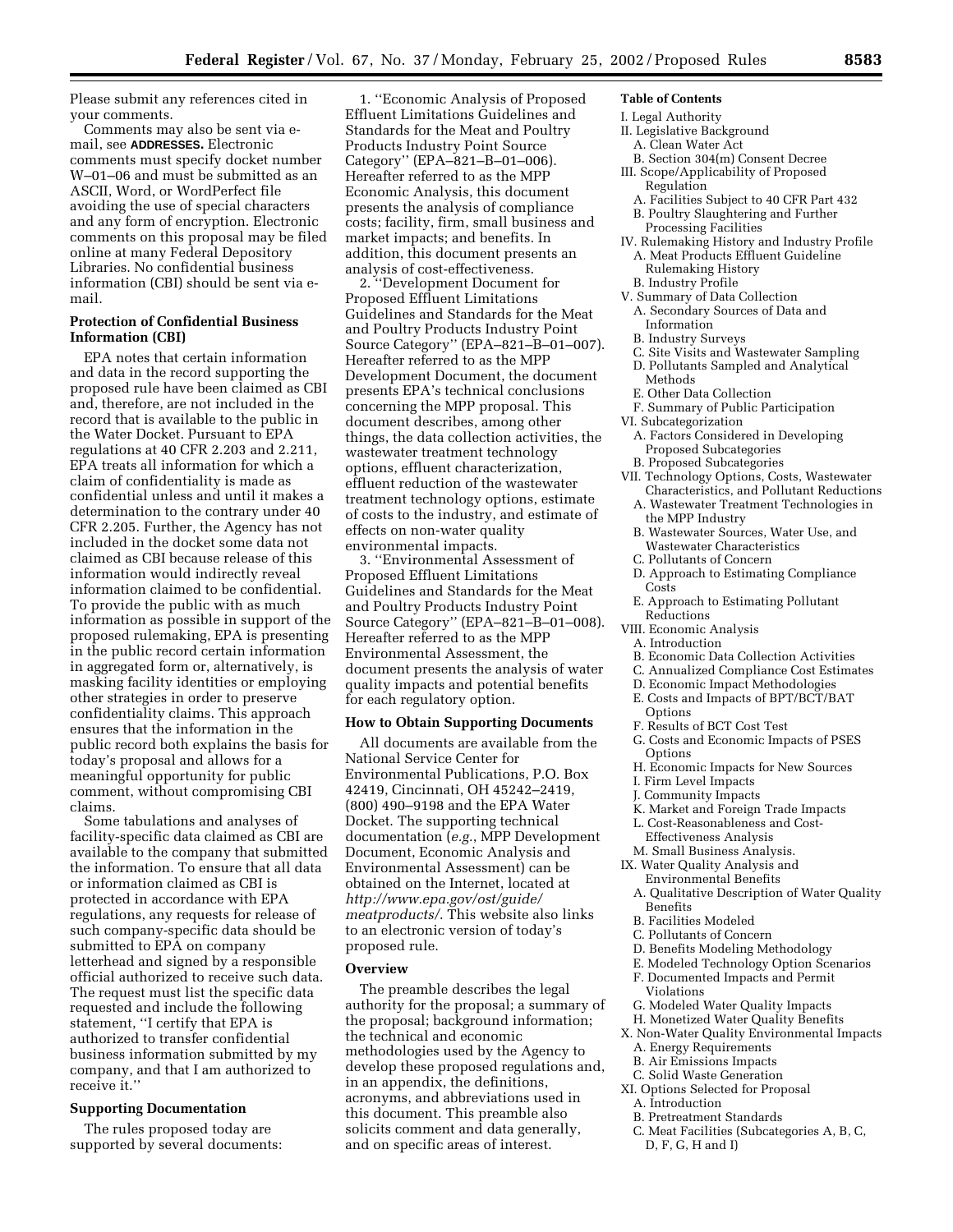Please submit any references cited in your comments.

Comments may also be sent via e-mail, see **ADDRESSES.** Electronic comments must specify docket number W–01–06 and must be submitted as an ASCII, Word, or WordPerfect file avoiding the use of special characters and any form of encryption. Electronic comments on this proposal may be filed online at many Federal Depository Libraries. No confidential business information (CBI) should be sent via e-mail.

**Protection of Confidential Business Information (CBI)**

EPA notes that certain information and data in the record supporting the proposed rule have been claimed as CBI and, therefore, are not included in the record that is available to the public in the Water Docket. Pursuant to EPA regulations at 40 CFR 2.203 and 2.211, EPA treats all information for which a claim of confidentiality is made as confidential unless and until it makes a determination to the contrary under 40 CFR 2.205. Further, the Agency has not included in the docket some data not claimed as CBI because release of this information would indirectly reveal information claimed to be confidential. To provide the public with as much information as possible in support of the proposed rulemaking, EPA is presenting in the public record certain information in aggregated form or, alternatively, is masking facility identities or employing other strategies in order to preserve confidentiality claims. This approach ensures that the information in the public record both explains the basis for today's proposal and allows for a meaningful opportunity for public comment, without compromising CBI claims.

Some tabulations and analyses of facility-specific data claimed as CBI are available to the company that submitted the information. To ensure that all data or information claimed as CBI is protected in accordance with EPA regulations, any requests for release of such company-specific data should be submitted to EPA on company letterhead and signed by a responsible official authorized to receive such data. The request must list the specific data requested and include the following statement, ''I certify that EPA is authorized to transfer confidential business information submitted by my company, and that I am authorized to receive it.''

**Supporting Documentation**

The rules proposed today are supported by several documents:

1. ''Economic Analysis of Proposed Effluent Limitations Guidelines and Standards for the Meat and Poultry Products Industry Point Source Category'' (EPA–821–B–01–006). Hereafter referred to as the MPP Economic Analysis, this document presents the analysis of compliance costs; facility, firm, small business and market impacts; and benefits. In addition, this document presents an analysis of cost-effectiveness.

2. ''Development Document for Proposed Effluent Limitations Guidelines and Standards for the Meat and Poultry Products Industry Point Source Category'' (EPA–821–B–01–007). Hereafter referred to as the MPP Development Document, the document presents EPA's technical conclusions concerning the MPP proposal. This document describes, among other things, the data collection activities, the wastewater treatment technology options, effluent characterization, effluent reduction of the wastewater treatment technology options, estimate of costs to the industry, and estimate of effects on non-water quality environmental impacts.

3. ''Environmental Assessment of Proposed Effluent Limitations Guidelines and Standards for the Meat and Poultry Products Industry Point Source Category'' (EPA–821–B–01–008). Hereafter referred to as the MPP Environmental Assessment, the document presents the analysis of water quality impacts and potential benefits for each regulatory option.

**How to Obtain Supporting Documents**

All documents are available from the National Service Center for Environmental Publications, P.O. Box 42419, Cincinnati, OH 45242–2419, (800) 490–9198 and the EPA Water Docket. The supporting technical documentation (*e.g.*, MPP Development Document, Economic Analysis and Environmental Assessment) can be obtained on the Internet, located at *http://www.epa.gov/ost/guide/meatproducts/*. This website also links to an electronic version of today's proposed rule.

**Overview**

The preamble describes the legal authority for the proposal; a summary of the proposal; background information; the technical and economic methodologies used by the Agency to develop these proposed regulations and, in an appendix, the definitions, acronyms, and abbreviations used in this document. This preamble also solicits comment and data generally, and on specific areas of interest.

**Table of Contents**

I. Legal Authority
II. Legislative Background
  A. Clean Water Act
  B. Section 304(m) Consent Decree
III. Scope/Applicability of Proposed Regulation
  A. Facilities Subject to 40 CFR Part 432
  B. Poultry Slaughtering and Further Processing Facilities
IV. Rulemaking History and Industry Profile
  A. Meat Products Effluent Guideline Rulemaking History
  B. Industry Profile
V. Summary of Data Collection
  A. Secondary Sources of Data and Information
  B. Industry Surveys
  C. Site Visits and Wastewater Sampling
  D. Pollutants Sampled and Analytical Methods
  E. Other Data Collection
  F. Summary of Public Participation
VI. Subcategorization
  A. Factors Considered in Developing Proposed Subcategories
  B. Proposed Subcategories
VII. Technology Options, Costs, Wastewater Characteristics, and Pollutant Reductions
  A. Wastewater Treatment Technologies in the MPP Industry
  B. Wastewater Sources, Water Use, and Wastewater Characteristics
  C. Pollutants of Concern
  D. Approach to Estimating Compliance Costs
  E. Approach to Estimating Pollutant Reductions
VIII. Economic Analysis
  A. Introduction
  B. Economic Data Collection Activities
  C. Annualized Compliance Cost Estimates
  D. Economic Impact Methodologies
  E. Costs and Impacts of BPT/BCT/BAT Options
  F. Results of BCT Cost Test
  G. Costs and Economic Impacts of PSES Options
  H. Economic Impacts for New Sources
  I. Firm Level Impacts
  J. Community Impacts
  K. Market and Foreign Trade Impacts
  L. Cost-Reasonableness and Cost-Effectiveness Analysis
  M. Small Business Analysis.
IX. Water Quality Analysis and Environmental Benefits
  A. Qualitative Description of Water Quality Benefits
  B. Facilities Modeled
  C. Pollutants of Concern
  D. Benefits Modeling Methodology
  E. Modeled Technology Option Scenarios
  F. Documented Impacts and Permit Violations
  G. Modeled Water Quality Impacts
  H. Monetized Water Quality Benefits
X. Non-Water Quality Environmental Impacts
  A. Energy Requirements
  B. Air Emissions Impacts
  C. Solid Waste Generation
XI. Options Selected for Proposal
  A. Introduction
  B. Pretreatment Standards
  C. Meat Facilities (Subcategories A, B, C, D, F, G, H and I)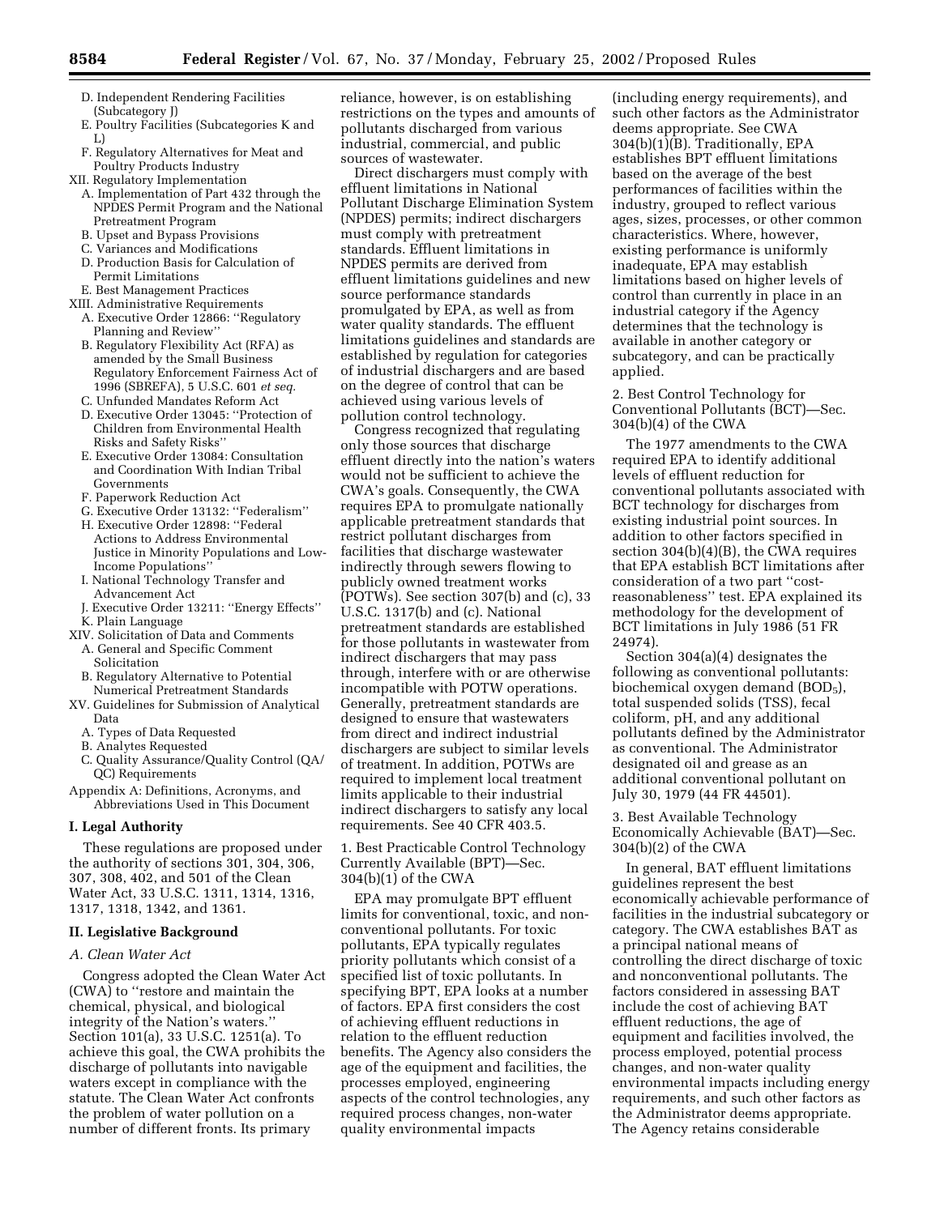D. Independent Rendering Facilities (Subcategory J)
E. Poultry Facilities (Subcategories K and L)
F. Regulatory Alternatives for Meat and Poultry Products Industry

XII. Regulatory Implementation
A. Implementation of Part 432 through the NPDES Permit Program and the National Pretreatment Program
B. Upset and Bypass Provisions
C. Variances and Modifications
D. Production Basis for Calculation of Permit Limitations
E. Best Management Practices

XIII. Administrative Requirements
A. Executive Order 12866: ''Regulatory Planning and Review''
B. Regulatory Flexibility Act (RFA) as amended by the Small Business Regulatory Enforcement Fairness Act of 1996 (SBREFA), 5 U.S.C. 601 *et seq.*
C. Unfunded Mandates Reform Act
D. Executive Order 13045: ''Protection of Children from Environmental Health Risks and Safety Risks''
E. Executive Order 13084: Consultation and Coordination With Indian Tribal Governments
F. Paperwork Reduction Act
G. Executive Order 13132: ''Federalism''
H. Executive Order 12898: ''Federal Actions to Address Environmental Justice in Minority Populations and Low-Income Populations''
I. National Technology Transfer and Advancement Act
J. Executive Order 13211: ''Energy Effects''
K. Plain Language

XIV. Solicitation of Data and Comments
A. General and Specific Comment Solicitation
B. Regulatory Alternative to Potential Numerical Pretreatment Standards

XV. Guidelines for Submission of Analytical Data
A. Types of Data Requested
B. Analytes Requested
C. Quality Assurance/Quality Control (QA/QC) Requirements

Appendix A: Definitions, Acronyms, and Abbreviations Used in This Document

## I. Legal Authority

These regulations are proposed under the authority of sections 301, 304, 306, 307, 308, 402, and 501 of the Clean Water Act, 33 U.S.C. 1311, 1314, 1316, 1317, 1318, 1342, and 1361.

## II. Legislative Background

### *A. Clean Water Act*

Congress adopted the Clean Water Act (CWA) to ''restore and maintain the chemical, physical, and biological integrity of the Nation's waters.'' Section 101(a), 33 U.S.C. 1251(a). To achieve this goal, the CWA prohibits the discharge of pollutants into navigable waters except in compliance with the statute. The Clean Water Act confronts the problem of water pollution on a number of different fronts. Its primary reliance, however, is on establishing restrictions on the types and amounts of pollutants discharged from various industrial, commercial, and public sources of wastewater.

Direct dischargers must comply with effluent limitations in National Pollutant Discharge Elimination System (NPDES) permits; indirect dischargers must comply with pretreatment standards. Effluent limitations in NPDES permits are derived from effluent limitations guidelines and new source performance standards promulgated by EPA, as well as from water quality standards. The effluent limitations guidelines and standards are established by regulation for categories of industrial dischargers and are based on the degree of control that can be achieved using various levels of pollution control technology.

Congress recognized that regulating only those sources that discharge effluent directly into the nation's waters would not be sufficient to achieve the CWA's goals. Consequently, the CWA requires EPA to promulgate nationally applicable pretreatment standards that restrict pollutant discharges from facilities that discharge wastewater indirectly through sewers flowing to publicly owned treatment works (POTWs). See section 307(b) and (c), 33 U.S.C. 1317(b) and (c). National pretreatment standards are established for those pollutants in wastewater from indirect dischargers that may pass through, interfere with or are otherwise incompatible with POTW operations. Generally, pretreatment standards are designed to ensure that wastewaters from direct and indirect industrial dischargers are subject to similar levels of treatment. In addition, POTWs are required to implement local treatment limits applicable to their industrial indirect dischargers to satisfy any local requirements. See 40 CFR 403.5.

#### 1. Best Practicable Control Technology Currently Available (BPT)—Sec. 304(b)(1) of the CWA

EPA may promulgate BPT effluent limits for conventional, toxic, and non-conventional pollutants. For toxic pollutants, EPA typically regulates priority pollutants which consist of a specified list of toxic pollutants. In specifying BPT, EPA looks at a number of factors. EPA first considers the cost of achieving effluent reductions in relation to the effluent reduction benefits. The Agency also considers the age of the equipment and facilities, the processes employed, engineering aspects of the control technologies, any required process changes, non-water quality environmental impacts (including energy requirements), and such other factors as the Administrator deems appropriate. See CWA 304(b)(1)(B). Traditionally, EPA establishes BPT effluent limitations based on the average of the best performances of facilities within the industry, grouped to reflect various ages, sizes, processes, or other common characteristics. Where, however, existing performance is uniformly inadequate, EPA may establish limitations based on higher levels of control than currently in place in an industrial category if the Agency determines that the technology is available in another category or subcategory, and can be practically applied.

#### 2. Best Control Technology for Conventional Pollutants (BCT)—Sec. 304(b)(4) of the CWA

The 1977 amendments to the CWA required EPA to identify additional levels of effluent reduction for conventional pollutants associated with BCT technology for discharges from existing industrial point sources. In addition to other factors specified in section 304(b)(4)(B), the CWA requires that EPA establish BCT limitations after consideration of a two part ''cost-reasonableness'' test. EPA explained its methodology for the development of BCT limitations in July 1986 (51 FR 24974).

Section 304(a)(4) designates the following as conventional pollutants: biochemical oxygen demand ($BOD_5$), total suspended solids (TSS), fecal coliform, pH, and any additional pollutants defined by the Administrator as conventional. The Administrator designated oil and grease as an additional conventional pollutant on July 30, 1979 (44 FR 44501).

#### 3. Best Available Technology Economically Achievable (BAT)—Sec. 304(b)(2) of the CWA

In general, BAT effluent limitations guidelines represent the best economically achievable performance of facilities in the industrial subcategory or category. The CWA establishes BAT as a principal national means of controlling the direct discharge of toxic and nonconventional pollutants. The factors considered in assessing BAT include the cost of achieving BAT effluent reductions, the age of equipment and facilities involved, the process employed, potential process changes, and non-water quality environmental impacts including energy requirements, and such other factors as the Administrator deems appropriate. The Agency retains considerable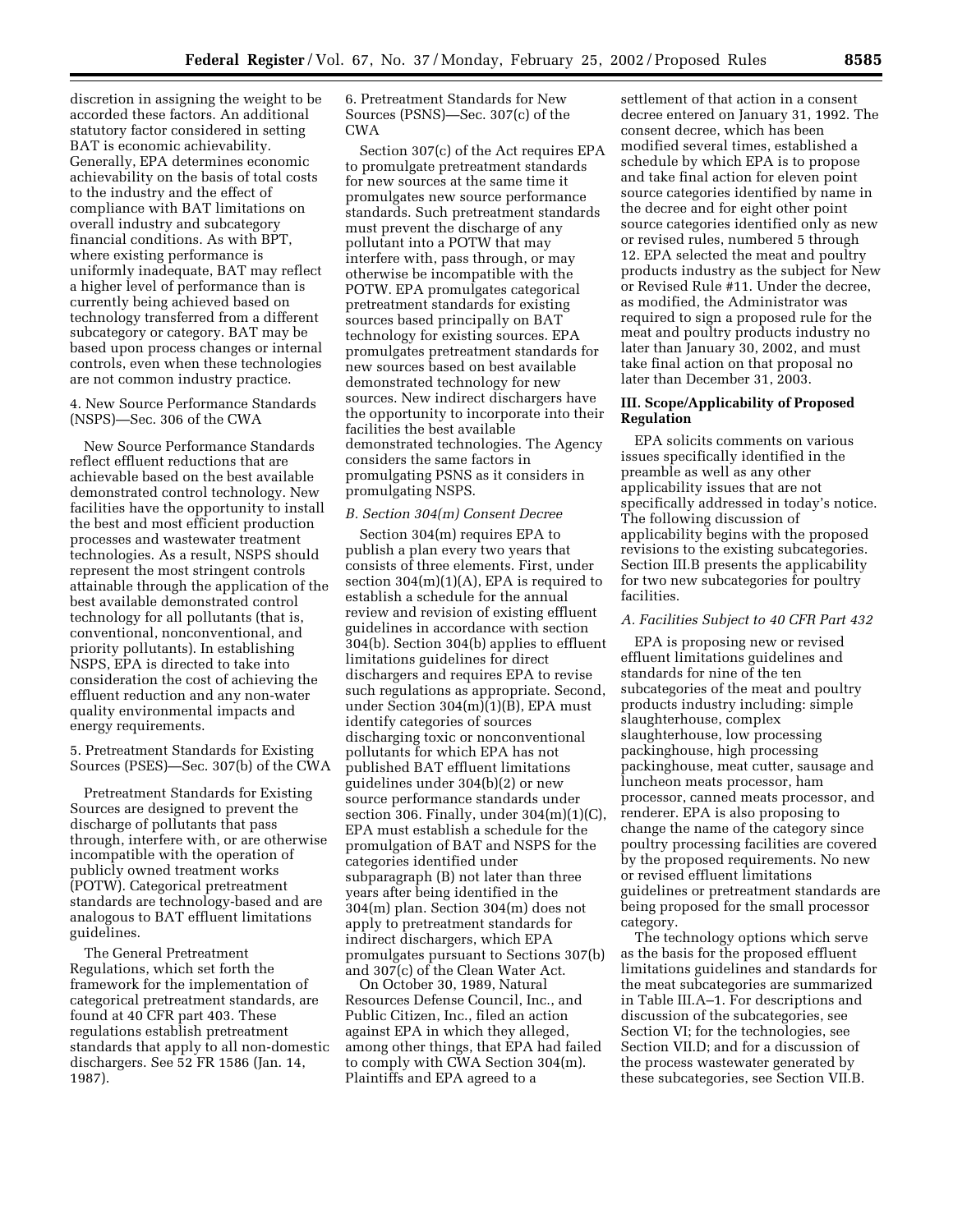discretion in assigning the weight to be accorded these factors. An additional statutory factor considered in setting BAT is economic achievability. Generally, EPA determines economic achievability on the basis of total costs to the industry and the effect of compliance with BAT limitations on overall industry and subcategory financial conditions. As with BPT, where existing performance is uniformly inadequate, BAT may reflect a higher level of performance than is currently being achieved based on technology transferred from a different subcategory or category. BAT may be based upon process changes or internal controls, even when these technologies are not common industry practice.

4. New Source Performance Standards (NSPS)—Sec. 306 of the CWA

New Source Performance Standards reflect effluent reductions that are achievable based on the best available demonstrated control technology. New facilities have the opportunity to install the best and most efficient production processes and wastewater treatment technologies. As a result, NSPS should represent the most stringent controls attainable through the application of the best available demonstrated control technology for all pollutants (that is, conventional, nonconventional, and priority pollutants). In establishing NSPS, EPA is directed to take into consideration the cost of achieving the effluent reduction and any non-water quality environmental impacts and energy requirements.

5. Pretreatment Standards for Existing Sources (PSES)—Sec. 307(b) of the CWA

Pretreatment Standards for Existing Sources are designed to prevent the discharge of pollutants that pass through, interfere with, or are otherwise incompatible with the operation of publicly owned treatment works (POTW). Categorical pretreatment standards are technology-based and are analogous to BAT effluent limitations guidelines.

The General Pretreatment Regulations, which set forth the framework for the implementation of categorical pretreatment standards, are found at 40 CFR part 403. These regulations establish pretreatment standards that apply to all non-domestic dischargers. See 52 FR 1586 (Jan. 14, 1987).

6. Pretreatment Standards for New Sources (PSNS)—Sec. 307(c) of the CWA

Section 307(c) of the Act requires EPA to promulgate pretreatment standards for new sources at the same time it promulgates new source performance standards. Such pretreatment standards must prevent the discharge of any pollutant into a POTW that may interfere with, pass through, or may otherwise be incompatible with the POTW. EPA promulgates categorical pretreatment standards for existing sources based principally on BAT technology for existing sources. EPA promulgates pretreatment standards for new sources based on best available demonstrated technology for new sources. New indirect dischargers have the opportunity to incorporate into their facilities the best available demonstrated technologies. The Agency considers the same factors in promulgating PSNS as it considers in promulgating NSPS.

*B. Section 304(m) Consent Decree*

Section 304(m) requires EPA to publish a plan every two years that consists of three elements. First, under section 304(m)(1)(A), EPA is required to establish a schedule for the annual review and revision of existing effluent guidelines in accordance with section 304(b). Section 304(b) applies to effluent limitations guidelines for direct dischargers and requires EPA to revise such regulations as appropriate. Second, under Section 304(m)(1)(B), EPA must identify categories of sources discharging toxic or nonconventional pollutants for which EPA has not published BAT effluent limitations guidelines under 304(b)(2) or new source performance standards under section 306. Finally, under 304(m)(1)(C), EPA must establish a schedule for the promulgation of BAT and NSPS for the categories identified under subparagraph (B) not later than three years after being identified in the 304(m) plan. Section 304(m) does not apply to pretreatment standards for indirect dischargers, which EPA promulgates pursuant to Sections 307(b) and 307(c) of the Clean Water Act.

On October 30, 1989, Natural Resources Defense Council, Inc., and Public Citizen, Inc., filed an action against EPA in which they alleged, among other things, that EPA had failed to comply with CWA Section 304(m). Plaintiffs and EPA agreed to a settlement of that action in a consent decree entered on January 31, 1992. The consent decree, which has been modified several times, established a schedule by which EPA is to propose and take final action for eleven point source categories identified by name in the decree and for eight other point source categories identified only as new or revised rules, numbered 5 through 12. EPA selected the meat and poultry products industry as the subject for New or Revised Rule #11. Under the decree, as modified, the Administrator was required to sign a proposed rule for the meat and poultry products industry no later than January 30, 2002, and must take final action on that proposal no later than December 31, 2003.

## III. Scope/Applicability of Proposed Regulation

EPA solicits comments on various issues specifically identified in the preamble as well as any other applicability issues that are not specifically addressed in today's notice. The following discussion of applicability begins with the proposed revisions to the existing subcategories. Section III.B presents the applicability for two new subcategories for poultry facilities.

*A. Facilities Subject to 40 CFR Part 432*

EPA is proposing new or revised effluent limitations guidelines and standards for nine of the ten subcategories of the meat and poultry products industry including: simple slaughterhouse, complex slaughterhouse, low processing packinghouse, high processing packinghouse, meat cutter, sausage and luncheon meats processor, ham processor, canned meats processor, and renderer. EPA is also proposing to change the name of the category since poultry processing facilities are covered by the proposed requirements. No new or revised effluent limitations guidelines or pretreatment standards are being proposed for the small processor category.

The technology options which serve as the basis for the proposed effluent limitations guidelines and standards for the meat subcategories are summarized in Table III.A–1. For descriptions and discussion of the subcategories, see Section VI; for the technologies, see Section VII.D; and for a discussion of the process wastewater generated by these subcategories, see Section VII.B.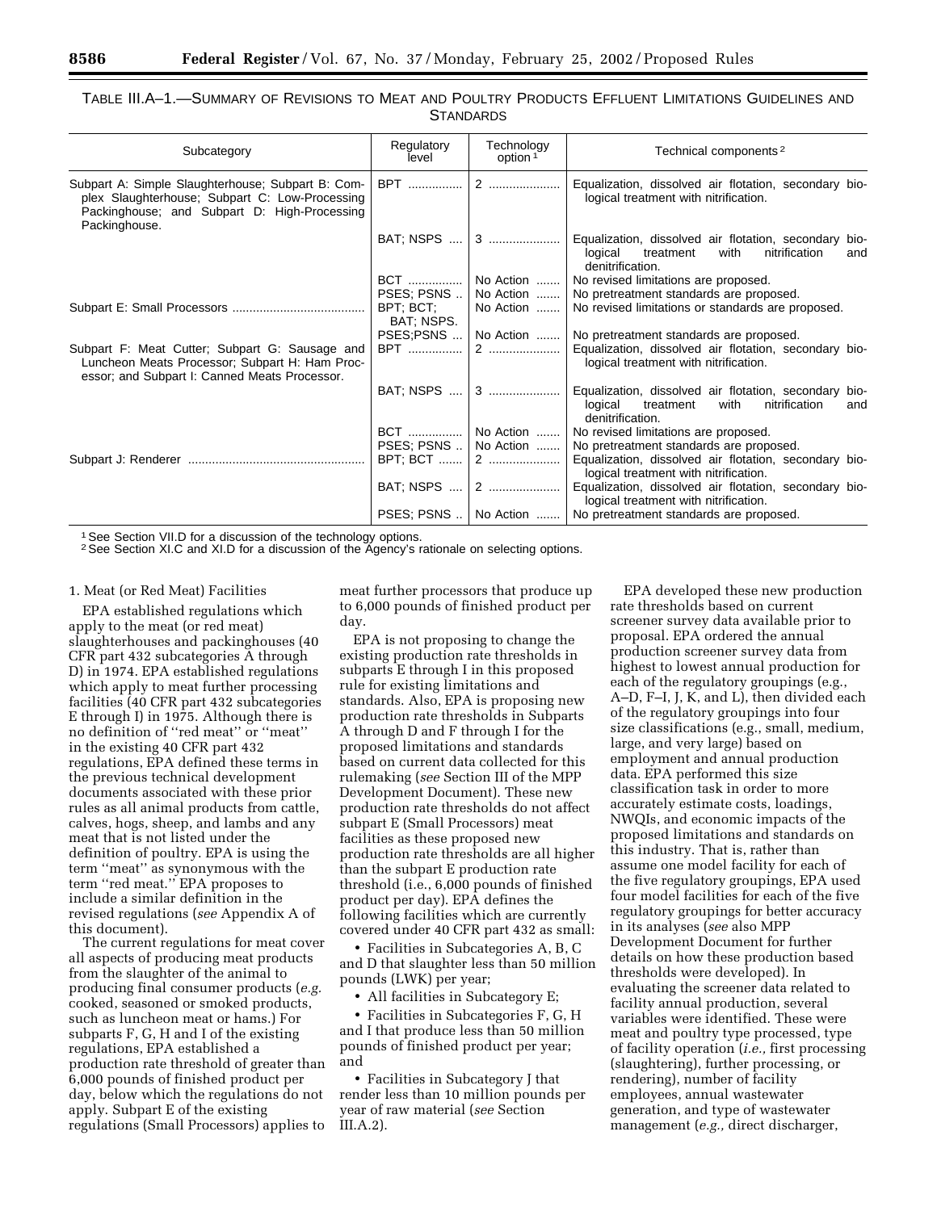TABLE III.A–1.—SUMMARY OF REVISIONS TO MEAT AND POULTRY PRODUCTS EFFLUENT LIMITATIONS GUIDELINES AND STANDARDS

| Subcategory | Regulatory level | Technology option [1] | Technical components [2] |
|---|---|---|---|
| Subpart A: Simple Slaughterhouse; Subpart B: Complex Slaughterhouse; Subpart C: Low-Processing Packinghouse; and Subpart D: High-Processing Packinghouse. | BPT | 2 | Equalization, dissolved air flotation, secondary biological treatment with nitrification. |
| | BAT; NSPS | 3 | Equalization, dissolved air flotation, secondary biological treatment with nitrification and denitrification. |
| | BCT | No Action | No revised limitations are proposed. |
| | PSES; PSNS | No Action | No pretreatment standards are proposed. |
| Subpart E: Small Processors | BPT; BCT; BAT; NSPS. | No Action | No revised limitations or standards are proposed. |
| | PSES;PSNS | No Action | No pretreatment standards are proposed. |
| Subpart F: Meat Cutter; Subpart G: Sausage and Luncheon Meats Processor; Subpart H: Ham Processor; and Subpart I: Canned Meats Processor. | BPT | 2 | Equalization, dissolved air flotation, secondary biological treatment with nitrification. |
| | BAT; NSPS | 3 | Equalization, dissolved air flotation, secondary biological treatment with nitrification and denitrification. |
| | BCT | No Action | No revised limitations are proposed. |
| | PSES; PSNS | No Action | No pretreatment standards are proposed. |
| Subpart J: Renderer | BPT; BCT | 2 | Equalization, dissolved air flotation, secondary biological treatment with nitrification. |
| | BAT; NSPS | 2 | Equalization, dissolved air flotation, secondary biological treatment with nitrification. |
| | PSES; PSNS | No Action | No pretreatment standards are proposed. |

[1] See Section VII.D for a discussion of the technology options.
[2] See Section XI.C and XI.D for a discussion of the Agency's rationale on selecting options.

1. Meat (or Red Meat) Facilities

EPA established regulations which apply to the meat (or red meat) slaughterhouses and packinghouses (40 CFR part 432 subcategories A through D) in 1974. EPA established regulations which apply to meat further processing facilities (40 CFR part 432 subcategories E through I) in 1975. Although there is no definition of ''red meat'' or ''meat'' in the existing 40 CFR part 432 regulations, EPA defined these terms in the previous technical development documents associated with these prior rules as all animal products from cattle, calves, hogs, sheep, and lambs and any meat that is not listed under the definition of poultry. EPA is using the term ''meat'' as synonymous with the term ''red meat.'' EPA proposes to include a similar definition in the revised regulations (*see* Appendix A of this document).

The current regulations for meat cover all aspects of producing meat products from the slaughter of the animal to producing final consumer products (*e.g.* cooked, seasoned or smoked products, such as luncheon meat or hams.) For subparts F, G, H and I of the existing regulations, EPA established a production rate threshold of greater than 6,000 pounds of finished product per day, below which the regulations do not apply. Subpart E of the existing regulations (Small Processors) applies to meat further processors that produce up to 6,000 pounds of finished product per day.

EPA is not proposing to change the existing production rate thresholds in subparts E through I in this proposed rule for existing limitations and standards. Also, EPA is proposing new production rate thresholds in Subparts A through D and F through I for the proposed limitations and standards based on current data collected for this rulemaking (*see* Section III of the MPP Development Document). These new production rate thresholds do not affect subpart E (Small Processors) meat facilities as these proposed new production rate thresholds are all higher than the subpart E production rate threshold (i.e., 6,000 pounds of finished product per day). EPA defines the following facilities which are currently covered under 40 CFR part 432 as small:

- Facilities in Subcategories A, B, C and D that slaughter less than 50 million pounds (LWK) per year;
- All facilities in Subcategory E;
- Facilities in Subcategories F, G, H and I that produce less than 50 million pounds of finished product per year; and
- Facilities in Subcategory J that render less than 10 million pounds per year of raw material (*see* Section III.A.2).

EPA developed these new production rate thresholds based on current screener survey data available prior to proposal. EPA ordered the annual production screener survey data from highest to lowest annual production for each of the regulatory groupings (e.g., A–D, F–I, J, K, and L), then divided each of the regulatory groupings into four size classifications (e.g., small, medium, large, and very large) based on employment and annual production data. EPA performed this size classification task in order to more accurately estimate costs, loadings, NWQIs, and economic impacts of the proposed limitations and standards on this industry. That is, rather than assume one model facility for each of the five regulatory groupings, EPA used four model facilities for each of the five regulatory groupings for better accuracy in its analyses (*see* also MPP Development Document for further details on how these production based thresholds were developed). In evaluating the screener data related to facility annual production, several variables were identified. These were meat and poultry type processed, type of facility operation (*i.e.,* first processing (slaughtering), further processing, or rendering), number of facility employees, annual wastewater generation, and type of wastewater management (*e.g.,* direct discharger,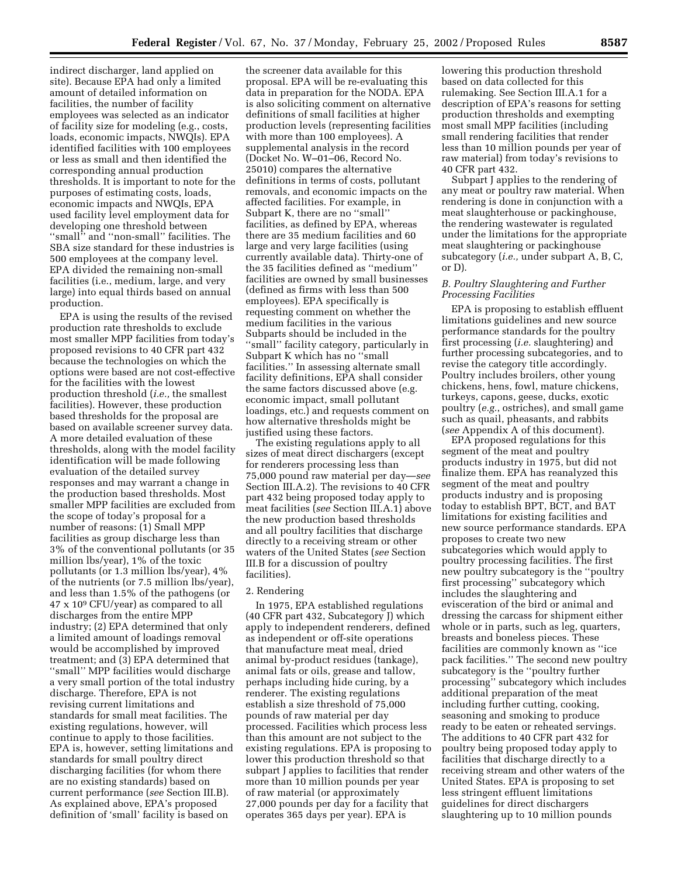indirect discharger, land applied on site). Because EPA had only a limited amount of detailed information on facilities, the number of facility employees was selected as an indicator of facility size for modeling (e.g., costs, loads, economic impacts, NWQIs). EPA identified facilities with 100 employees or less as small and then identified the corresponding annual production thresholds. It is important to note for the purposes of estimating costs, loads, economic impacts and NWQIs, EPA used facility level employment data for developing one threshold between ''small'' and ''non-small'' facilities. The SBA size standard for these industries is 500 employees at the company level. EPA divided the remaining non-small facilities (i.e., medium, large, and very large) into equal thirds based on annual production.

EPA is using the results of the revised production rate thresholds to exclude most smaller MPP facilities from today's proposed revisions to 40 CFR part 432 because the technologies on which the options were based are not cost-effective for the facilities with the lowest production threshold (*i.e.,* the smallest facilities). However, these production based thresholds for the proposal are based on available screener survey data. A more detailed evaluation of these thresholds, along with the model facility identification will be made following evaluation of the detailed survey responses and may warrant a change in the production based thresholds. Most smaller MPP facilities are excluded from the scope of today's proposal for a number of reasons: (1) Small MPP facilities as group discharge less than 3% of the conventional pollutants (or 35 million lbs/year), 1% of the toxic pollutants (or 1.3 million lbs/year), 4% of the nutrients (or 7.5 million lbs/year), and less than 1.5% of the pathogens (or $47 \times 10^9$ CFU/year) as compared to all discharges from the entire MPP industry; (2) EPA determined that only a limited amount of loadings removal would be accomplished by improved treatment; and (3) EPA determined that ''small'' MPP facilities would discharge a very small portion of the total industry discharge. Therefore, EPA is not revising current limitations and standards for small meat facilities. The existing regulations, however, will continue to apply to those facilities. EPA is, however, setting limitations and standards for small poultry direct discharging facilities (for whom there are no existing standards) based on current performance (*see* Section III.B). As explained above, EPA's proposed definition of 'small' facility is based on the screener data available for this proposal. EPA will be re-evaluating this data in preparation for the NODA. EPA is also soliciting comment on alternative definitions of small facilities at higher production levels (representing facilities with more than 100 employees). A supplemental analysis in the record (Docket No. W–01–06, Record No. 25010) compares the alternative definitions in terms of costs, pollutant removals, and economic impacts on the affected facilities. For example, in Subpart K, there are no ''small'' facilities, as defined by EPA, whereas there are 35 medium facilities and 60 large and very large facilities (using currently available data). Thirty-one of the 35 facilities defined as ''medium'' facilities are owned by small businesses (defined as firms with less than 500 employees). EPA specifically is requesting comment on whether the medium facilities in the various Subparts should be included in the ''small'' facility category, particularly in Subpart K which has no ''small facilities.'' In assessing alternate small facility definitions, EPA shall consider the same factors discussed above (e.g. economic impact, small pollutant loadings, etc.) and requests comment on how alternative thresholds might be justified using these factors.

The existing regulations apply to all sizes of meat direct dischargers (except for renderers processing less than 75,000 pound raw material per day—*see* Section III.A.2). The revisions to 40 CFR part 432 being proposed today apply to meat facilities (*see* Section III.A.1) above the new production based thresholds and all poultry facilities that discharge directly to a receiving stream or other waters of the United States (*see* Section III.B for a discussion of poultry facilities).

2. Rendering

In 1975, EPA established regulations (40 CFR part 432, Subcategory J) which apply to independent renderers, defined as independent or off-site operations that manufacture meat meal, dried animal by-product residues (tankage), animal fats or oils, grease and tallow, perhaps including hide curing, by a renderer. The existing regulations establish a size threshold of 75,000 pounds of raw material per day processed. Facilities which process less than this amount are not subject to the existing regulations. EPA is proposing to lower this production threshold so that subpart J applies to facilities that render more than 10 million pounds per year of raw material (or approximately 27,000 pounds per day for a facility that operates 365 days per year). EPA is lowering this production threshold based on data collected for this rulemaking. See Section III.A.1 for a description of EPA's reasons for setting production thresholds and exempting most small MPP facilities (including small rendering facilities that render less than 10 million pounds per year of raw material) from today's revisions to 40 CFR part 432.

Subpart J applies to the rendering of any meat or poultry raw material. When rendering is done in conjunction with a meat slaughterhouse or packinghouse, the rendering wastewater is regulated under the limitations for the appropriate meat slaughtering or packinghouse subcategory (*i.e.,* under subpart A, B, C, or D).

*B. Poultry Slaughtering and Further Processing Facilities*

EPA is proposing to establish effluent limitations guidelines and new source performance standards for the poultry first processing (*i.e.* slaughtering) and further processing subcategories, and to revise the category title accordingly. Poultry includes broilers, other young chickens, hens, fowl, mature chickens, turkeys, capons, geese, ducks, exotic poultry (*e.g.*, ostriches), and small game such as quail, pheasants, and rabbits (*see* Appendix A of this document).

EPA proposed regulations for this segment of the meat and poultry products industry in 1975, but did not finalize them. EPA has reanalyzed this segment of the meat and poultry products industry and is proposing today to establish BPT, BCT, and BAT limitations for existing facilities and new source performance standards. EPA proposes to create two new subcategories which would apply to poultry processing facilities. The first new poultry subcategory is the ''poultry first processing'' subcategory which includes the slaughtering and evisceration of the bird or animal and dressing the carcass for shipment either whole or in parts, such as leg, quarters, breasts and boneless pieces. These facilities are commonly known as ''ice pack facilities.'' The second new poultry subcategory is the ''poultry further processing'' subcategory which includes additional preparation of the meat including further cutting, cooking, seasoning and smoking to produce ready to be eaten or reheated servings. The additions to 40 CFR part 432 for poultry being proposed today apply to facilities that discharge directly to a receiving stream and other waters of the United States. EPA is proposing to set less stringent effluent limitations guidelines for direct dischargers slaughtering up to 10 million pounds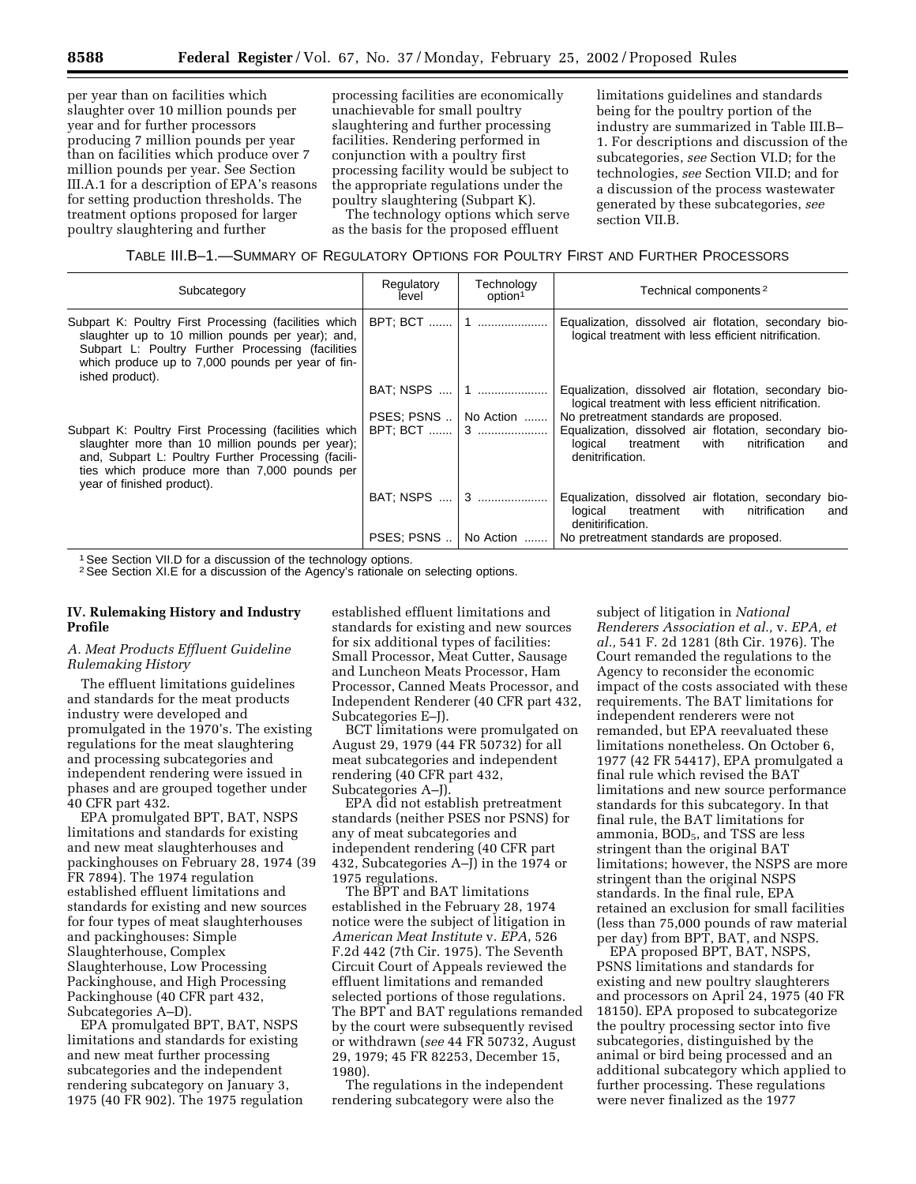per year than on facilities which slaughter over 10 million pounds per year and for further processors producing 7 million pounds per year than on facilities which produce over 7 million pounds per year. See Section III.A.1 for a description of EPA's reasons for setting production thresholds. The treatment options proposed for larger poultry slaughtering and further processing facilities are economically unachievable for small poultry slaughtering and further processing facilities. Rendering performed in conjunction with a poultry first processing facility would be subject to the appropriate regulations under the poultry slaughtering (Subpart K).

The technology options which serve as the basis for the proposed effluent limitations guidelines and standards being for the poultry portion of the industry are summarized in Table III.B–1. For descriptions and discussion of the subcategories, *see* Section VI.D; for the technologies, *see* Section VII.D; and for a discussion of the process wastewater generated by these subcategories, *see* section VII.B.

TABLE III.B–1.—SUMMARY OF REGULATORY OPTIONS FOR POULTRY FIRST AND FURTHER PROCESSORS

| Subcategory | Regulatory level | Technology option[1] | Technical components[2] |
|---|---|---|---|
| Subpart K: Poultry First Processing (facilities which slaughter up to 10 million pounds per year); and, Subpart L: Poultry Further Processing (facilities which produce up to 7,000 pounds per year of finished product). | BPT; BCT | 1 | Equalization, dissolved air flotation, secondary biological treatment with less efficient nitrification. |
| | BAT; NSPS | 1 | Equalization, dissolved air flotation, secondary biological treatment with less efficient nitrification. |
| | PSES; PSNS | No Action | No pretreatment standards are proposed. |
| Subpart K: Poultry First Processing (facilities which slaughter more than 10 million pounds per year); and, Subpart L: Poultry Further Processing (facilities which produce more than 7,000 pounds per year of finished product). | BPT; BCT | 3 | Equalization, dissolved air flotation, secondary biological treatment with nitrification and denitrification. |
| | BAT; NSPS | 3 | Equalization, dissolved air flotation, secondary biological treatment with nitrification and denitirification. |
| | PSES; PSNS | No Action | No pretreatment standards are proposed. |

[1] See Section VII.D for a discussion of the technology options.
[2] See Section XI.E for a discussion of the Agency's rationale on selecting options.

## IV. Rulemaking History and Industry Profile

### *A. Meat Products Effluent Guideline Rulemaking History*

The effluent limitations guidelines and standards for the meat products industry were developed and promulgated in the 1970's. The existing regulations for the meat slaughtering and processing subcategories and independent rendering were issued in phases and are grouped together under 40 CFR part 432.

EPA promulgated BPT, BAT, NSPS limitations and standards for existing and new meat slaughterhouses and packinghouses on February 28, 1974 (39 FR 7894). The 1974 regulation established effluent limitations and standards for existing and new sources for four types of meat slaughterhouses and packinghouses: Simple Slaughterhouse, Complex Slaughterhouse, Low Processing Packinghouse, and High Processing Packinghouse (40 CFR part 432, Subcategories A–D).

EPA promulgated BPT, BAT, NSPS limitations and standards for existing and new meat further processing subcategories and the independent rendering subcategory on January 3, 1975 (40 FR 902). The 1975 regulation established effluent limitations and standards for existing and new sources for six additional types of facilities: Small Processor, Meat Cutter, Sausage and Luncheon Meats Processor, Ham Processor, Canned Meats Processor, and Independent Renderer (40 CFR part 432, Subcategories E–J).

BCT limitations were promulgated on August 29, 1979 (44 FR 50732) for all meat subcategories and independent rendering (40 CFR part 432, Subcategories A–J).

EPA did not establish pretreatment standards (neither PSES nor PSNS) for any of meat subcategories and independent rendering (40 CFR part 432, Subcategories A–J) in the 1974 or 1975 regulations.

The BPT and BAT limitations established in the February 28, 1974 notice were the subject of litigation in *American Meat Institute* v. *EPA*, 526 F.2d 442 (7th Cir. 1975). The Seventh Circuit Court of Appeals reviewed the effluent limitations and remanded selected portions of those regulations. The BPT and BAT regulations remanded by the court were subsequently revised or withdrawn (*see* 44 FR 50732, August 29, 1979; 45 FR 82253, December 15, 1980).

The regulations in the independent rendering subcategory were also the subject of litigation in *National Renderers Association et al.,* v. *EPA, et al.,* 541 F. 2d 1281 (8th Cir. 1976). The Court remanded the regulations to the Agency to reconsider the economic impact of the costs associated with these requirements. The BAT limitations for independent renderers were not remanded, but EPA reevaluated these limitations nonetheless. On October 6, 1977 (42 FR 54417), EPA promulgated a final rule which revised the BAT limitations and new source performance standards for this subcategory. In that final rule, the BAT limitations for ammonia, $BOD_5$, and TSS are less stringent than the original BAT limitations; however, the NSPS are more stringent than the original NSPS standards. In the final rule, EPA retained an exclusion for small facilities (less than 75,000 pounds of raw material per day) from BPT, BAT, and NSPS.

EPA proposed BPT, BAT, NSPS, PSNS limitations and standards for existing and new poultry slaughterers and processors on April 24, 1975 (40 FR 18150). EPA proposed to subcategorize the poultry processing sector into five subcategories, distinguished by the animal or bird being processed and an additional subcategory which applied to further processing. These regulations were never finalized as the 1977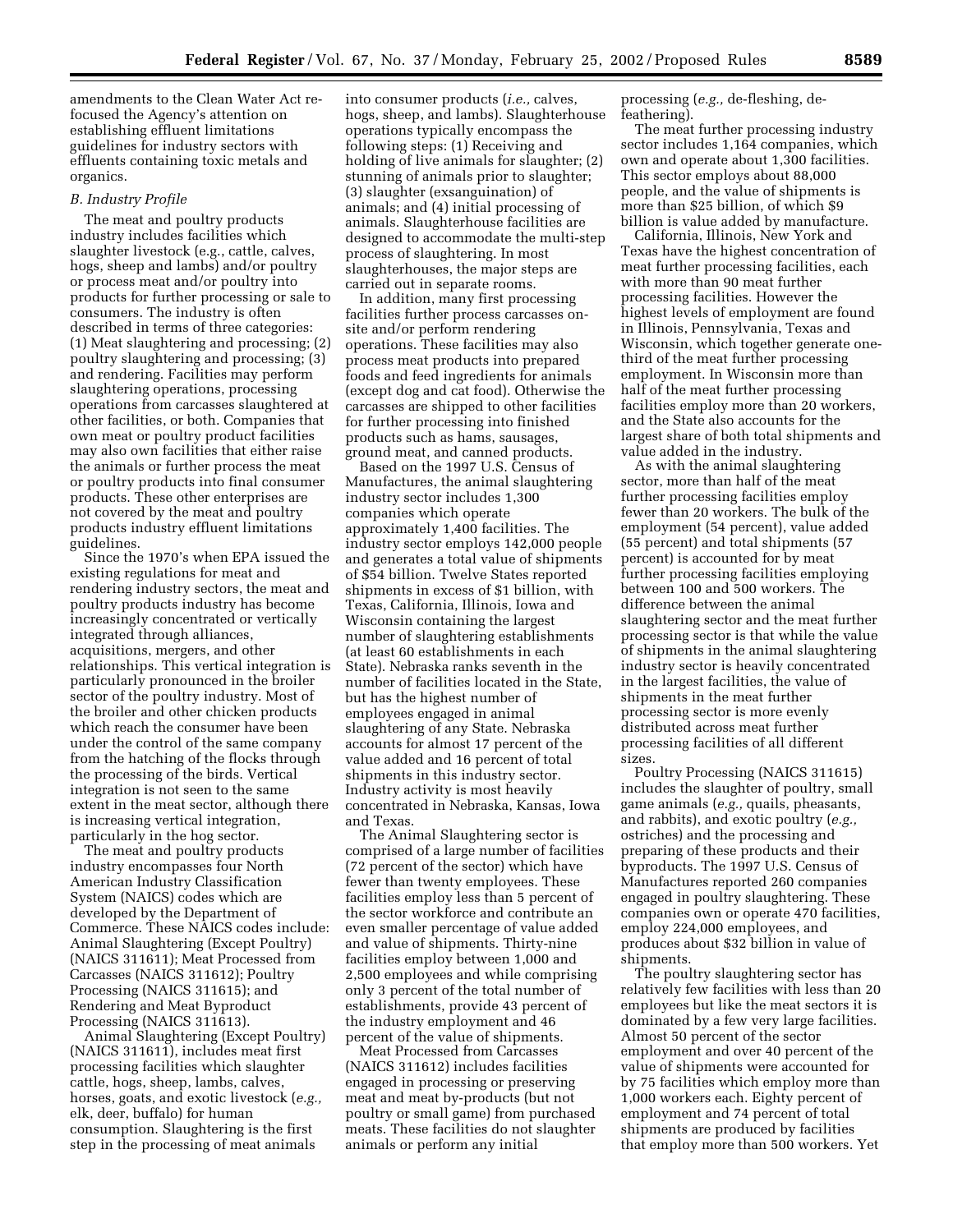amendments to the Clean Water Act re-focused the Agency's attention on establishing effluent limitations guidelines for industry sectors with effluents containing toxic metals and organics.

### *B. Industry Profile*

The meat and poultry products industry includes facilities which slaughter livestock (e.g., cattle, calves, hogs, sheep and lambs) and/or poultry or process meat and/or poultry into products for further processing or sale to consumers. The industry is often described in terms of three categories: (1) Meat slaughtering and processing; (2) poultry slaughtering and processing; (3) and rendering. Facilities may perform slaughtering operations, processing operations from carcasses slaughtered at other facilities, or both. Companies that own meat or poultry product facilities may also own facilities that either raise the animals or further process the meat or poultry products into final consumer products. These other enterprises are not covered by the meat and poultry products industry effluent limitations guidelines.

Since the 1970's when EPA issued the existing regulations for meat and rendering industry sectors, the meat and poultry products industry has become increasingly concentrated or vertically integrated through alliances, acquisitions, mergers, and other relationships. This vertical integration is particularly pronounced in the broiler sector of the poultry industry. Most of the broiler and other chicken products which reach the consumer have been under the control of the same company from the hatching of the flocks through the processing of the birds. Vertical integration is not seen to the same extent in the meat sector, although there is increasing vertical integration, particularly in the hog sector.

The meat and poultry products industry encompasses four North American Industry Classification System (NAICS) codes which are developed by the Department of Commerce. These NAICS codes include: Animal Slaughtering (Except Poultry) (NAICS 311611); Meat Processed from Carcasses (NAICS 311612); Poultry Processing (NAICS 311615); and Rendering and Meat Byproduct Processing (NAICS 311613).

Animal Slaughtering (Except Poultry) (NAICS 311611), includes meat first processing facilities which slaughter cattle, hogs, sheep, lambs, calves, horses, goats, and exotic livestock (*e.g.,* elk, deer, buffalo) for human consumption. Slaughtering is the first step in the processing of meat animals into consumer products (*i.e.,* calves, hogs, sheep, and lambs). Slaughterhouse operations typically encompass the following steps: (1) Receiving and holding of live animals for slaughter; (2) stunning of animals prior to slaughter; (3) slaughter (exsanguination) of animals; and (4) initial processing of animals. Slaughterhouse facilities are designed to accommodate the multi-step process of slaughtering. In most slaughterhouses, the major steps are carried out in separate rooms.

In addition, many first processing facilities further process carcasses on-site and/or perform rendering operations. These facilities may also process meat products into prepared foods and feed ingredients for animals (except dog and cat food). Otherwise the carcasses are shipped to other facilities for further processing into finished products such as hams, sausages, ground meat, and canned products.

Based on the 1997 U.S. Census of Manufactures, the animal slaughtering industry sector includes 1,300 companies which operate approximately 1,400 facilities. The industry sector employs 142,000 people and generates a total value of shipments of $54 billion. Twelve States reported shipments in excess of $1 billion, with Texas, California, Illinois, Iowa and Wisconsin containing the largest number of slaughtering establishments (at least 60 establishments in each State). Nebraska ranks seventh in the number of facilities located in the State, but has the highest number of employees engaged in animal slaughtering of any State. Nebraska accounts for almost 17 percent of the value added and 16 percent of total shipments in this industry sector. Industry activity is most heavily concentrated in Nebraska, Kansas, Iowa and Texas.

The Animal Slaughtering sector is comprised of a large number of facilities (72 percent of the sector) which have fewer than twenty employees. These facilities employ less than 5 percent of the sector workforce and contribute an even smaller percentage of value added and value of shipments. Thirty-nine facilities employ between 1,000 and 2,500 employees and while comprising only 3 percent of the total number of establishments, provide 43 percent of the industry employment and 46 percent of the value of shipments.

Meat Processed from Carcasses (NAICS 311612) includes facilities engaged in processing or preserving meat and meat by-products (but not poultry or small game) from purchased meats. These facilities do not slaughter animals or perform any initial processing (*e.g.,* de-fleshing, de-feathering).

The meat further processing industry sector includes 1,164 companies, which own and operate about 1,300 facilities. This sector employs about 88,000 people, and the value of shipments is more than $25 billion, of which $9 billion is value added by manufacture.

California, Illinois, New York and Texas have the highest concentration of meat further processing facilities, each with more than 90 meat further processing facilities. However the highest levels of employment are found in Illinois, Pennsylvania, Texas and Wisconsin, which together generate one-third of the meat further processing employment. In Wisconsin more than half of the meat further processing facilities employ more than 20 workers, and the State also accounts for the largest share of both total shipments and value added in the industry.

As with the animal slaughtering sector, more than half of the meat further processing facilities employ fewer than 20 workers. The bulk of the employment (54 percent), value added (55 percent) and total shipments (57 percent) is accounted for by meat further processing facilities employing between 100 and 500 workers. The difference between the animal slaughtering sector and the meat further processing sector is that while the value of shipments in the animal slaughtering industry sector is heavily concentrated in the largest facilities, the value of shipments in the meat further processing sector is more evenly distributed across meat further processing facilities of all different sizes.

Poultry Processing (NAICS 311615) includes the slaughter of poultry, small game animals (*e.g.,* quails, pheasants, and rabbits), and exotic poultry (*e.g.,* ostriches) and the processing and preparing of these products and their byproducts. The 1997 U.S. Census of Manufactures reported 260 companies engaged in poultry slaughtering. These companies own or operate 470 facilities, employ 224,000 employees, and produces about $32 billion in value of shipments.

The poultry slaughtering sector has relatively few facilities with less than 20 employees but like the meat sectors it is dominated by a few very large facilities. Almost 50 percent of the sector employment and over 40 percent of the value of shipments were accounted for by 75 facilities which employ more than 1,000 workers each. Eighty percent of employment and 74 percent of total shipments are produced by facilities that employ more than 500 workers. Yet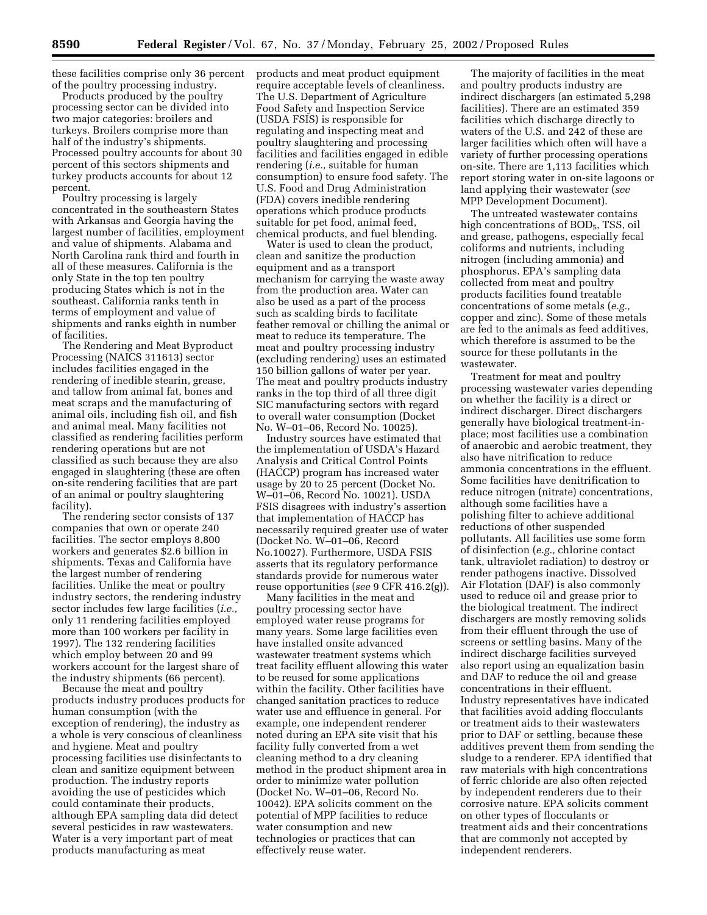these facilities comprise only 36 percent of the poultry processing industry.

Products produced by the poultry processing sector can be divided into two major categories: broilers and turkeys. Broilers comprise more than half of the industry's shipments. Processed poultry accounts for about 30 percent of this sectors shipments and turkey products accounts for about 12 percent.

Poultry processing is largely concentrated in the southeastern States with Arkansas and Georgia having the largest number of facilities, employment and value of shipments. Alabama and North Carolina rank third and fourth in all of these measures. California is the only State in the top ten poultry producing States which is not in the southeast. California ranks tenth in terms of employment and value of shipments and ranks eighth in number of facilities.

The Rendering and Meat Byproduct Processing (NAICS 311613) sector includes facilities engaged in the rendering of inedible stearin, grease, and tallow from animal fat, bones and meat scraps and the manufacturing of animal oils, including fish oil, and fish and animal meal. Many facilities not classified as rendering facilities perform rendering operations but are not classified as such because they are also engaged in slaughtering (these are often on-site rendering facilities that are part of an animal or poultry slaughtering facility).

The rendering sector consists of 137 companies that own or operate 240 facilities. The sector employs 8,800 workers and generates $2.6 billion in shipments. Texas and California have the largest number of rendering facilities. Unlike the meat or poultry industry sectors, the rendering industry sector includes few large facilities (*i.e.,* only 11 rendering facilities employed more than 100 workers per facility in 1997). The 132 rendering facilities which employ between 20 and 99 workers account for the largest share of the industry shipments (66 percent).

Because the meat and poultry products industry produces products for human consumption (with the exception of rendering), the industry as a whole is very conscious of cleanliness and hygiene. Meat and poultry processing facilities use disinfectants to clean and sanitize equipment between production. The industry reports avoiding the use of pesticides which could contaminate their products, although EPA sampling data did detect several pesticides in raw wastewaters. Water is a very important part of meat products manufacturing as meat products and meat product equipment require acceptable levels of cleanliness. The U.S. Department of Agriculture Food Safety and Inspection Service (USDA FSIS) is responsible for regulating and inspecting meat and poultry slaughtering and processing facilities and facilities engaged in edible rendering (*i.e.,* suitable for human consumption) to ensure food safety. The U.S. Food and Drug Administration (FDA) covers inedible rendering operations which produce products suitable for pet food, animal feed, chemical products, and fuel blending.

Water is used to clean the product, clean and sanitize the production equipment and as a transport mechanism for carrying the waste away from the production area. Water can also be used as a part of the process such as scalding birds to facilitate feather removal or chilling the animal or meat to reduce its temperature. The meat and poultry processing industry (excluding rendering) uses an estimated 150 billion gallons of water per year. The meat and poultry products industry ranks in the top third of all three digit SIC manufacturing sectors with regard to overall water consumption (Docket No. W–01–06, Record No. 10025).

Industry sources have estimated that the implementation of USDA's Hazard Analysis and Critical Control Points (HACCP) program has increased water usage by 20 to 25 percent (Docket No. W–01–06, Record No. 10021). USDA FSIS disagrees with industry's assertion that implementation of HACCP has necessarily required greater use of water (Docket No. W–01–06, Record No.10027). Furthermore, USDA FSIS asserts that its regulatory performance standards provide for numerous water reuse opportunities (*see* 9 CFR 416.2(g)).

Many facilities in the meat and poultry processing sector have employed water reuse programs for many years. Some large facilities even have installed onsite advanced wastewater treatment systems which treat facility effluent allowing this water to be reused for some applications within the facility. Other facilities have changed sanitation practices to reduce water use and effluence in general. For example, one independent renderer noted during an EPA site visit that his facility fully converted from a wet cleaning method to a dry cleaning method in the product shipment area in order to minimize water pollution (Docket No. W–01–06, Record No. 10042). EPA solicits comment on the potential of MPP facilities to reduce water consumption and new technologies or practices that can effectively reuse water.

The majority of facilities in the meat and poultry products industry are indirect dischargers (an estimated 5,298 facilities). There are an estimated 359 facilities which discharge directly to waters of the U.S. and 242 of these are larger facilities which often will have a variety of further processing operations on-site. There are 1,113 facilities which report storing water in on-site lagoons or land applying their wastewater (*see* MPP Development Document).

The untreated wastewater contains high concentrations of $BOD_5$, TSS, oil and grease, pathogens, especially fecal coliforms and nutrients, including nitrogen (including ammonia) and phosphorus. EPA's sampling data collected from meat and poultry products facilities found treatable concentrations of some metals (*e.g.,* copper and zinc). Some of these metals are fed to the animals as feed additives, which therefore is assumed to be the source for these pollutants in the wastewater.

Treatment for meat and poultry processing wastewater varies depending on whether the facility is a direct or indirect discharger. Direct dischargers generally have biological treatment-in-place; most facilities use a combination of anaerobic and aerobic treatment, they also have nitrification to reduce ammonia concentrations in the effluent. Some facilities have denitrification to reduce nitrogen (nitrate) concentrations, although some facilities have a polishing filter to achieve additional reductions of other suspended pollutants. All facilities use some form of disinfection (*e.g.,* chlorine contact tank, ultraviolet radiation) to destroy or render pathogens inactive. Dissolved Air Flotation (DAF) is also commonly used to reduce oil and grease prior to the biological treatment. The indirect dischargers are mostly removing solids from their effluent through the use of screens or settling basins. Many of the indirect discharge facilities surveyed also report using an equalization basin and DAF to reduce the oil and grease concentrations in their effluent. Industry representatives have indicated that facilities avoid adding flocculants or treatment aids to their wastewaters prior to DAF or settling, because these additives prevent them from sending the sludge to a renderer. EPA identified that raw materials with high concentrations of ferric chloride are also often rejected by independent renderers due to their corrosive nature. EPA solicits comment on other types of flocculants or treatment aids and their concentrations that are commonly not accepted by independent renderers.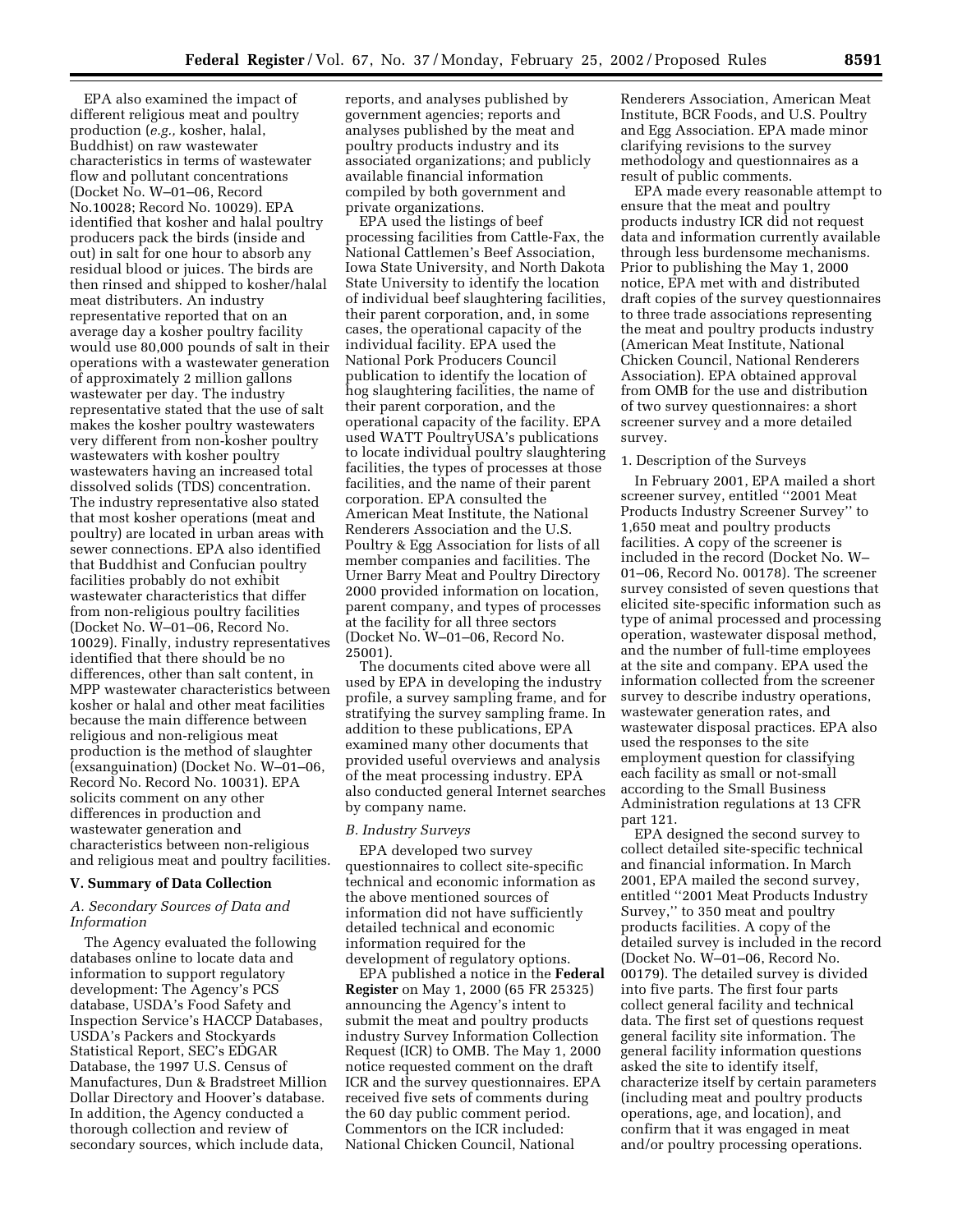EPA also examined the impact of different religious meat and poultry production (*e.g.,* kosher, halal, Buddhist) on raw wastewater characteristics in terms of wastewater flow and pollutant concentrations (Docket No. W–01–06, Record No.10028; Record No. 10029). EPA identified that kosher and halal poultry producers pack the birds (inside and out) in salt for one hour to absorb any residual blood or juices. The birds are then rinsed and shipped to kosher/halal meat distributers. An industry representative reported that on an average day a kosher poultry facility would use 80,000 pounds of salt in their operations with a wastewater generation of approximately 2 million gallons wastewater per day. The industry representative stated that the use of salt makes the kosher poultry wastewaters very different from non-kosher poultry wastewaters with kosher poultry wastewaters having an increased total dissolved solids (TDS) concentration. The industry representative also stated that most kosher operations (meat and poultry) are located in urban areas with sewer connections. EPA also identified that Buddhist and Confucian poultry facilities probably do not exhibit wastewater characteristics that differ from non-religious poultry facilities (Docket No. W–01–06, Record No. 10029). Finally, industry representatives identified that there should be no differences, other than salt content, in MPP wastewater characteristics between kosher or halal and other meat facilities because the main difference between religious and non-religious meat production is the method of slaughter (exsanguination) (Docket No. W–01–06, Record No. Record No. 10031). EPA solicits comment on any other differences in production and wastewater generation and characteristics between non-religious and religious meat and poultry facilities.

## V. Summary of Data Collection

### *A. Secondary Sources of Data and Information*

The Agency evaluated the following databases online to locate data and information to support regulatory development: The Agency's PCS database, USDA's Food Safety and Inspection Service's HACCP Databases, USDA's Packers and Stockyards Statistical Report, SEC's EDGAR Database, the 1997 U.S. Census of Manufactures, Dun & Bradstreet Million Dollar Directory and Hoover's database. In addition, the Agency conducted a thorough collection and review of secondary sources, which include data, reports, and analyses published by government agencies; reports and analyses published by the meat and poultry products industry and its associated organizations; and publicly available financial information compiled by both government and private organizations.

EPA used the listings of beef processing facilities from Cattle-Fax, the National Cattlemen's Beef Association, Iowa State University, and North Dakota State University to identify the location of individual beef slaughtering facilities, their parent corporation, and, in some cases, the operational capacity of the individual facility. EPA used the National Pork Producers Council publication to identify the location of hog slaughtering facilities, the name of their parent corporation, and the operational capacity of the facility. EPA used WATT PoultryUSA's publications to locate individual poultry slaughtering facilities, the types of processes at those facilities, and the name of their parent corporation. EPA consulted the American Meat Institute, the National Renderers Association and the U.S. Poultry & Egg Association for lists of all member companies and facilities. The Urner Barry Meat and Poultry Directory 2000 provided information on location, parent company, and types of processes at the facility for all three sectors (Docket No. W–01–06, Record No. 25001).

The documents cited above were all used by EPA in developing the industry profile, a survey sampling frame, and for stratifying the survey sampling frame. In addition to these publications, EPA examined many other documents that provided useful overviews and analysis of the meat processing industry. EPA also conducted general Internet searches by company name.

### *B. Industry Surveys*

EPA developed two survey questionnaires to collect site-specific technical and economic information as the above mentioned sources of information did not have sufficiently detailed technical and economic information required for the development of regulatory options.

EPA published a notice in the **Federal Register** on May 1, 2000 (65 FR 25325) announcing the Agency's intent to submit the meat and poultry products industry Survey Information Collection Request (ICR) to OMB. The May 1, 2000 notice requested comment on the draft ICR and the survey questionnaires. EPA received five sets of comments during the 60 day public comment period. Commentors on the ICR included: National Chicken Council, National Renderers Association, American Meat Institute, BCR Foods, and U.S. Poultry and Egg Association. EPA made minor clarifying revisions to the survey methodology and questionnaires as a result of public comments.

EPA made every reasonable attempt to ensure that the meat and poultry products industry ICR did not request data and information currently available through less burdensome mechanisms. Prior to publishing the May 1, 2000 notice, EPA met with and distributed draft copies of the survey questionnaires to three trade associations representing the meat and poultry products industry (American Meat Institute, National Chicken Council, National Renderers Association). EPA obtained approval from OMB for the use and distribution of two survey questionnaires: a short screener survey and a more detailed survey.

1. Description of the Surveys

In February 2001, EPA mailed a short screener survey, entitled ''2001 Meat Products Industry Screener Survey'' to 1,650 meat and poultry products facilities. A copy of the screener is included in the record (Docket No. W–01–06, Record No. 00178). The screener survey consisted of seven questions that elicited site-specific information such as type of animal processed and processing operation, wastewater disposal method, and the number of full-time employees at the site and company. EPA used the information collected from the screener survey to describe industry operations, wastewater generation rates, and wastewater disposal practices. EPA also used the responses to the site employment question for classifying each facility as small or not-small according to the Small Business Administration regulations at 13 CFR part 121.

EPA designed the second survey to collect detailed site-specific technical and financial information. In March 2001, EPA mailed the second survey, entitled ''2001 Meat Products Industry Survey,'' to 350 meat and poultry products facilities. A copy of the detailed survey is included in the record (Docket No. W–01–06, Record No. 00179). The detailed survey is divided into five parts. The first four parts collect general facility and technical data. The first set of questions request general facility site information. The general facility information questions asked the site to identify itself, characterize itself by certain parameters (including meat and poultry products operations, age, and location), and confirm that it was engaged in meat and/or poultry processing operations.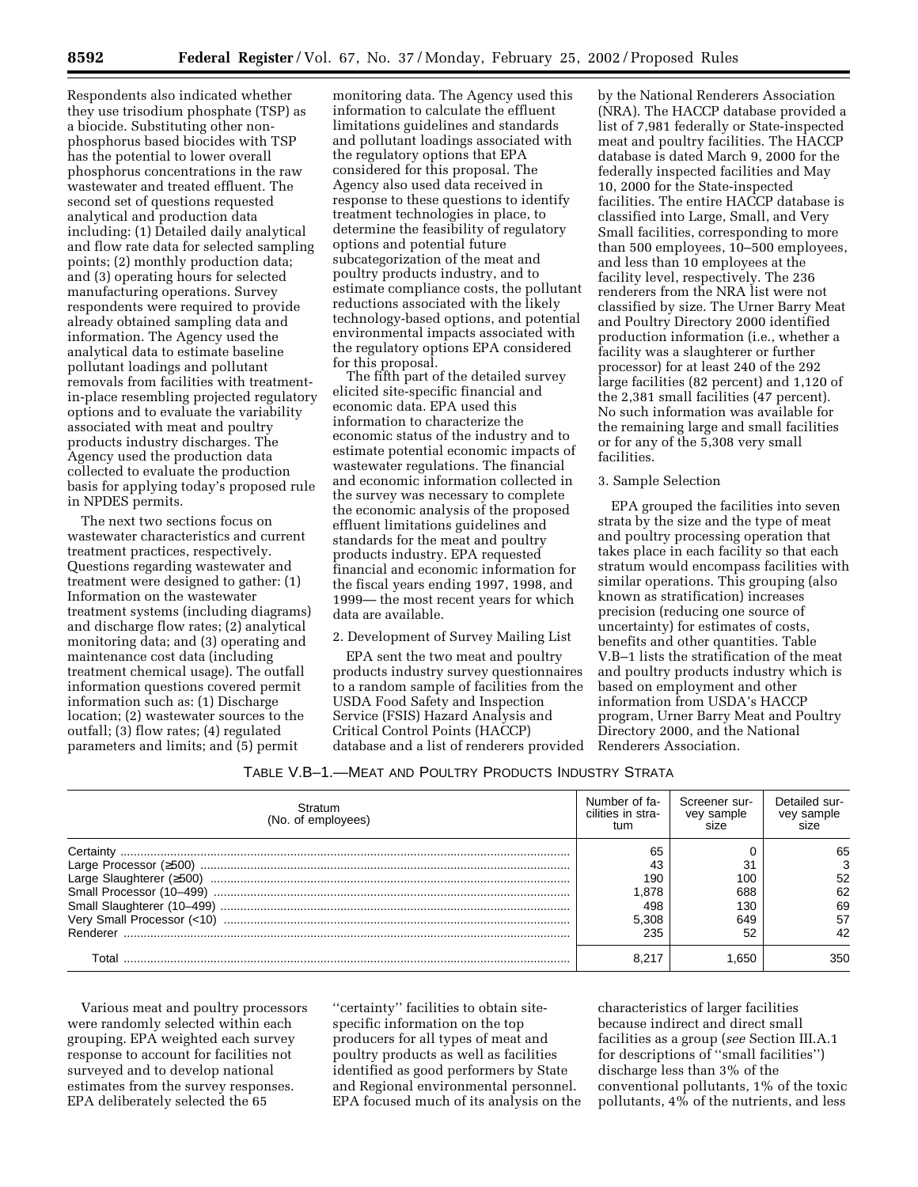Respondents also indicated whether they use trisodium phosphate (TSP) as a biocide. Substituting other non-phosphorus based biocides with TSP has the potential to lower overall phosphorus concentrations in the raw wastewater and treated effluent. The second set of questions requested analytical and production data including: (1) Detailed daily analytical and flow rate data for selected sampling points; (2) monthly production data; and (3) operating hours for selected manufacturing operations. Survey respondents were required to provide already obtained sampling data and information. The Agency used the analytical data to estimate baseline pollutant loadings and pollutant removals from facilities with treatment-in-place resembling projected regulatory options and to evaluate the variability associated with meat and poultry products industry discharges. The Agency used the production data collected to evaluate the production basis for applying today's proposed rule in NPDES permits.

The next two sections focus on wastewater characteristics and current treatment practices, respectively. Questions regarding wastewater and treatment were designed to gather: (1) Information on the wastewater treatment systems (including diagrams) and discharge flow rates; (2) analytical monitoring data; and (3) operating and maintenance cost data (including treatment chemical usage). The outfall information questions covered permit information such as: (1) Discharge location; (2) wastewater sources to the outfall; (3) flow rates; (4) regulated parameters and limits; and (5) permit monitoring data. The Agency used this information to calculate the effluent limitations guidelines and standards and pollutant loadings associated with the regulatory options that EPA considered for this proposal. The Agency also used data received in response to these questions to identify treatment technologies in place, to determine the feasibility of regulatory options and potential future subcategorization of the meat and poultry products industry, and to estimate compliance costs, the pollutant reductions associated with the likely technology-based options, and potential environmental impacts associated with the regulatory options EPA considered for this proposal.

The fifth part of the detailed survey elicited site-specific financial and economic data. EPA used this information to characterize the economic status of the industry and to estimate potential economic impacts of wastewater regulations. The financial and economic information collected in the survey was necessary to complete the economic analysis of the proposed effluent limitations guidelines and standards for the meat and poultry products industry. EPA requested financial and economic information for the fiscal years ending 1997, 1998, and 1999— the most recent years for which data are available.

2. Development of Survey Mailing List

EPA sent the two meat and poultry products industry survey questionnaires to a random sample of facilities from the USDA Food Safety and Inspection Service (FSIS) Hazard Analysis and Critical Control Points (HACCP) database and a list of renderers provided by the National Renderers Association (NRA). The HACCP database provided a list of 7,981 federally or State-inspected meat and poultry facilities. The HACCP database is dated March 9, 2000 for the federally inspected facilities and May 10, 2000 for the State-inspected facilities. The entire HACCP database is classified into Large, Small, and Very Small facilities, corresponding to more than 500 employees, 10–500 employees, and less than 10 employees at the facility level, respectively. The 236 renderers from the NRA list were not classified by size. The Urner Barry Meat and Poultry Directory 2000 identified production information (i.e., whether a facility was a slaughterer or further processor) for at least 240 of the 292 large facilities (82 percent) and 1,120 of the 2,381 small facilities (47 percent). No such information was available for the remaining large and small facilities or for any of the 5,308 very small facilities.

3. Sample Selection

EPA grouped the facilities into seven strata by the size and the type of meat and poultry processing operation that takes place in each facility so that each stratum would encompass facilities with similar operations. This grouping (also known as stratification) increases precision (reducing one source of uncertainty) for estimates of costs, benefits and other quantities. Table V.B–1 lists the stratification of the meat and poultry products industry which is based on employment and other information from USDA's HACCP program, Urner Barry Meat and Poultry Directory 2000, and the National Renderers Association.

TABLE V.B–1.—MEAT AND POULTRY PRODUCTS INDUSTRY STRATA

| Stratum (No. of employees) | Number of facilities in stratum | Screener survey sample size | Detailed survey sample size |
|---|---|---|---|
| Certainty | 65 | 0 | 65 |
| Large Processor (≥500) | 43 | 31 | 3 |
| Large Slaughterer (≥500) | 190 | 100 | 52 |
| Small Processor (10–499) | 1,878 | 688 | 62 |
| Small Slaughterer (10–499) | 498 | 130 | 69 |
| Very Small Processor (<10) | 5,308 | 649 | 57 |
| Renderer | 235 | 52 | 42 |
| Total | 8,217 | 1,650 | 350 |

Various meat and poultry processors were randomly selected within each grouping. EPA weighted each survey response to account for facilities not surveyed and to develop national estimates from the survey responses. EPA deliberately selected the 65 "certainty" facilities to obtain site-specific information on the top producers for all types of meat and poultry products as well as facilities identified as good performers by State and Regional environmental personnel. EPA focused much of its analysis on the characteristics of larger facilities because indirect and direct small facilities as a group (*see* Section III.A.1 for descriptions of "small facilities") discharge less than 3% of the conventional pollutants, 1% of the toxic pollutants, 4% of the nutrients, and less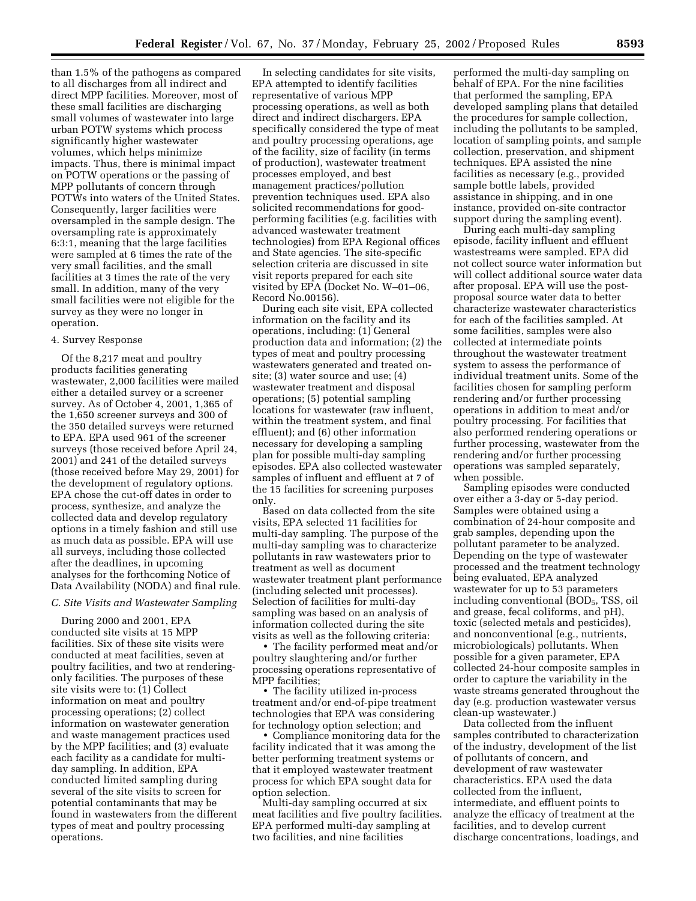than 1.5% of the pathogens as compared to all discharges from all indirect and direct MPP facilities. Moreover, most of these small facilities are discharging small volumes of wastewater into large urban POTW systems which process significantly higher wastewater volumes, which helps minimize impacts. Thus, there is minimal impact on POTW operations or the passing of MPP pollutants of concern through POTWs into waters of the United States. Consequently, larger facilities were oversampled in the sample design. The oversampling rate is approximately 6:3:1, meaning that the large facilities were sampled at 6 times the rate of the very small facilities, and the small facilities at 3 times the rate of the very small. In addition, many of the very small facilities were not eligible for the survey as they were no longer in operation.

#### 4. Survey Response

Of the 8,217 meat and poultry products facilities generating wastewater, 2,000 facilities were mailed either a detailed survey or a screener survey. As of October 4, 2001, 1,365 of the 1,650 screener surveys and 300 of the 350 detailed surveys were returned to EPA. EPA used 961 of the screener surveys (those received before April 24, 2001) and 241 of the detailed surveys (those received before May 29, 2001) for the development of regulatory options. EPA chose the cut-off dates in order to process, synthesize, and analyze the collected data and develop regulatory options in a timely fashion and still use as much data as possible. EPA will use all surveys, including those collected after the deadlines, in upcoming analyses for the forthcoming Notice of Data Availability (NODA) and final rule.

### *C. Site Visits and Wastewater Sampling*

During 2000 and 2001, EPA conducted site visits at 15 MPP facilities. Six of these site visits were conducted at meat facilities, seven at poultry facilities, and two at rendering-only facilities. The purposes of these site visits were to: (1) Collect information on meat and poultry processing operations; (2) collect information on wastewater generation and waste management practices used by the MPP facilities; and (3) evaluate each facility as a candidate for multi-day sampling. In addition, EPA conducted limited sampling during several of the site visits to screen for potential contaminants that may be found in wastewaters from the different types of meat and poultry processing operations.

In selecting candidates for site visits, EPA attempted to identify facilities representative of various MPP processing operations, as well as both direct and indirect dischargers. EPA specifically considered the type of meat and poultry processing operations, age of the facility, size of facility (in terms of production), wastewater treatment processes employed, and best management practices/pollution prevention techniques used. EPA also solicited recommendations for good-performing facilities (e.g. facilities with advanced wastewater treatment technologies) from EPA Regional offices and State agencies. The site-specific selection criteria are discussed in site visit reports prepared for each site visited by EPA (Docket No. W–01–06, Record No.00156).

During each site visit, EPA collected information on the facility and its operations, including: (1) General production data and information; (2) the types of meat and poultry processing wastewaters generated and treated on-site; (3) water source and use; (4) wastewater treatment and disposal operations; (5) potential sampling locations for wastewater (raw influent, within the treatment system, and final effluent); and (6) other information necessary for developing a sampling plan for possible multi-day sampling episodes. EPA also collected wastewater samples of influent and effluent at 7 of the 15 facilities for screening purposes only.

Based on data collected from the site visits, EPA selected 11 facilities for multi-day sampling. The purpose of the multi-day sampling was to characterize pollutants in raw wastewaters prior to treatment as well as document wastewater treatment plant performance (including selected unit processes). Selection of facilities for multi-day sampling was based on an analysis of information collected during the site visits as well as the following criteria:

- The facility performed meat and/or poultry slaughtering and/or further processing operations representative of MPP facilities;
- The facility utilized in-process treatment and/or end-of-pipe treatment technologies that EPA was considering for technology option selection; and
- Compliance monitoring data for the facility indicated that it was among the better performing treatment systems or that it employed wastewater treatment process for which EPA sought data for option selection.

Multi-day sampling occurred at six meat facilities and five poultry facilities. EPA performed multi-day sampling at two facilities, and nine facilities performed the multi-day sampling on behalf of EPA. For the nine facilities that performed the sampling, EPA developed sampling plans that detailed the procedures for sample collection, including the pollutants to be sampled, location of sampling points, and sample collection, preservation, and shipment techniques. EPA assisted the nine facilities as necessary (e.g., provided sample bottle labels, provided assistance in shipping, and in one instance, provided on-site contractor support during the sampling event).

During each multi-day sampling episode, facility influent and effluent wastestreams were sampled. EPA did not collect source water information but will collect additional source water data after proposal. EPA will use the post-proposal source water data to better characterize wastewater characteristics for each of the facilities sampled. At some facilities, samples were also collected at intermediate points throughout the wastewater treatment system to assess the performance of individual treatment units. Some of the facilities chosen for sampling perform rendering and/or further processing operations in addition to meat and/or poultry processing. For facilities that also performed rendering operations or further processing, wastewater from the rendering and/or further processing operations was sampled separately, when possible.

Sampling episodes were conducted over either a 3-day or 5-day period. Samples were obtained using a combination of 24-hour composite and grab samples, depending upon the pollutant parameter to be analyzed. Depending on the type of wastewater processed and the treatment technology being evaluated, EPA analyzed wastewater for up to 53 parameters including conventional ($BOD_5$, TSS, oil and grease, fecal coliforms, and pH), toxic (selected metals and pesticides), and nonconventional (e.g., nutrients, microbiologicals) pollutants. When possible for a given parameter, EPA collected 24-hour composite samples in order to capture the variability in the waste streams generated throughout the day (e.g. production wastewater versus clean-up wastewater.)

Data collected from the influent samples contributed to characterization of the industry, development of the list of pollutants of concern, and development of raw wastewater characteristics. EPA used the data collected from the influent, intermediate, and effluent points to analyze the efficacy of treatment at the facilities, and to develop current discharge concentrations, loadings, and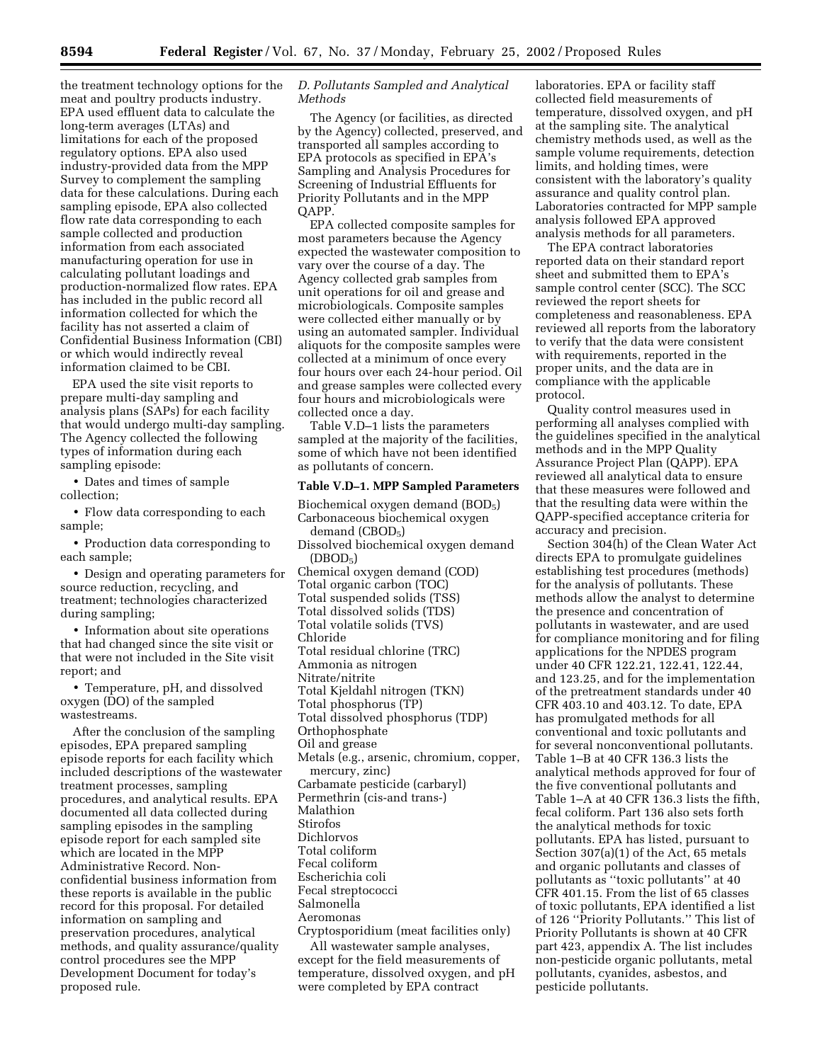the treatment technology options for the meat and poultry products industry. EPA used effluent data to calculate the long-term averages (LTAs) and limitations for each of the proposed regulatory options. EPA also used industry-provided data from the MPP Survey to complement the sampling data for these calculations. During each sampling episode, EPA also collected flow rate data corresponding to each sample collected and production information from each associated manufacturing operation for use in calculating pollutant loadings and production-normalized flow rates. EPA has included in the public record all information collected for which the facility has not asserted a claim of Confidential Business Information (CBI) or which would indirectly reveal information claimed to be CBI.

EPA used the site visit reports to prepare multi-day sampling and analysis plans (SAPs) for each facility that would undergo multi-day sampling. The Agency collected the following types of information during each sampling episode:

- Dates and times of sample collection;
- Flow data corresponding to each sample;
- Production data corresponding to each sample;
- Design and operating parameters for source reduction, recycling, and treatment; technologies characterized during sampling;
- Information about site operations that had changed since the site visit or that were not included in the Site visit report; and
- Temperature, pH, and dissolved oxygen (DO) of the sampled wastestreams.

After the conclusion of the sampling episodes, EPA prepared sampling episode reports for each facility which included descriptions of the wastewater treatment processes, sampling procedures, and analytical results. EPA documented all data collected during sampling episodes in the sampling episode report for each sampled site which are located in the MPP Administrative Record. Non-confidential business information from these reports is available in the public record for this proposal. For detailed information on sampling and preservation procedures, analytical methods, and quality assurance/quality control procedures see the MPP Development Document for today's proposed rule.

### *D. Pollutants Sampled and Analytical Methods*

The Agency (or facilities, as directed by the Agency) collected, preserved, and transported all samples according to EPA protocols as specified in EPA's Sampling and Analysis Procedures for Screening of Industrial Effluents for Priority Pollutants and in the MPP QAPP.

EPA collected composite samples for most parameters because the Agency expected the wastewater composition to vary over the course of a day. The Agency collected grab samples from unit operations for oil and grease and microbiologicals. Composite samples were collected either manually or by using an automated sampler. Individual aliquots for the composite samples were collected at a minimum of once every four hours over each 24-hour period. Oil and grease samples were collected every four hours and microbiologicals were collected once a day.

Table V.D–1 lists the parameters sampled at the majority of the facilities, some of which have not been identified as pollutants of concern.

**Table V.D–1. MPP Sampled Parameters**

Biochemical oxygen demand ($BOD_5$)
Carbonaceous biochemical oxygen demand ($CBOD_5$)
Dissolved biochemical oxygen demand ($DBOD_5$)
Chemical oxygen demand (COD)
Total organic carbon (TOC)
Total suspended solids (TSS)
Total dissolved solids (TDS)
Total volatile solids (TVS)
Chloride
Total residual chlorine (TRC)
Ammonia as nitrogen
Nitrate/nitrite
Total Kjeldahl nitrogen (TKN)
Total phosphorus (TP)
Total dissolved phosphorus (TDP)
Orthophosphate
Oil and grease
Metals (e.g., arsenic, chromium, copper, mercury, zinc)
Carbamate pesticide (carbaryl)
Permethrin (cis-and trans-)
Malathion
Stirofos
Dichlorvos
Total coliform
Fecal coliform
Escherichia coli
Fecal streptococci
Salmonella
Aeromonas
Cryptosporidium (meat facilities only)

All wastewater sample analyses, except for the field measurements of temperature, dissolved oxygen, and pH were completed by EPA contract laboratories. EPA or facility staff collected field measurements of temperature, dissolved oxygen, and pH at the sampling site. The analytical chemistry methods used, as well as the sample volume requirements, detection limits, and holding times, were consistent with the laboratory's quality assurance and quality control plan. Laboratories contracted for MPP sample analysis followed EPA approved analysis methods for all parameters.

The EPA contract laboratories reported data on their standard report sheet and submitted them to EPA's sample control center (SCC). The SCC reviewed the report sheets for completeness and reasonableness. EPA reviewed all reports from the laboratory to verify that the data were consistent with requirements, reported in the proper units, and the data are in compliance with the applicable protocol.

Quality control measures used in performing all analyses complied with the guidelines specified in the analytical methods and in the MPP Quality Assurance Project Plan (QAPP). EPA reviewed all analytical data to ensure that these measures were followed and that the resulting data were within the QAPP-specified acceptance criteria for accuracy and precision.

Section 304(h) of the Clean Water Act directs EPA to promulgate guidelines establishing test procedures (methods) for the analysis of pollutants. These methods allow the analyst to determine the presence and concentration of pollutants in wastewater, and are used for compliance monitoring and for filing applications for the NPDES program under 40 CFR 122.21, 122.41, 122.44, and 123.25, and for the implementation of the pretreatment standards under 40 CFR 403.10 and 403.12. To date, EPA has promulgated methods for all conventional and toxic pollutants and for several nonconventional pollutants. Table 1–B at 40 CFR 136.3 lists the analytical methods approved for four of the five conventional pollutants and Table 1–A at 40 CFR 136.3 lists the fifth, fecal coliform. Part 136 also sets forth the analytical methods for toxic pollutants. EPA has listed, pursuant to Section 307(a)(1) of the Act, 65 metals and organic pollutants and classes of pollutants as ''toxic pollutants'' at 40 CFR 401.15. From the list of 65 classes of toxic pollutants, EPA identified a list of 126 ''Priority Pollutants.'' This list of Priority Pollutants is shown at 40 CFR part 423, appendix A. The list includes non-pesticide organic pollutants, metal pollutants, cyanides, asbestos, and pesticide pollutants.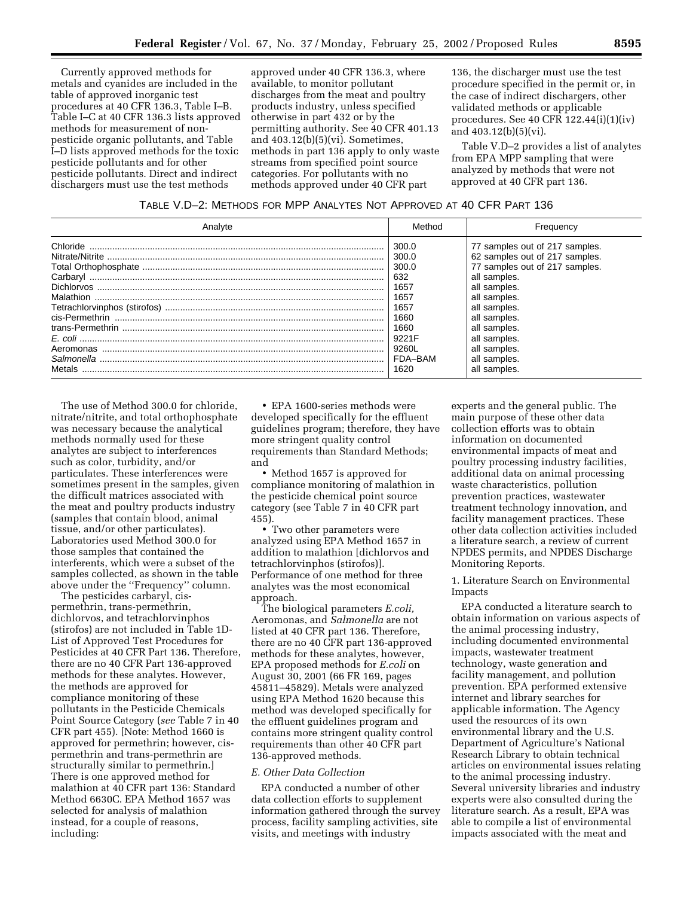Currently approved methods for metals and cyanides are included in the table of approved inorganic test procedures at 40 CFR 136.3, Table I–B. Table I–C at 40 CFR 136.3 lists approved methods for measurement of non-pesticide organic pollutants, and Table I–D lists approved methods for the toxic pesticide pollutants and for other pesticide pollutants. Direct and indirect dischargers must use the test methods approved under 40 CFR 136.3, where available, to monitor pollutant discharges from the meat and poultry products industry, unless specified otherwise in part 432 or by the permitting authority. See 40 CFR 401.13 and 403.12(b)(5)(vi). Sometimes, methods in part 136 apply to only waste streams from specified point source categories. For pollutants with no methods approved under 40 CFR part 136, the discharger must use the test procedure specified in the permit or, in the case of indirect dischargers, other validated methods or applicable procedures. See 40 CFR 122.44(i)(1)(iv) and 403.12(b)(5)(vi).

Table V.D–2 provides a list of analytes from EPA MPP sampling that were analyzed by methods that were not approved at 40 CFR part 136.

TABLE V.D–2: METHODS FOR MPP ANALYTES NOT APPROVED AT 40 CFR PART 136

| Analyte | Method | Frequency |
|---|---|---|
| Chloride | 300.0 | 77 samples out of 217 samples. |
| Nitrate/Nitrite | 300.0 | 62 samples out of 217 samples. |
| Total Orthophosphate | 300.0 | 77 samples out of 217 samples. |
| Carbaryl | 632 | all samples. |
| Dichlorvos | 1657 | all samples. |
| Malathion | 1657 | all samples. |
| Tetrachlorvinphos (stirofos) | 1657 | all samples. |
| cis-Permethrin | 1660 | all samples. |
| trans-Permethrin | 1660 | all samples. |
| *E. coli* | 9221F | all samples. |
| Aeromonas | 9260L | all samples. |
| *Salmonella* | FDA–BAM | all samples. |
| Metals | 1620 | all samples. |

The use of Method 300.0 for chloride, nitrate/nitrite, and total orthophosphate was necessary because the analytical methods normally used for these analytes are subject to interferences such as color, turbidity, and/or particulates. These interferences were sometimes present in the samples, given the difficult matrices associated with the meat and poultry products industry (samples that contain blood, animal tissue, and/or other particulates). Laboratories used Method 300.0 for those samples that contained the interferents, which were a subset of the samples collected, as shown in the table above under the ''Frequency'' column.

The pesticides carbaryl, cis-permethrin, trans-permethrin, dichlorvos, and tetrachlorvinphos (stirofos) are not included in Table 1D-List of Approved Test Procedures for Pesticides at 40 CFR Part 136. Therefore, there are no 40 CFR Part 136-approved methods for these analytes. However, the methods are approved for compliance monitoring of these pollutants in the Pesticide Chemicals Point Source Category (*see* Table 7 in 40 CFR part 455). [Note: Method 1660 is approved for permethrin; however, cis-permethrin and trans-permethrin are structurally similar to permethrin.] There is one approved method for malathion at 40 CFR part 136: Standard Method 6630C. EPA Method 1657 was selected for analysis of malathion instead, for a couple of reasons, including:

- EPA 1600-series methods were developed specifically for the effluent guidelines program; therefore, they have more stringent quality control requirements than Standard Methods; and
- Method 1657 is approved for compliance monitoring of malathion in the pesticide chemical point source category (see Table 7 in 40 CFR part 455).
- Two other parameters were analyzed using EPA Method 1657 in addition to malathion [dichlorvos and tetrachlorvinphos (stirofos)]. Performance of one method for three analytes was the most economical approach.

The biological parameters *E.coli,* Aeromonas, and *Salmonella* are not listed at 40 CFR part 136. Therefore, there are no 40 CFR part 136-approved methods for these analytes, however, EPA proposed methods for *E.coli* on August 30, 2001 (66 FR 169, pages 45811–45829). Metals were analyzed using EPA Method 1620 because this method was developed specifically for the effluent guidelines program and contains more stringent quality control requirements than other 40 CFR part 136-approved methods.

### *E. Other Data Collection*

EPA conducted a number of other data collection efforts to supplement information gathered through the survey process, facility sampling activities, site visits, and meetings with industry experts and the general public. The main purpose of these other data collection efforts was to obtain information on documented environmental impacts of meat and poultry processing industry facilities, additional data on animal processing waste characteristics, pollution prevention practices, wastewater treatment technology innovation, and facility management practices. These other data collection activities included a literature search, a review of current NPDES permits, and NPDES Discharge Monitoring Reports.

#### 1. Literature Search on Environmental Impacts

EPA conducted a literature search to obtain information on various aspects of the animal processing industry, including documented environmental impacts, wastewater treatment technology, waste generation and facility management, and pollution prevention. EPA performed extensive internet and library searches for applicable information. The Agency used the resources of its own environmental library and the U.S. Department of Agriculture's National Research Library to obtain technical articles on environmental issues relating to the animal processing industry. Several university libraries and industry experts were also consulted during the literature search. As a result, EPA was able to compile a list of environmental impacts associated with the meat and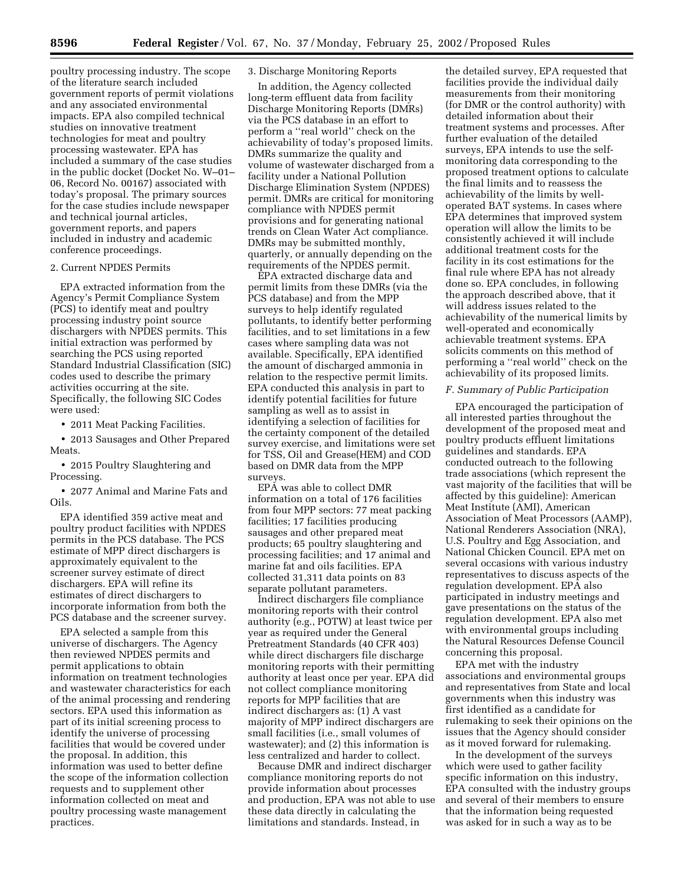poultry processing industry. The scope of the literature search included government reports of permit violations and any associated environmental impacts. EPA also compiled technical studies on innovative treatment technologies for meat and poultry processing wastewater. EPA has included a summary of the case studies in the public docket (Docket No. W–01–06, Record No. 00167) associated with today's proposal. The primary sources for the case studies include newspaper and technical journal articles, government reports, and papers included in industry and academic conference proceedings.

2. Current NPDES Permits

EPA extracted information from the Agency's Permit Compliance System (PCS) to identify meat and poultry processing industry point source dischargers with NPDES permits. This initial extraction was performed by searching the PCS using reported Standard Industrial Classification (SIC) codes used to describe the primary activities occurring at the site. Specifically, the following SIC Codes were used:

- 2011 Meat Packing Facilities.
- 2013 Sausages and Other Prepared Meats.
- 2015 Poultry Slaughtering and Processing.
- 2077 Animal and Marine Fats and Oils.

EPA identified 359 active meat and poultry product facilities with NPDES permits in the PCS database. The PCS estimate of MPP direct dischargers is approximately equivalent to the screener survey estimate of direct dischargers. EPA will refine its estimates of direct dischargers to incorporate information from both the PCS database and the screener survey.

EPA selected a sample from this universe of dischargers. The Agency then reviewed NPDES permits and permit applications to obtain information on treatment technologies and wastewater characteristics for each of the animal processing and rendering sectors. EPA used this information as part of its initial screening process to identify the universe of processing facilities that would be covered under the proposal. In addition, this information was used to better define the scope of the information collection requests and to supplement other information collected on meat and poultry processing waste management practices.

3. Discharge Monitoring Reports

In addition, the Agency collected long-term effluent data from facility Discharge Monitoring Reports (DMRs) via the PCS database in an effort to perform a "real world" check on the achievability of today's proposed limits. DMRs summarize the quality and volume of wastewater discharged from a facility under a National Pollution Discharge Elimination System (NPDES) permit. DMRs are critical for monitoring compliance with NPDES permit provisions and for generating national trends on Clean Water Act compliance. DMRs may be submitted monthly, quarterly, or annually depending on the requirements of the NPDES permit.

EPA extracted discharge data and permit limits from these DMRs (via the PCS database) and from the MPP surveys to help identify regulated pollutants, to identify better performing facilities, and to set limitations in a few cases where sampling data was not available. Specifically, EPA identified the amount of discharged ammonia in relation to the respective permit limits. EPA conducted this analysis in part to identify potential facilities for future sampling as well as to assist in identifying a selection of facilities for the certainty component of the detailed survey exercise, and limitations were set for TSS, Oil and Grease(HEM) and COD based on DMR data from the MPP surveys.

EPA was able to collect DMR information on a total of 176 facilities from four MPP sectors: 77 meat packing facilities; 17 facilities producing sausages and other prepared meat products; 65 poultry slaughtering and processing facilities; and 17 animal and marine fat and oils facilities. EPA collected 31,311 data points on 83 separate pollutant parameters.

Indirect dischargers file compliance monitoring reports with their control authority (e.g., POTW) at least twice per year as required under the General Pretreatment Standards (40 CFR 403) while direct dischargers file discharge monitoring reports with their permitting authority at least once per year. EPA did not collect compliance monitoring reports for MPP facilities that are indirect dischargers as: (1) A vast majority of MPP indirect dischargers are small facilities (i.e., small volumes of wastewater); and (2) this information is less centralized and harder to collect.

Because DMR and indirect discharger compliance monitoring reports do not provide information about processes and production, EPA was not able to use these data directly in calculating the limitations and standards. Instead, in the detailed survey, EPA requested that facilities provide the individual daily measurements from their monitoring (for DMR or the control authority) with detailed information about their treatment systems and processes. After further evaluation of the detailed surveys, EPA intends to use the self-monitoring data corresponding to the proposed treatment options to calculate the final limits and to reassess the achievability of the limits by well-operated BAT systems. In cases where EPA determines that improved system operation will allow the limits to be consistently achieved it will include additional treatment costs for the facility in its cost estimations for the final rule where EPA has not already done so. EPA concludes, in following the approach described above, that it will address issues related to the achievability of the numerical limits by well-operated and economically achievable treatment systems. EPA solicits comments on this method of performing a "real world" check on the achievability of its proposed limits.

### *F. Summary of Public Participation*

EPA encouraged the participation of all interested parties throughout the development of the proposed meat and poultry products effluent limitations guidelines and standards. EPA conducted outreach to the following trade associations (which represent the vast majority of the facilities that will be affected by this guideline): American Meat Institute (AMI), American Association of Meat Processors (AAMP), National Renderers Association (NRA), U.S. Poultry and Egg Association, and National Chicken Council. EPA met on several occasions with various industry representatives to discuss aspects of the regulation development. EPA also participated in industry meetings and gave presentations on the status of the regulation development. EPA also met with environmental groups including the Natural Resources Defense Council concerning this proposal.

EPA met with the industry associations and environmental groups and representatives from State and local governments when this industry was first identified as a candidate for rulemaking to seek their opinions on the issues that the Agency should consider as it moved forward for rulemaking.

In the development of the surveys which were used to gather facility specific information on this industry, EPA consulted with the industry groups and several of their members to ensure that the information being requested was asked for in such a way as to be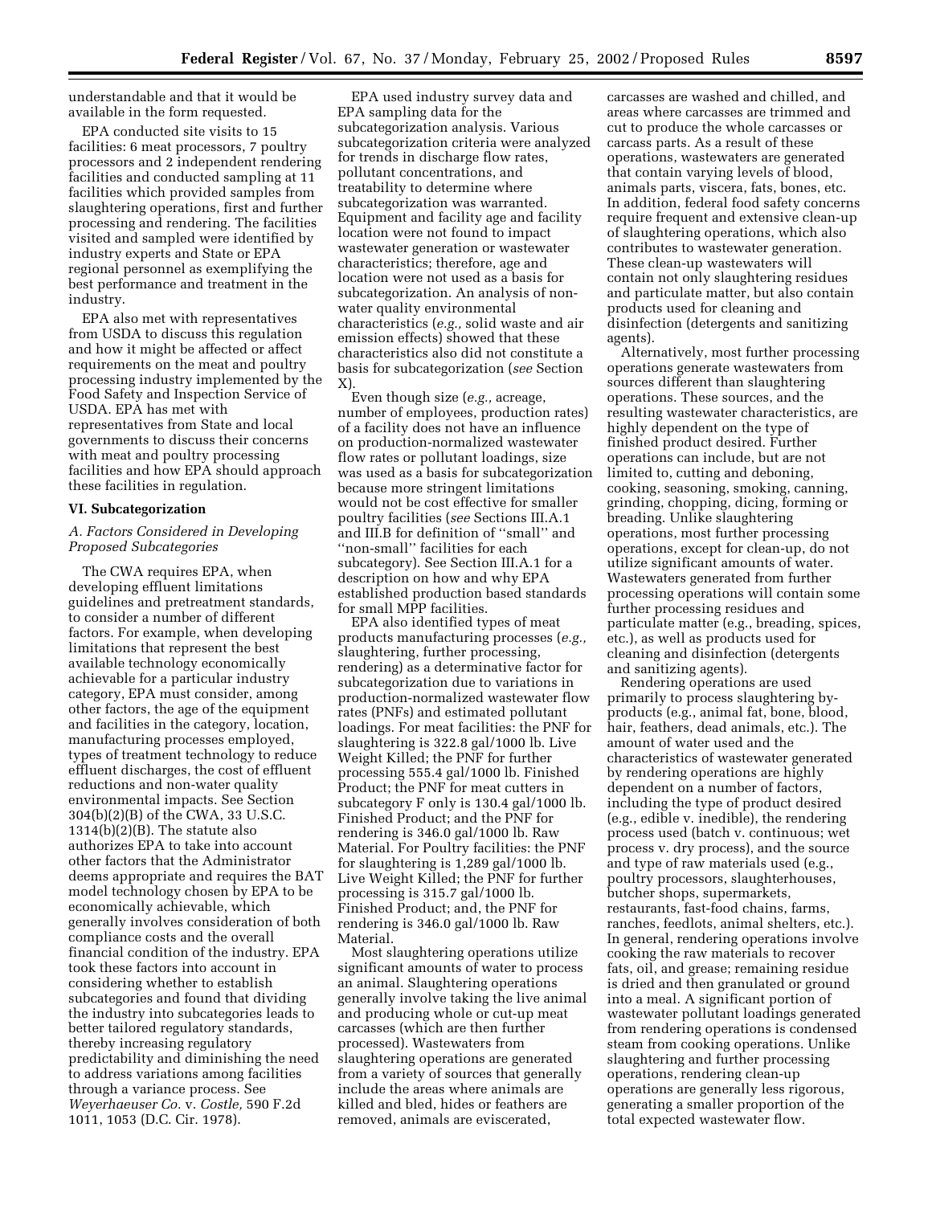understandable and that it would be available in the form requested.

EPA conducted site visits to 15 facilities: 6 meat processors, 7 poultry processors and 2 independent rendering facilities and conducted sampling at 11 facilities which provided samples from slaughtering operations, first and further processing and rendering. The facilities visited and sampled were identified by industry experts and State or EPA regional personnel as exemplifying the best performance and treatment in the industry.

EPA also met with representatives from USDA to discuss this regulation and how it might be affected or affect requirements on the meat and poultry processing industry implemented by the Food Safety and Inspection Service of USDA. EPA has met with representatives from State and local governments to discuss their concerns with meat and poultry processing facilities and how EPA should approach these facilities in regulation.

## VI. Subcategorization

### *A. Factors Considered in Developing Proposed Subcategories*

The CWA requires EPA, when developing effluent limitations guidelines and pretreatment standards, to consider a number of different factors. For example, when developing limitations that represent the best available technology economically achievable for a particular industry category, EPA must consider, among other factors, the age of the equipment and facilities in the category, location, manufacturing processes employed, types of treatment technology to reduce effluent discharges, the cost of effluent reductions and non-water quality environmental impacts. See Section 304(b)(2)(B) of the CWA, 33 U.S.C. 1314(b)(2)(B). The statute also authorizes EPA to take into account other factors that the Administrator deems appropriate and requires the BAT model technology chosen by EPA to be economically achievable, which generally involves consideration of both compliance costs and the overall financial condition of the industry. EPA took these factors into account in considering whether to establish subcategories and found that dividing the industry into subcategories leads to better tailored regulatory standards, thereby increasing regulatory predictability and diminishing the need to address variations among facilities through a variance process. See *Weyerhaeuser Co.* v. *Costle,* 590 F.2d 1011, 1053 (D.C. Cir. 1978).

EPA used industry survey data and EPA sampling data for the subcategorization analysis. Various subcategorization criteria were analyzed for trends in discharge flow rates, pollutant concentrations, and treatability to determine where subcategorization was warranted. Equipment and facility age and facility location were not found to impact wastewater generation or wastewater characteristics; therefore, age and location were not used as a basis for subcategorization. An analysis of non-water quality environmental characteristics (*e.g.,* solid waste and air emission effects) showed that these characteristics also did not constitute a basis for subcategorization (*see* Section X).

Even though size (*e.g.,* acreage, number of employees, production rates) of a facility does not have an influence on production-normalized wastewater flow rates or pollutant loadings, size was used as a basis for subcategorization because more stringent limitations would not be cost effective for smaller poultry facilities (*see* Sections III.A.1 and III.B for definition of "small" and "non-small" facilities for each subcategory). See Section III.A.1 for a description on how and why EPA established production based standards for small MPP facilities.

EPA also identified types of meat products manufacturing processes (*e.g.,* slaughtering, further processing, rendering) as a determinative factor for subcategorization due to variations in production-normalized wastewater flow rates (PNFs) and estimated pollutant loadings. For meat facilities: the PNF for slaughtering is 322.8 gal/1000 lb. Live Weight Killed; the PNF for further processing 555.4 gal/1000 lb. Finished Product; the PNF for meat cutters in subcategory F only is 130.4 gal/1000 lb. Finished Product; and the PNF for rendering is 346.0 gal/1000 lb. Raw Material. For Poultry facilities: the PNF for slaughtering is 1,289 gal/1000 lb. Live Weight Killed; the PNF for further processing is 315.7 gal/1000 lb. Finished Product; and, the PNF for rendering is 346.0 gal/1000 lb. Raw Material.

Most slaughtering operations utilize significant amounts of water to process an animal. Slaughtering operations generally involve taking the live animal and producing whole or cut-up meat carcasses (which are then further processed). Wastewaters from slaughtering operations are generated from a variety of sources that generally include the areas where animals are killed and bled, hides or feathers are removed, animals are eviscerated, carcasses are washed and chilled, and areas where carcasses are trimmed and cut to produce the whole carcasses or carcass parts. As a result of these operations, wastewaters are generated that contain varying levels of blood, animals parts, viscera, fats, bones, etc. In addition, federal food safety concerns require frequent and extensive clean-up of slaughtering operations, which also contributes to wastewater generation. These clean-up wastewaters will contain not only slaughtering residues and particulate matter, but also contain products used for cleaning and disinfection (detergents and sanitizing agents).

Alternatively, most further processing operations generate wastewaters from sources different than slaughtering operations. These sources, and the resulting wastewater characteristics, are highly dependent on the type of finished product desired. Further operations can include, but are not limited to, cutting and deboning, cooking, seasoning, smoking, canning, grinding, chopping, dicing, forming or breading. Unlike slaughtering operations, most further processing operations, except for clean-up, do not utilize significant amounts of water. Wastewaters generated from further processing operations will contain some further processing residues and particulate matter (e.g., breading, spices, etc.), as well as products used for cleaning and disinfection (detergents and sanitizing agents).

Rendering operations are used primarily to process slaughtering by-products (e.g., animal fat, bone, blood, hair, feathers, dead animals, etc.). The amount of water used and the characteristics of wastewater generated by rendering operations are highly dependent on a number of factors, including the type of product desired (e.g., edible v. inedible), the rendering process used (batch v. continuous; wet process v. dry process), and the source and type of raw materials used (e.g., poultry processors, slaughterhouses, butcher shops, supermarkets, restaurants, fast-food chains, farms, ranches, feedlots, animal shelters, etc.). In general, rendering operations involve cooking the raw materials to recover fats, oil, and grease; remaining residue is dried and then granulated or ground into a meal. A significant portion of wastewater pollutant loadings generated from rendering operations is condensed steam from cooking operations. Unlike slaughtering and further processing operations, rendering clean-up operations are generally less rigorous, generating a smaller proportion of the total expected wastewater flow.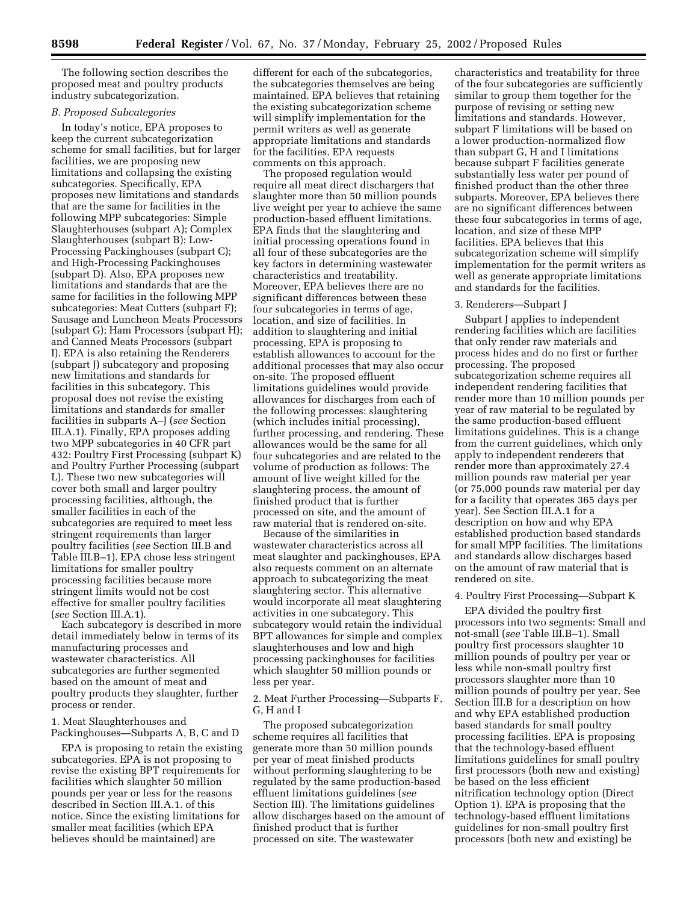The following section describes the proposed meat and poultry products industry subcategorization.

*B. Proposed Subcategories*

In today's notice, EPA proposes to keep the current subcategorization scheme for small facilities, but for larger facilities, we are proposing new limitations and collapsing the existing subcategories. Specifically, EPA proposes new limitations and standards that are the same for facilities in the following MPP subcategories: Simple Slaughterhouses (subpart A); Complex Slaughterhouses (subpart B); Low-Processing Packinghouses (subpart C); and High-Processing Packinghouses (subpart D). Also, EPA proposes new limitations and standards that are the same for facilities in the following MPP subcategories: Meat Cutters (subpart F); Sausage and Luncheon Meats Processors (subpart G); Ham Processors (subpart H); and Canned Meats Processors (subpart I). EPA is also retaining the Renderers (subpart J) subcategory and proposing new limitations and standards for facilities in this subcategory. This proposal does not revise the existing limitations and standards for smaller facilities in subparts A–J (*see* Section III.A.1). Finally, EPA proposes adding two MPP subcategories in 40 CFR part 432: Poultry First Processing (subpart K) and Poultry Further Processing (subpart L). These two new subcategories will cover both small and larger poultry processing facilities, although, the smaller facilities in each of the subcategories are required to meet less stringent requirements than larger poultry facilities (*see* Section III.B and Table III.B–1). EPA chose less stringent limitations for smaller poultry processing facilities because more stringent limits would not be cost effective for smaller poultry facilities (*see* Section III.A.1).

Each subcategory is described in more detail immediately below in terms of its manufacturing processes and wastewater characteristics. All subcategories are further segmented based on the amount of meat and poultry products they slaughter, further process or render.

1. Meat Slaughterhouses and Packinghouses—Subparts A, B, C and D

EPA is proposing to retain the existing subcategories. EPA is not proposing to revise the existing BPT requirements for facilities which slaughter 50 million pounds per year or less for the reasons described in Section III.A.1. of this notice. Since the existing limitations for smaller meat facilities (which EPA believes should be maintained) are different for each of the subcategories, the subcategories themselves are being maintained. EPA believes that retaining the existing subcategorization scheme will simplify implementation for the permit writers as well as generate appropriate limitations and standards for the facilities. EPA requests comments on this approach.

The proposed regulation would require all meat direct dischargers that slaughter more than 50 million pounds live weight per year to achieve the same production-based effluent limitations. EPA finds that the slaughtering and initial processing operations found in all four of these subcategories are the key factors in determining wastewater characteristics and treatability. Moreover, EPA believes there are no significant differences between these four subcategories in terms of age, location, and size of facilities. In addition to slaughtering and initial processing, EPA is proposing to establish allowances to account for the additional processes that may also occur on-site. The proposed effluent limitations guidelines would provide allowances for discharges from each of the following processes: slaughtering (which includes initial processing), further processing, and rendering. These allowances would be the same for all four subcategories and are related to the volume of production as follows: The amount of live weight killed for the slaughtering process, the amount of finished product that is further processed on site, and the amount of raw material that is rendered on-site.

Because of the similarities in wastewater characteristics across all meat slaughter and packinghouses, EPA also requests comment on an alternate approach to subcategorizing the meat slaughtering sector. This alternative would incorporate all meat slaughtering activities in one subcategory. This subcategory would retain the individual BPT allowances for simple and complex slaughterhouses and low and high processing packinghouses for facilities which slaughter 50 million pounds or less per year.

2. Meat Further Processing—Subparts F, G, H and I

The proposed subcategorization scheme requires all facilities that generate more than 50 million pounds per year of meat finished products without performing slaughtering to be regulated by the same production-based effluent limitations guidelines (*see* Section III). The limitations guidelines allow discharges based on the amount of finished product that is further processed on site. The wastewater characteristics and treatability for three of the four subcategories are sufficiently similar to group them together for the purpose of revising or setting new limitations and standards. However, subpart F limitations will be based on a lower production-normalized flow than subpart G, H and I limitations because subpart F facilities generate substantially less water per pound of finished product than the other three subparts. Moreover, EPA believes there are no significant differences between these four subcategories in terms of age, location, and size of these MPP facilities. EPA believes that this subcategorization scheme will simplify implementation for the permit writers as well as generate appropriate limitations and standards for the facilities.

3. Renderers—Subpart J

Subpart J applies to independent rendering facilities which are facilities that only render raw materials and process hides and do no first or further processing. The proposed subcategorization scheme requires all independent rendering facilities that render more than 10 million pounds per year of raw material to be regulated by the same production-based effluent limitations guidelines. This is a change from the current guidelines, which only apply to independent renderers that render more than approximately 27.4 million pounds raw material per year (or 75,000 pounds raw material per day for a facility that operates 365 days per year). See Section III.A.1 for a description on how and why EPA established production based standards for small MPP facilities. The limitations and standards allow discharges based on the amount of raw material that is rendered on site.

4. Poultry First Processing—Subpart K

EPA divided the poultry first processors into two segments: Small and not-small (*see* Table III.B–1). Small poultry first processors slaughter 10 million pounds of poultry per year or less while non-small poultry first processors slaughter more than 10 million pounds of poultry per year. See Section III.B for a description on how and why EPA established production based standards for small poultry processing facilities. EPA is proposing that the technology-based effluent limitations guidelines for small poultry first processors (both new and existing) be based on the less efficient nitrification technology option (Direct Option 1). EPA is proposing that the technology-based effluent limitations guidelines for non-small poultry first processors (both new and existing) be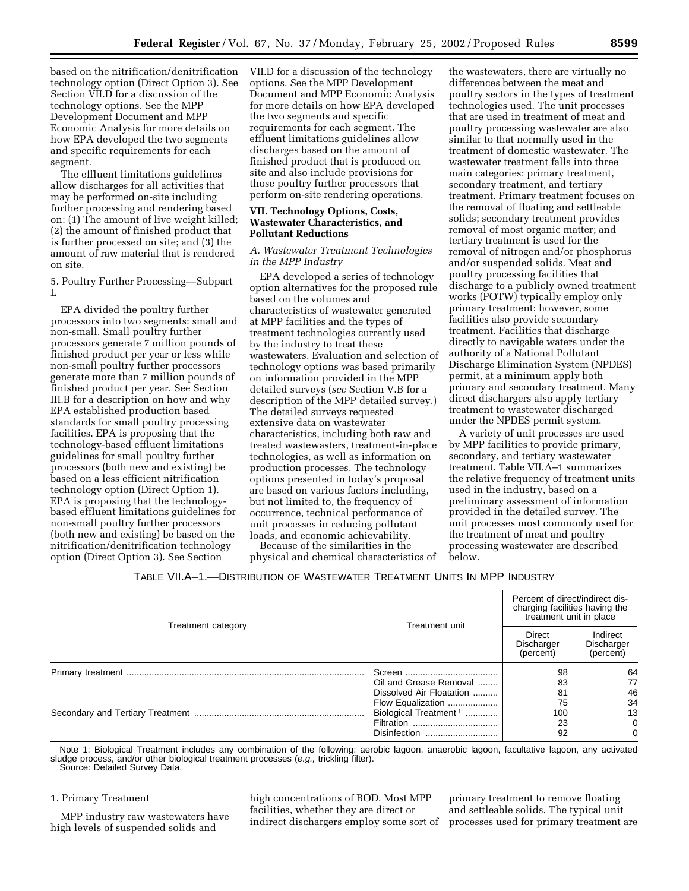based on the nitrification/denitrification technology option (Direct Option 3). See Section VII.D for a discussion of the technology options. See the MPP Development Document and MPP Economic Analysis for more details on how EPA developed the two segments and specific requirements for each segment.

The effluent limitations guidelines allow discharges for all activities that may be performed on-site including further processing and rendering based on: (1) The amount of live weight killed; (2) the amount of finished product that is further processed on site; and (3) the amount of raw material that is rendered on site.

5. Poultry Further Processing—Subpart L

EPA divided the poultry further processors into two segments: small and non-small. Small poultry further processors generate 7 million pounds of finished product per year or less while non-small poultry further processors generate more than 7 million pounds of finished product per year. See Section III.B for a description on how and why EPA established production based standards for small poultry processing facilities. EPA is proposing that the technology-based effluent limitations guidelines for small poultry further processors (both new and existing) be based on a less efficient nitrification technology option (Direct Option 1). EPA is proposing that the technology-based effluent limitations guidelines for non-small poultry further processors (both new and existing) be based on the nitrification/denitrification technology option (Direct Option 3). See Section VII.D for a discussion of the technology options. See the MPP Development Document and MPP Economic Analysis for more details on how EPA developed the two segments and specific requirements for each segment. The effluent limitations guidelines allow discharges based on the amount of finished product that is produced on site and also include provisions for those poultry further processors that perform on-site rendering operations.

## VII. Technology Options, Costs, Wastewater Characteristics, and Pollutant Reductions

### *A. Wastewater Treatment Technologies in the MPP Industry*

EPA developed a series of technology option alternatives for the proposed rule based on the volumes and characteristics of wastewater generated at MPP facilities and the types of treatment technologies currently used by the industry to treat these wastewaters. Evaluation and selection of technology options was based primarily on information provided in the MPP detailed surveys (*see* Section V.B for a description of the MPP detailed survey.) The detailed surveys requested extensive data on wastewater characteristics, including both raw and treated wastewasters, treatment-in-place technologies, as well as information on production processes. The technology options presented in today's proposal are based on various factors including, but not limited to, the frequency of occurrence, technical performance of unit processes in reducing pollutant loads, and economic achievability.

Because of the similarities in the physical and chemical characteristics of the wastewaters, there are virtually no differences between the meat and poultry sectors in the types of treatment technologies used. The unit processes that are used in treatment of meat and poultry processing wastewater are also similar to that normally used in the treatment of domestic wastewater. The wastewater treatment falls into three main categories: primary treatment, secondary treatment, and tertiary treatment. Primary treatment focuses on the removal of floating and settleable solids; secondary treatment provides removal of most organic matter; and tertiary treatment is used for the removal of nitrogen and/or phosphorus and/or suspended solids. Meat and poultry processing facilities that discharge to a publicly owned treatment works (POTW) typically employ only primary treatment; however, some facilities also provide secondary treatment. Facilities that discharge directly to navigable waters under the authority of a National Pollutant Discharge Elimination System (NPDES) permit, at a minimum apply both primary and secondary treatment. Many direct dischargers also apply tertiary treatment to wastewater discharged under the NPDES permit system.

A variety of unit processes are used by MPP facilities to provide primary, secondary, and tertiary wastewater treatment. Table VII.A–1 summarizes the relative frequency of treatment units used in the industry, based on a preliminary assessment of information provided in the detailed survey. The unit processes most commonly used for the treatment of meat and poultry processing wastewater are described below.

TABLE VII.A–1.—DISTRIBUTION OF WASTEWATER TREATMENT UNITS IN MPP INDUSTRY

| Treatment category | Treatment unit | Percent of direct/indirect discharging facilities having the treatment unit in place | |
|---|---|---|---|
| | | Direct Discharger (percent) | Indirect Discharger (percent) |
| Primary treatment | Screen | 98 | 64 |
| | Oil and Grease Removal | 83 | 77 |
| | Dissolved Air Floatation | 81 | 46 |
| | Flow Equalization | 75 | 34 |
| Secondary and Tertiary Treatment | Biological Treatment [1] | 100 | 13 |
| | Filtration | 23 | 0 |
| | Disinfection | 92 | 0 |

Note 1: Biological Treatment includes any combination of the following: aerobic lagoon, anaerobic lagoon, facultative lagoon, any activated sludge process, and/or other biological treatment processes (*e.g.,* trickling filter).
Source: Detailed Survey Data.

#### 1. Primary Treatment

MPP industry raw wastewaters have high levels of suspended solids and high concentrations of BOD. Most MPP facilities, whether they are direct or indirect dischargers employ some sort of primary treatment to remove floating and settleable solids. The typical unit processes used for primary treatment are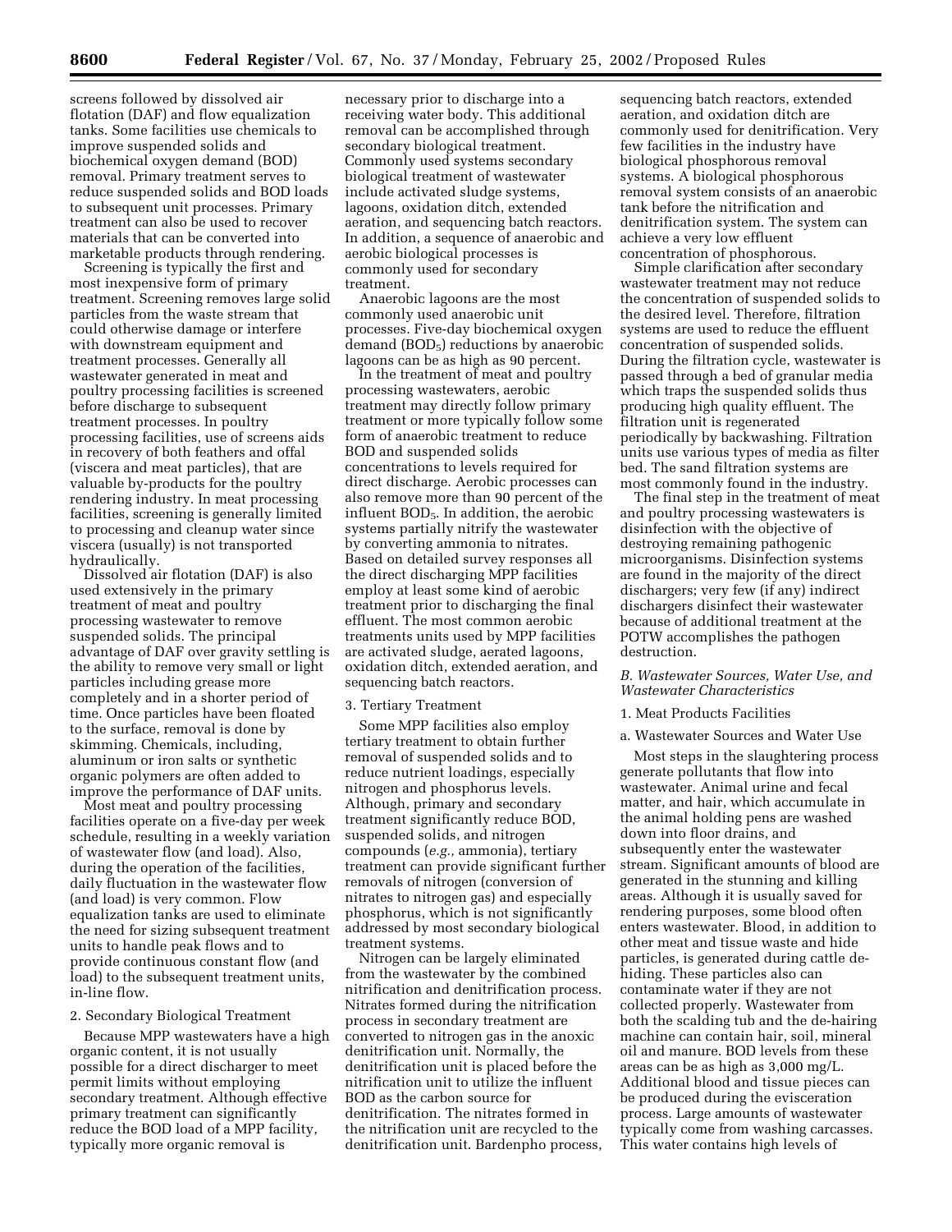screens followed by dissolved air flotation (DAF) and flow equalization tanks. Some facilities use chemicals to improve suspended solids and biochemical oxygen demand (BOD) removal. Primary treatment serves to reduce suspended solids and BOD loads to subsequent unit processes. Primary treatment can also be used to recover materials that can be converted into marketable products through rendering.

Screening is typically the first and most inexpensive form of primary treatment. Screening removes large solid particles from the waste stream that could otherwise damage or interfere with downstream equipment and treatment processes. Generally all wastewater generated in meat and poultry processing facilities is screened before discharge to subsequent treatment processes. In poultry processing facilities, use of screens aids in recovery of both feathers and offal (viscera and meat particles), that are valuable by-products for the poultry rendering industry. In meat processing facilities, screening is generally limited to processing and cleanup water since viscera (usually) is not transported hydraulically.

Dissolved air flotation (DAF) is also used extensively in the primary treatment of meat and poultry processing wastewater to remove suspended solids. The principal advantage of DAF over gravity settling is the ability to remove very small or light particles including grease more completely and in a shorter period of time. Once particles have been floated to the surface, removal is done by skimming. Chemicals, including, aluminum or iron salts or synthetic organic polymers are often added to improve the performance of DAF units.

Most meat and poultry processing facilities operate on a five-day per week schedule, resulting in a weekly variation of wastewater flow (and load). Also, during the operation of the facilities, daily fluctuation in the wastewater flow (and load) is very common. Flow equalization tanks are used to eliminate the need for sizing subsequent treatment units to handle peak flows and to provide continuous constant flow (and load) to the subsequent treatment units, in-line flow.

2. Secondary Biological Treatment

Because MPP wastewaters have a high organic content, it is not usually possible for a direct discharger to meet permit limits without employing secondary treatment. Although effective primary treatment can significantly reduce the BOD load of a MPP facility, typically more organic removal is necessary prior to discharge into a receiving water body. This additional removal can be accomplished through secondary biological treatment. Commonly used systems secondary biological treatment of wastewater include activated sludge systems, lagoons, oxidation ditch, extended aeration, and sequencing batch reactors. In addition, a sequence of anaerobic and aerobic biological processes is commonly used for secondary treatment.

Anaerobic lagoons are the most commonly used anaerobic unit processes. Five-day biochemical oxygen demand ($BOD_5$) reductions by anaerobic lagoons can be as high as 90 percent.

In the treatment of meat and poultry processing wastewaters, aerobic treatment may directly follow primary treatment or more typically follow some form of anaerobic treatment to reduce BOD and suspended solids concentrations to levels required for direct discharge. Aerobic processes can also remove more than 90 percent of the influent $BOD_5$. In addition, the aerobic systems partially nitrify the wastewater by converting ammonia to nitrates. Based on detailed survey responses all the direct discharging MPP facilities employ at least some kind of aerobic treatment prior to discharging the final effluent. The most common aerobic treatments units used by MPP facilities are activated sludge, aerated lagoons, oxidation ditch, extended aeration, and sequencing batch reactors.

3. Tertiary Treatment

Some MPP facilities also employ tertiary treatment to obtain further removal of suspended solids and to reduce nutrient loadings, especially nitrogen and phosphorus levels. Although, primary and secondary treatment significantly reduce BOD, suspended solids, and nitrogen compounds (*e.g.,* ammonia), tertiary treatment can provide significant further removals of nitrogen (conversion of nitrates to nitrogen gas) and especially phosphorus, which is not significantly addressed by most secondary biological treatment systems.

Nitrogen can be largely eliminated from the wastewater by the combined nitrification and denitrification process. Nitrates formed during the nitrification process in secondary treatment are converted to nitrogen gas in the anoxic denitrification unit. Normally, the denitrification unit is placed before the nitrification unit to utilize the influent BOD as the carbon source for denitrification. The nitrates formed in the nitrification unit are recycled to the denitrification unit. Bardenpho process, sequencing batch reactors, extended aeration, and oxidation ditch are commonly used for denitrification. Very few facilities in the industry have biological phosphorous removal systems. A biological phosphorous removal system consists of an anaerobic tank before the nitrification and denitrification system. The system can achieve a very low effluent concentration of phosphorous.

Simple clarification after secondary wastewater treatment may not reduce the concentration of suspended solids to the desired level. Therefore, filtration systems are used to reduce the effluent concentration of suspended solids. During the filtration cycle, wastewater is passed through a bed of granular media which traps the suspended solids thus producing high quality effluent. The filtration unit is regenerated periodically by backwashing. Filtration units use various types of media as filter bed. The sand filtration systems are most commonly found in the industry.

The final step in the treatment of meat and poultry processing wastewaters is disinfection with the objective of destroying remaining pathogenic microorganisms. Disinfection systems are found in the majority of the direct dischargers; very few (if any) indirect dischargers disinfect their wastewater because of additional treatment at the POTW accomplishes the pathogen destruction.

*B. Wastewater Sources, Water Use, and Wastewater Characteristics*

1. Meat Products Facilities

a. Wastewater Sources and Water Use

Most steps in the slaughtering process generate pollutants that flow into wastewater. Animal urine and fecal matter, and hair, which accumulate in the animal holding pens are washed down into floor drains, and subsequently enter the wastewater stream. Significant amounts of blood are generated in the stunning and killing areas. Although it is usually saved for rendering purposes, some blood often enters wastewater. Blood, in addition to other meat and tissue waste and hide particles, is generated during cattle de-hiding. These particles also can contaminate water if they are not collected properly. Wastewater from both the scalding tub and the de-hairing machine can contain hair, soil, mineral oil and manure. BOD levels from these areas can be as high as 3,000 mg/L. Additional blood and tissue pieces can be produced during the evisceration process. Large amounts of wastewater typically come from washing carcasses. This water contains high levels of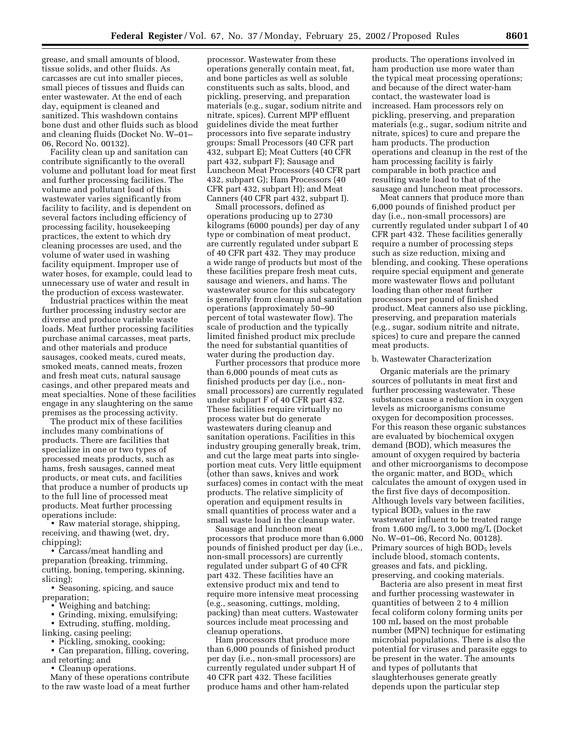grease, and small amounts of blood, tissue solids, and other fluids. As carcasses are cut into smaller pieces, small pieces of tissues and fluids can enter wastewater. At the end of each day, equipment is cleaned and sanitized. This washdown contains bone dust and other fluids such as blood and cleaning fluids (Docket No. W–01–06, Record No. 00132).

Facility clean up and sanitation can contribute significantly to the overall volume and pollutant load for meat first and further processing facilities. The volume and pollutant load of this wastewater varies significantly from facility to facility, and is dependent on several factors including efficiency of processing facility, housekeeping practices, the extent to which dry cleaning processes are used, and the volume of water used in washing facility equipment. Improper use of water hoses, for example, could lead to unnecessary use of water and result in the production of excess wastewater.

Industrial practices within the meat further processing industry sector are diverse and produce variable waste loads. Meat further processing facilities purchase animal carcasses, meat parts, and other materials and produce sausages, cooked meats, cured meats, smoked meats, canned meats, frozen and fresh meat cuts, natural sausage casings, and other prepared meats and meat specialties. None of these facilities engage in any slaughtering on the same premises as the processing activity.

The product mix of these facilities includes many combinations of products. There are facilities that specialize in one or two types of processed meats products, such as hams, fresh sausages, canned meat products, or meat cuts, and facilities that produce a number of products up to the full line of processed meat products. Meat further processing operations include:

- Raw material storage, shipping, receiving, and thawing (wet, dry, chipping);
- Carcass/meat handling and preparation (breaking, trimming, cutting, boning, tempering, skinning, slicing);
- Seasoning, spicing, and sauce preparation;
- Weighing and batching;
- Grinding, mixing, emulsifying;
- Extruding, stuffing, molding, linking, casing peeling;
- Pickling, smoking, cooking;
- Can preparation, filling, covering, and retorting; and
- Cleanup operations.

Many of these operations contribute to the raw waste load of a meat further processor. Wastewater from these operations generally contain meat, fat, and bone particles as well as soluble constituents such as salts, blood, and pickling, preserving, and preparation materials (e.g., sugar, sodium nitrite and nitrate, spices). Current MPP effluent guidelines divide the meat further processors into five separate industry groups: Small Processors (40 CFR part 432, subpart E); Meat Cutters (40 CFR part 432, subpart F); Sausage and Luncheon Meat Processors (40 CFR part 432, subpart G); Ham Processors (40 CFR part 432, subpart H); and Meat Canners (40 CFR part 432, subpart I).

Small processors, defined as operations producing up to 2730 kilograms (6000 pounds) per day of any type or combination of meat product, are currently regulated under subpart E of 40 CFR part 432. They may produce a wide range of products but most of the these facilities prepare fresh meat cuts, sausage and wieners, and hams. The wastewater source for this subcategory is generally from cleanup and sanitation operations (approximately 50–90 percent of total wastewater flow). The scale of production and the typically limited finished product mix preclude the need for substantial quantities of water during the production day.

Further processors that produce more than 6,000 pounds of meat cuts as finished products per day (i.e., non-small processors) are currently regulated under subpart F of 40 CFR part 432. These facilities require virtually no process water but do generate wastewaters during cleanup and sanitation operations. Facilities in this industry grouping generally break, trim, and cut the large meat parts into single-portion meat cuts. Very little equipment (other than saws, knives and work surfaces) comes in contact with the meat products. The relative simplicity of operation and equipment results in small quantities of process water and a small waste load in the cleanup water.

Sausage and luncheon meat processors that produce more than 6,000 pounds of finished product per day (i.e., non-small processors) are currently regulated under subpart G of 40 CFR part 432. These facilities have an extensive product mix and tend to require more intensive meat processing (e.g., seasoning, cuttings, molding, packing) than meat cutters. Wastewater sources include meat processing and cleanup operations.

Ham processors that produce more than 6,000 pounds of finished product per day (i.e., non-small processors) are currently regulated under subpart H of 40 CFR part 432. These facilities produce hams and other ham-related products. The operations involved in ham production use more water than the typical meat processing operations; and because of the direct water-ham contact, the wastewater load is increased. Ham processors rely on pickling, preserving, and preparation materials (e.g., sugar, sodium nitrite and nitrate, spices) to cure and prepare the ham products. The production operations and cleanup in the rest of the ham processing facility is fairly comparable in both practice and resulting waste load to that of the sausage and luncheon meat processors.

Meat canners that produce more than 6,000 pounds of finished product per day (i.e., non-small processors) are currently regulated under subpart I of 40 CFR part 432. These facilities generally require a number of processing steps such as size reduction, mixing and blending, and cooking. These operations require special equipment and generate more wastewater flows and pollutant loading than other meat further processors per pound of finished product. Meat canners also use pickling, preserving, and preparation materials (e.g., sugar, sodium nitrite and nitrate, spices) to cure and prepare the canned meat products.

b. Wastewater Characterization

Organic materials are the primary sources of pollutants in meat first and further processing wastewater. These substances cause a reduction in oxygen levels as microorganisms consume oxygen for decomposition processes. For this reason these organic substances are evaluated by biochemical oxygen demand (BOD), which measures the amount of oxygen required by bacteria and other microorganisms to decompose the organic matter, and $BOD_5$, which calculates the amount of oxygen used in the first five days of decomposition. Although levels vary between facilities, typical $BOD_5$ values in the raw wastewater influent to be treated range from 1,600 mg/L to 3,000 mg/L (Docket No. W–01–06, Record No. 00128). Primary sources of high $BOD_5$ levels include blood, stomach contents, greases and fats, and pickling, preserving, and cooking materials.

Bacteria are also present in meat first and further processing wastewater in quantities of between 2 to 4 million fecal coliform colony forming units per 100 mL based on the most probable number (MPN) technique for estimating microbial populations. There is also the potential for viruses and parasite eggs to be present in the water. The amounts and types of pollutants that slaughterhouses generate greatly depends upon the particular step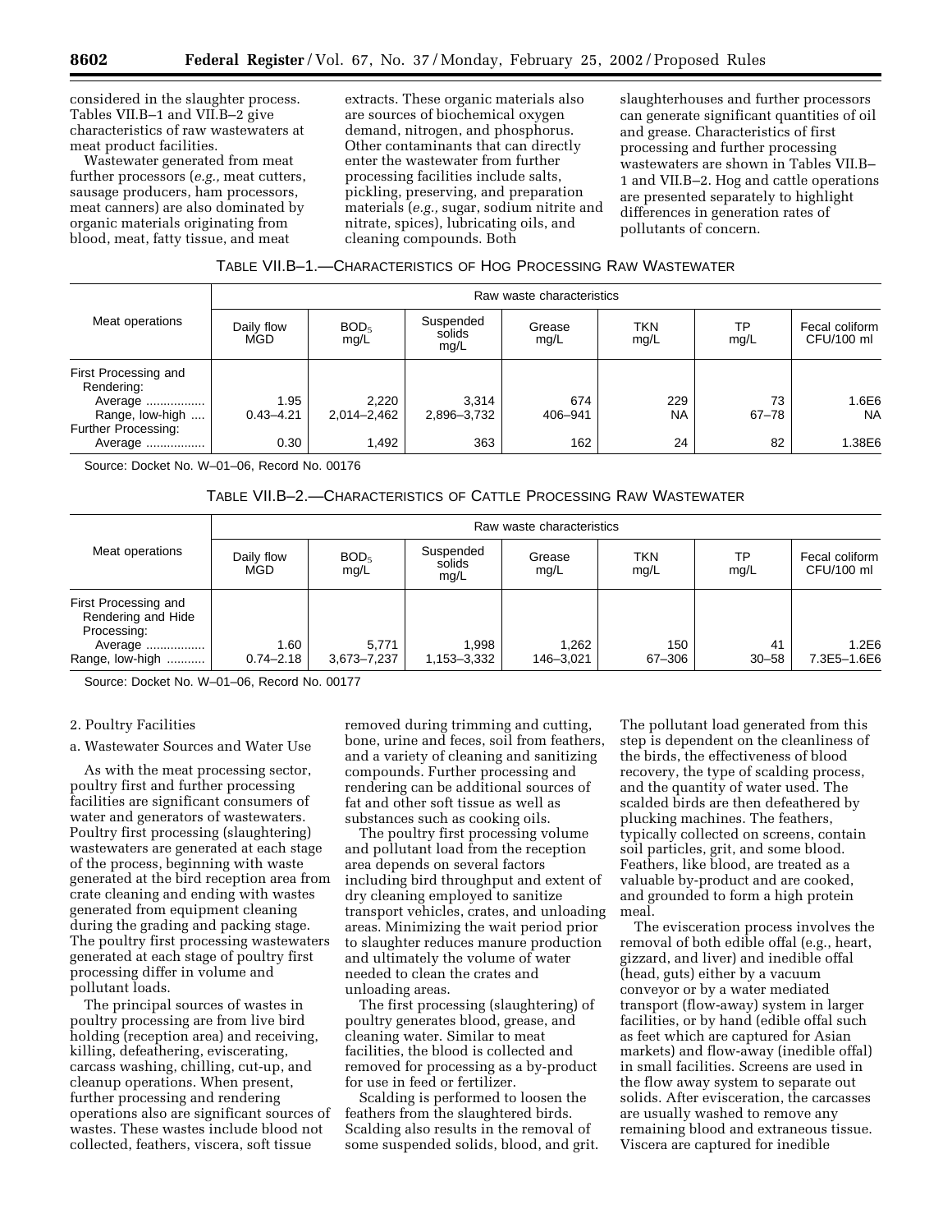considered in the slaughter process. Tables VII.B–1 and VII.B–2 give characteristics of raw wastewaters at meat product facilities.

Wastewater generated from meat further processors (*e.g.,* meat cutters, sausage producers, ham processors, meat canners) are also dominated by organic materials originating from blood, meat, fatty tissue, and meat extracts. These organic materials also are sources of biochemical oxygen demand, nitrogen, and phosphorus. Other contaminants that can directly enter the wastewater from further processing facilities include salts, pickling, preserving, and preparation materials (*e.g.,* sugar, sodium nitrite and nitrate, spices), lubricating oils, and cleaning compounds. Both slaughterhouses and further processors can generate significant quantities of oil and grease. Characteristics of first processing and further processing wastewaters are shown in Tables VII.B–1 and VII.B–2. Hog and cattle operations are presented separately to highlight differences in generation rates of pollutants of concern.

TABLE VII.B–1.—CHARACTERISTICS OF HOG PROCESSING RAW WASTEWATER

| Meat operations | Raw waste characteristics | | | | | | |
|---|---|---|---|---|---|---|---|
| | Daily flow MGD | $BOD_5$ mg/L | Suspended solids mg/L | Grease mg/L | TKN mg/L | TP mg/L | Fecal coliform CFU/100 ml |
| First Processing and Rendering: | | | | | | | |
| Average | 1.95 | 2,220 | 3,314 | 674 | 229 | 73 | 1.6E6 |
| Range, low-high | 0.43–4.21 | 2,014–2,462 | 2,896–3,732 | 406–941 | NA | 67–78 | NA |
| Further Processing: | | | | | | | |
| Average | 0.30 | 1,492 | 363 | 162 | 24 | 82 | 1.38E6 |

Source: Docket No. W–01–06, Record No. 00176

TABLE VII.B–2.—CHARACTERISTICS OF CATTLE PROCESSING RAW WASTEWATER

| Meat operations | Raw waste characteristics | | | | | | |
|---|---|---|---|---|---|---|---|
| | Daily flow MGD | $BOD_5$ mg/L | Suspended solids mg/L | Grease mg/L | TKN mg/L | TP mg/L | Fecal coliform CFU/100 ml |
| First Processing and Rendering and Hide Processing: | | | | | | | |
| Average | 1.60 | 5,771 | 1,998 | 1,262 | 150 | 41 | 1.2E6 |
| Range, low-high | 0.74–2.18 | 3,673–7,237 | 1,153–3,332 | 146–3,021 | 67–306 | 30–58 | 7.3E5–1.6E6 |

Source: Docket No. W–01–06, Record No. 00177

2. Poultry Facilities

a. Wastewater Sources and Water Use

As with the meat processing sector, poultry first and further processing facilities are significant consumers of water and generators of wastewaters. Poultry first processing (slaughtering) wastewaters are generated at each stage of the process, beginning with waste generated at the bird reception area from crate cleaning and ending with wastes generated from equipment cleaning during the grading and packing stage. The poultry first processing wastewaters generated at each stage of poultry first processing differ in volume and pollutant loads.

The principal sources of wastes in poultry processing are from live bird holding (reception area) and receiving, killing, defeathering, eviscerating, carcass washing, chilling, cut-up, and cleanup operations. When present, further processing and rendering operations also are significant sources of wastes. These wastes include blood not collected, feathers, viscera, soft tissue removed during trimming and cutting, bone, urine and feces, soil from feathers, and a variety of cleaning and sanitizing compounds. Further processing and rendering can be additional sources of fat and other soft tissue as well as substances such as cooking oils.

The poultry first processing volume and pollutant load from the reception area depends on several factors including bird throughput and extent of dry cleaning employed to sanitize transport vehicles, crates, and unloading areas. Minimizing the wait period prior to slaughter reduces manure production and ultimately the volume of water needed to clean the crates and unloading areas.

The first processing (slaughtering) of poultry generates blood, grease, and cleaning water. Similar to meat facilities, the blood is collected and removed for processing as a by-product for use in feed or fertilizer.

Scalding is performed to loosen the feathers from the slaughtered birds. Scalding also results in the removal of some suspended solids, blood, and grit. The pollutant load generated from this step is dependent on the cleanliness of the birds, the effectiveness of blood recovery, the type of scalding process, and the quantity of water used. The scalded birds are then defeathered by plucking machines. The feathers, typically collected on screens, contain soil particles, grit, and some blood. Feathers, like blood, are treated as a valuable by-product and are cooked, and grounded to form a high protein meal.

The evisceration process involves the removal of both edible offal (e.g., heart, gizzard, and liver) and inedible offal (head, guts) either by a vacuum conveyor or by a water mediated transport (flow-away) system in larger facilities, or by hand (edible offal such as feet which are captured for Asian markets) and flow-away (inedible offal) in small facilities. Screens are used in the flow away system to separate out solids. After evisceration, the carcasses are usually washed to remove any remaining blood and extraneous tissue. Viscera are captured for inedible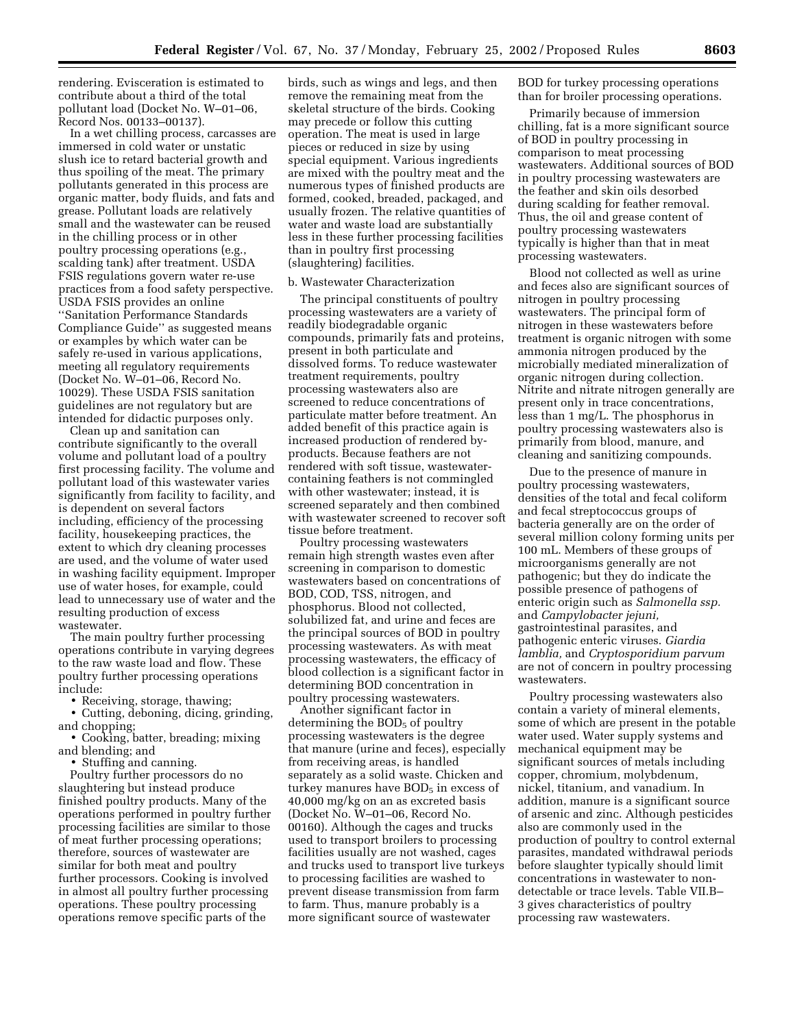rendering. Evisceration is estimated to contribute about a third of the total pollutant load (Docket No. W–01–06, Record Nos. 00133–00137).

In a wet chilling process, carcasses are immersed in cold water or unstatic slush ice to retard bacterial growth and thus spoiling of the meat. The primary pollutants generated in this process are organic matter, body fluids, and fats and grease. Pollutant loads are relatively small and the wastewater can be reused in the chilling process or in other poultry processing operations (e.g., scalding tank) after treatment. USDA FSIS regulations govern water re-use practices from a food safety perspective. USDA FSIS provides an online ''Sanitation Performance Standards Compliance Guide'' as suggested means or examples by which water can be safely re-used in various applications, meeting all regulatory requirements (Docket No. W–01–06, Record No. 10029). These USDA FSIS sanitation guidelines are not regulatory but are intended for didactic purposes only.

Clean up and sanitation can contribute significantly to the overall volume and pollutant load of a poultry first processing facility. The volume and pollutant load of this wastewater varies significantly from facility to facility, and is dependent on several factors including, efficiency of the processing facility, housekeeping practices, the extent to which dry cleaning processes are used, and the volume of water used in washing facility equipment. Improper use of water hoses, for example, could lead to unnecessary use of water and the resulting production of excess wastewater.

The main poultry further processing operations contribute in varying degrees to the raw waste load and flow. These poultry further processing operations include:

- Receiving, storage, thawing;
- Cutting, deboning, dicing, grinding, and chopping;
- Cooking, batter, breading; mixing and blending; and
- Stuffing and canning.

Poultry further processors do no slaughtering but instead produce finished poultry products. Many of the operations performed in poultry further processing facilities are similar to those of meat further processing operations; therefore, sources of wastewater are similar for both meat and poultry further processors. Cooking is involved in almost all poultry further processing operations. These poultry processing operations remove specific parts of the birds, such as wings and legs, and then remove the remaining meat from the skeletal structure of the birds. Cooking may precede or follow this cutting operation. The meat is used in large pieces or reduced in size by using special equipment. Various ingredients are mixed with the poultry meat and the numerous types of finished products are formed, cooked, breaded, packaged, and usually frozen. The relative quantities of water and waste load are substantially less in these further processing facilities than in poultry first processing (slaughtering) facilities.

b. Wastewater Characterization

The principal constituents of poultry processing wastewaters are a variety of readily biodegradable organic compounds, primarily fats and proteins, present in both particulate and dissolved forms. To reduce wastewater treatment requirements, poultry processing wastewaters also are screened to reduce concentrations of particulate matter before treatment. An added benefit of this practice again is increased production of rendered by-products. Because feathers are not rendered with soft tissue, wastewater-containing feathers is not commingled with other wastewater; instead, it is screened separately and then combined with wastewater screened to recover soft tissue before treatment.

Poultry processing wastewaters remain high strength wastes even after screening in comparison to domestic wastewaters based on concentrations of BOD, COD, TSS, nitrogen, and phosphorus. Blood not collected, solubilized fat, and urine and feces are the principal sources of BOD in poultry processing wastewaters. As with meat processing wastewaters, the efficacy of blood collection is a significant factor in determining BOD concentration in poultry processing wastewaters.

Another significant factor in determining the $BOD_5$ of poultry processing wastewaters is the degree that manure (urine and feces), especially from receiving areas, is handled separately as a solid waste. Chicken and turkey manures have $BOD_5$ in excess of 40,000 mg/kg on an as excreted basis (Docket No. W–01–06, Record No. 00160). Although the cages and trucks used to transport broilers to processing facilities usually are not washed, cages and trucks used to transport live turkeys to processing facilities are washed to prevent disease transmission from farm to farm. Thus, manure probably is a more significant source of wastewater BOD for turkey processing operations than for broiler processing operations.

Primarily because of immersion chilling, fat is a more significant source of BOD in poultry processing in comparison to meat processing wastewaters. Additional sources of BOD in poultry processing wastewaters are the feather and skin oils desorbed during scalding for feather removal. Thus, the oil and grease content of poultry processing wastewaters typically is higher than that in meat processing wastewaters.

Blood not collected as well as urine and feces also are significant sources of nitrogen in poultry processing wastewaters. The principal form of nitrogen in these wastewaters before treatment is organic nitrogen with some ammonia nitrogen produced by the microbially mediated mineralization of organic nitrogen during collection. Nitrite and nitrate nitrogen generally are present only in trace concentrations, less than 1 mg/L. The phosphorus in poultry processing wastewaters also is primarily from blood, manure, and cleaning and sanitizing compounds.

Due to the presence of manure in poultry processing wastewaters, densities of the total and fecal coliform and fecal streptococcus groups of bacteria generally are on the order of several million colony forming units per 100 mL. Members of these groups of microorganisms generally are not pathogenic; but they do indicate the possible presence of pathogens of enteric origin such as *Salmonella ssp.* and *Campylobacter jejuni,* gastrointestinal parasites, and pathogenic enteric viruses. *Giardia lamblia,* and *Cryptosporidium parvum* are not of concern in poultry processing wastewaters.

Poultry processing wastewaters also contain a variety of mineral elements, some of which are present in the potable water used. Water supply systems and mechanical equipment may be significant sources of metals including copper, chromium, molybdenum, nickel, titanium, and vanadium. In addition, manure is a significant source of arsenic and zinc. Although pesticides also are commonly used in the production of poultry to control external parasites, mandated withdrawal periods before slaughter typically should limit concentrations in wastewater to non-detectable or trace levels. Table VII.B–3 gives characteristics of poultry processing raw wastewaters.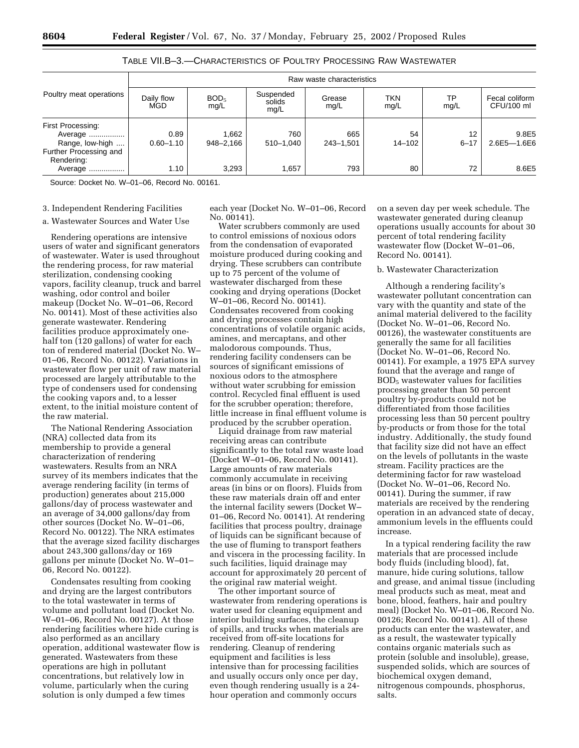TABLE VII.B–3.—CHARACTERISTICS OF POULTRY PROCESSING RAW WASTEWATER

| Poultry meat operations | Raw waste characteristics | | | | | | |
|---|---|---|---|---|---|---|---|
| | Daily flow MGD | $BOD_5$ mg/L | Suspended solids mg/L | Grease mg/L | TKN mg/L | TP mg/L | Fecal coliform CFU/100 ml |
| First Processing: | | | | | | | |
| Average | 0.89 | 1,662 | 760 | 665 | 54 | 12 | 9.8E5 |
| Range, low-high | 0.60–1.10 | 948–2,166 | 510–1,040 | 243–1,501 | 14–102 | 6–17 | 2.6E5—1.6E6 |
| Further Processing and Rendering: | | | | | | | |
| Average | 1.10 | 3,293 | 1,657 | 793 | 80 | 72 | 8.6E5 |

Source: Docket No. W–01–06, Record No. 00161.

3. Independent Rendering Facilities

a. Wastewater Sources and Water Use

Rendering operations are intensive users of water and significant generators of wastewater. Water is used throughout the rendering process, for raw material sterilization, condensing cooking vapors, facility cleanup, truck and barrel washing, odor control and boiler makeup (Docket No. W–01–06, Record No. 00141). Most of these activities also generate wastewater. Rendering facilities produce approximately one-half ton (120 gallons) of water for each ton of rendered material (Docket No. W–01–06, Record No. 00122). Variations in wastewater flow per unit of raw material processed are largely attributable to the type of condensers used for condensing the cooking vapors and, to a lesser extent, to the initial moisture content of the raw material.

The National Rendering Association (NRA) collected data from its membership to provide a general characterization of rendering wastewaters. Results from an NRA survey of its members indicates that the average rendering facility (in terms of production) generates about 215,000 gallons/day of process wastewater and an average of 34,000 gallons/day from other sources (Docket No. W–01–06, Record No. 00122). The NRA estimates that the average sized facility discharges about 243,300 gallons/day or 169 gallons per minute (Docket No. W–01–06, Record No. 00122).

Condensates resulting from cooking and drying are the largest contributors to the total wastewater in terms of volume and pollutant load (Docket No. W–01–06, Record No. 00127). At those rendering facilities where hide curing is also performed as an ancillary operation, additional wastewater flow is generated. Wastewaters from these operations are high in pollutant concentrations, but relatively low in volume, particularly when the curing solution is only dumped a few times each year (Docket No. W–01–06, Record No. 00141).

Water scrubbers commonly are used to control emissions of noxious odors from the condensation of evaporated moisture produced during cooking and drying. These scrubbers can contribute up to 75 percent of the volume of wastewater discharged from these cooking and drying operations (Docket W–01–06, Record No. 00141). Condensates recovered from cooking and drying processes contain high concentrations of volatile organic acids, amines, and mercaptans, and other malodorous compounds. Thus, rendering facility condensers can be sources of significant emissions of noxious odors to the atmosphere without water scrubbing for emission control. Recycled final effluent is used for the scrubber operation; therefore, little increase in final effluent volume is produced by the scrubber operation.

Liquid drainage from raw material receiving areas can contribute significantly to the total raw waste load (Docket W–01–06, Record No. 00141). Large amounts of raw materials commonly accumulate in receiving areas (in bins or on floors). Fluids from these raw materials drain off and enter the internal facility sewers (Docket W–01–06, Record No. 00141). At rendering facilities that process poultry, drainage of liquids can be significant because of the use of fluming to transport feathers and viscera in the processing facility. In such facilities, liquid drainage may account for approximately 20 percent of the original raw material weight.

The other important source of wastewater from rendering operations is water used for cleaning equipment and interior building surfaces, the cleanup of spills, and trucks when materials are received from off-site locations for rendering. Cleanup of rendering equipment and facilities is less intensive than for processing facilities and usually occurs only once per day, even though rendering usually is a 24-hour operation and commonly occurs on a seven day per week schedule. The wastewater generated during cleanup operations usually accounts for about 30 percent of total rendering facility wastewater flow (Docket W–01–06, Record No. 00141).

b. Wastewater Characterization

Although a rendering facility's wastewater pollutant concentration can vary with the quantity and state of the animal material delivered to the facility (Docket No. W–01–06, Record No. 00126), the wastewater constituents are generally the same for all facilities (Docket No. W–01–06, Record No. 00141). For example, a 1975 EPA survey found that the average and range of $BOD_5$ wastewater values for facilities processing greater than 50 percent poultry by-products could not be differentiated from those facilities processing less than 50 percent poultry by-products or from those for the total industry. Additionally, the study found that facility size did not have an effect on the levels of pollutants in the waste stream. Facility practices are the determining factor for raw wasteload (Docket No. W–01–06, Record No. 00141). During the summer, if raw materials are received by the rendering operation in an advanced state of decay, ammonium levels in the effluents could increase.

In a typical rendering facility the raw materials that are processed include body fluids (including blood), fat, manure, hide curing solutions, tallow and grease, and animal tissue (including meat products such as meat, meat and bone, blood, feathers, hair and poultry meal) (Docket No. W–01–06, Record No. 00126; Record No. 00141). All of these products can enter the wastewater, and as a result, the wastewater typically contains organic materials such as protein (soluble and insoluble), grease, suspended solids, which are sources of biochemical oxygen demand, nitrogenous compounds, phosphorus, salts.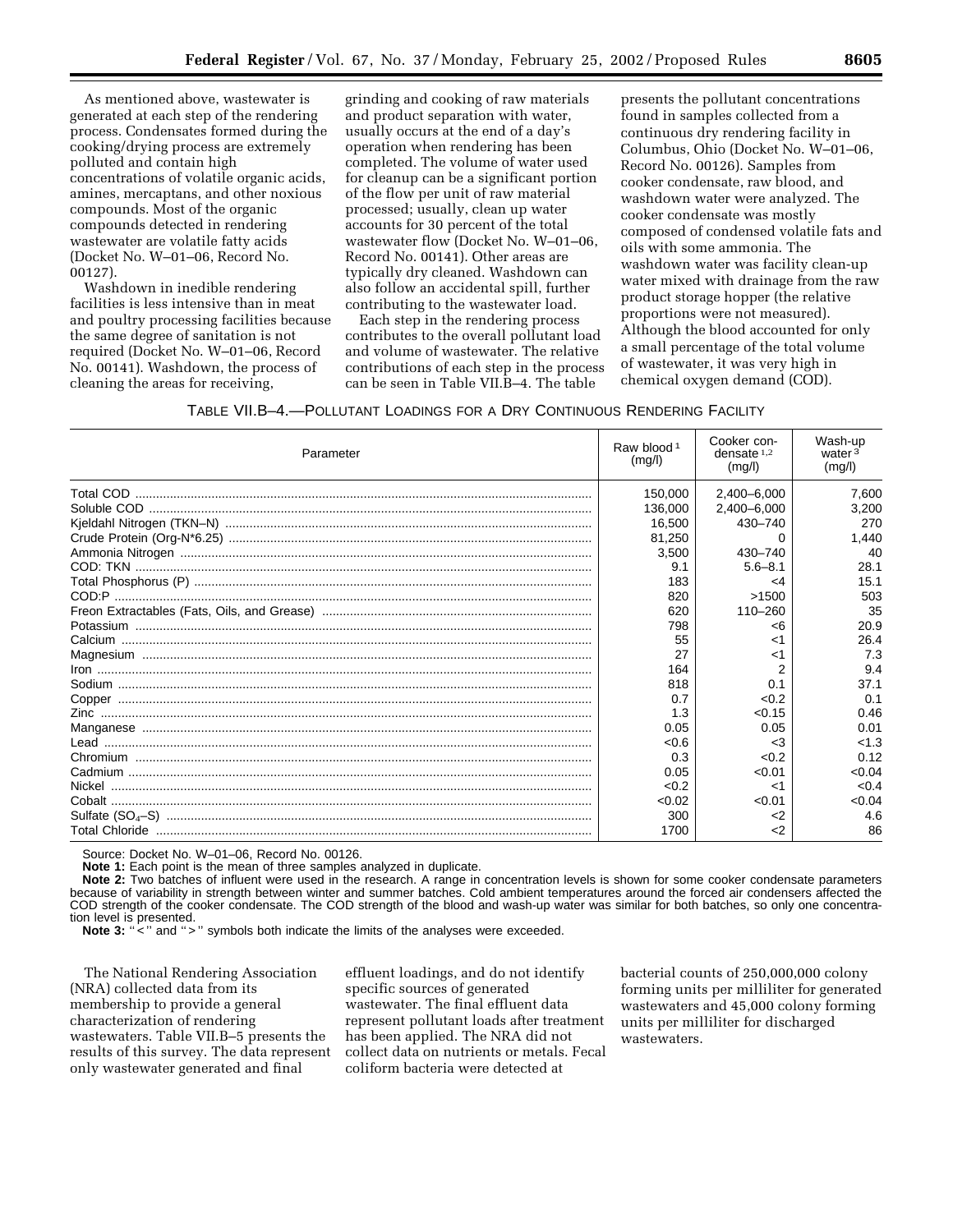As mentioned above, wastewater is generated at each step of the rendering process. Condensates formed during the cooking/drying process are extremely polluted and contain high concentrations of volatile organic acids, amines, mercaptans, and other noxious compounds. Most of the organic compounds detected in rendering wastewater are volatile fatty acids (Docket No. W–01–06, Record No. 00127).

Washdown in inedible rendering facilities is less intensive than in meat and poultry processing facilities because the same degree of sanitation is not required (Docket No. W–01–06, Record No. 00141). Washdown, the process of cleaning the areas for receiving, grinding and cooking of raw materials and product separation with water, usually occurs at the end of a day's operation when rendering has been completed. The volume of water used for cleanup can be a significant portion of the flow per unit of raw material processed; usually, clean up water accounts for 30 percent of the total wastewater flow (Docket No. W–01–06, Record No. 00141). Other areas are typically dry cleaned. Washdown can also follow an accidental spill, further contributing to the wastewater load.

Each step in the rendering process contributes to the overall pollutant load and volume of wastewater. The relative contributions of each step in the process can be seen in Table VII.B–4. The table presents the pollutant concentrations found in samples collected from a continuous dry rendering facility in Columbus, Ohio (Docket No. W–01–06, Record No. 00126). Samples from cooker condensate, raw blood, and washdown water were analyzed. The cooker condensate was mostly composed of condensed volatile fats and oils with some ammonia. The washdown water was facility clean-up water mixed with drainage from the raw product storage hopper (the relative proportions were not measured). Although the blood accounted for only a small percentage of the total volume of wastewater, it was very high in chemical oxygen demand (COD).

TABLE VII.B–4.—POLLUTANT LOADINGS FOR A DRY CONTINUOUS RENDERING FACILITY

| Parameter | Raw blood [1] (mg/l) | Cooker condensate [1,2] (mg/l) | Wash-up water [3] (mg/l) |
|---|---|---|---|
| Total COD | 150,000 | 2,400–6,000 | 7,600 |
| Soluble COD | 136,000 | 2,400–6,000 | 3,200 |
| Kjeldahl Nitrogen (TKN–N) | 16,500 | 430–740 | 270 |
| Crude Protein (Org-N*6.25) | 81,250 | 0 | 1,440 |
| Ammonia Nitrogen | 3,500 | 430–740 | 40 |
| COD: TKN | 9.1 | 5.6–8.1 | 28.1 |
| Total Phosphorus (P) | 183 | <4 | 15.1 |
| COD:P | 820 | >1500 | 503 |
| Freon Extractables (Fats, Oils, and Grease) | 620 | 110–260 | 35 |
| Potassium | 798 | <6 | 20.9 |
| Calcium | 55 | <1 | 26.4 |
| Magnesium | 27 | <1 | 7.3 |
| Iron | 164 | 2 | 9.4 |
| Sodium | 818 | 0.1 | 37.1 |
| Copper | 0.7 | <0.2 | 0.1 |
| Zinc | 1.3 | <0.15 | 0.46 |
| Manganese | 0.05 | 0.05 | 0.01 |
| Lead | <0.6 | <3 | <1.3 |
| Chromium | 0.3 | <0.2 | 0.12 |
| Cadmium | 0.05 | <0.01 | <0.04 |
| Nickel | <0.2 | <1 | <0.4 |
| Cobalt | <0.02 | <0.01 | <0.04 |
| Sulfate ($SO_4$–S) | 300 | <2 | 4.6 |
| Total Chloride | 1700 | <2 | 86 |

Source: Docket No. W–01–06, Record No. 00126.

**Note 1:** Each point is the mean of three samples analyzed in duplicate.

**Note 2:** Two batches of influent were used in the research. A range in concentration levels is shown for some cooker condensate parameters because of variability in strength between winter and summer batches. Cold ambient temperatures around the forced air condensers affected the COD strength of the cooker condensate. The COD strength of the blood and wash-up water was similar for both batches, so only one concentration level is presented.

**Note 3:** "<" and ">" symbols both indicate the limits of the analyses were exceeded.

The National Rendering Association (NRA) collected data from its membership to provide a general characterization of rendering wastewaters. Table VII.B–5 presents the results of this survey. The data represent only wastewater generated and final effluent loadings, and do not identify specific sources of generated wastewater. The final effluent data represent pollutant loads after treatment has been applied. The NRA did not collect data on nutrients or metals. Fecal coliform bacteria were detected at bacterial counts of 250,000,000 colony forming units per milliliter for generated wastewaters and 45,000 colony forming units per milliliter for discharged wastewaters.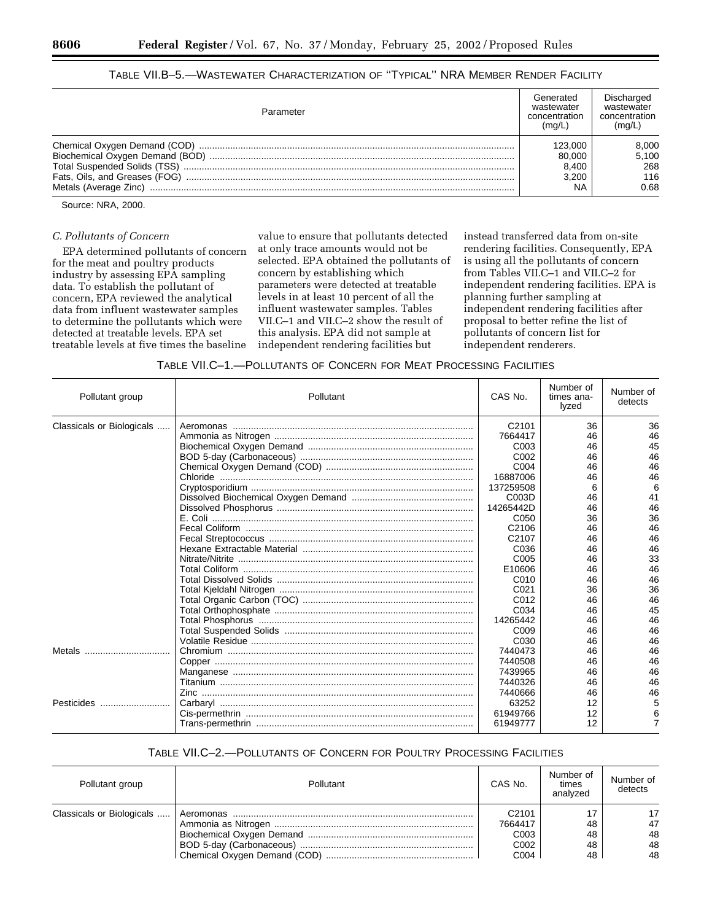TABLE VII.B–5.—WASTEWATER CHARACTERIZATION OF "TYPICAL" NRA MEMBER RENDER FACILITY

| Parameter | Generated wastewater concentration (mg/L) | Discharged wastewater concentration (mg/L) |
|---|---|---|
| Chemical Oxygen Demand (COD) | 123,000 | 8,000 |
| Biochemical Oxygen Demand (BOD) | 80,000 | 5,100 |
| Total Suspended Solids (TSS) | 8,400 | 268 |
| Fats, Oils, and Greases (FOG) | 3,200 | 116 |
| Metals (Average Zinc) | NA | 0.68 |

Source: NRA, 2000.

### *C. Pollutants of Concern*

EPA determined pollutants of concern for the meat and poultry products industry by assessing EPA sampling data. To establish the pollutant of concern, EPA reviewed the analytical data from influent wastewater samples to determine the pollutants which were detected at treatable levels. EPA set treatable levels at five times the baseline value to ensure that pollutants detected at only trace amounts would not be selected. EPA obtained the pollutants of concern by establishing which parameters were detected at treatable levels in at least 10 percent of all the influent wastewater samples. Tables VII.C–1 and VII.C–2 show the result of this analysis. EPA did not sample at independent rendering facilities but instead transferred data from on-site rendering facilities. Consequently, EPA is using all the pollutants of concern from Tables VII.C–1 and VII.C–2 for independent rendering facilities. EPA is planning further sampling at independent rendering facilities after proposal to better refine the list of pollutants of concern list for independent renderers.

TABLE VII.C–1.—POLLUTANTS OF CONCERN FOR MEAT PROCESSING FACILITIES

| Pollutant group | Pollutant | CAS No. | Number of times analyzed | Number of detects |
|---|---|---|---|---|
| Classicals or Biologicals | Aeromonas | C2101 | 36 | 36 |
| | Ammonia as Nitrogen | 7664417 | 46 | 46 |
| | Biochemical Oxygen Demand | C003 | 46 | 45 |
| | BOD 5-day (Carbonaceous) | C002 | 46 | 46 |
| | Chemical Oxygen Demand (COD) | C004 | 46 | 46 |
| | Chloride | 16887006 | 46 | 46 |
| | Cryptosporidium | 137259508 | 6 | 6 |
| | Dissolved Biochemical Oxygen Demand | C003D | 46 | 41 |
| | Dissolved Phosphorus | 14265442D | 46 | 46 |
| | E. Coli | C050 | 36 | 36 |
| | Fecal Coliform | C2106 | 46 | 46 |
| | Fecal Streptococcus | C2107 | 46 | 46 |
| | Hexane Extractable Material | C036 | 46 | 46 |
| | Nitrate/Nitrite | C005 | 46 | 33 |
| | Total Coliform | E10606 | 46 | 46 |
| | Total Dissolved Solids | C010 | 46 | 46 |
| | Total Kjeldahl Nitrogen | C021 | 36 | 36 |
| | Total Organic Carbon (TOC) | C012 | 46 | 46 |
| | Total Orthophosphate | C034 | 46 | 45 |
| | Total Phosphorus | 14265442 | 46 | 46 |
| | Total Suspended Solids | C009 | 46 | 46 |
| | Volatile Residue | C030 | 46 | 46 |
| Metals | Chromium | 7440473 | 46 | 46 |
| | Copper | 7440508 | 46 | 46 |
| | Manganese | 7439965 | 46 | 46 |
| | Titanium | 7440326 | 46 | 46 |
| | Zinc | 7440666 | 46 | 46 |
| Pesticides | Carbaryl | 63252 | 12 | 5 |
| | Cis-permethrin | 61949766 | 12 | 6 |
| | Trans-permethrin | 61949777 | 12 | 7 |

TABLE VII.C–2.—POLLUTANTS OF CONCERN FOR POULTRY PROCESSING FACILITIES

| Pollutant group | Pollutant | CAS No. | Number of times analyzed | Number of detects |
|---|---|---|---|---|
| Classicals or Biologicals | Aeromonas | C2101 | 17 | 17 |
| | Ammonia as Nitrogen | 7664417 | 48 | 47 |
| | Biochemical Oxygen Demand | C003 | 48 | 48 |
| | BOD 5-day (Carbonaceous) | C002 | 48 | 48 |
| | Chemical Oxygen Demand (COD) | C004 | 48 | 48 |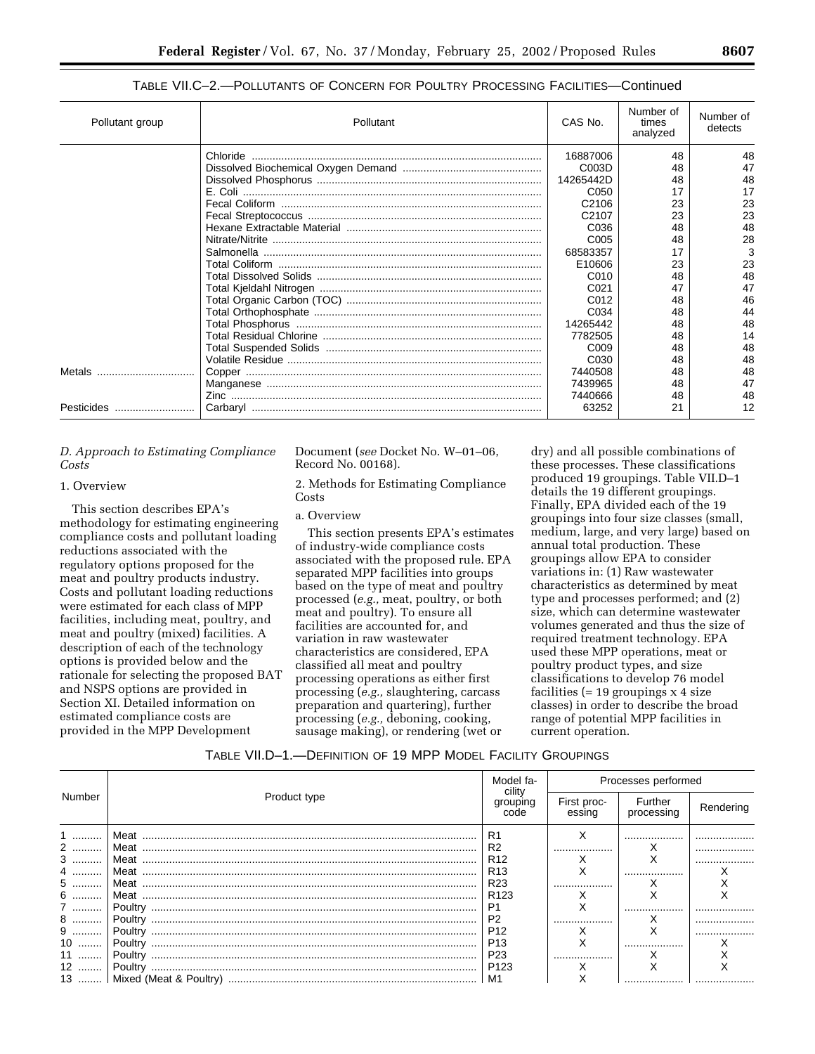TABLE VII.C–2.—POLLUTANTS OF CONCERN FOR POULTRY PROCESSING FACILITIES—Continued

| Pollutant group | Pollutant | CAS No. | Number of times analyzed | Number of detects |
|---|---|---|---|---|
| | Chloride | 16887006 | 48 | 48 |
| | Dissolved Biochemical Oxygen Demand | C003D | 48 | 47 |
| | Dissolved Phosphorus | 14265442D | 48 | 48 |
| | E. Coli | C050 | 17 | 17 |
| | Fecal Coliform | C2106 | 23 | 23 |
| | Fecal Streptococcus | C2107 | 23 | 23 |
| | Hexane Extractable Material | C036 | 48 | 48 |
| | Nitrate/Nitrite | C005 | 48 | 28 |
| | Salmonella | 68583357 | 17 | 3 |
| | Total Coliform | E10606 | 23 | 23 |
| | Total Dissolved Solids | C010 | 48 | 48 |
| | Total Kjeldahl Nitrogen | C021 | 47 | 47 |
| | Total Organic Carbon (TOC) | C012 | 48 | 46 |
| | Total Orthophosphate | C034 | 48 | 44 |
| | Total Phosphorus | 14265442 | 48 | 48 |
| | Total Residual Chlorine | 7782505 | 48 | 14 |
| | Total Suspended Solids | C009 | 48 | 48 |
| | Volatile Residue | C030 | 48 | 48 |
| Metals | Copper | 7440508 | 48 | 48 |
| | Manganese | 7439965 | 48 | 47 |
| | Zinc | 7440666 | 48 | 48 |
| Pesticides | Carbaryl | 63252 | 21 | 12 |

### *D. Approach to Estimating Compliance Costs*

1. Overview

This section describes EPA's methodology for estimating engineering compliance costs and pollutant loading reductions associated with the regulatory options proposed for the meat and poultry products industry. Costs and pollutant loading reductions were estimated for each class of MPP facilities, including meat, poultry, and meat and poultry (mixed) facilities. A description of each of the technology options is provided below and the rationale for selecting the proposed BAT and NSPS options are provided in Section XI. Detailed information on estimated compliance costs are provided in the MPP Development Document (*see* Docket No. W–01–06, Record No. 00168).

2. Methods for Estimating Compliance Costs

a. Overview

This section presents EPA's estimates of industry-wide compliance costs associated with the proposed rule. EPA separated MPP facilities into groups based on the type of meat and poultry processed (*e.g.,* meat, poultry, or both meat and poultry). To ensure all facilities are accounted for, and variation in raw wastewater characteristics are considered, EPA classified all meat and poultry processing operations as either first processing (*e.g.,* slaughtering, carcass preparation and quartering), further processing (*e.g.,* deboning, cooking, sausage making), or rendering (wet or dry) and all possible combinations of these processes. These classifications produced 19 groupings. Table VII.D–1 details the 19 different groupings. Finally, EPA divided each of the 19 groupings into four size classes (small, medium, large, and very large) based on annual total production. These groupings allow EPA to consider variations in: (1) Raw wastewater characteristics as determined by meat type and processes performed; and (2) size, which can determine wastewater volumes generated and thus the size of required treatment technology. EPA used these MPP operations, meat or poultry product types, and size classifications to develop 76 model facilities (= 19 groupings x 4 size classes) in order to describe the broad range of potential MPP facilities in current operation.

TABLE VII.D–1.—DEFINITION OF 19 MPP MODEL FACILITY GROUPINGS

| Number | Product type | Model facility grouping code | Processes performed | | |
|---|---|---|---|---|---|
| | | | First processing | Further processing | Rendering |
| 1 | Meat | R1 | X | | |
| 2 | Meat | R2 | | X | |
| 3 | Meat | R12 | X | X | |
| 4 | Meat | R13 | X | | X |
| 5 | Meat | R23 | | X | X |
| 6 | Meat | R123 | X | X | X |
| 7 | Poultry | P1 | X | | |
| 8 | Poultry | P2 | | X | |
| 9 | Poultry | P12 | X | X | |
| 10 | Poultry | P13 | X | | X |
| 11 | Poultry | P23 | | X | X |
| 12 | Poultry | P123 | X | X | X |
| 13 | Mixed (Meat & Poultry) | M1 | X | | |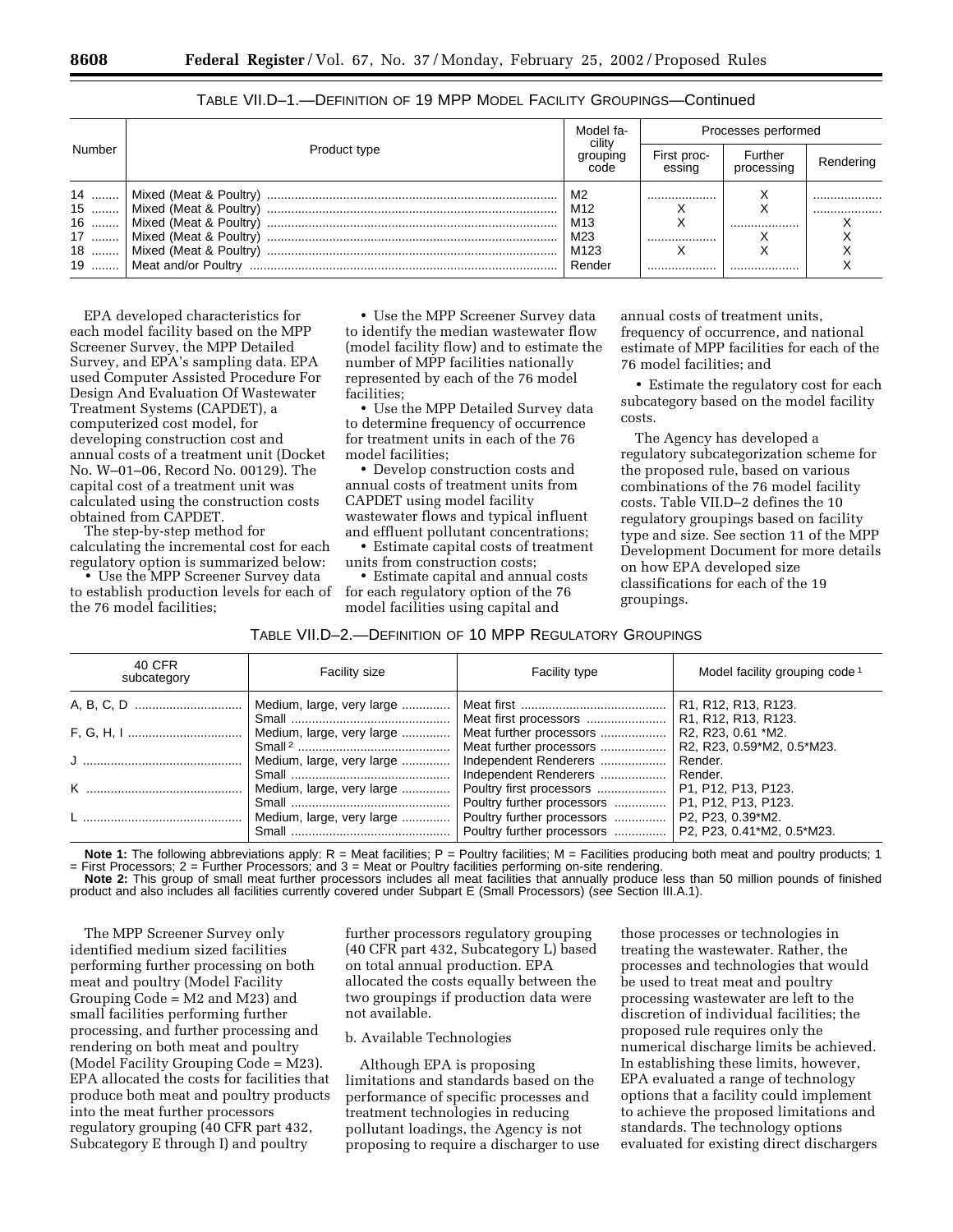TABLE VII.D–1.—DEFINITION OF 19 MPP MODEL FACILITY GROUPINGS—Continued

| Number | Product type | Model facility grouping code | Processes performed | | |
|---|---|---|---|---|---|
| | | | First processing | Further processing | Rendering |
| 14 | Mixed (Meat & Poultry) | M2 | | X | |
| 15 | Mixed (Meat & Poultry) | M12 | X | X | |
| 16 | Mixed (Meat & Poultry) | M13 | X | | X |
| 17 | Mixed (Meat & Poultry) | M23 | | X | X |
| 18 | Mixed (Meat & Poultry) | M123 | X | X | X |
| 19 | Meat and/or Poultry | Render | | | X |

EPA developed characteristics for each model facility based on the MPP Screener Survey, the MPP Detailed Survey, and EPA's sampling data. EPA used Computer Assisted Procedure For Design And Evaluation Of Wastewater Treatment Systems (CAPDET), a computerized cost model, for developing construction cost and annual costs of a treatment unit (Docket No. W–01–06, Record No. 00129). The capital cost of a treatment unit was calculated using the construction costs obtained from CAPDET.

The step-by-step method for calculating the incremental cost for each regulatory option is summarized below:

- Use the MPP Screener Survey data to establish production levels for each of the 76 model facilities;
- Use the MPP Screener Survey data to identify the median wastewater flow (model facility flow) and to estimate the number of MPP facilities nationally represented by each of the 76 model facilities;
- Use the MPP Detailed Survey data to determine frequency of occurrence for treatment units in each of the 76 model facilities;
- Develop construction costs and annual costs of treatment units from CAPDET using model facility wastewater flows and typical influent and effluent pollutant concentrations;
- Estimate capital costs of treatment units from construction costs;
- Estimate capital and annual costs for each regulatory option of the 76 model facilities using capital and annual costs of treatment units, frequency of occurrence, and national estimate of MPP facilities for each of the 76 model facilities; and
- Estimate the regulatory cost for each subcategory based on the model facility costs.

The Agency has developed a regulatory subcategorization scheme for the proposed rule, based on various combinations of the 76 model facility costs. Table VII.D–2 defines the 10 regulatory groupings based on facility type and size. See section 11 of the MPP Development Document for more details on how EPA developed size classifications for each of the 19 groupings.

TABLE VII.D–2.—DEFINITION OF 10 MPP REGULATORY GROUPINGS

| 40 CFR subcategory | Facility size | Facility type | Model facility grouping code [1] |
|---|---|---|---|
| A, B, C, D | Medium, large, very large | Meat first | R1, R12, R13, R123. |
| | Small | Meat first processors | R1, R12, R13, R123. |
| F, G, H, I | Medium, large, very large | Meat further processors | R2, R23, 0.61 *M2. |
| | Small [2] | Meat further processors | R2, R23, 0.59*M2, 0.5*M23. |
| J | Medium, large, very large | Independent Renderers | Render. |
| | Small | Independent Renderers | Render. |
| K | Medium, large, very large | Poultry first processors | P1, P12, P13, P123. |
| | Small | Poultry further processors | P1, P12, P13, P123. |
| L | Medium, large, very large | Poultry further processors | P2, P23, 0.39*M2. |
| | Small | Poultry further processors | P2, P23, 0.41*M2, 0.5*M23. |

**Note 1:** The following abbreviations apply: R = Meat facilities; P = Poultry facilities; M = Facilities producing both meat and poultry products; 1 = First Processors; 2 = Further Processors; and 3 = Meat or Poultry facilities performing on-site rendering.

**Note 2:** This group of small meat further processors includes all meat facilities that annually produce less than 50 million pounds of finished product and also includes all facilities currently covered under Subpart E (Small Processors) (*see* Section III.A.1).

The MPP Screener Survey only identified medium sized facilities performing further processing on both meat and poultry (Model Facility Grouping Code = M2 and M23) and small facilities performing further processing, and further processing and rendering on both meat and poultry (Model Facility Grouping Code = M23). EPA allocated the costs for facilities that produce both meat and poultry products into the meat further processors regulatory grouping (40 CFR part 432, Subcategory E through I) and poultry further processors regulatory grouping (40 CFR part 432, Subcategory L) based on total annual production. EPA allocated the costs equally between the two groupings if production data were not available.

b. Available Technologies

Although EPA is proposing limitations and standards based on the performance of specific processes and treatment technologies in reducing pollutant loadings, the Agency is not proposing to require a discharger to use those processes or technologies in treating the wastewater. Rather, the processes and technologies that would be used to treat meat and poultry processing wastewater are left to the discretion of individual facilities; the proposed rule requires only the numerical discharge limits be achieved. In establishing these limits, however, EPA evaluated a range of technology options that a facility could implement to achieve the proposed limitations and standards. The technology options evaluated for existing direct dischargers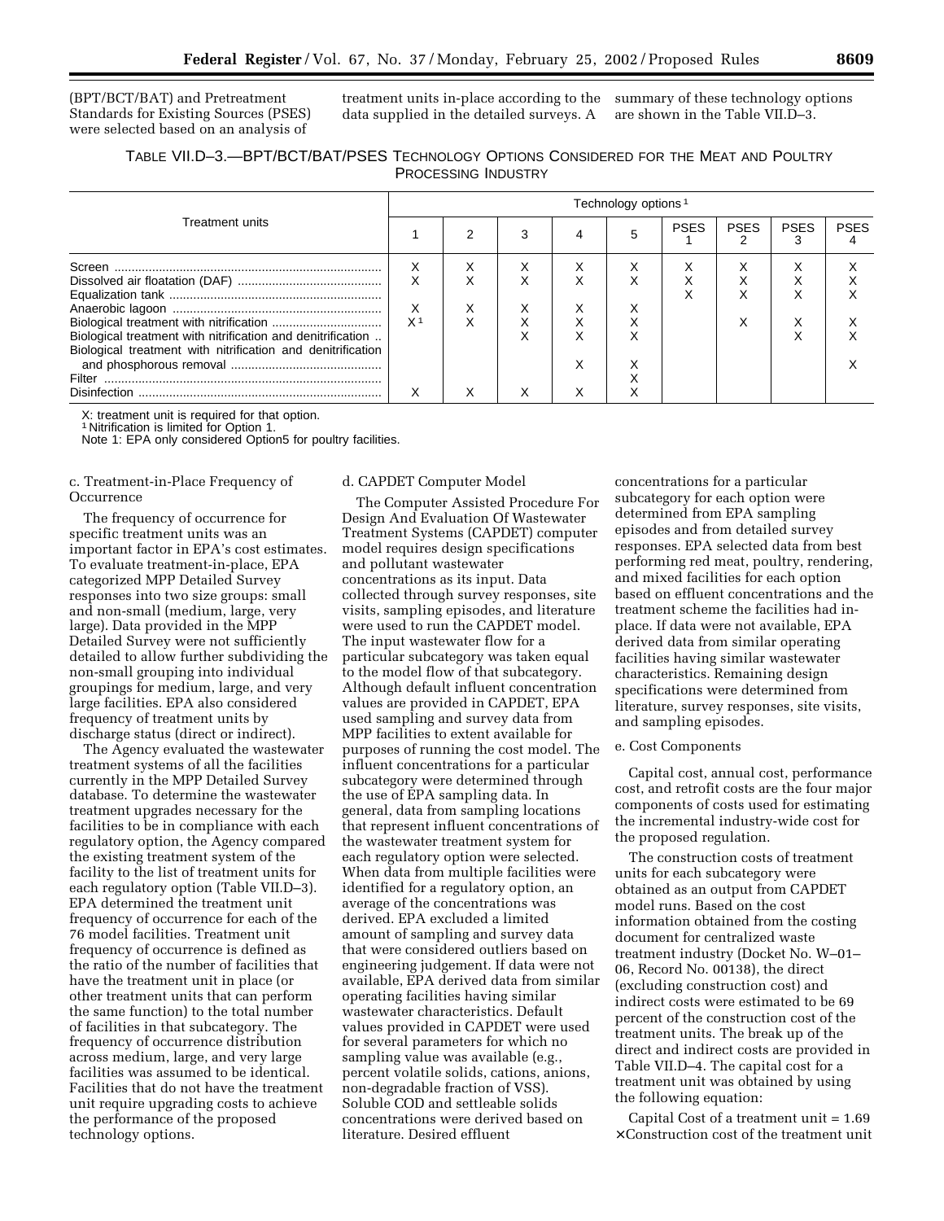(BPT/BCT/BAT) and Pretreatment Standards for Existing Sources (PSES) were selected based on an analysis of treatment units in-place according to the data supplied in the detailed surveys. A summary of these technology options are shown in the Table VII.D–3.

TABLE VII.D–3.—BPT/BCT/BAT/PSES TECHNOLOGY OPTIONS CONSIDERED FOR THE MEAT AND POULTRY PROCESSING INDUSTRY

| Treatment units | Technology options [1] | | | | | | | | |
|---|---|---|---|---|---|---|---|---|---|
| | 1 | 2 | 3 | 4 | 5 | PSES 1 | PSES 2 | PSES 3 | PSES 4 |
| Screen | X | X | X | X | X | X | X | X | X |
| Dissolved air floatation (DAF) | X | X | X | X | X | X | X | X | X |
| Equalization tank | | | | | | X | X | X | X |
| Anaerobic lagoon | X | X | X | X | X | | | | |
| Biological treatment with nitrification | X [1] | X | X | X | X | | X | X | X |
| Biological treatment with nitrification and denitrification | | | X | X | X | | | X | X |
| Biological treatment with nitrification and denitrification and phosphorous removal | | | | X | X | | | | X |
| Filter | | | | | X | | | | |
| Disinfection | X | X | X | X | X | | | | |

X: treatment unit is required for that option.
[1] Nitrification is limited for Option 1.
Note 1: EPA only considered Option5 for poultry facilities.

c. Treatment-in-Place Frequency of Occurrence

The frequency of occurrence for specific treatment units was an important factor in EPA's cost estimates. To evaluate treatment-in-place, EPA categorized MPP Detailed Survey responses into two size groups: small and non-small (medium, large, very large). Data provided in the MPP Detailed Survey were not sufficiently detailed to allow further subdividing the non-small grouping into individual groupings for medium, large, and very large facilities. EPA also considered frequency of treatment units by discharge status (direct or indirect).

The Agency evaluated the wastewater treatment systems of all the facilities currently in the MPP Detailed Survey database. To determine the wastewater treatment upgrades necessary for the facilities to be in compliance with each regulatory option, the Agency compared the existing treatment system of the facility to the list of treatment units for each regulatory option (Table VII.D–3). EPA determined the treatment unit frequency of occurrence for each of the 76 model facilities. Treatment unit frequency of occurrence is defined as the ratio of the number of facilities that have the treatment unit in place (or other treatment units that can perform the same function) to the total number of facilities in that subcategory. The frequency of occurrence distribution across medium, large, and very large facilities was assumed to be identical. Facilities that do not have the treatment unit require upgrading costs to achieve the performance of the proposed technology options.

d. CAPDET Computer Model

The Computer Assisted Procedure For Design And Evaluation Of Wastewater Treatment Systems (CAPDET) computer model requires design specifications and pollutant wastewater concentrations as its input. Data collected through survey responses, site visits, sampling episodes, and literature were used to run the CAPDET model. The input wastewater flow for a particular subcategory was taken equal to the model flow of that subcategory. Although default influent concentration values are provided in CAPDET, EPA used sampling and survey data from MPP facilities to extent available for purposes of running the cost model. The influent concentrations for a particular subcategory were determined through the use of EPA sampling data. In general, data from sampling locations that represent influent concentrations of the wastewater treatment system for each regulatory option were selected. When data from multiple facilities were identified for a regulatory option, an average of the concentrations was derived. EPA excluded a limited amount of sampling and survey data that were considered outliers based on engineering judgement. If data were not available, EPA derived data from similar operating facilities having similar wastewater characteristics. Default values provided in CAPDET were used for several parameters for which no sampling value was available (e.g., percent volatile solids, cations, anions, non-degradable fraction of VSS). Soluble COD and settleable solids concentrations were derived based on literature. Desired effluent concentrations for a particular subcategory for each option were determined from EPA sampling episodes and from detailed survey responses. EPA selected data from best performing red meat, poultry, rendering, and mixed facilities for each option based on effluent concentrations and the treatment scheme the facilities had in-place. If data were not available, EPA derived data from similar operating facilities having similar wastewater characteristics. Remaining design specifications were determined from literature, survey responses, site visits, and sampling episodes.

e. Cost Components

Capital cost, annual cost, performance cost, and retrofit costs are the four major components of costs used for estimating the incremental industry-wide cost for the proposed regulation.

The construction costs of treatment units for each subcategory were obtained as an output from CAPDET model runs. Based on the cost information obtained from the costing document for centralized waste treatment industry (Docket No. W–01–06, Record No. 00138), the direct (excluding construction cost) and indirect costs were estimated to be 69 percent of the construction cost of the treatment units. The break up of the direct and indirect costs are provided in Table VII.D–4. The capital cost for a treatment unit was obtained by using the following equation:

$$\text{Capital Cost of a treatment unit} = 1.69 \times \text{Construction cost of the treatment unit}$$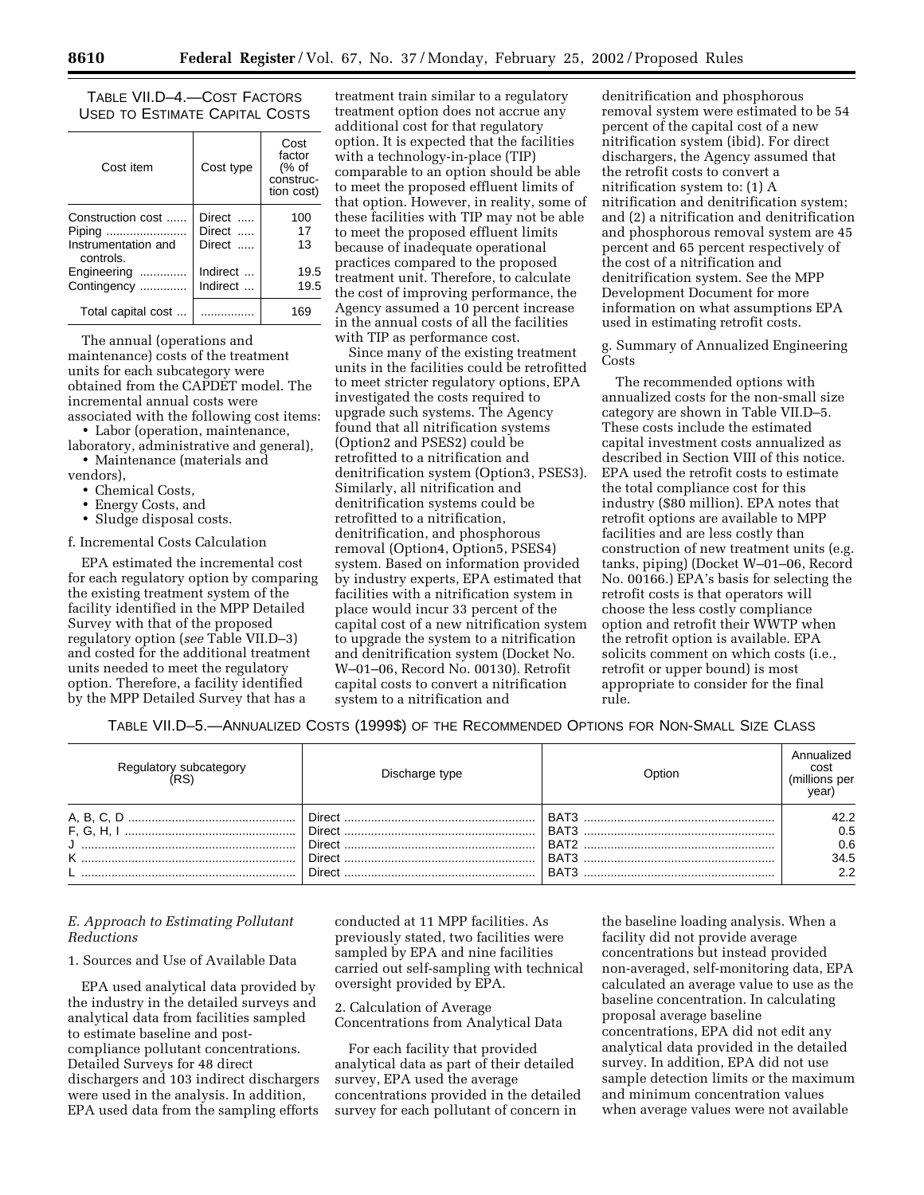TABLE VII.D–4.—COST FACTORS USED TO ESTIMATE CAPITAL COSTS

| Cost item | Cost type | Cost factor (% of construction cost) |
|---|---|---|
| Construction cost | Direct | 100 |
| Piping | Direct | 17 |
| Instrumentation and controls. | Direct | 13 |
| Engineering | Indirect | 19.5 |
| Contingency | Indirect | 19.5 |
| Total capital cost | | 169 |

The annual (operations and maintenance) costs of the treatment units for each subcategory were obtained from the CAPDET model. The incremental annual costs were associated with the following cost items:

- Labor (operation, maintenance, laboratory, administrative and general),
- Maintenance (materials and vendors),
- Chemical Costs,
- Energy Costs, and
- Sludge disposal costs.

f. Incremental Costs Calculation

EPA estimated the incremental cost for each regulatory option by comparing the existing treatment system of the facility identified in the MPP Detailed Survey with that of the proposed regulatory option (*see* Table VII.D–3) and costed for the additional treatment units needed to meet the regulatory option. Therefore, a facility identified by the MPP Detailed Survey that has a treatment train similar to a regulatory treatment option does not accrue any additional cost for that regulatory option. It is expected that the facilities with a technology-in-place (TIP) comparable to an option should be able to meet the proposed effluent limits of that option. However, in reality, some of these facilities with TIP may not be able to meet the proposed effluent limits because of inadequate operational practices compared to the proposed treatment unit. Therefore, to calculate the cost of improving performance, the Agency assumed a 10 percent increase in the annual costs of all the facilities with TIP as performance cost.

Since many of the existing treatment units in the facilities could be retrofitted to meet stricter regulatory options, EPA investigated the costs required to upgrade such systems. The Agency found that all nitrification systems (Option2 and PSES2) could be retrofitted to a nitrification and denitrification system (Option3, PSES3). Similarly, all nitrification and denitrification systems could be retrofitted to a nitrification, denitrification, and phosphorous removal (Option4, Option5, PSES4) system. Based on information provided by industry experts, EPA estimated that facilities with a nitrification system in place would incur 33 percent of the capital cost of a new nitrification system to upgrade the system to a nitrification and denitrification system (Docket No. W–01–06, Record No. 00130). Retrofit capital costs to convert a nitrification system to a nitrification and denitrification and phosphorous removal system were estimated to be 54 percent of the capital cost of a new nitrification system (ibid). For direct dischargers, the Agency assumed that the retrofit costs to convert a nitrification system to: (1) A nitrification and denitrification system; and (2) a nitrification and denitrification and phosphorous removal system are 45 percent and 65 percent respectively of the cost of a nitrification and denitrification system. See the MPP Development Document for more information on what assumptions EPA used in estimating retrofit costs.

g. Summary of Annualized Engineering Costs

The recommended options with annualized costs for the non-small size category are shown in Table VII.D–5. These costs include the estimated capital investment costs annualized as described in Section VIII of this notice. EPA used the retrofit costs to estimate the total compliance cost for this industry ($80 million). EPA notes that retrofit options are available to MPP facilities and are less costly than construction of new treatment units (e.g. tanks, piping) (Docket W–01–06, Record No. 00166.) EPA's basis for selecting the retrofit costs is that operators will choose the less costly compliance option and retrofit their WWTP when the retrofit option is available. EPA solicits comment on which costs (i.e., retrofit or upper bound) is most appropriate to consider for the final rule.

TABLE VII.D–5.—ANNUALIZED COSTS (1999$) OF THE RECOMMENDED OPTIONS FOR NON-SMALL SIZE CLASS

| Regulatory subcategory (RS) | Discharge type | Option | Annualized cost (millions per year) |
|---|---|---|---|
| A, B, C, D | Direct | BAT3 | 42.2 |
| F, G, H, I | Direct | BAT3 | 0.5 |
| J | Direct | BAT2 | 0.6 |
| K | Direct | BAT3 | 34.5 |
| L | Direct | BAT3 | 2.2 |

### *E. Approach to Estimating Pollutant Reductions*

1. Sources and Use of Available Data

EPA used analytical data provided by the industry in the detailed surveys and analytical data from facilities sampled to estimate baseline and post-compliance pollutant concentrations. Detailed Surveys for 48 direct dischargers and 103 indirect dischargers were used in the analysis. In addition, EPA used data from the sampling efforts conducted at 11 MPP facilities. As previously stated, two facilities were sampled by EPA and nine facilities carried out self-sampling with technical oversight provided by EPA.

2. Calculation of Average Concentrations from Analytical Data

For each facility that provided analytical data as part of their detailed survey, EPA used the average concentrations provided in the detailed survey for each pollutant of concern in the baseline loading analysis. When a facility did not provide average concentrations but instead provided non-averaged, self-monitoring data, EPA calculated an average value to use as the baseline concentration. In calculating proposal average baseline concentrations, EPA did not edit any analytical data provided in the detailed survey. In addition, EPA did not use sample detection limits or the maximum and minimum concentration values when average values were not available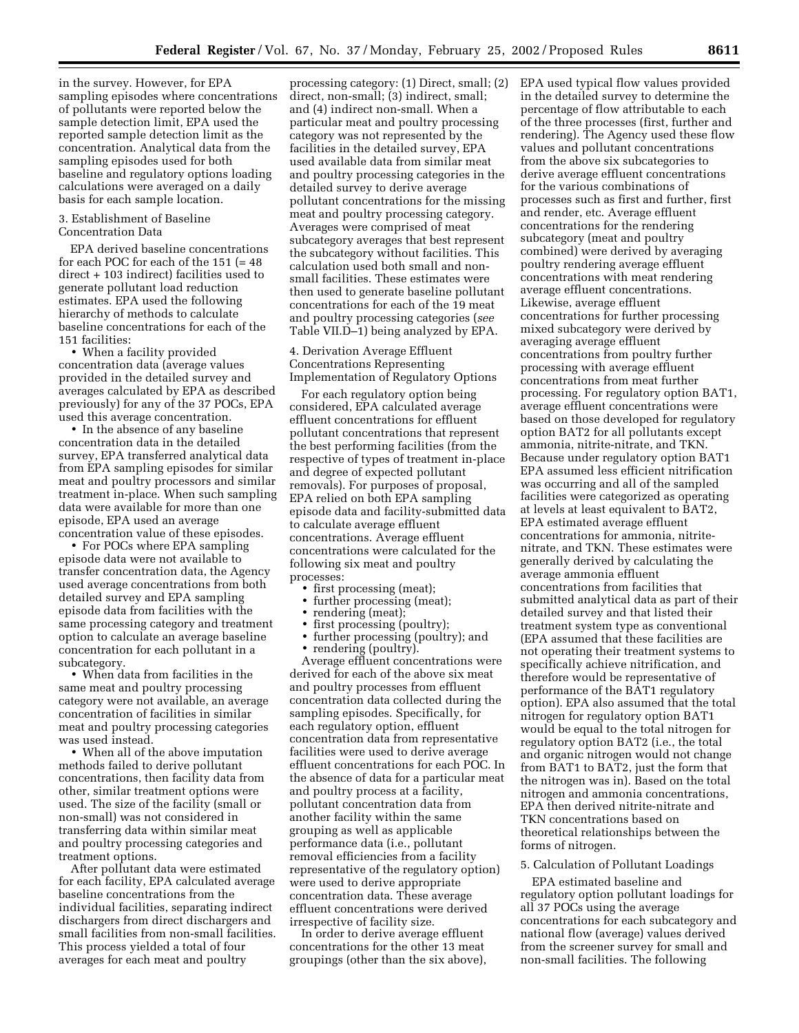in the survey. However, for EPA sampling episodes where concentrations of pollutants were reported below the sample detection limit, EPA used the reported sample detection limit as the concentration. Analytical data from the sampling episodes used for both baseline and regulatory options loading calculations were averaged on a daily basis for each sample location.

3. Establishment of Baseline Concentration Data

EPA derived baseline concentrations for each POC for each of the 151 (= 48 direct + 103 indirect) facilities used to generate pollutant load reduction estimates. EPA used the following hierarchy of methods to calculate baseline concentrations for each of the 151 facilities:

- When a facility provided concentration data (average values provided in the detailed survey and averages calculated by EPA as described previously) for any of the 37 POCs, EPA used this average concentration.
- In the absence of any baseline concentration data in the detailed survey, EPA transferred analytical data from EPA sampling episodes for similar meat and poultry processors and similar treatment in-place. When such sampling data were available for more than one episode, EPA used an average concentration value of these episodes.
- For POCs where EPA sampling episode data were not available to transfer concentration data, the Agency used average concentrations from both detailed survey and EPA sampling episode data from facilities with the same processing category and treatment option to calculate an average baseline concentration for each pollutant in a subcategory.
- When data from facilities in the same meat and poultry processing category were not available, an average concentration of facilities in similar meat and poultry processing categories was used instead.
- When all of the above imputation methods failed to derive pollutant concentrations, then facility data from other, similar treatment options were used. The size of the facility (small or non-small) was not considered in transferring data within similar meat and poultry processing categories and treatment options.

After pollutant data were estimated for each facility, EPA calculated average baseline concentrations from the individual facilities, separating indirect dischargers from direct dischargers and small facilities from non-small facilities. This process yielded a total of four averages for each meat and poultry processing category: (1) Direct, small; (2) direct, non-small; (3) indirect, small; and (4) indirect non-small. When a particular meat and poultry processing category was not represented by the facilities in the detailed survey, EPA used available data from similar meat and poultry processing categories in the detailed survey to derive average pollutant concentrations for the missing meat and poultry processing category. Averages were comprised of meat subcategory averages that best represent the subcategory without facilities. This calculation used both small and non-small facilities. These estimates were then used to generate baseline pollutant concentrations for each of the 19 meat and poultry processing categories (*see* Table VII.D–1) being analyzed by EPA.

4. Derivation Average Effluent Concentrations Representing Implementation of Regulatory Options

For each regulatory option being considered, EPA calculated average effluent concentrations for effluent pollutant concentrations that represent the best performing facilities (from the respective of types of treatment in-place and degree of expected pollutant removals). For purposes of proposal, EPA relied on both EPA sampling episode data and facility-submitted data to calculate average effluent concentrations. Average effluent concentrations were calculated for the following six meat and poultry processes:

- first processing (meat);
- further processing (meat);
- rendering (meat);
- first processing (poultry);
- further processing (poultry); and
- rendering (poultry).

Average effluent concentrations were derived for each of the above six meat and poultry processes from effluent concentration data collected during the sampling episodes. Specifically, for each regulatory option, effluent concentration data from representative facilities were used to derive average effluent concentrations for each POC. In the absence of data for a particular meat and poultry process at a facility, pollutant concentration data from another facility within the same grouping as well as applicable performance data (i.e., pollutant removal efficiencies from a facility representative of the regulatory option) were used to derive appropriate concentration data. These average effluent concentrations were derived irrespective of facility size.

In order to derive average effluent concentrations for the other 13 meat groupings (other than the six above), EPA used typical flow values provided in the detailed survey to determine the percentage of flow attributable to each of the three processes (first, further and rendering). The Agency used these flow values and pollutant concentrations from the above six subcategories to derive average effluent concentrations for the various combinations of processes such as first and further, first and render, etc. Average effluent concentrations for the rendering subcategory (meat and poultry combined) were derived by averaging poultry rendering average effluent concentrations with meat rendering average effluent concentrations. Likewise, average effluent concentrations for further processing mixed subcategory were derived by averaging average effluent concentrations from poultry further processing with average effluent concentrations from meat further processing. For regulatory option BAT1, average effluent concentrations were based on those developed for regulatory option BAT2 for all pollutants except ammonia, nitrite-nitrate, and TKN. Because under regulatory option BAT1 EPA assumed less efficient nitrification was occurring and all of the sampled facilities were categorized as operating at levels at least equivalent to BAT2, EPA estimated average effluent concentrations for ammonia, nitrite-nitrate, and TKN. These estimates were generally derived by calculating the average ammonia effluent concentrations from facilities that submitted analytical data as part of their detailed survey and that listed their treatment system type as conventional (EPA assumed that these facilities are not operating their treatment systems to specifically achieve nitrification, and therefore would be representative of performance of the BAT1 regulatory option). EPA also assumed that the total nitrogen for regulatory option BAT1 would be equal to the total nitrogen for regulatory option BAT2 (i.e., the total and organic nitrogen would not change from BAT1 to BAT2, just the form that the nitrogen was in). Based on the total nitrogen and ammonia concentrations, EPA then derived nitrite-nitrate and TKN concentrations based on theoretical relationships between the forms of nitrogen.

5. Calculation of Pollutant Loadings

EPA estimated baseline and regulatory option pollutant loadings for all 37 POCs using the average concentrations for each subcategory and national flow (average) values derived from the screener survey for small and non-small facilities. The following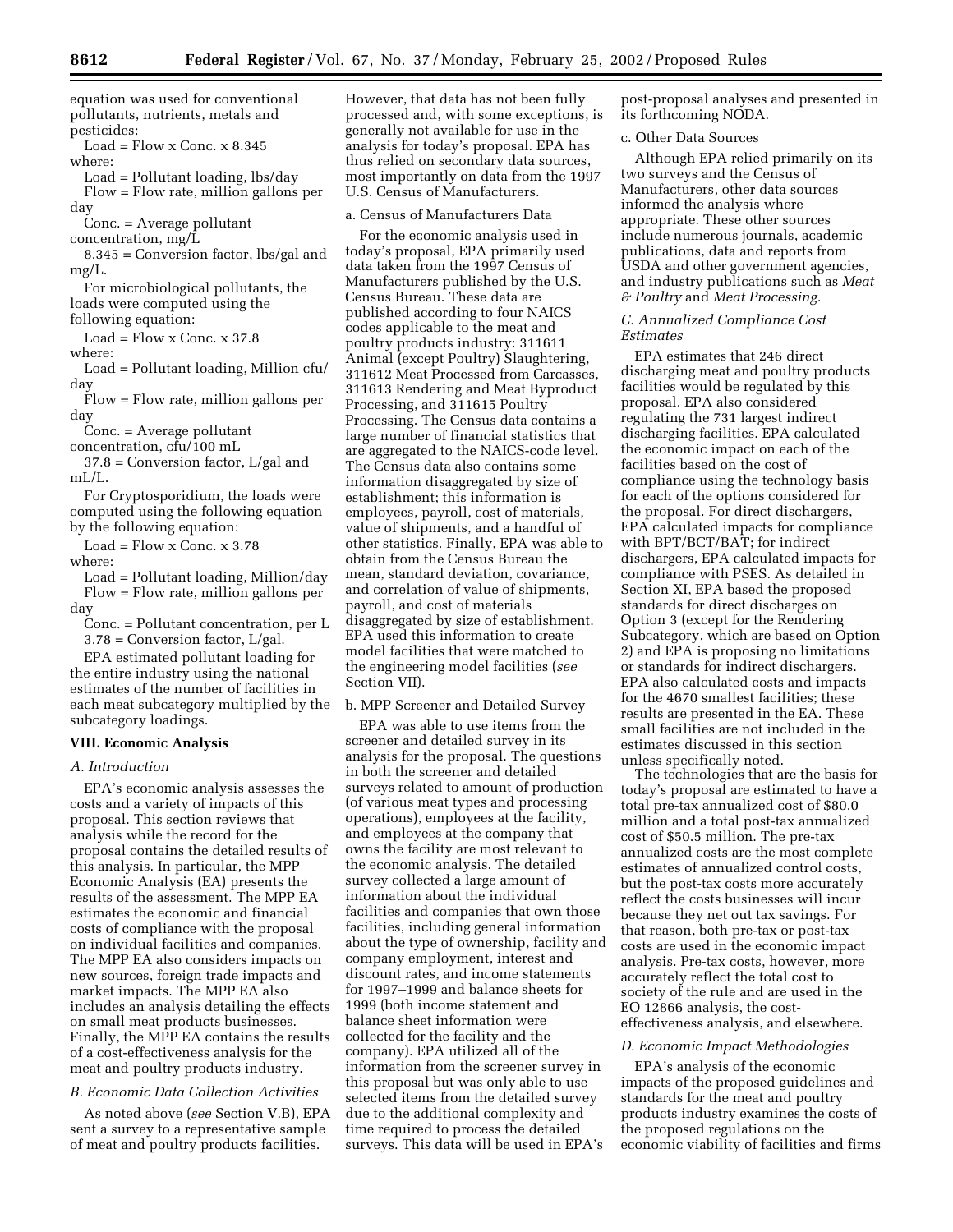equation was used for conventional pollutants, nutrients, metals and pesticides:

Load = Flow x Conc. x 8.345

where:

Load = Pollutant loading, lbs/day

Flow = Flow rate, million gallons per day

Conc. = Average pollutant concentration, mg/L

8.345 = Conversion factor, lbs/gal and mg/L.

For microbiological pollutants, the loads were computed using the following equation:

Load = Flow x Conc. x 37.8

where:

Load = Pollutant loading, Million cfu/day

Flow = Flow rate, million gallons per day

Conc. = Average pollutant concentration, cfu/100 mL

37.8 = Conversion factor, L/gal and mL/L.

For Cryptosporidium, the loads were computed using the following equation by the following equation:

Load = Flow x Conc. x 3.78

where:

Load = Pollutant loading, Million/day

Flow = Flow rate, million gallons per day

Conc. = Pollutant concentration, per L

3.78 = Conversion factor, L/gal.

EPA estimated pollutant loading for the entire industry using the national estimates of the number of facilities in each meat subcategory multiplied by the subcategory loadings.

## VIII. Economic Analysis

### *A. Introduction*

EPA's economic analysis assesses the costs and a variety of impacts of this proposal. This section reviews that analysis while the record for the proposal contains the detailed results of this analysis. In particular, the MPP Economic Analysis (EA) presents the results of the assessment. The MPP EA estimates the economic and financial costs of compliance with the proposal on individual facilities and companies. The MPP EA also considers impacts on new sources, foreign trade impacts and market impacts. The MPP EA also includes an analysis detailing the effects on small meat products businesses. Finally, the MPP EA contains the results of a cost-effectiveness analysis for the meat and poultry products industry.

### *B. Economic Data Collection Activities*

As noted above (*see* Section V.B), EPA sent a survey to a representative sample of meat and poultry products facilities. However, that data has not been fully processed and, with some exceptions, is generally not available for use in the analysis for today's proposal. EPA has thus relied on secondary data sources, most importantly on data from the 1997 U.S. Census of Manufacturers.

a. Census of Manufacturers Data

For the economic analysis used in today's proposal, EPA primarily used data taken from the 1997 Census of Manufacturers published by the U.S. Census Bureau. These data are published according to four NAICS codes applicable to the meat and poultry products industry: 311611 Animal (except Poultry) Slaughtering, 311612 Meat Processed from Carcasses, 311613 Rendering and Meat Byproduct Processing, and 311615 Poultry Processing. The Census data contains a large number of financial statistics that are aggregated to the NAICS-code level. The Census data also contains some information disaggregated by size of establishment; this information is employees, payroll, cost of materials, value of shipments, and a handful of other statistics. Finally, EPA was able to obtain from the Census Bureau the mean, standard deviation, covariance, and correlation of value of shipments, payroll, and cost of materials disaggregated by size of establishment. EPA used this information to create model facilities that were matched to the engineering model facilities (*see* Section VII).

b. MPP Screener and Detailed Survey

EPA was able to use items from the screener and detailed survey in its analysis for the proposal. The questions in both the screener and detailed surveys related to amount of production (of various meat types and processing operations), employees at the facility, and employees at the company that owns the facility are most relevant to the economic analysis. The detailed survey collected a large amount of information about the individual facilities and companies that own those facilities, including general information about the type of ownership, facility and company employment, interest and discount rates, and income statements for 1997–1999 and balance sheets for 1999 (both income statement and balance sheet information were collected for the facility and the company). EPA utilized all of the information from the screener survey in this proposal but was only able to use selected items from the detailed survey due to the additional complexity and time required to process the detailed surveys. This data will be used in EPA's post-proposal analyses and presented in its forthcoming NODA.

c. Other Data Sources

Although EPA relied primarily on its two surveys and the Census of Manufacturers, other data sources informed the analysis where appropriate. These other sources include numerous journals, academic publications, data and reports from USDA and other government agencies, and industry publications such as *Meat & Poultry* and *Meat Processing.*

### *C. Annualized Compliance Cost Estimates*

EPA estimates that 246 direct discharging meat and poultry products facilities would be regulated by this proposal. EPA also considered regulating the 731 largest indirect discharging facilities. EPA calculated the economic impact on each of the facilities based on the cost of compliance using the technology basis for each of the options considered for the proposal. For direct dischargers, EPA calculated impacts for compliance with BPT/BCT/BAT; for indirect dischargers, EPA calculated impacts for compliance with PSES. As detailed in Section XI, EPA based the proposed standards for direct discharges on Option 3 (except for the Rendering Subcategory, which are based on Option 2) and EPA is proposing no limitations or standards for indirect dischargers. EPA also calculated costs and impacts for the 4670 smallest facilities; these results are presented in the EA. These small facilities are not included in the estimates discussed in this section unless specifically noted.

The technologies that are the basis for today's proposal are estimated to have a total pre-tax annualized cost of $80.0 million and a total post-tax annualized cost of $50.5 million. The pre-tax annualized costs are the most complete estimates of annualized control costs, but the post-tax costs more accurately reflect the costs businesses will incur because they net out tax savings. For that reason, both pre-tax or post-tax costs are used in the economic impact analysis. Pre-tax costs, however, more accurately reflect the total cost to society of the rule and are used in the EO 12866 analysis, the cost-effectiveness analysis, and elsewhere.

### *D. Economic Impact Methodologies*

EPA's analysis of the economic impacts of the proposed guidelines and standards for the meat and poultry products industry examines the costs of the proposed regulations on the economic viability of facilities and firms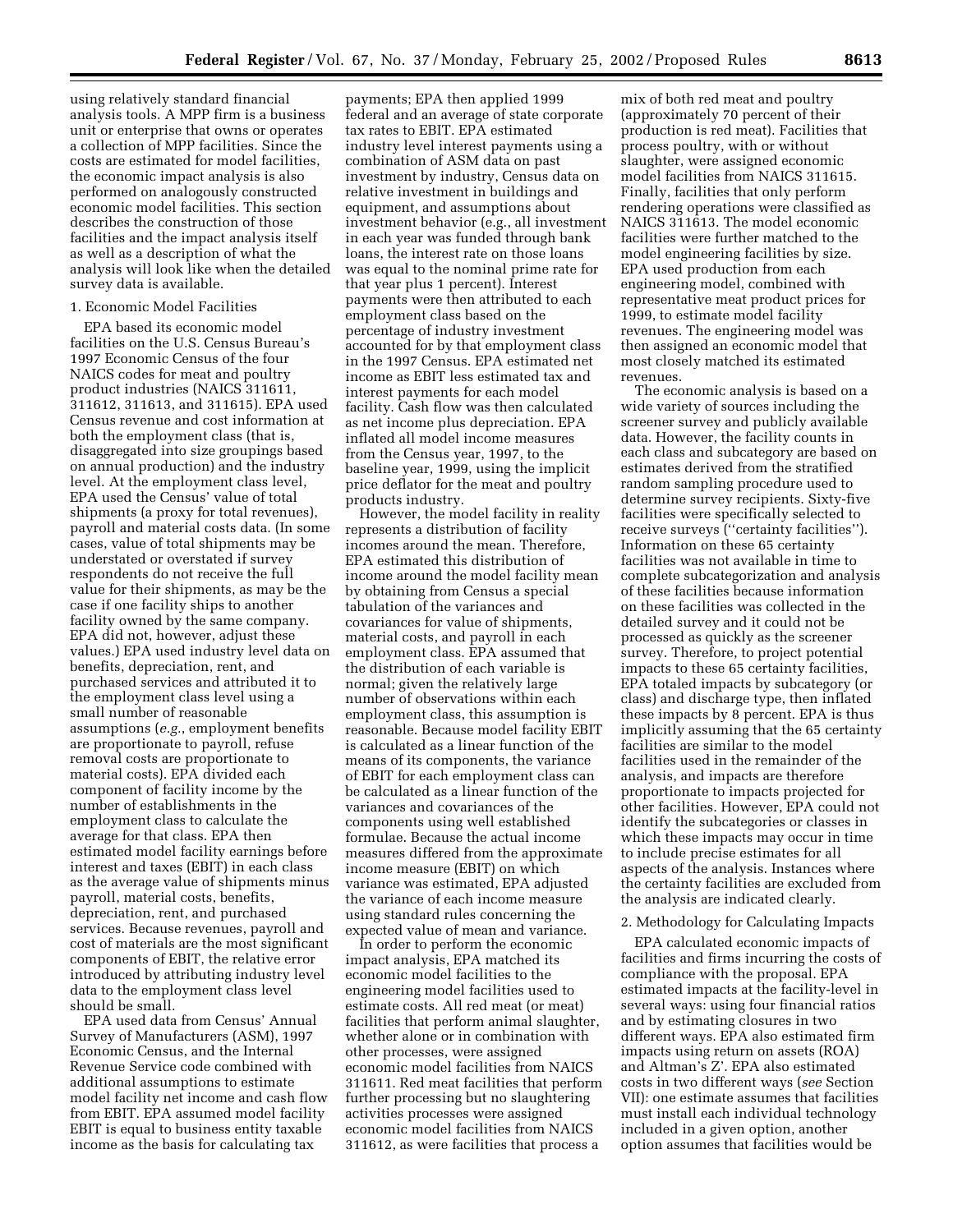using relatively standard financial analysis tools. A MPP firm is a business unit or enterprise that owns or operates a collection of MPP facilities. Since the costs are estimated for model facilities, the economic impact analysis is also performed on analogously constructed economic model facilities. This section describes the construction of those facilities and the impact analysis itself as well as a description of what the analysis will look like when the detailed survey data is available.

1. Economic Model Facilities

EPA based its economic model facilities on the U.S. Census Bureau's 1997 Economic Census of the four NAICS codes for meat and poultry product industries (NAICS 311611, 311612, 311613, and 311615). EPA used Census revenue and cost information at both the employment class (that is, disaggregated into size groupings based on annual production) and the industry level. At the employment class level, EPA used the Census' value of total shipments (a proxy for total revenues), payroll and material costs data. (In some cases, value of total shipments may be understated or overstated if survey respondents do not receive the full value for their shipments, as may be the case if one facility ships to another facility owned by the same company. EPA did not, however, adjust these values.) EPA used industry level data on benefits, depreciation, rent, and purchased services and attributed it to the employment class level using a small number of reasonable assumptions (*e.g.*, employment benefits are proportionate to payroll, refuse removal costs are proportionate to material costs). EPA divided each component of facility income by the number of establishments in the employment class to calculate the average for that class. EPA then estimated model facility earnings before interest and taxes (EBIT) in each class as the average value of shipments minus payroll, material costs, benefits, depreciation, rent, and purchased services. Because revenues, payroll and cost of materials are the most significant components of EBIT, the relative error introduced by attributing industry level data to the employment class level should be small.

EPA used data from Census' Annual Survey of Manufacturers (ASM), 1997 Economic Census, and the Internal Revenue Service code combined with additional assumptions to estimate model facility net income and cash flow from EBIT. EPA assumed model facility EBIT is equal to business entity taxable income as the basis for calculating tax payments; EPA then applied 1999 federal and an average of state corporate tax rates to EBIT. EPA estimated industry level interest payments using a combination of ASM data on past investment by industry, Census data on relative investment in buildings and equipment, and assumptions about investment behavior (e.g., all investment in each year was funded through bank loans, the interest rate on those loans was equal to the nominal prime rate for that year plus 1 percent). Interest payments were then attributed to each employment class based on the percentage of industry investment accounted for by that employment class in the 1997 Census. EPA estimated net income as EBIT less estimated tax and interest payments for each model facility. Cash flow was then calculated as net income plus depreciation. EPA inflated all model income measures from the Census year, 1997, to the baseline year, 1999, using the implicit price deflator for the meat and poultry products industry.

However, the model facility in reality represents a distribution of facility incomes around the mean. Therefore, EPA estimated this distribution of income around the model facility mean by obtaining from Census a special tabulation of the variances and covariances for value of shipments, material costs, and payroll in each employment class. EPA assumed that the distribution of each variable is normal; given the relatively large number of observations within each employment class, this assumption is reasonable. Because model facility EBIT is calculated as a linear function of the means of its components, the variance of EBIT for each employment class can be calculated as a linear function of the variances and covariances of the components using well established formulae. Because the actual income measures differed from the approximate income measure (EBIT) on which variance was estimated, EPA adjusted the variance of each income measure using standard rules concerning the expected value of mean and variance.

In order to perform the economic impact analysis, EPA matched its economic model facilities to the engineering model facilities used to estimate costs. All red meat (or meat) facilities that perform animal slaughter, whether alone or in combination with other processes, were assigned economic model facilities from NAICS 311611. Red meat facilities that perform further processing but no slaughtering activities processes were assigned economic model facilities from NAICS 311612, as were facilities that process a mix of both red meat and poultry (approximately 70 percent of their production is red meat). Facilities that process poultry, with or without slaughter, were assigned economic model facilities from NAICS 311615. Finally, facilities that only perform rendering operations were classified as NAICS 311613. The model economic facilities were further matched to the model engineering facilities by size. EPA used production from each engineering model, combined with representative meat product prices for 1999, to estimate model facility revenues. The engineering model was then assigned an economic model that most closely matched its estimated revenues.

The economic analysis is based on a wide variety of sources including the screener survey and publicly available data. However, the facility counts in each class and subcategory are based on estimates derived from the stratified random sampling procedure used to determine survey recipients. Sixty-five facilities were specifically selected to receive surveys (''certainty facilities''). Information on these 65 certainty facilities was not available in time to complete subcategorization and analysis of these facilities because information on these facilities was collected in the detailed survey and it could not be processed as quickly as the screener survey. Therefore, to project potential impacts to these 65 certainty facilities, EPA totaled impacts by subcategory (or class) and discharge type, then inflated these impacts by 8 percent. EPA is thus implicitly assuming that the 65 certainty facilities are similar to the model facilities used in the remainder of the analysis, and impacts are therefore proportionate to impacts projected for other facilities. However, EPA could not identify the subcategories or classes in which these impacts may occur in time to include precise estimates for all aspects of the analysis. Instances where the certainty facilities are excluded from the analysis are indicated clearly.

2. Methodology for Calculating Impacts

EPA calculated economic impacts of facilities and firms incurring the costs of compliance with the proposal. EPA estimated impacts at the facility-level in several ways: using four financial ratios and by estimating closures in two different ways. EPA also estimated firm impacts using return on assets (ROA) and Altman's Z'. EPA also estimated costs in two different ways (*see* Section VII): one estimate assumes that facilities must install each individual technology included in a given option, another option assumes that facilities would be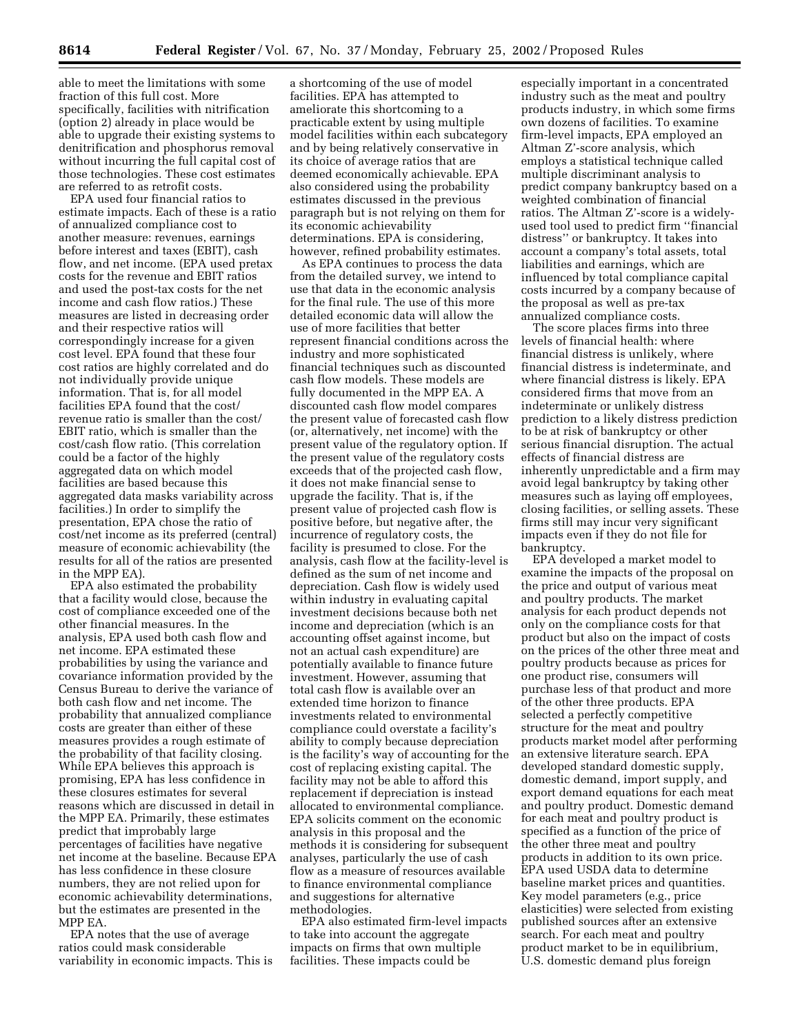able to meet the limitations with some fraction of this full cost. More specifically, facilities with nitrification (option 2) already in place would be able to upgrade their existing systems to denitrification and phosphorus removal without incurring the full capital cost of those technologies. These cost estimates are referred to as retrofit costs.

EPA used four financial ratios to estimate impacts. Each of these is a ratio of annualized compliance cost to another measure: revenues, earnings before interest and taxes (EBIT), cash flow, and net income. (EPA used pretax costs for the revenue and EBIT ratios and used the post-tax costs for the net income and cash flow ratios.) These measures are listed in decreasing order and their respective ratios will correspondingly increase for a given cost level. EPA found that these four cost ratios are highly correlated and do not individually provide unique information. That is, for all model facilities EPA found that the cost/revenue ratio is smaller than the cost/EBIT ratio, which is smaller than the cost/cash flow ratio. (This correlation could be a factor of the highly aggregated data on which model facilities are based because this aggregated data masks variability across facilities.) In order to simplify the presentation, EPA chose the ratio of cost/net income as its preferred (central) measure of economic achievability (the results for all of the ratios are presented in the MPP EA).

EPA also estimated the probability that a facility would close, because the cost of compliance exceeded one of the other financial measures. In the analysis, EPA used both cash flow and net income. EPA estimated these probabilities by using the variance and covariance information provided by the Census Bureau to derive the variance of both cash flow and net income. The probability that annualized compliance costs are greater than either of these measures provides a rough estimate of the probability of that facility closing. While EPA believes this approach is promising, EPA has less confidence in these closures estimates for several reasons which are discussed in detail in the MPP EA. Primarily, these estimates predict that improbably large percentages of facilities have negative net income at the baseline. Because EPA has less confidence in these closure numbers, they are not relied upon for economic achievability determinations, but the estimates are presented in the MPP EA.

EPA notes that the use of average ratios could mask considerable variability in economic impacts. This is a shortcoming of the use of model facilities. EPA has attempted to ameliorate this shortcoming to a practicable extent by using multiple model facilities within each subcategory and by being relatively conservative in its choice of average ratios that are deemed economically achievable. EPA also considered using the probability estimates discussed in the previous paragraph but is not relying on them for its economic achievability determinations. EPA is considering, however, refined probability estimates.

As EPA continues to process the data from the detailed survey, we intend to use that data in the economic analysis for the final rule. The use of this more detailed economic data will allow the use of more facilities that better represent financial conditions across the industry and more sophisticated financial techniques such as discounted cash flow models. These models are fully documented in the MPP EA. A discounted cash flow model compares the present value of forecasted cash flow (or, alternatively, net income) with the present value of the regulatory option. If the present value of the regulatory costs exceeds that of the projected cash flow, it does not make financial sense to upgrade the facility. That is, if the present value of projected cash flow is positive before, but negative after, the incurrence of regulatory costs, the facility is presumed to close. For the analysis, cash flow at the facility-level is defined as the sum of net income and depreciation. Cash flow is widely used within industry in evaluating capital investment decisions because both net income and depreciation (which is an accounting offset against income, but not an actual cash expenditure) are potentially available to finance future investment. However, assuming that total cash flow is available over an extended time horizon to finance investments related to environmental compliance could overstate a facility's ability to comply because depreciation is the facility's way of accounting for the cost of replacing existing capital. The facility may not be able to afford this replacement if depreciation is instead allocated to environmental compliance. EPA solicits comment on the economic analysis in this proposal and the methods it is considering for subsequent analyses, particularly the use of cash flow as a measure of resources available to finance environmental compliance and suggestions for alternative methodologies.

EPA also estimated firm-level impacts to take into account the aggregate impacts on firms that own multiple facilities. These impacts could be especially important in a concentrated industry such as the meat and poultry products industry, in which some firms own dozens of facilities. To examine firm-level impacts, EPA employed an Altman Z'-score analysis, which employs a statistical technique called multiple discriminant analysis to predict company bankruptcy based on a weighted combination of financial ratios. The Altman Z'-score is a widely-used tool used to predict firm "financial distress" or bankruptcy. It takes into account a company's total assets, total liabilities and earnings, which are influenced by total compliance capital costs incurred by a company because of the proposal as well as pre-tax annualized compliance costs.

The score places firms into three levels of financial health: where financial distress is unlikely, where financial distress is indeterminate, and where financial distress is likely. EPA considered firms that move from an indeterminate or unlikely distress prediction to a likely distress prediction to be at risk of bankruptcy or other serious financial disruption. The actual effects of financial distress are inherently unpredictable and a firm may avoid legal bankruptcy by taking other measures such as laying off employees, closing facilities, or selling assets. These firms still may incur very significant impacts even if they do not file for bankruptcy.

EPA developed a market model to examine the impacts of the proposal on the price and output of various meat and poultry products. The market analysis for each product depends not only on the compliance costs for that product but also on the impact of costs on the prices of the other three meat and poultry products because as prices for one product rise, consumers will purchase less of that product and more of the other three products. EPA selected a perfectly competitive structure for the meat and poultry products market model after performing an extensive literature search. EPA developed standard domestic supply, domestic demand, import supply, and export demand equations for each meat and poultry product. Domestic demand for each meat and poultry product is specified as a function of the price of the other three meat and poultry products in addition to its own price. EPA used USDA data to determine baseline market prices and quantities. Key model parameters (e.g., price elasticities) were selected from existing published sources after an extensive search. For each meat and poultry product market to be in equilibrium, U.S. domestic demand plus foreign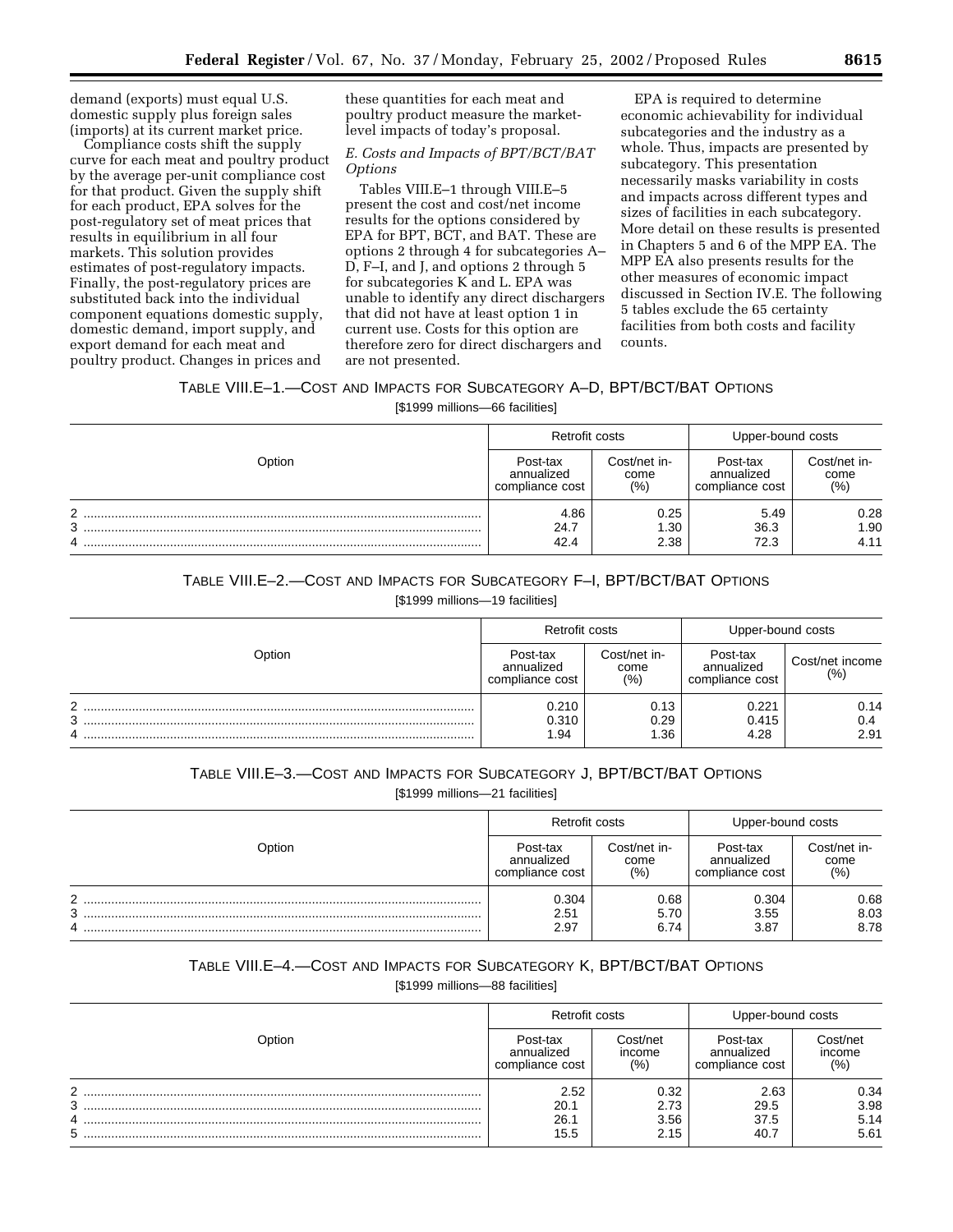demand (exports) must equal U.S. domestic supply plus foreign sales (imports) at its current market price.

Compliance costs shift the supply curve for each meat and poultry product by the average per-unit compliance cost for that product. Given the supply shift for each product, EPA solves for the post-regulatory set of meat prices that results in equilibrium in all four markets. This solution provides estimates of post-regulatory impacts. Finally, the post-regulatory prices are substituted back into the individual component equations domestic supply, domestic demand, import supply, and export demand for each meat and poultry product. Changes in prices and these quantities for each meat and poultry product measure the market-level impacts of today's proposal.

### E. Costs and Impacts of BPT/BCT/BAT Options

Tables VIII.E–1 through VIII.E–5 present the cost and cost/net income results for the options considered by EPA for BPT, BCT, and BAT. These are options 2 through 4 for subcategories A–D, F–I, and J, and options 2 through 5 for subcategories K and L. EPA was unable to identify any direct dischargers that did not have at least option 1 in current use. Costs for this option are therefore zero for direct dischargers and are not presented.

EPA is required to determine economic achievability for individual subcategories and the industry as a whole. Thus, impacts are presented by subcategory. This presentation necessarily masks variability in costs and impacts across different types and sizes of facilities in each subcategory. More detail on these results is presented in Chapters 5 and 6 of the MPP EA. The MPP EA also presents results for the other measures of economic impact discussed in Section IV.E. The following 5 tables exclude the 65 certainty facilities from both costs and facility counts.

TABLE VIII.E–1.—COST AND IMPACTS FOR SUBCATEGORY A–D, BPT/BCT/BAT OPTIONS

[$1999 millions—66 facilities]

| Option | Retrofit costs | | Upper-bound costs | |
|---|---|---|---|---|
| | Post-tax annualized compliance cost | Cost/net income (%) | Post-tax annualized compliance cost | Cost/net income (%) |
| 2 | 4.86 | 0.25 | 5.49 | 0.28 |
| 3 | 24.7 | 1.30 | 36.3 | 1.90 |
| 4 | 42.4 | 2.38 | 72.3 | 4.11 |

TABLE VIII.E–2.—COST AND IMPACTS FOR SUBCATEGORY F–I, BPT/BCT/BAT OPTIONS

[$1999 millions—19 facilities]

| Option | Retrofit costs | | Upper-bound costs | |
|---|---|---|---|---|
| | Post-tax annualized compliance cost | Cost/net income (%) | Post-tax annualized compliance cost | Cost/net income (%) |
| 2 | 0.210 | 0.13 | 0.221 | 0.14 |
| 3 | 0.310 | 0.29 | 0.415 | 0.4 |
| 4 | 1.94 | 1.36 | 4.28 | 2.91 |

TABLE VIII.E–3.—COST AND IMPACTS FOR SUBCATEGORY J, BPT/BCT/BAT OPTIONS

[$1999 millions—21 facilities]

| Option | Retrofit costs | | Upper-bound costs | |
|---|---|---|---|---|
| | Post-tax annualized compliance cost | Cost/net income (%) | Post-tax annualized compliance cost | Cost/net income (%) |
| 2 | 0.304 | 0.68 | 0.304 | 0.68 |
| 3 | 2.51 | 5.70 | 3.55 | 8.03 |
| 4 | 2.97 | 6.74 | 3.87 | 8.78 |

TABLE VIII.E–4.—COST AND IMPACTS FOR SUBCATEGORY K, BPT/BCT/BAT OPTIONS

[$1999 millions—88 facilities]

| Option | Retrofit costs | | Upper-bound costs | |
|---|---|---|---|---|
| | Post-tax annualized compliance cost | Cost/net income (%) | Post-tax annualized compliance cost | Cost/net income (%) |
| 2 | 2.52 | 0.32 | 2.63 | 0.34 |
| 3 | 20.1 | 2.73 | 29.5 | 3.98 |
| 4 | 26.1 | 3.56 | 37.5 | 5.14 |
| 5 | 15.5 | 2.15 | 40.7 | 5.61 |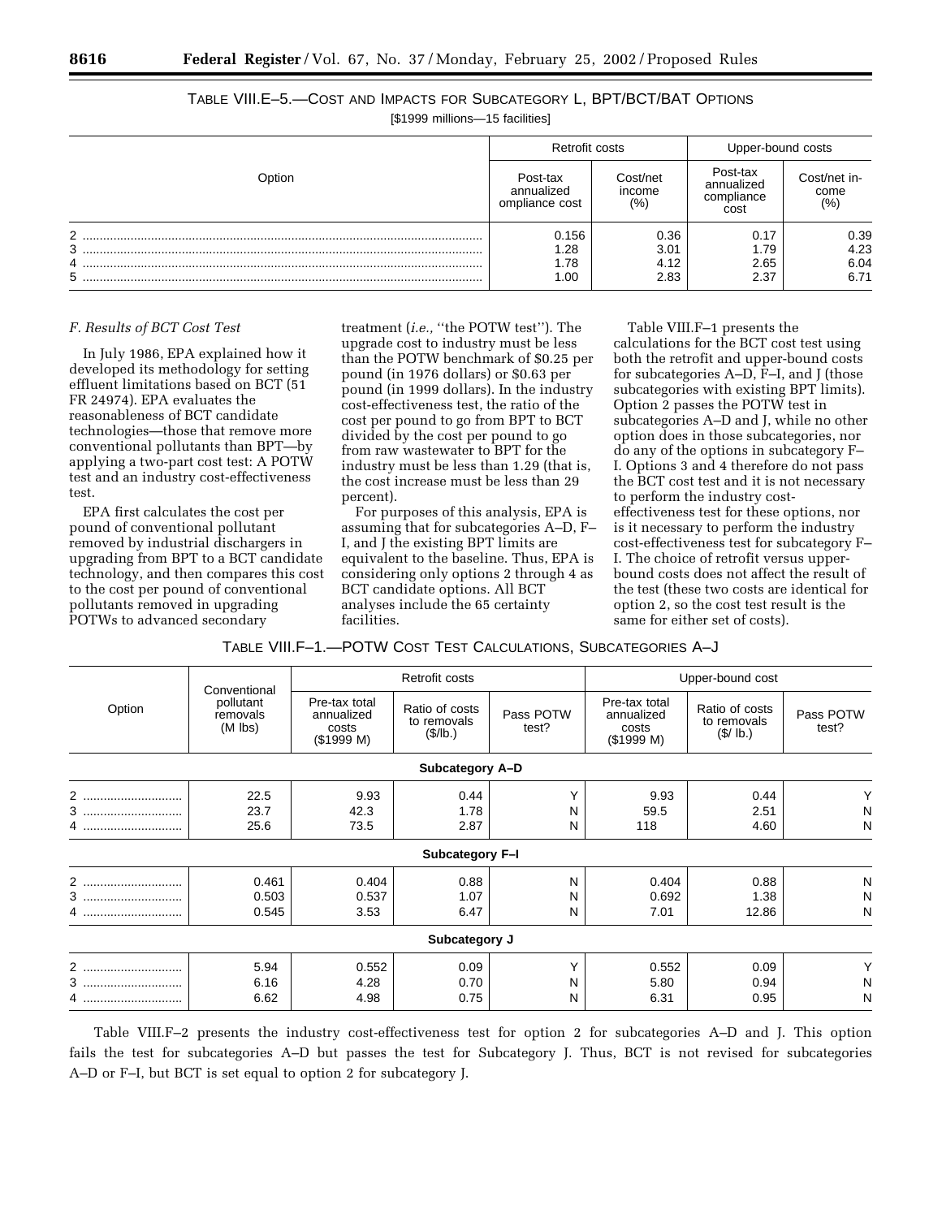TABLE VIII.E–5.—COST AND IMPACTS FOR SUBCATEGORY L, BPT/BCT/BAT OPTIONS

[$1999 millions—15 facilities]

| Option | Retrofit costs | | Upper-bound costs | |
|---|---|---|---|---|
| | Post-tax annualized ompliance cost | Cost/net income (%) | Post-tax annualized compliance cost | Cost/net income (%) |
| 2 | 0.156 | 0.36 | 0.17 | 0.39 |
| 3 | 1.28 | 3.01 | 1.79 | 4.23 |
| 4 | 1.78 | 4.12 | 2.65 | 6.04 |
| 5 | 1.00 | 2.83 | 2.37 | 6.71 |

*F. Results of BCT Cost Test*

In July 1986, EPA explained how it developed its methodology for setting effluent limitations based on BCT (51 FR 24974). EPA evaluates the reasonableness of BCT candidate technologies—those that remove more conventional pollutants than BPT—by applying a two-part cost test: A POTW test and an industry cost-effectiveness test.

EPA first calculates the cost per pound of conventional pollutant removed by industrial dischargers in upgrading from BPT to a BCT candidate technology, and then compares this cost to the cost per pound of conventional pollutants removed in upgrading POTWs to advanced secondary treatment (*i.e.,* ''the POTW test''). The upgrade cost to industry must be less than the POTW benchmark of $0.25 per pound (in 1976 dollars) or $0.63 per pound (in 1999 dollars). In the industry cost-effectiveness test, the ratio of the cost per pound to go from BPT to BCT divided by the cost per pound to go from raw wastewater to BPT for the industry must be less than 1.29 (that is, the cost increase must be less than 29 percent).

For purposes of this analysis, EPA is assuming that for subcategories A–D, F–I, and J the existing BPT limits are equivalent to the baseline. Thus, EPA is considering only options 2 through 4 as BCT candidate options. All BCT analyses include the 65 certainty facilities.

Table VIII.F–1 presents the calculations for the BCT cost test using both the retrofit and upper-bound costs for subcategories A–D, F–I, and J (those subcategories with existing BPT limits). Option 2 passes the POTW test in subcategories A–D and J, while no other option does in those subcategories, nor do any of the options in subcategory F–I. Options 3 and 4 therefore do not pass the BCT cost test and it is not necessary to perform the industry cost-effectiveness test for these options, nor is it necessary to perform the industry cost-effectiveness test for subcategory F–I. The choice of retrofit versus upper-bound costs does not affect the result of the test (these two costs are identical for option 2, so the cost test result is the same for either set of costs).

TABLE VIII.F–1.—POTW COST TEST CALCULATIONS, SUBCATEGORIES A–J

| Option | Conventional pollutant removals (M lbs) | Retrofit costs | | | Upper-bound cost | | |
|---|---|---|---|---|---|---|---|
| | | Pre-tax total annualized costs ($1999 M) | Ratio of costs to removals ($/lb.) | Pass POTW test? | Pre-tax total annualized costs ($1999 M) | Ratio of costs to removals ($/ lb.) | Pass POTW test? |
| **Subcategory A–D** | | | | | | | |
| 2 | 22.5 | 9.93 | 0.44 | Y | 9.93 | 0.44 | Y |
| 3 | 23.7 | 42.3 | 1.78 | N | 59.5 | 2.51 | N |
| 4 | 25.6 | 73.5 | 2.87 | N | 118 | 4.60 | N |
| **Subcategory F–I** | | | | | | | |
| 2 | 0.461 | 0.404 | 0.88 | N | 0.404 | 0.88 | N |
| 3 | 0.503 | 0.537 | 1.07 | N | 0.692 | 1.38 | N |
| 4 | 0.545 | 3.53 | 6.47 | N | 7.01 | 12.86 | N |
| **Subcategory J** | | | | | | | |
| 2 | 5.94 | 0.552 | 0.09 | Y | 0.552 | 0.09 | Y |
| 3 | 6.16 | 4.28 | 0.70 | N | 5.80 | 0.94 | N |
| 4 | 6.62 | 4.98 | 0.75 | N | 6.31 | 0.95 | N |

Table VIII.F–2 presents the industry cost-effectiveness test for option 2 for subcategories A–D and J. This option fails the test for subcategories A–D but passes the test for Subcategory J. Thus, BCT is not revised for subcategories A–D or F–I, but BCT is set equal to option 2 for subcategory J.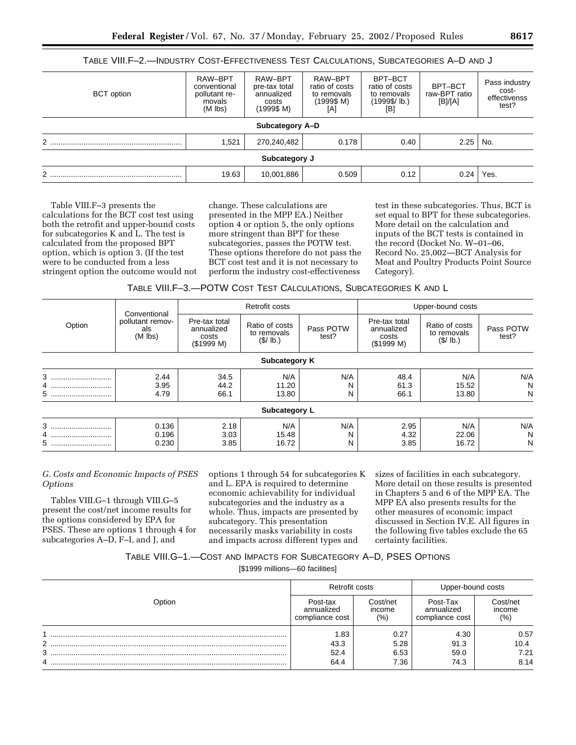TABLE VIII.F–2.—INDUSTRY COST-EFFECTIVENESS TEST CALCULATIONS, SUBCATEGORIES A–D AND J

| BCT option | RAW–BPT conventional pollutant removals (M lbs) | RAW–BPT pre-tax total annualized costs (1999$ M) | RAW–BPT ratio of costs to removals (1999$ M) [A] | BPT–BCT ratio of costs to removals (1999$/ lb.) [B] | BPT–BCT raw-BPT ratio [B]/[A] | Pass industry cost-effectivenss test? |
|---|---|---|---|---|---|---|
| **Subcategory A–D** | | | | | | |
| 2 | 1,521 | 270,240,482 | 0.178 | 0.40 | 2.25 | No. |
| **Subcategory J** | | | | | | |
| 2 | 19.63 | 10,001,886 | 0.509 | 0.12 | 0.24 | Yes. |

Table VIII.F–3 presents the calculations for the BCT cost test using both the retrofit and upper-bound costs for subcategories K and L. The test is calculated from the proposed BPT option, which is option 3. (If the test were to be conducted from a less stringent option the outcome would not change. These calculations are presented in the MPP EA.) Neither option 4 or option 5, the only options more stringent than BPT for these subcategories, passes the POTW test. These options therefore do not pass the BCT cost test and it is not necessary to perform the industry cost-effectiveness test in these subcategories. Thus, BCT is set equal to BPT for these subcategories. More detail on the calculation and inputs of the BCT tests is contained in the record (Docket No. W–01–06, Record No. 25,002—BCT Analysis for Meat and Poultry Products Point Source Category).

TABLE VIII.F–3.—POTW COST TEST CALCULATIONS, SUBCATEGORIES K AND L

| Option | Conventional pollutant removals (M lbs) | Retrofit costs | | | Upper-bound costs | | |
|---|---|---|---|---|---|---|---|
| | | Pre-tax total annualized costs ($1999 M) | Ratio of costs to removals ($/ lb.) | Pass POTW test? | Pre-tax total annualized costs ($1999 M) | Ratio of costs to removals ($/ lb.) | Pass POTW test? |
| **Subcategory K** | | | | | | | |
| 3 | 2.44 | 34.5 | N/A | N/A | 48.4 | N/A | N/A |
| 4 | 3.95 | 44.2 | 11.20 | N | 61.3 | 15.52 | N |
| 5 | 4.79 | 66.1 | 13.80 | N | 66.1 | 13.80 | N |
| **Subcategory L** | | | | | | | |
| 3 | 0.136 | 2.18 | N/A | N/A | 2.95 | N/A | N/A |
| 4 | 0.196 | 3.03 | 15.48 | N | 4.32 | 22.06 | N |
| 5 | 0.230 | 3.85 | 16.72 | N | 3.85 | 16.72 | N |

### *G. Costs and Economic Impacts of PSES Options*

Tables VIII.G–1 through VIII.G–5 present the cost/net income results for the options considered by EPA for PSES. These are options 1 through 4 for subcategories A–D, F–I, and J, and options 1 through 54 for subcategories K and L. EPA is required to determine economic achievability for individual subcategories and the industry as a whole. Thus, impacts are presented by subcategory. This presentation necessarily masks variability in costs and impacts across different types and sizes of facilities in each subcategory. More detail on these results is presented in Chapters 5 and 6 of the MPP EA. The MPP EA also presents results for the other measures of economic impact discussed in Section IV.E. All figures in the following five tables exclude the 65 certainty facilities.

TABLE VIII.G–1.—COST AND IMPACTS FOR SUBCATEGORY A–D, PSES OPTIONS

[$1999 millions—60 facilities]

| Option | Retrofit costs | | Upper-bound costs | |
|---|---|---|---|---|
| | Post-tax annualized compliance cost | Cost/net income (%) | Post-Tax annualized compliance cost | Cost/net income (%) |
| 1 | 1.83 | 0.27 | 4.30 | 0.57 |
| 2 | 43.3 | 5.28 | 91.3 | 10.4 |
| 3 | 52.4 | 6.53 | 59.0 | 7.21 |
| 4 | 64.4 | 7.36 | 74.3 | 8.14 |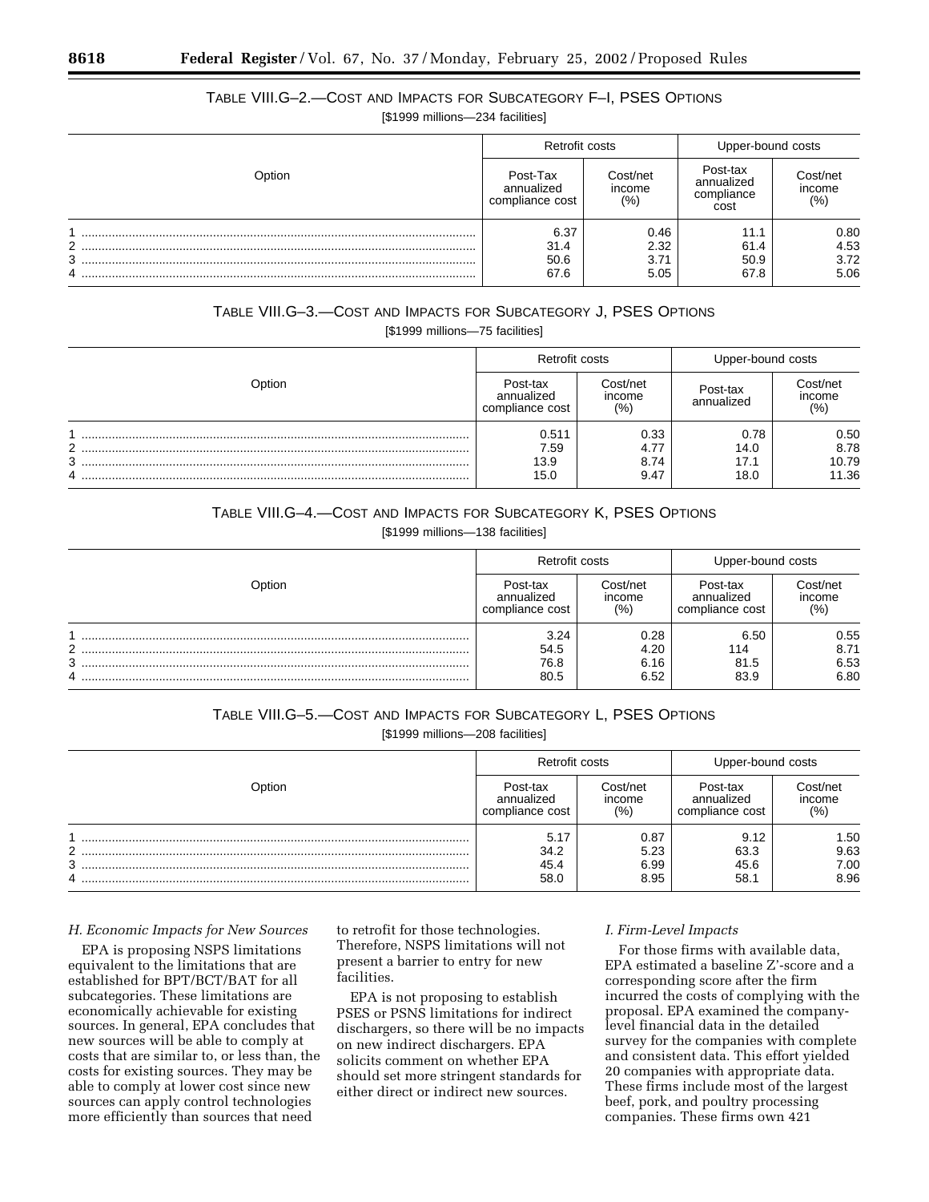TABLE VIII.G–2.—COST AND IMPACTS FOR SUBCATEGORY F–I, PSES OPTIONS

[$1999 millions—234 facilities]

| Option | Retrofit costs | | Upper-bound costs | |
|---|---|---|---|---|
| | Post-Tax annualized compliance cost | Cost/net income (%) | Post-tax annualized compliance cost | Cost/net income (%) |
| 1 | 6.37 | 0.46 | 11.1 | 0.80 |
| 2 | 31.4 | 2.32 | 61.4 | 4.53 |
| 3 | 50.6 | 3.71 | 50.9 | 3.72 |
| 4 | 67.6 | 5.05 | 67.8 | 5.06 |

TABLE VIII.G–3.—COST AND IMPACTS FOR SUBCATEGORY J, PSES OPTIONS

[$1999 millions—75 facilities]

| Option | Retrofit costs | | Upper-bound costs | |
|---|---|---|---|---|
| | Post-tax annualized compliance cost | Cost/net income (%) | Post-tax annualized | Cost/net income (%) |
| 1 | 0.511 | 0.33 | 0.78 | 0.50 |
| 2 | 7.59 | 4.77 | 14.0 | 8.78 |
| 3 | 13.9 | 8.74 | 17.1 | 10.79 |
| 4 | 15.0 | 9.47 | 18.0 | 11.36 |

TABLE VIII.G–4.—COST AND IMPACTS FOR SUBCATEGORY K, PSES OPTIONS

[$1999 millions—138 facilities]

| Option | Retrofit costs | | Upper-bound costs | |
|---|---|---|---|---|
| | Post-tax annualized compliance cost | Cost/net income (%) | Post-tax annualized compliance cost | Cost/net income (%) |
| 1 | 3.24 | 0.28 | 6.50 | 0.55 |
| 2 | 54.5 | 4.20 | 114 | 8.71 |
| 3 | 76.8 | 6.16 | 81.5 | 6.53 |
| 4 | 80.5 | 6.52 | 83.9 | 6.80 |

TABLE VIII.G–5.—COST AND IMPACTS FOR SUBCATEGORY L, PSES OPTIONS

[$1999 millions—208 facilities]

| Option | Retrofit costs | | Upper-bound costs | |
|---|---|---|---|---|
| | Post-tax annualized compliance cost | Cost/net income (%) | Post-tax annualized compliance cost | Cost/net income (%) |
| 1 | 5.17 | 0.87 | 9.12 | 1.50 |
| 2 | 34.2 | 5.23 | 63.3 | 9.63 |
| 3 | 45.4 | 6.99 | 45.6 | 7.00 |
| 4 | 58.0 | 8.95 | 58.1 | 8.96 |

*H. Economic Impacts for New Sources*

EPA is proposing NSPS limitations equivalent to the limitations that are established for BPT/BCT/BAT for all subcategories. These limitations are economically achievable for existing sources. In general, EPA concludes that new sources will be able to comply at costs that are similar to, or less than, the costs for existing sources. They may be able to comply at lower cost since new sources can apply control technologies more efficiently than sources that need to retrofit for those technologies. Therefore, NSPS limitations will not present a barrier to entry for new facilities.

EPA is not proposing to establish PSES or PSNS limitations for indirect dischargers, so there will be no impacts on new indirect dischargers. EPA solicits comment on whether EPA should set more stringent standards for either direct or indirect new sources.

*I. Firm-Level Impacts*

For those firms with available data, EPA estimated a baseline Z'-score and a corresponding score after the firm incurred the costs of complying with the proposal. EPA examined the company-level financial data in the detailed survey for the companies with complete and consistent data. This effort yielded 20 companies with appropriate data. These firms include most of the largest beef, pork, and poultry processing companies. These firms own 421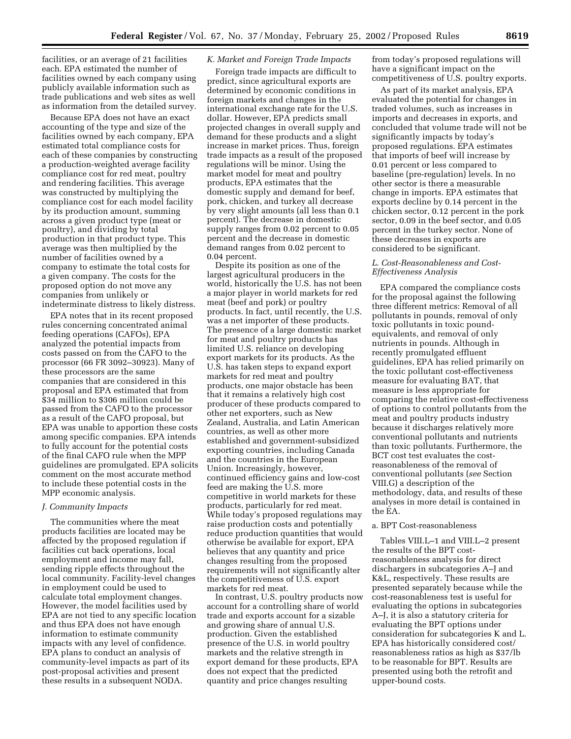facilities, or an average of 21 facilities each. EPA estimated the number of facilities owned by each company using publicly available information such as trade publications and web sites as well as information from the detailed survey.

Because EPA does not have an exact accounting of the type and size of the facilities owned by each company, EPA estimated total compliance costs for each of these companies by constructing a production-weighted average facility compliance cost for red meat, poultry and rendering facilities. This average was constructed by multiplying the compliance cost for each model facility by its production amount, summing across a given product type (meat or poultry), and dividing by total production in that product type. This average was then multiplied by the number of facilities owned by a company to estimate the total costs for a given company. The costs for the proposed option do not move any companies from unlikely or indeterminate distress to likely distress.

EPA notes that in its recent proposed rules concerning concentrated animal feeding operations (CAFOs), EPA analyzed the potential impacts from costs passed on from the CAFO to the processor (66 FR 3092–30923). Many of these processors are the same companies that are considered in this proposal and EPA estimated that from $34 million to $306 million could be passed from the CAFO to the processor as a result of the CAFO proposal, but EPA was unable to apportion these costs among specific companies. EPA intends to fully account for the potential costs of the final CAFO rule when the MPP guidelines are promulgated. EPA solicits comment on the most accurate method to include these potential costs in the MPP economic analysis.

### *J. Community Impacts*

The communities where the meat products facilities are located may be affected by the proposed regulation if facilities cut back operations, local employment and income may fall, sending ripple effects throughout the local community. Facility-level changes in employment could be used to calculate total employment changes. However, the model facilities used by EPA are not tied to any specific location and thus EPA does not have enough information to estimate community impacts with any level of confidence. EPA plans to conduct an analysis of community-level impacts as part of its post-proposal activities and present these results in a subsequent NODA.

### *K. Market and Foreign Trade Impacts*

Foreign trade impacts are difficult to predict, since agricultural exports are determined by economic conditions in foreign markets and changes in the international exchange rate for the U.S. dollar. However, EPA predicts small projected changes in overall supply and demand for these products and a slight increase in market prices. Thus, foreign trade impacts as a result of the proposed regulations will be minor. Using the market model for meat and poultry products, EPA estimates that the domestic supply and demand for beef, pork, chicken, and turkey all decrease by very slight amounts (all less than 0.1 percent). The decrease in domestic supply ranges from 0.02 percent to 0.05 percent and the decrease in domestic demand ranges from 0.02 percent to 0.04 percent.

Despite its position as one of the largest agricultural producers in the world, historically the U.S. has not been a major player in world markets for red meat (beef and pork) or poultry products. In fact, until recently, the U.S. was a net importer of these products. The presence of a large domestic market for meat and poultry products has limited U.S. reliance on developing export markets for its products. As the U.S. has taken steps to expand export markets for red meat and poultry products, one major obstacle has been that it remains a relatively high cost producer of these products compared to other net exporters, such as New Zealand, Australia, and Latin American countries, as well as other more established and government-subsidized exporting countries, including Canada and the countries in the European Union. Increasingly, however, continued efficiency gains and low-cost feed are making the U.S. more competitive in world markets for these products, particularly for red meat. While today's proposed regulations may raise production costs and potentially reduce production quantities that would otherwise be available for export, EPA believes that any quantity and price changes resulting from the proposed requirements will not significantly alter the competitiveness of U.S. export markets for red meat.

In contrast, U.S. poultry products now account for a controlling share of world trade and exports account for a sizable and growing share of annual U.S. production. Given the established presence of the U.S. in world poultry markets and the relative strength in export demand for these products, EPA does not expect that the predicted quantity and price changes resulting from today's proposed regulations will have a significant impact on the competitiveness of U.S. poultry exports.

As part of its market analysis, EPA evaluated the potential for changes in traded volumes, such as increases in imports and decreases in exports, and concluded that volume trade will not be significantly impacts by today's proposed regulations. EPA estimates that imports of beef will increase by 0.01 percent or less compared to baseline (pre-regulation) levels. In no other sector is there a measurable change in imports. EPA estimates that exports decline by 0.14 percent in the chicken sector, 0.12 percent in the pork sector, 0.09 in the beef sector, and 0.05 percent in the turkey sector. None of these decreases in exports are considered to be significant.

### *L. Cost-Reasonableness and Cost-Effectiveness Analysis*

EPA compared the compliance costs for the proposal against the following three different metrics: Removal of all pollutants in pounds, removal of only toxic pollutants in toxic pound-equivalents, and removal of only nutrients in pounds. Although in recently promulgated effluent guidelines, EPA has relied primarily on the toxic pollutant cost-effectiveness measure for evaluating BAT, that measure is less appropriate for comparing the relative cost-effectiveness of options to control pollutants from the meat and poultry products industry because it discharges relatively more conventional pollutants and nutrients than toxic pollutants. Furthermore, the BCT cost test evaluates the cost-reasonableness of the removal of conventional pollutants (*see* Section VIII.G) a description of the methodology, data, and results of these analyses in more detail is contained in the EA.

#### a. BPT Cost-reasonableness

Tables VIII.L–1 and VIII.L–2 present the results of the BPT cost-reasonableness analysis for direct dischargers in subcategories A–J and K&L, respectively. These results are presented separately because while the cost-reasonableness test is useful for evaluating the options in subcategories A–J, it is also a statutory criteria for evaluating the BPT options under consideration for subcategories K and L. EPA has historically considered cost/reasonableness ratios as high as $37/lb to be reasonable for BPT. Results are presented using both the retrofit and upper-bound costs.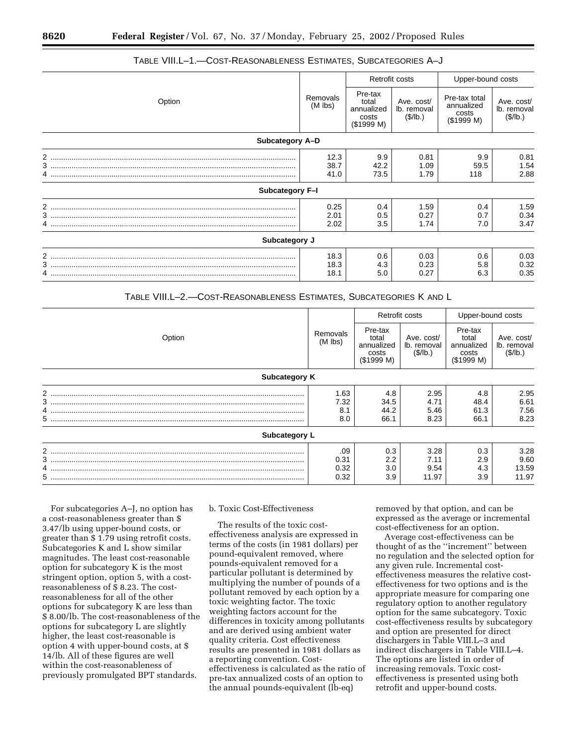TABLE VIII.L–1.—COST-REASONABLENESS ESTIMATES, SUBCATEGORIES A–J

| Option | Removals (M lbs) | Retrofit costs | | Upper-bound costs | |
|---|---|---|---|---|---|
| | | Pre-tax total annualized costs ($1999 M) | Ave. cost/ lb. removal ($/lb.) | Pre-tax total annualized costs ($1999 M) | Ave. cost/ lb. removal ($/lb.) |
| **Subcategory A–D** | | | | | |
| 2 | 12.3 | 9.9 | 0.81 | 9.9 | 0.81 |
| 3 | 38.7 | 42.2 | 1.09 | 59.5 | 1.54 |
| 4 | 41.0 | 73.5 | 1.79 | 118 | 2.88 |
| **Subcategory F–I** | | | | | |
| 2 | 0.25 | 0.4 | 1.59 | 0.4 | 1.59 |
| 3 | 2.01 | 0.5 | 0.27 | 0.7 | 0.34 |
| 4 | 2.02 | 3.5 | 1.74 | 7.0 | 3.47 |
| **Subcategory J** | | | | | |
| 2 | 18.3 | 0.6 | 0.03 | 0.6 | 0.03 |
| 3 | 18.3 | 4.3 | 0.23 | 5.8 | 0.32 |
| 4 | 18.1 | 5.0 | 0.27 | 6.3 | 0.35 |

TABLE VIII.L–2.—COST-REASONABLENESS ESTIMATES, SUBCATEGORIES K AND L

| Option | Removals (M lbs) | Retrofit costs | | Upper-bound costs | |
|---|---|---|---|---|---|
| | | Pre-tax total annualized costs ($1999 M) | Ave. cost/ lb. removal ($/lb.) | Pre-tax total annualized costs ($1999 M) | Ave. cost/ lb. removal ($/lb.) |
| **Subcategory K** | | | | | |
| 2 | 1.63 | 4.8 | 2.95 | 4.8 | 2.95 |
| 3 | 7.32 | 34.5 | 4.71 | 48.4 | 6.61 |
| 4 | 8.1 | 44.2 | 5.46 | 61.3 | 7.56 |
| 5 | 8.0 | 66.1 | 8.23 | 66.1 | 8.23 |
| **Subcategory L** | | | | | |
| 2 | .09 | 0.3 | 3.28 | 0.3 | 3.28 |
| 3 | 0.31 | 2.2 | 7.11 | 2.9 | 9.60 |
| 4 | 0.32 | 3.0 | 9.54 | 4.3 | 13.59 |
| 5 | 0.32 | 3.9 | 11.97 | 3.9 | 11.97 |

For subcategories A–J, no option has a cost-reasonableness greater than $ 3.47/lb using upper-bound costs, or greater than $ 1.79 using retrofit costs. Subcategories K and L show similar magnitudes. The least cost-reasonable option for subcategory K is the most stringent option, option 5, with a cost-reasonableness of $ 8.23. The cost-reasonableness for all of the other options for subcategory K are less than $ 8.00/lb. The cost-reasonableness of the options for subcategory L are slightly higher, the least cost-reasonable is option 4 with upper-bound costs, at $ 14/lb. All of these figures are well within the cost-reasonableness of previously promulgated BPT standards.

b. Toxic Cost-Effectiveness

The results of the toxic cost-effectiveness analysis are expressed in terms of the costs (in 1981 dollars) per pound-equivalent removed, where pounds-equivalent removed for a particular pollutant is determined by multiplying the number of pounds of a pollutant removed by each option by a toxic weighting factor. The toxic weighting factors account for the differences in toxicity among pollutants and are derived using ambient water quality criteria. Cost effectiveness results are presented in 1981 dollars as a reporting convention. Cost-effectiveness is calculated as the ratio of pre-tax annualized costs of an option to the annual pounds-equivalent (lb-eq) removed by that option, and can be expressed as the average or incremental cost-effectiveness for an option.

Average cost-effectiveness can be thought of as the "increment" between no regulation and the selected option for any given rule. Incremental cost-effectiveness measures the relative cost-effectiveness for two options and is the appropriate measure for comparing one regulatory option to another regulatory option for the same subcategory. Toxic cost-effectiveness results by subcategory and option are presented for direct dischargers in Table VIII.L–3 and indirect dischargers in Table VIII.L–4. The options are listed in order of increasing removals. Toxic cost-effectiveness is presented using both retrofit and upper-bound costs.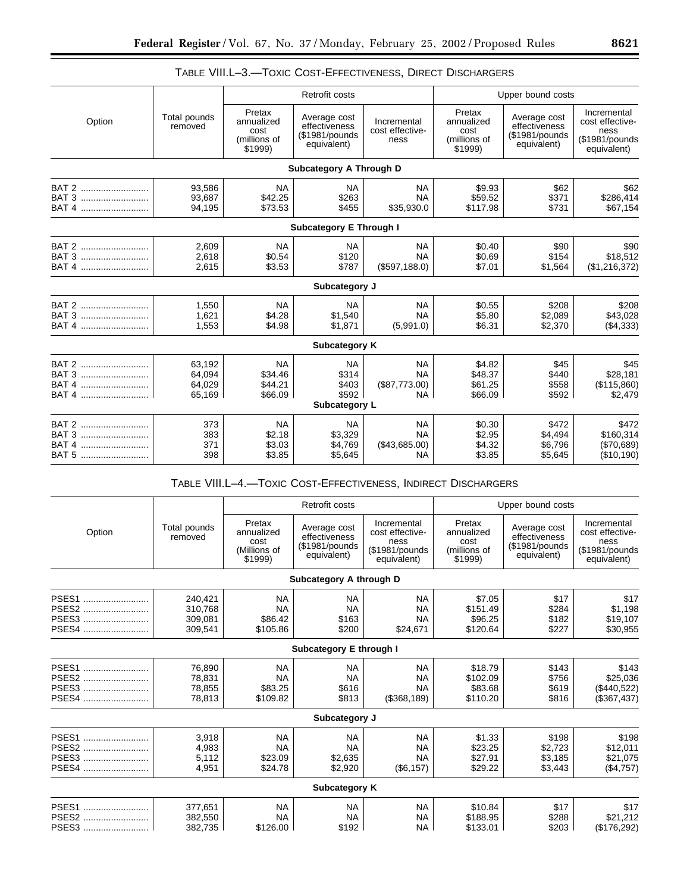TABLE VIII.L–3.—TOXIC COST-EFFECTIVENESS, DIRECT DISCHARGERS

| Option | Total pounds removed | Retrofit costs | | | Upper bound costs | | |
|---|---|---|---|---|---|---|---|
| | | Pretax annualized cost (millions of $1999) | Average cost effectiveness ($1981/pounds equivalent) | Incremental cost effectiveness | Pretax annualized cost (millions of $1999) | Average cost effectiveness ($1981/pounds equivalent) | Incremental cost effectiveness ($1981/pounds equivalent) |
| **Subcategory A Through D** | | | | | | | |
| BAT 2 | 93,586 | NA | NA | NA | $9.93 | $62 | $62 |
| BAT 3 | 93,687 | $42.25 | $263 | NA | $59.52 | $371 | $286,414 |
| BAT 4 | 94,195 | $73.53 | $455 | $35,930.0 | $117.98 | $731 | $67,154 |
| **Subcategory E Through I** | | | | | | | |
| BAT 2 | 2,609 | NA | NA | NA | $0.40 | $90 | $90 |
| BAT 3 | 2,618 | $0.54 | $120 | NA | $0.69 | $154 | $18,512 |
| BAT 4 | 2,615 | $3.53 | $787 | ($597,188.0) | $7.01 | $1,564 | ($1,216,372) |
| **Subcategory J** | | | | | | | |
| BAT 2 | 1,550 | NA | NA | NA | $0.55 | $208 | $208 |
| BAT 3 | 1,621 | $4.28 | $1,540 | NA | $5.80 | $2,089 | $43,028 |
| BAT 4 | 1,553 | $4.98 | $1,871 | (5,991.0) | $6.31 | $2,370 | ($4,333) |
| **Subcategory K** | | | | | | | |
| BAT 2 | 63,192 | NA | NA | NA | $4.82 | $45 | $45 |
| BAT 3 | 64,094 | $34.46 | $314 | NA | $48.37 | $440 | $28,181 |
| BAT 4 | 64,029 | $44.21 | $403 | ($87,773.00) | $61.25 | $558 | ($115,860) |
| BAT 4 | 65,169 | $66.09 | $592 | NA | $66.09 | $592 | $2,479 |
| **Subcategory L** | | | | | | | |
| BAT 2 | 373 | NA | NA | NA | $0.30 | $472 | $472 |
| BAT 3 | 383 | $2.18 | $3,329 | NA | $2.95 | $4,494 | $160,314 |
| BAT 4 | 371 | $3.03 | $4,769 | ($43,685.00) | $4.32 | $6,796 | ($70,689) |
| BAT 5 | 398 | $3.85 | $5,645 | NA | $3.85 | $5,645 | ($10,190) |

TABLE VIII.L–4.—TOXIC COST-EFFECTIVENESS, INDIRECT DISCHARGERS

| Option | Total pounds removed | Retrofit costs | | | Upper bound costs | | |
|---|---|---|---|---|---|---|---|
| | | Pretax annualized cost (Millions of $1999) | Average cost effectiveness ($1981/pounds equivalent) | Incremental cost effectiveness ($1981/pounds equivalent) | Pretax annualized cost (millions of $1999) | Average cost effectiveness ($1981/pounds equivalent) | Incremental cost effectiveness ($1981/pounds equivalent) |
| **Subcategory A through D** | | | | | | | |
| PSES1 | 240,421 | NA | NA | NA | $7.05 | $17 | $17 |
| PSES2 | 310,768 | NA | NA | NA | $151.49 | $284 | $1,198 |
| PSES3 | 309,081 | $86.42 | $163 | NA | $96.25 | $182 | $19,107 |
| PSES4 | 309,541 | $105.86 | $200 | $24,671 | $120.64 | $227 | $30,955 |
| **Subcategory E through I** | | | | | | | |
| PSES1 | 76,890 | NA | NA | NA | $18.79 | $143 | $143 |
| PSES2 | 78,831 | NA | NA | NA | $102.09 | $756 | $25,036 |
| PSES3 | 78,855 | $83.25 | $616 | NA | $83.68 | $619 | ($440,522) |
| PSES4 | 78,813 | $109.82 | $813 | ($368,189) | $110.20 | $816 | ($367,437) |
| **Subcategory J** | | | | | | | |
| PSES1 | 3,918 | NA | NA | NA | $1.33 | $198 | $198 |
| PSES2 | 4,983 | NA | NA | NA | $23.25 | $2,723 | $12,011 |
| PSES3 | 5,112 | $23.09 | $2,635 | NA | $27.91 | $3,185 | $21,075 |
| PSES4 | 4,951 | $24.78 | $2,920 | ($6,157) | $29.22 | $3,443 | ($4,757) |
| **Subcategory K** | | | | | | | |
| PSES1 | 377,651 | NA | NA | NA | $10.84 | $17 | $17 |
| PSES2 | 382,550 | NA | NA | NA | $188.95 | $288 | $21,212 |
| PSES3 | 382,735 | $126.00 | $192 | NA | $133.01 | $203 | ($176,292) |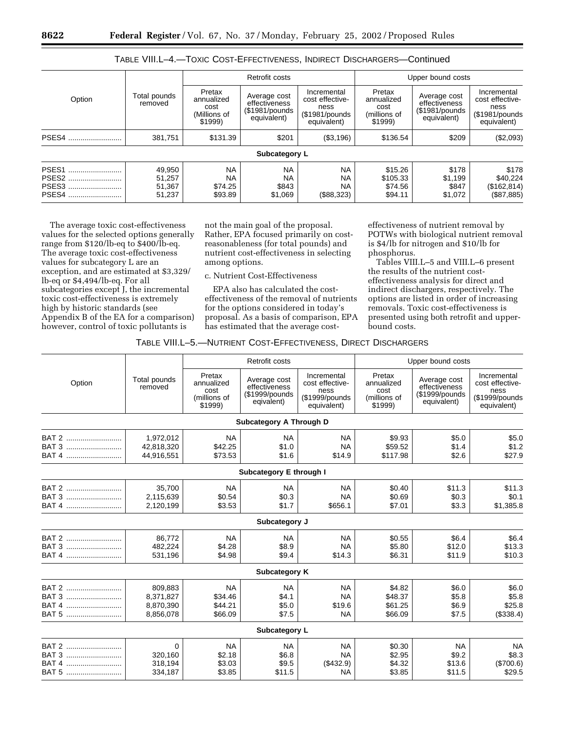TABLE VIII.L–4.—TOXIC COST-EFFECTIVENESS, INDIRECT DISCHARGERS—Continued

| Option | Total pounds removed | Retrofit costs | | | Upper bound costs | | |
|---|---|---|---|---|---|---|---|
| | | Pretax annualized cost (Millions of $1999) | Average cost effectiveness ($1981/pounds equivalent) | Incremental cost effectiveness ($1981/pounds equivalent) | Pretax annualized cost (millions of $1999) | Average cost effectiveness ($1981/pounds equivalent) | Incremental cost effectiveness ($1981/pounds equivalent) |
| PSES4 | 381,751 | $131.39 | $201 | ($3,196) | $136.54 | $209 | ($2,093) |
| **Subcategory L** | | | | | | | |
| PSES1 | 49,950 | NA | NA | NA | $15.26 | $178 | $178 |
| PSES2 | 51,257 | NA | NA | NA | $105.33 | $1,199 | $40,224 |
| PSES3 | 51,367 | $74.25 | $843 | NA | $74.56 | $847 | ($162,814) |
| PSES4 | 51,237 | $93.89 | $1,069 | ($88,323) | $94.11 | $1,072 | ($87,885) |

The average toxic cost-effectiveness values for the selected options generally range from $120/lb-eq to $400/lb-eq. The average toxic cost-effectiveness values for subcategory L are an exception, and are estimated at $3,329/lb-eq or $4,494/lb-eq. For all subcategories except J, the incremental toxic cost-effectiveness is extremely high by historic standards (see Appendix B of the EA for a comparison) however, control of toxic pollutants is not the main goal of the proposal. Rather, EPA focused primarily on cost-reasonableness (for total pounds) and nutrient cost-effectiveness in selecting among options.

c. Nutrient Cost-Effectiveness

EPA also has calculated the cost-effectiveness of the removal of nutrients for the options considered in today's proposal. As a basis of comparison, EPA has estimated that the average cost-effectiveness of nutrient removal by POTWs with biological nutrient removal is $4/lb for nitrogen and $10/lb for phosphorus.

Tables VIII.L–5 and VIII.L–6 present the results of the nutrient cost-effectiveness analysis for direct and indirect dischargers, respectively. The options are listed in order of increasing removals. Toxic cost-effectiveness is presented using both retrofit and upper-bound costs.

TABLE VIII.L–5.—NUTRIENT COST-EFFECTIVENESS, DIRECT DISCHARGERS

| Option | Total pounds removed | Retrofit costs | | | Upper bound costs | | |
|---|---|---|---|---|---|---|---|
| | | Pretax annualized cost (millions of $1999) | Average cost effectiveness ($1999/pounds eqivalent) | Incremental cost effectiveness ($1999/pounds equivalent) | Pretax annualized cost (millions of $1999) | Average cost effectiveness ($1999/pounds equivalent) | Incremental cost effectiveness ($1999/pounds equivalent) |
| **Subcategory A Through D** | | | | | | | |
| BAT 2 | 1,972,012 | NA | NA | NA | $9.93 | $5.0 | $5.0 |
| BAT 3 | 42,818,320 | $42.25 | $1.0 | NA | $59.52 | $1.4 | $1.2 |
| BAT 4 | 44,916,551 | $73.53 | $1.6 | $14.9 | $117.98 | $2.6 | $27.9 |
| **Subcategory E through I** | | | | | | | |
| BAT 2 | 35,700 | NA | NA | NA | $0.40 | $11.3 | $11.3 |
| BAT 3 | 2,115,639 | $0.54 | $0.3 | NA | $0.69 | $0.3 | $0.1 |
| BAT 4 | 2,120,199 | $3.53 | $1.7 | $656.1 | $7.01 | $3.3 | $1,385.8 |
| **Subcategory J** | | | | | | | |
| BAT 2 | 86,772 | NA | NA | NA | $0.55 | $6.4 | $6.4 |
| BAT 3 | 482,224 | $4.28 | $8.9 | NA | $5.80 | $12.0 | $13.3 |
| BAT 4 | 531,196 | $4.98 | $9.4 | $14.3 | $6.31 | $11.9 | $10.3 |
| **Subcategory K** | | | | | | | |
| BAT 2 | 809,883 | NA | NA | NA | $4.82 | $6.0 | $6.0 |
| BAT 3 | 8,371,827 | $34.46 | $4.1 | NA | $48.37 | $5.8 | $5.8 |
| BAT 4 | 8,870,390 | $44.21 | $5.0 | $19.6 | $61.25 | $6.9 | $25.8 |
| BAT 5 | 8,856,078 | $66.09 | $7.5 | NA | $66.09 | $7.5 | ($338.4) |
| **Subcategory L** | | | | | | | |
| BAT 2 | 0 | NA | NA | NA | $0.30 | NA | NA |
| BAT 3 | 320,160 | $2.18 | $6.8 | NA | $2.95 | $9.2 | $8.3 |
| BAT 4 | 318,194 | $3.03 | $9.5 | ($432.9) | $4.32 | $13.6 | ($700.6) |
| BAT 5 | 334,187 | $3.85 | $11.5 | NA | $3.85 | $11.5 | $29.5 |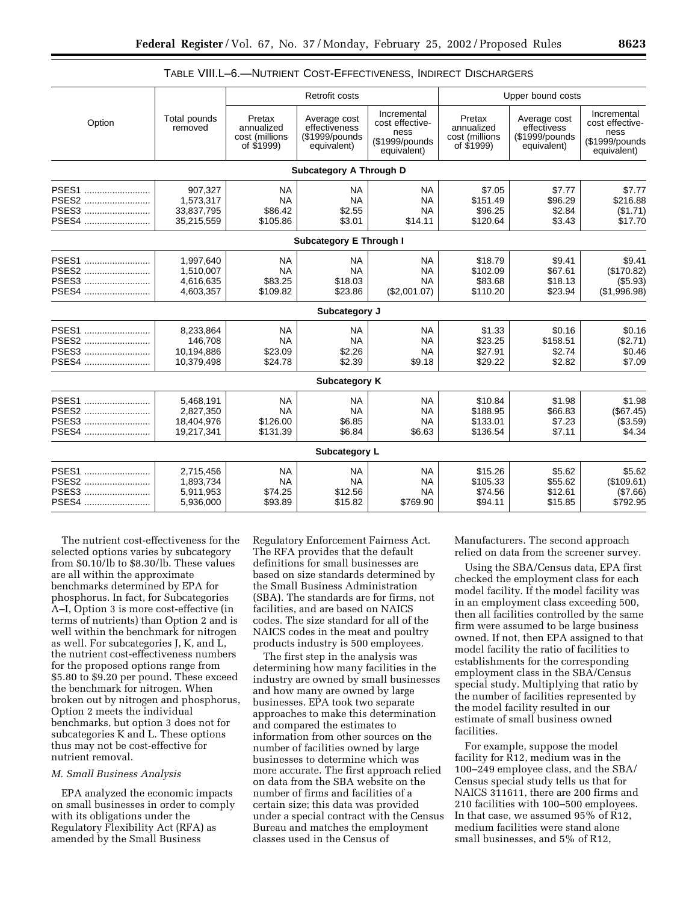TABLE VIII.L–6.—NUTRIENT COST-EFFECTIVENESS, INDIRECT DISCHARGERS

| Option | Total pounds removed | Retrofit costs | | | Upper bound costs | | |
|---|---|---|---|---|---|---|---|
| | | Pretax annualized cost (millions of $1999) | Average cost effectiveness ($1999/pounds equivalent) | Incremental cost effectiveness ($1999/pounds equivalent) | Pretax annualized cost (millions of $1999) | Average cost effectivess ($1999/pounds equivalent) | Incremental cost effectiveness ($1999/pounds equivalent) |
| **Subcategory A Through D** | | | | | | | |
| PSES1 | 907,327 | NA | NA | NA | $7.05 | $7.77 | $7.77 |
| PSES2 | 1,573,317 | NA | NA | NA | $151.49 | $96.29 | $216.88 |
| PSES3 | 33,837,795 | $86.42 | $2.55 | NA | $96.25 | $2.84 | ($1.71) |
| PSES4 | 35,215,559 | $105.86 | $3.01 | $14.11 | $120.64 | $3.43 | $17.70 |
| **Subcategory E Through I** | | | | | | | |
| PSES1 | 1,997,640 | NA | NA | NA | $18.79 | $9.41 | $9.41 |
| PSES2 | 1,510,007 | NA | NA | NA | $102.09 | $67.61 | ($170.82) |
| PSES3 | 4,616,635 | $83.25 | $18.03 | NA | $83.68 | $18.13 | ($5.93) |
| PSES4 | 4,603,357 | $109.82 | $23.86 | ($2,001.07) | $110.20 | $23.94 | ($1,996.98) |
| **Subcategory J** | | | | | | | |
| PSES1 | 8,233,864 | NA | NA | NA | $1.33 | $0.16 | $0.16 |
| PSES2 | 146,708 | NA | NA | NA | $23.25 | $158.51 | ($2.71) |
| PSES3 | 10,194,886 | $23.09 | $2.26 | NA | $27.91 | $2.74 | $0.46 |
| PSES4 | 10,379,498 | $24.78 | $2.39 | $9.18 | $29.22 | $2.82 | $7.09 |
| **Subcategory K** | | | | | | | |
| PSES1 | 5,468,191 | NA | NA | NA | $10.84 | $1.98 | $1.98 |
| PSES2 | 2,827,350 | NA | NA | NA | $188.95 | $66.83 | ($67.45) |
| PSES3 | 18,404,976 | $126.00 | $6.85 | NA | $133.01 | $7.23 | ($3.59) |
| PSES4 | 19,217,341 | $131.39 | $6.84 | $6.63 | $136.54 | $7.11 | $4.34 |
| **Subcategory L** | | | | | | | |
| PSES1 | 2,715,456 | NA | NA | NA | $15.26 | $5.62 | $5.62 |
| PSES2 | 1,893,734 | NA | NA | NA | $105.33 | $55.62 | ($109.61) |
| PSES3 | 5,911,953 | $74.25 | $12.56 | NA | $74.56 | $12.61 | ($7.66) |
| PSES4 | 5,936,000 | $93.89 | $15.82 | $769.90 | $94.11 | $15.85 | $792.95 |

The nutrient cost-effectiveness for the selected options varies by subcategory from $0.10/lb to $8.30/lb. These values are all within the approximate benchmarks determined by EPA for phosphorus. In fact, for Subcategories A–I, Option 3 is more cost-effective (in terms of nutrients) than Option 2 and is well within the benchmark for nitrogen as well. For subcategories J, K, and L, the nutrient cost-effectiveness numbers for the proposed options range from $5.80 to $9.20 per pound. These exceed the benchmark for nitrogen. When broken out by nitrogen and phosphorus, Option 2 meets the individual benchmarks, but option 3 does not for subcategories K and L. These options thus may not be cost-effective for nutrient removal.

*M. Small Business Analysis*

EPA analyzed the economic impacts on small businesses in order to comply with its obligations under the Regulatory Flexibility Act (RFA) as amended by the Small Business Regulatory Enforcement Fairness Act. The RFA provides that the default definitions for small businesses are based on size standards determined by the Small Business Administration (SBA). The standards are for firms, not facilities, and are based on NAICS codes. The size standard for all of the NAICS codes in the meat and poultry products industry is 500 employees.

The first step in the analysis was determining how many facilities in the industry are owned by small businesses and how many are owned by large businesses. EPA took two separate approaches to make this determination and compared the estimates to information from other sources on the number of facilities owned by large businesses to determine which was more accurate. The first approach relied on data from the SBA website on the number of firms and facilities of a certain size; this data was provided under a special contract with the Census Bureau and matches the employment classes used in the Census of Manufacturers. The second approach relied on data from the screener survey.

Using the SBA/Census data, EPA first checked the employment class for each model facility. If the model facility was in an employment class exceeding 500, then all facilities controlled by the same firm were assumed to be large business owned. If not, then EPA assigned to that model facility the ratio of facilities to establishments for the corresponding employment class in the SBA/Census special study. Multiplying that ratio by the number of facilities represented by the model facility resulted in our estimate of small business owned facilities.

For example, suppose the model facility for R12, medium was in the 100–249 employee class, and the SBA/Census special study tells us that for NAICS 311611, there are 200 firms and 210 facilities with 100–500 employees. In that case, we assumed 95% of R12, medium facilities were stand alone small businesses, and 5% of R12,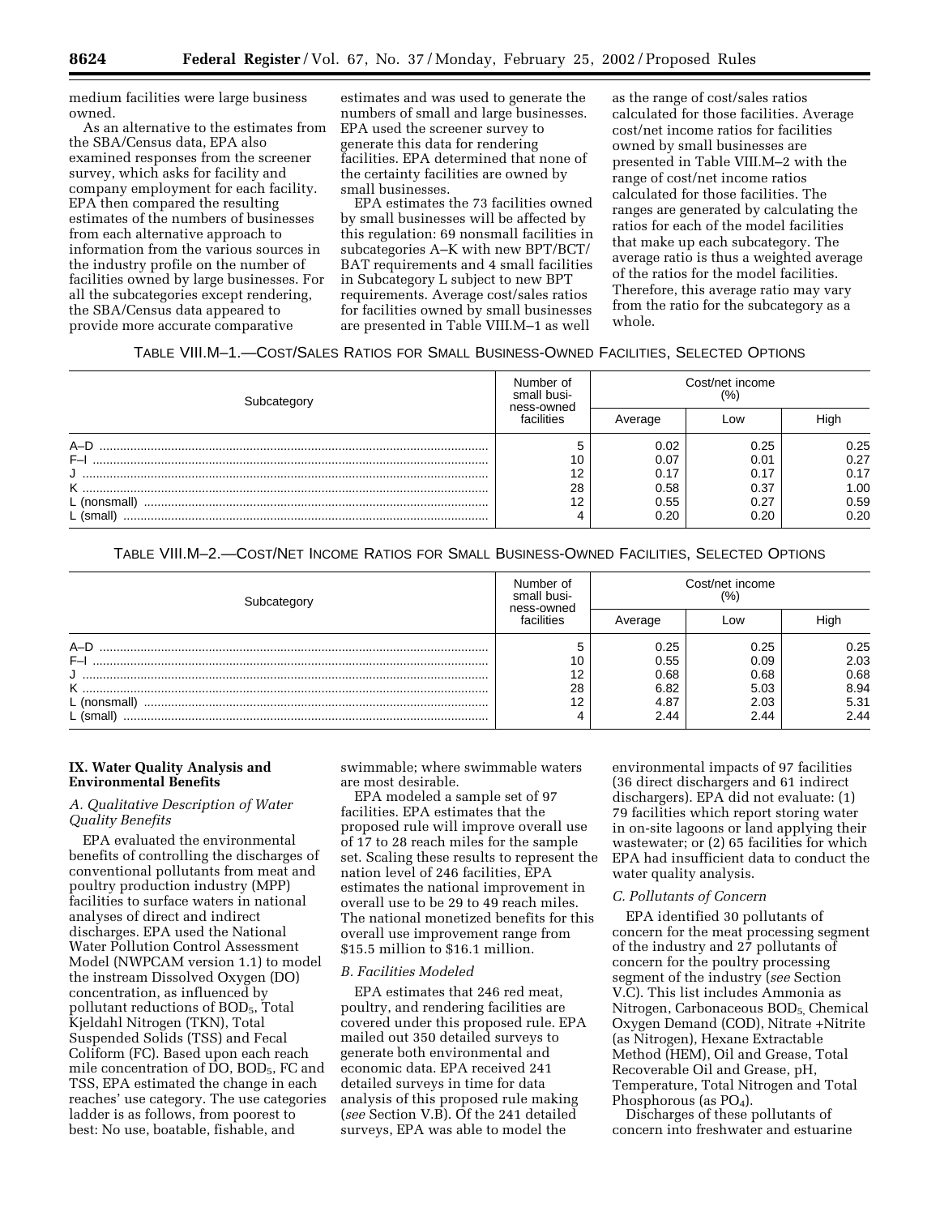medium facilities were large business owned.

As an alternative to the estimates from the SBA/Census data, EPA also examined responses from the screener survey, which asks for facility and company employment for each facility. EPA then compared the resulting estimates of the numbers of businesses from each alternative approach to information from the various sources in the industry profile on the number of facilities owned by large businesses. For all the subcategories except rendering, the SBA/Census data appeared to provide more accurate comparative estimates and was used to generate the numbers of small and large businesses. EPA used the screener survey to generate this data for rendering facilities. EPA determined that none of the certainty facilities are owned by small businesses.

EPA estimates the 73 facilities owned by small businesses will be affected by this regulation: 69 nonsmall facilities in subcategories A–K with new BPT/BCT/BAT requirements and 4 small facilities in Subcategory L subject to new BPT requirements. Average cost/sales ratios for facilities owned by small businesses are presented in Table VIII.M–1 as well as the range of cost/sales ratios calculated for those facilities. Average cost/net income ratios for facilities owned by small businesses are presented in Table VIII.M–2 with the range of cost/net income ratios calculated for those facilities. The ranges are generated by calculating the ratios for each of the model facilities that make up each subcategory. The average ratio is thus a weighted average of the ratios for the model facilities. Therefore, this average ratio may vary from the ratio for the subcategory as a whole.

TABLE VIII.M–1.—COST/SALES RATIOS FOR SMALL BUSINESS-OWNED FACILITIES, SELECTED OPTIONS

| Subcategory | Number of small business-owned facilities | Cost/net income (%) | | |
|---|---|---|---|---|
| | | Average | Low | High |
| A–D | 5 | 0.02 | 0.25 | 0.25 |
| F–I | 10 | 0.07 | 0.01 | 0.27 |
| J | 12 | 0.17 | 0.17 | 0.17 |
| K | 28 | 0.58 | 0.37 | 1.00 |
| L (nonsmall) | 12 | 0.55 | 0.27 | 0.59 |
| L (small) | 4 | 0.20 | 0.20 | 0.20 |

TABLE VIII.M–2.—COST/NET INCOME RATIOS FOR SMALL BUSINESS-OWNED FACILITIES, SELECTED OPTIONS

| Subcategory | Number of small business-owned facilities | Cost/net income (%) | | |
|---|---|---|---|---|
| | | Average | Low | High |
| A–D | 5 | 0.25 | 0.25 | 0.25 |
| F–I | 10 | 0.55 | 0.09 | 2.03 |
| J | 12 | 0.68 | 0.68 | 0.68 |
| K | 28 | 6.82 | 5.03 | 8.94 |
| L (nonsmall) | 12 | 4.87 | 2.03 | 5.31 |
| L (small) | 4 | 2.44 | 2.44 | 2.44 |

## IX. Water Quality Analysis and Environmental Benefits

### *A. Qualitative Description of Water Quality Benefits*

EPA evaluated the environmental benefits of controlling the discharges of conventional pollutants from meat and poultry production industry (MPP) facilities to surface waters in national analyses of direct and indirect discharges. EPA used the National Water Pollution Control Assessment Model (NWPCAM version 1.1) to model the instream Dissolved Oxygen (DO) concentration, as influenced by pollutant reductions of $BOD_5$, Total Kjeldahl Nitrogen (TKN), Total Suspended Solids (TSS) and Fecal Coliform (FC). Based upon each reach mile concentration of DO, $BOD_5$, FC and TSS, EPA estimated the change in each reaches' use category. The use categories ladder is as follows, from poorest to best: No use, boatable, fishable, and swimmable; where swimmable waters are most desirable.

EPA modeled a sample set of 97 facilities. EPA estimates that the proposed rule will improve overall use of 17 to 28 reach miles for the sample set. Scaling these results to represent the nation level of 246 facilities, EPA estimates the national improvement in overall use to be 29 to 49 reach miles. The national monetized benefits for this overall use improvement range from $15.5 million to $16.1 million.

### *B. Facilities Modeled*

EPA estimates that 246 red meat, poultry, and rendering facilities are covered under this proposed rule. EPA mailed out 350 detailed surveys to generate both environmental and economic data. EPA received 241 detailed surveys in time for data analysis of this proposed rule making (*see* Section V.B). Of the 241 detailed surveys, EPA was able to model the environmental impacts of 97 facilities (36 direct dischargers and 61 indirect dischargers). EPA did not evaluate: (1) 79 facilities which report storing water in on-site lagoons or land applying their wastewater; or (2) 65 facilities for which EPA had insufficient data to conduct the water quality analysis.

### *C. Pollutants of Concern*

EPA identified 30 pollutants of concern for the meat processing segment of the industry and 27 pollutants of concern for the poultry processing segment of the industry (*see* Section V.C). This list includes Ammonia as Nitrogen, Carbonaceous $BOD_5$, Chemical Oxygen Demand (COD), Nitrate +Nitrite (as Nitrogen), Hexane Extractable Method (HEM), Oil and Grease, Total Recoverable Oil and Grease, pH, Temperature, Total Nitrogen and Total Phosphorous (as $PO_4$).

Discharges of these pollutants of concern into freshwater and estuarine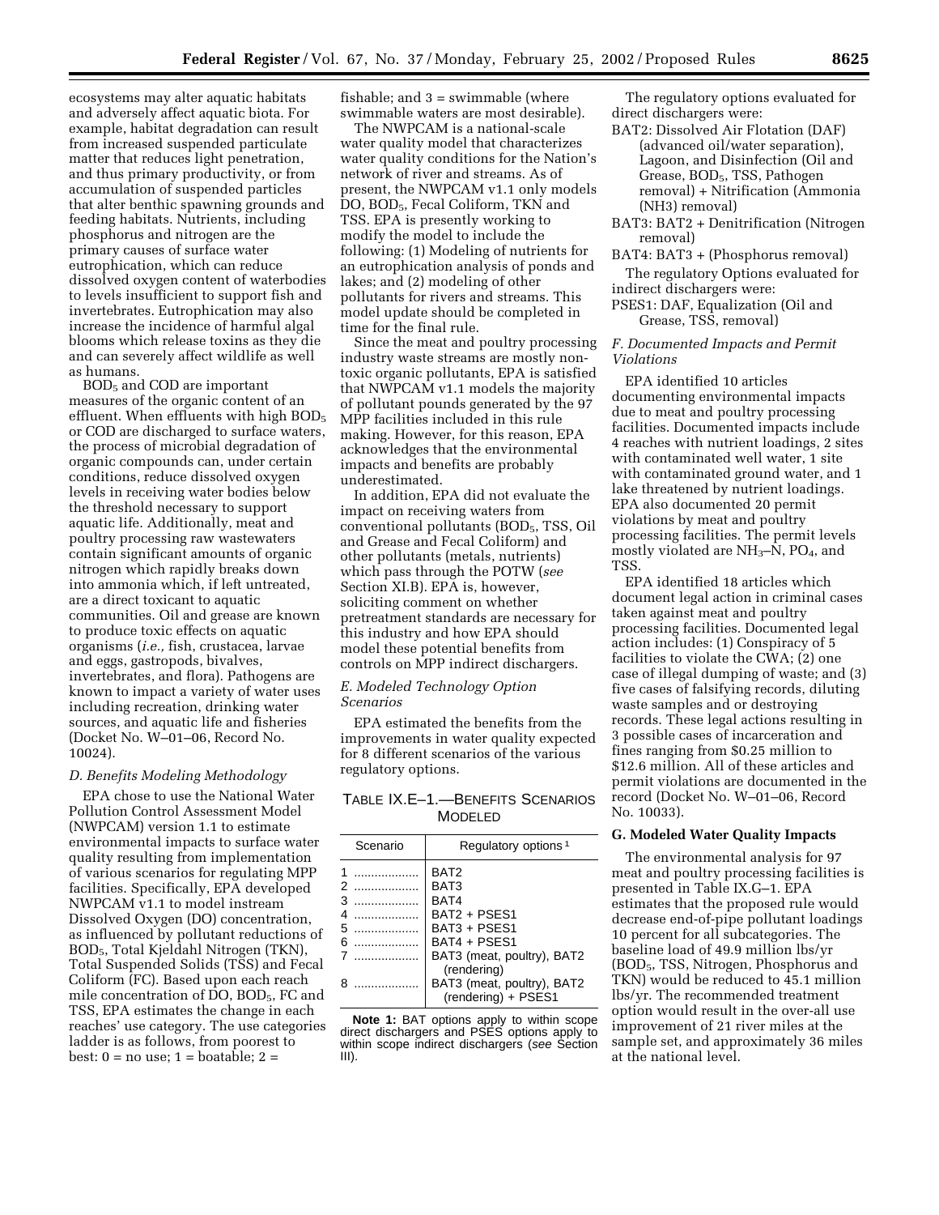ecosystems may alter aquatic habitats and adversely affect aquatic biota. For example, habitat degradation can result from increased suspended particulate matter that reduces light penetration, and thus primary productivity, or from accumulation of suspended particles that alter benthic spawning grounds and feeding habitats. Nutrients, including phosphorus and nitrogen are the primary causes of surface water eutrophication, which can reduce dissolved oxygen content of waterbodies to levels insufficient to support fish and invertebrates. Eutrophication may also increase the incidence of harmful algal blooms which release toxins as they die and can severely affect wildlife as well as humans.

$BOD_5$ and COD are important measures of the organic content of an effluent. When effluents with high $BOD_5$ or COD are discharged to surface waters, the process of microbial degradation of organic compounds can, under certain conditions, reduce dissolved oxygen levels in receiving water bodies below the threshold necessary to support aquatic life. Additionally, meat and poultry processing raw wastewaters contain significant amounts of organic nitrogen which rapidly breaks down into ammonia which, if left untreated, are a direct toxicant to aquatic communities. Oil and grease are known to produce toxic effects on aquatic organisms (*i.e.,* fish, crustacea, larvae and eggs, gastropods, bivalves, invertebrates, and flora). Pathogens are known to impact a variety of water uses including recreation, drinking water sources, and aquatic life and fisheries (Docket No. W–01–06, Record No. 10024).

### *D. Benefits Modeling Methodology*

EPA chose to use the National Water Pollution Control Assessment Model (NWPCAM) version 1.1 to estimate environmental impacts to surface water quality resulting from implementation of various scenarios for regulating MPP facilities. Specifically, EPA developed NWPCAM v1.1 to model instream Dissolved Oxygen (DO) concentration, as influenced by pollutant reductions of $BOD_5$, Total Kjeldahl Nitrogen (TKN), Total Suspended Solids (TSS) and Fecal Coliform (FC). Based upon each reach mile concentration of DO, $BOD_5$, FC and TSS, EPA estimates the change in each reaches' use category. The use categories ladder is as follows, from poorest to best: 0 = no use; 1 = boatable; 2 = fishable; and 3 = swimmable (where swimmable waters are most desirable).

The NWPCAM is a national-scale water quality model that characterizes water quality conditions for the Nation's network of river and streams. As of present, the NWPCAM v1.1 only models DO, $BOD_5$, Fecal Coliform, TKN and TSS. EPA is presently working to modify the model to include the following: (1) Modeling of nutrients for an eutrophication analysis of ponds and lakes; and (2) modeling of other pollutants for rivers and streams. This model update should be completed in time for the final rule.

Since the meat and poultry processing industry waste streams are mostly non-toxic organic pollutants, EPA is satisfied that NWPCAM v1.1 models the majority of pollutant pounds generated by the 97 MPP facilities included in this rule making. However, for this reason, EPA acknowledges that the environmental impacts and benefits are probably underestimated.

In addition, EPA did not evaluate the impact on receiving waters from conventional pollutants ($BOD_5$, TSS, Oil and Grease and Fecal Coliform) and other pollutants (metals, nutrients) which pass through the POTW (*see* Section XI.B). EPA is, however, soliciting comment on whether pretreatment standards are necessary for this industry and how EPA should model these potential benefits from controls on MPP indirect dischargers.

### *E. Modeled Technology Option Scenarios*

EPA estimated the benefits from the improvements in water quality expected for 8 different scenarios of the various regulatory options.

TABLE IX.E–1.—BENEFITS SCENARIOS MODELED

| Scenario | Regulatory options [1] |
|---|---|
| 1 | BAT2 |
| 2 | BAT3 |
| 3 | BAT4 |
| 4 | BAT2 + PSES1 |
| 5 | BAT3 + PSES1 |
| 6 | BAT4 + PSES1 |
| 7 | BAT3 (meat, poultry), BAT2 (rendering) |
| 8 | BAT3 (meat, poultry), BAT2 (rendering) + PSES1 |

**Note 1:** BAT options apply to within scope direct dischargers and PSES options apply to within scope indirect dischargers (*see* Section III).

The regulatory options evaluated for direct dischargers were:

BAT2: Dissolved Air Flotation (DAF) (advanced oil/water separation), Lagoon, and Disinfection (Oil and Grease, $BOD_5$, TSS, Pathogen removal) + Nitrification (Ammonia (NH3) removal)

BAT3: BAT2 + Denitrification (Nitrogen removal)

BAT4: BAT3 + (Phosphorus removal)

The regulatory Options evaluated for indirect dischargers were:

PSES1: DAF, Equalization (Oil and Grease, TSS, removal)

### *F. Documented Impacts and Permit Violations*

EPA identified 10 articles documenting environmental impacts due to meat and poultry processing facilities. Documented impacts include 4 reaches with nutrient loadings, 2 sites with contaminated well water, 1 site with contaminated ground water, and 1 lake threatened by nutrient loadings. EPA also documented 20 permit violations by meat and poultry processing facilities. The permit levels mostly violated are $NH_3$–N, $PO_4$, and TSS.

EPA identified 18 articles which document legal action in criminal cases taken against meat and poultry processing facilities. Documented legal action includes: (1) Conspiracy of 5 facilities to violate the CWA; (2) one case of illegal dumping of waste; and (3) five cases of falsifying records, diluting waste samples and or destroying records. These legal actions resulting in 3 possible cases of incarceration and fines ranging from $0.25 million to $12.6 million. All of these articles and permit violations are documented in the record (Docket No. W–01–06, Record No. 10033).

### G. Modeled Water Quality Impacts

The environmental analysis for 97 meat and poultry processing facilities is presented in Table IX.G–1. EPA estimates that the proposed rule would decrease end-of-pipe pollutant loadings 10 percent for all subcategories. The baseline load of 49.9 million lbs/yr ($BOD_5$, TSS, Nitrogen, Phosphorus and TKN) would be reduced to 45.1 million lbs/yr. The recommended treatment option would result in the over-all use improvement of 21 river miles at the sample set, and approximately 36 miles at the national level.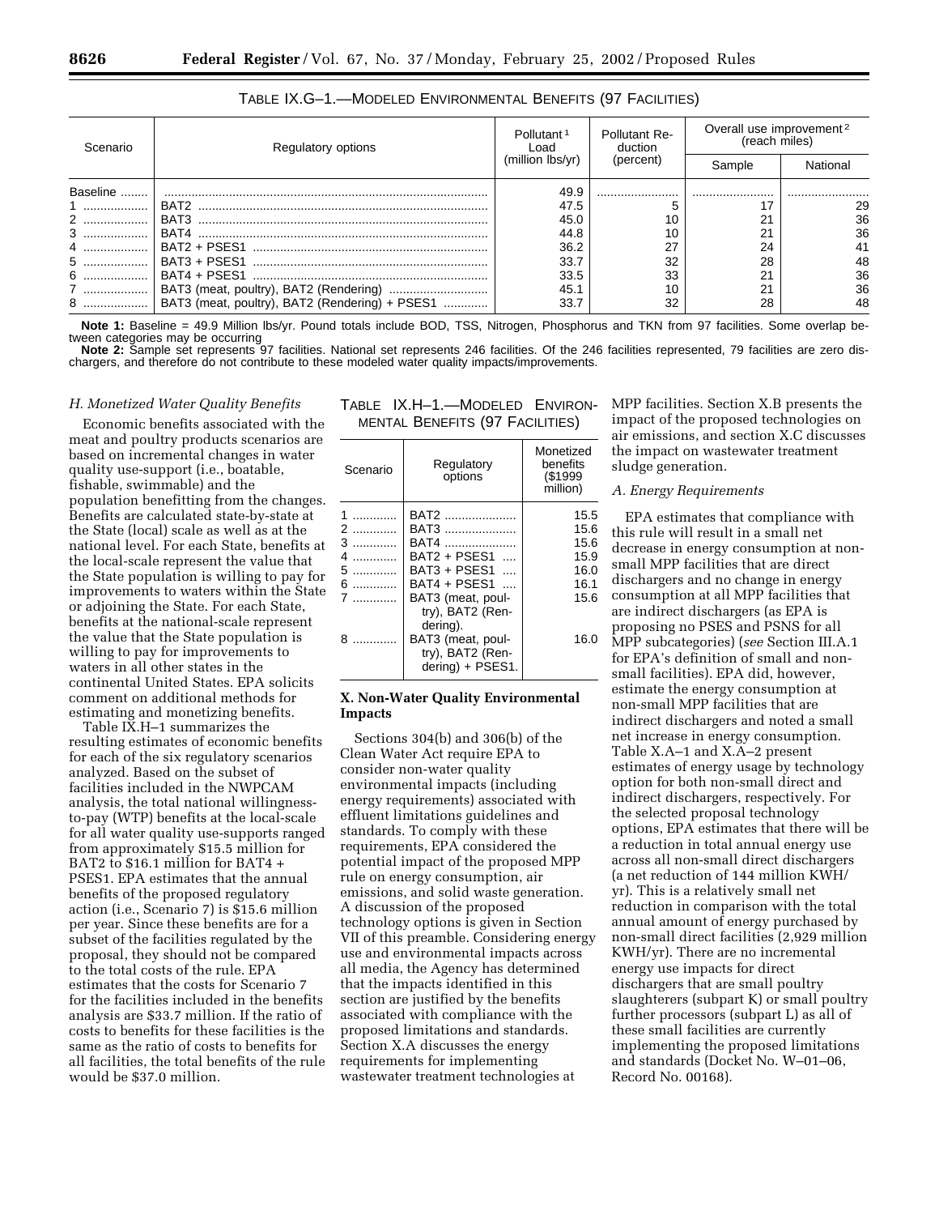TABLE IX.G–1.—MODELED ENVIRONMENTAL BENEFITS (97 FACILITIES)

| Scenario | Regulatory options | Pollutant[1] Load (million lbs/yr) | Pollutant Reduction (percent) | Overall use improvement[2] (reach miles) | |
|---|---|---|---|---|---|
| | | | | Sample | National |
| Baseline | | 49.9 | | | |
| 1 | BAT2 | 47.5 | 5 | 17 | 29 |
| 2 | BAT3 | 45.0 | 10 | 21 | 36 |
| 3 | BAT4 | 44.8 | 10 | 21 | 36 |
| 4 | BAT2 + PSES1 | 36.2 | 27 | 24 | 41 |
| 5 | BAT3 + PSES1 | 33.7 | 32 | 28 | 48 |
| 6 | BAT4 + PSES1 | 33.5 | 33 | 21 | 36 |
| 7 | BAT3 (meat, poultry), BAT2 (Rendering) | 45.1 | 10 | 21 | 36 |
| 8 | BAT3 (meat, poultry), BAT2 (Rendering) + PSES1 | 33.7 | 32 | 28 | 48 |

**Note 1:** Baseline = 49.9 Million lbs/yr. Pound totals include BOD, TSS, Nitrogen, Phosphorus and TKN from 97 facilities. Some overlap between categories may be occurring

**Note 2:** Sample set represents 97 facilities. National set represents 246 facilities. Of the 246 facilities represented, 79 facilities are zero dischargers, and therefore do not contribute to these modeled water quality impacts/improvements.

### *H. Monetized Water Quality Benefits*

Economic benefits associated with the meat and poultry products scenarios are based on incremental changes in water quality use-support (i.e., boatable, fishable, swimmable) and the population benefitting from the changes. Benefits are calculated state-by-state at the State (local) scale as well as at the national level. For each State, benefits at the local-scale represent the value that the State population is willing to pay for improvements to waters within the State or adjoining the State. For each State, benefits at the national-scale represent the value that the State population is willing to pay for improvements to waters in all other states in the continental United States. EPA solicits comment on additional methods for estimating and monetizing benefits.

Table IX.H–1 summarizes the resulting estimates of economic benefits for each of the six regulatory scenarios analyzed. Based on the subset of facilities included in the NWPCAM analysis, the total national willingness-to-pay (WTP) benefits at the local-scale for all water quality use-supports ranged from approximately $15.5 million for BAT2 to $16.1 million for BAT4 + PSES1. EPA estimates that the annual benefits of the proposed regulatory action (i.e., Scenario 7) is $15.6 million per year. Since these benefits are for a subset of the facilities regulated by the proposal, they should not be compared to the total costs of the rule. EPA estimates that the costs for Scenario 7 for the facilities included in the benefits analysis are $33.7 million. If the ratio of costs to benefits for these facilities is the same as the ratio of costs to benefits for all facilities, the total benefits of the rule would be $37.0 million.

TABLE IX.H–1.—MODELED ENVIRONMENTAL BENEFITS (97 FACILITIES)

| Scenario | Regulatory options | Monetized benefits ($1999 million) |
|---|---|---|
| 1 | BAT2 | 15.5 |
| 2 | BAT3 | 15.6 |
| 3 | BAT4 | 15.6 |
| 4 | BAT2 + PSES1 | 15.9 |
| 5 | BAT3 + PSES1 | 16.0 |
| 6 | BAT4 + PSES1 | 16.1 |
| 7 | BAT3 (meat, poultry), BAT2 (Rendering). | 15.6 |
| 8 | BAT3 (meat, poultry), BAT2 (Rendering) + PSES1. | 16.0 |

## X. Non-Water Quality Environmental Impacts

Sections 304(b) and 306(b) of the Clean Water Act require EPA to consider non-water quality environmental impacts (including energy requirements) associated with effluent limitations guidelines and standards. To comply with these requirements, EPA considered the potential impact of the proposed MPP rule on energy consumption, air emissions, and solid waste generation. A discussion of the proposed technology options is given in Section VII of this preamble. Considering energy use and environmental impacts across all media, the Agency has determined that the impacts identified in this section are justified by the benefits associated with compliance with the proposed limitations and standards. Section X.A discusses the energy requirements for implementing wastewater treatment technologies at MPP facilities. Section X.B presents the impact of the proposed technologies on air emissions, and section X.C discusses the impact on wastewater treatment sludge generation.

### *A. Energy Requirements*

EPA estimates that compliance with this rule will result in a small net decrease in energy consumption at non-small MPP facilities that are direct dischargers and no change in energy consumption at all MPP facilities that are indirect dischargers (as EPA is proposing no PSES and PSNS for all MPP subcategories) (*see* Section III.A.1 for EPA's definition of small and non-small facilities). EPA did, however, estimate the energy consumption at non-small MPP facilities that are indirect dischargers and noted a small net increase in energy consumption. Table X.A–1 and X.A–2 present estimates of energy usage by technology option for both non-small direct and indirect dischargers, respectively. For the selected proposal technology options, EPA estimates that there will be a reduction in total annual energy use across all non-small direct dischargers (a net reduction of 144 million KWH/yr). This is a relatively small net reduction in comparison with the total annual amount of energy purchased by non-small direct facilities (2,929 million KWH/yr). There are no incremental energy use impacts for direct dischargers that are small poultry slaughterers (subpart K) or small poultry further processors (subpart L) as all of these small facilities are currently implementing the proposed limitations and standards (Docket No. W–01–06, Record No. 00168).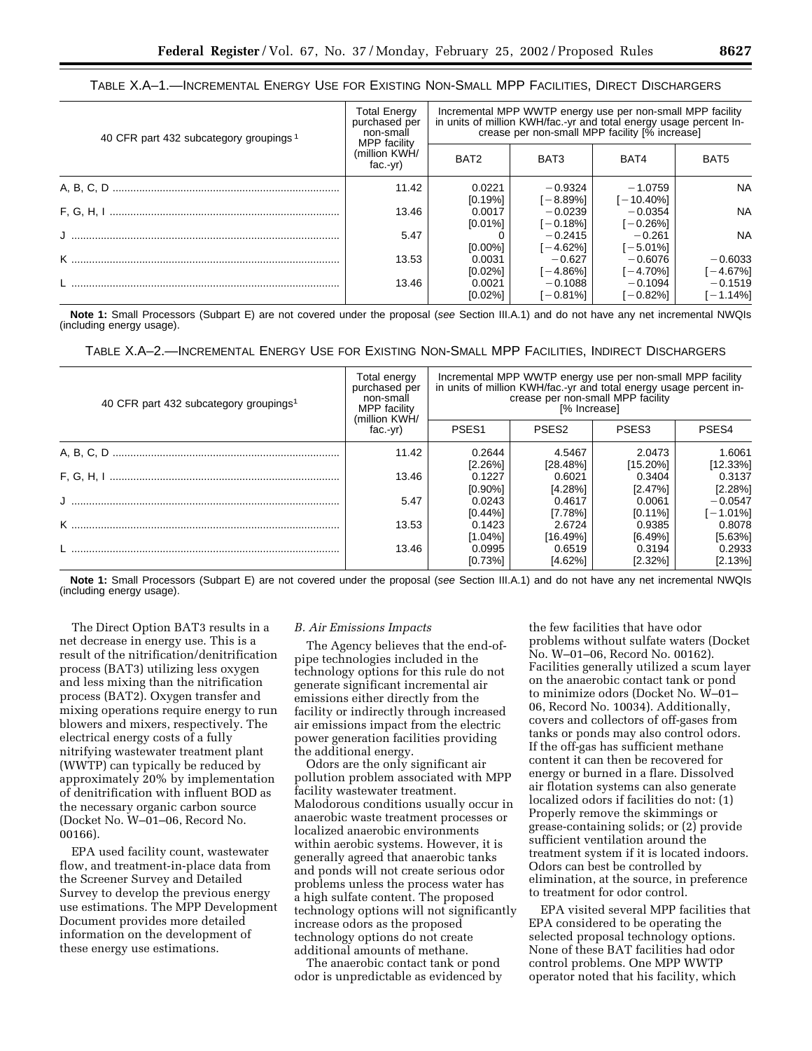TABLE X.A–1.—INCREMENTAL ENERGY USE FOR EXISTING NON-SMALL MPP FACILITIES, DIRECT DISCHARGERS

| 40 CFR part 432 subcategory groupings [1] | Total Energy purchased per non-small MPP facility (million KWH/fac.-yr) | Incremental MPP WWTP energy use per non-small MPP facility in units of million KWH/fac.-yr and total energy usage percent Increase per non-small MPP facility [% increase] | | | |
|---|---|---|---|---|---|
| | | BAT2 | BAT3 | BAT4 | BAT5 |
| A, B, C, D | 11.42 | 0.0221 [0.19%] | −0.9324 [−8.89%] | −1.0759 [−10.40%] | NA |
| F, G, H, I | 13.46 | 0.0017 [0.01%] | −0.0239 [−0.18%] | −0.0354 [−0.26%] | NA |
| J | 5.47 | 0 [0.00%] | −0.2415 [−4.62%] | −0.261 [−5.01%] | NA |
| K | 13.53 | 0.0031 [0.02%] | −0.627 [−4.86%] | −0.6076 [−4.70%] | −0.6033 [−4.67%] |
| L | 13.46 | 0.0021 [0.02%] | −0.1088 [−0.81%] | −0.1094 [−0.82%] | −0.1519 [−1.14%] |

**Note 1:** Small Processors (Subpart E) are not covered under the proposal (*see* Section III.A.1) and do not have any net incremental NWQIs (including energy usage).

TABLE X.A–2.—INCREMENTAL ENERGY USE FOR EXISTING NON-SMALL MPP FACILITIES, INDIRECT DISCHARGERS

| 40 CFR part 432 subcategory groupings[1] | Total energy purchased per non-small MPP facility (million KWH/fac.-yr) | Incremental MPP WWTP energy use per non-small MPP facility in units of million KWH/fac.-yr and total energy usage percent increase per non-small MPP facility [% Increase] | | | |
|---|---|---|---|---|---|
| | | PSES1 | PSES2 | PSES3 | PSES4 |
| A, B, C, D | 11.42 | 0.2644 [2.26%] | 4.5467 [28.48%] | 2.0473 [15.20%] | 1.6061 [12.33%] |
| F, G, H, I | 13.46 | 0.1227 [0.90%] | 0.6021 [4.28%] | 0.3404 [2.47%] | 0.3137 [2.28%] |
| J | 5.47 | 0.0243 [0.44%] | 0.4617 [7.78%] | 0.0061 [0.11%] | −0.0547 [−1.01%] |
| K | 13.53 | 0.1423 [1.04%] | 2.6724 [16.49%] | 0.9385 [6.49%] | 0.8078 [5.63%] |
| L | 13.46 | 0.0995 [0.73%] | 0.6519 [4.62%] | 0.3194 [2.32%] | 0.2933 [2.13%] |

**Note 1:** Small Processors (Subpart E) are not covered under the proposal (*see* Section III.A.1) and do not have any net incremental NWQIs (including energy usage).

The Direct Option BAT3 results in a net decrease in energy use. This is a result of the nitrification/denitrification process (BAT3) utilizing less oxygen and less mixing than the nitrification process (BAT2). Oxygen transfer and mixing operations require energy to run blowers and mixers, respectively. The electrical energy costs of a fully nitrifying wastewater treatment plant (WWTP) can typically be reduced by approximately 20% by implementation of denitrification with influent BOD as the necessary organic carbon source (Docket No. W–01–06, Record No. 00166).

EPA used facility count, wastewater flow, and treatment-in-place data from the Screener Survey and Detailed Survey to develop the previous energy use estimations. The MPP Development Document provides more detailed information on the development of these energy use estimations.

### *B. Air Emissions Impacts*

The Agency believes that the end-of-pipe technologies included in the technology options for this rule do not generate significant incremental air emissions either directly from the facility or indirectly through increased air emissions impact from the electric power generation facilities providing the additional energy.

Odors are the only significant air pollution problem associated with MPP facility wastewater treatment. Malodorous conditions usually occur in anaerobic waste treatment processes or localized anaerobic environments within aerobic systems. However, it is generally agreed that anaerobic tanks and ponds will not create serious odor problems unless the process water has a high sulfate content. The proposed technology options will not significantly increase odors as the proposed technology options do not create additional amounts of methane.

The anaerobic contact tank or pond odor is unpredictable as evidenced by the few facilities that have odor problems without sulfate waters (Docket No. W–01–06, Record No. 00162). Facilities generally utilized a scum layer on the anaerobic contact tank or pond to minimize odors (Docket No. W–01–06, Record No. 10034). Additionally, covers and collectors of off-gases from tanks or ponds may also control odors. If the off-gas has sufficient methane content it can then be recovered for energy or burned in a flare. Dissolved air flotation systems can also generate localized odors if facilities do not: (1) Properly remove the skimmings or grease-containing solids; or (2) provide sufficient ventilation around the treatment system if it is located indoors. Odors can best be controlled by elimination, at the source, in preference to treatment for odor control.

EPA visited several MPP facilities that EPA considered to be operating the selected proposal technology options. None of these BAT facilities had odor control problems. One MPP WWTP operator noted that his facility, which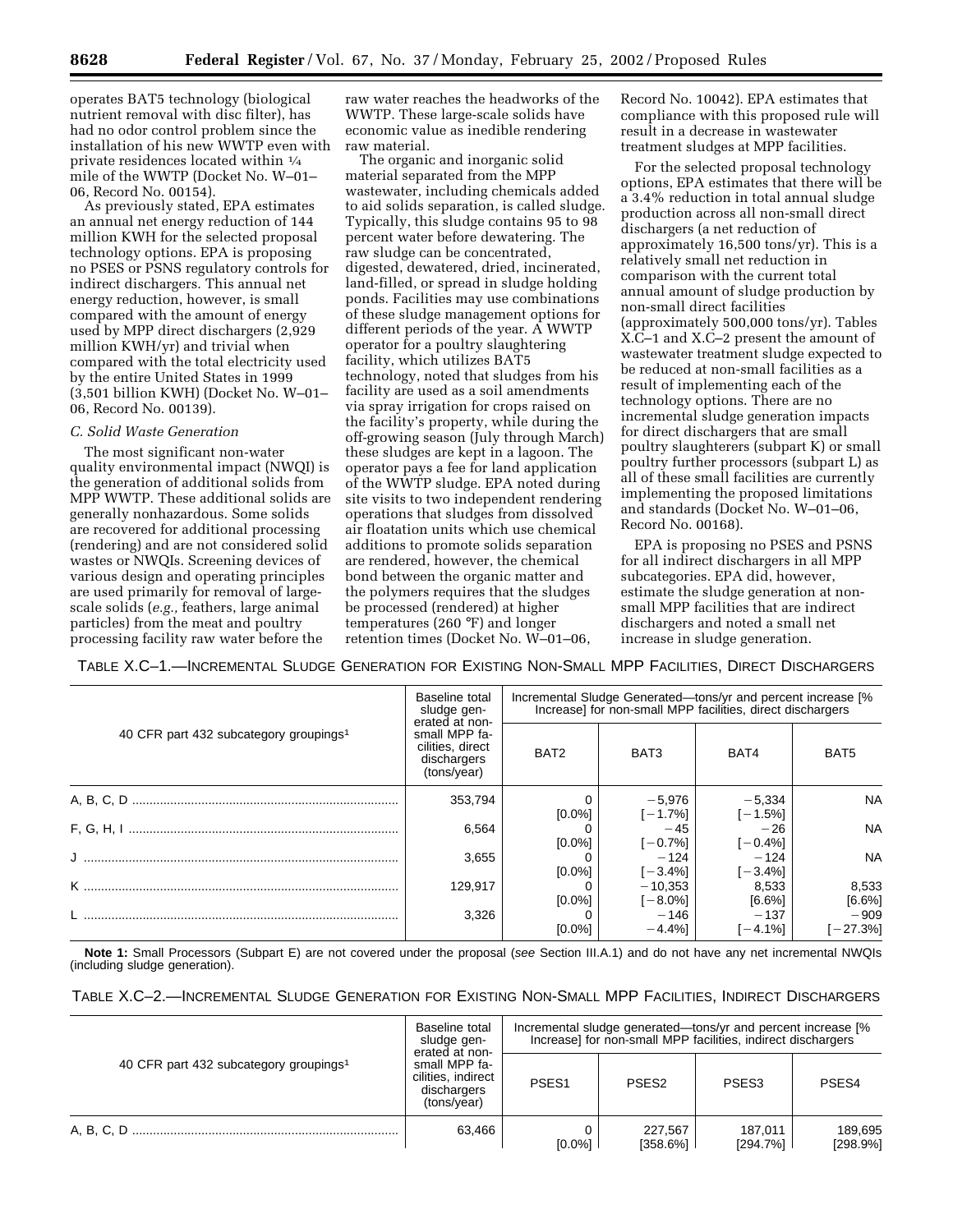operates BAT5 technology (biological nutrient removal with disc filter), has had no odor control problem since the installation of his new WWTP even with private residences located within ¼ mile of the WWTP (Docket No. W–01–06, Record No. 00154).

As previously stated, EPA estimates an annual net energy reduction of 144 million KWH for the selected proposal technology options. EPA is proposing no PSES or PSNS regulatory controls for indirect dischargers. This annual net energy reduction, however, is small compared with the amount of energy used by MPP direct dischargers (2,929 million KWH/yr) and trivial when compared with the total electricity used by the entire United States in 1999 (3,501 billion KWH) (Docket No. W–01–06, Record No. 00139).

*C. Solid Waste Generation*

The most significant non-water quality environmental impact (NWQI) is the generation of additional solids from MPP WWTP. These additional solids are generally nonhazardous. Some solids are recovered for additional processing (rendering) and are not considered solid wastes or NWQIs. Screening devices of various design and operating principles are used primarily for removal of large-scale solids (*e.g.,* feathers, large animal particles) from the meat and poultry processing facility raw water before the raw water reaches the headworks of the WWTP. These large-scale solids have economic value as inedible rendering raw material.

The organic and inorganic solid material separated from the MPP wastewater, including chemicals added to aid solids separation, is called sludge. Typically, this sludge contains 95 to 98 percent water before dewatering. The raw sludge can be concentrated, digested, dewatered, dried, incinerated, land-filled, or spread in sludge holding ponds. Facilities may use combinations of these sludge management options for different periods of the year. A WWTP operator for a poultry slaughtering facility, which utilizes BAT5 technology, noted that sludges from his facility are used as a soil amendments via spray irrigation for crops raised on the facility's property, while during the off-growing season (July through March) these sludges are kept in a lagoon. The operator pays a fee for land application of the WWTP sludge. EPA noted during site visits to two independent rendering operations that sludges from dissolved air floatation units which use chemical additions to promote solids separation are rendered, however, the chemical bond between the organic matter and the polymers requires that the sludges be processed (rendered) at higher temperatures (260 °F) and longer retention times (Docket No. W–01–06, Record No. 10042). EPA estimates that compliance with this proposed rule will result in a decrease in wastewater treatment sludges at MPP facilities.

For the selected proposal technology options, EPA estimates that there will be a 3.4% reduction in total annual sludge production across all non-small direct dischargers (a net reduction of approximately 16,500 tons/yr). This is a relatively small net reduction in comparison with the current total annual amount of sludge production by non-small direct facilities (approximately 500,000 tons/yr). Tables X.C–1 and X.C–2 present the amount of wastewater treatment sludge expected to be reduced at non-small facilities as a result of implementing each of the technology options. There are no incremental sludge generation impacts for direct dischargers that are small poultry slaughterers (subpart K) or small poultry further processors (subpart L) as all of these small facilities are currently implementing the proposed limitations and standards (Docket No. W–01–06, Record No. 00168).

EPA is proposing no PSES and PSNS for all indirect dischargers in all MPP subcategories. EPA did, however, estimate the sludge generation at non-small MPP facilities that are indirect dischargers and noted a small net increase in sludge generation.

TABLE X.C–1.—INCREMENTAL SLUDGE GENERATION FOR EXISTING NON-SMALL MPP FACILITIES, DIRECT DISCHARGERS

| 40 CFR part 432 subcategory groupings[1] | Baseline total sludge generated at non-small MPP facilities, direct dischargers (tons/year) | Incremental Sludge Generated—tons/yr and percent increase [% Increase] for non-small MPP facilities, direct dischargers | | | |
|---|---|---|---|---|---|
| | | BAT2 | BAT3 | BAT4 | BAT5 |
| A, B, C, D | 353,794 | 0 [0.0%] | −5,976 [−1.7%] | −5,334 [−1.5%] | NA |
| F, G, H, I | 6,564 | 0 [0.0%] | −45 [−0.7%] | −26 [−0.4%] | NA |
| J | 3,655 | 0 [0.0%] | −124 [−3.4%] | −124 [−3.4%] | NA |
| K | 129,917 | 0 [0.0%] | −10,353 [−8.0%] | 8,533 [6.6%] | 8,533 [6.6%] |
| L | 3,326 | 0 [0.0%] | −146 −4.4%] | −137 [−4.1%] | −909 [−27.3%] |

**Note 1:** Small Processors (Subpart E) are not covered under the proposal (*see* Section III.A.1) and do not have any net incremental NWQIs (including sludge generation).

TABLE X.C–2.—INCREMENTAL SLUDGE GENERATION FOR EXISTING NON-SMALL MPP FACILITIES, INDIRECT DISCHARGERS

| 40 CFR part 432 subcategory groupings[1] | Baseline total sludge generated at non-small MPP facilities, indirect dischargers (tons/year) | Incremental sludge generated—tons/yr and percent increase [% Increase] for non-small MPP facilities, indirect dischargers | | | |
|---|---|---|---|---|---|
| | | PSES1 | PSES2 | PSES3 | PSES4 |
| A, B, C, D | 63,466 | 0 [0.0%] | 227,567 [358.6%] | 187,011 [294.7%] | 189,695 [298.9%] |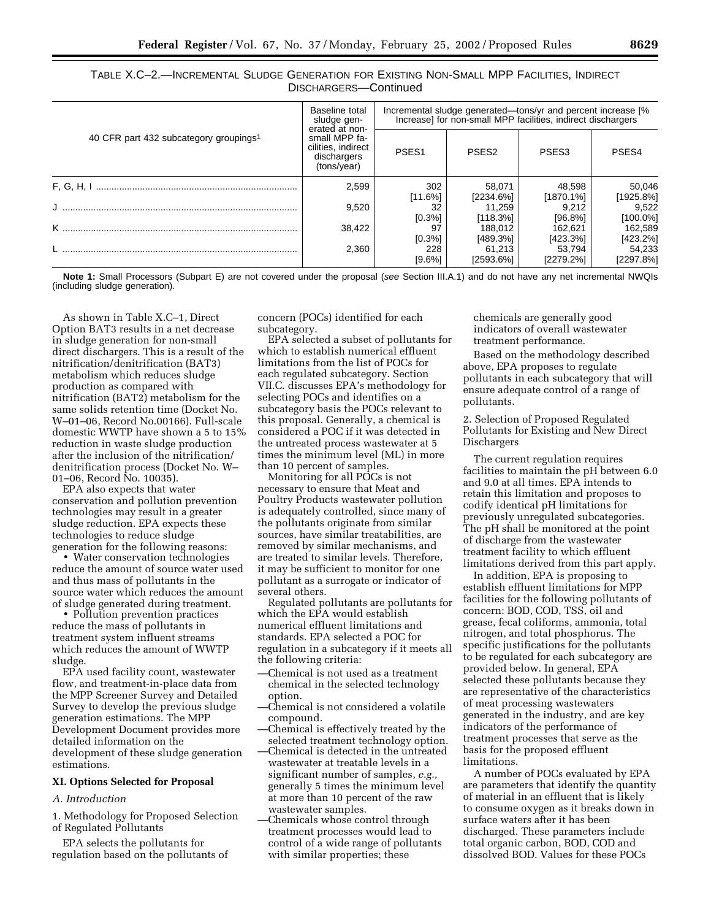TABLE X.C–2.—INCREMENTAL SLUDGE GENERATION FOR EXISTING NON-SMALL MPP FACILITIES, INDIRECT DISCHARGERS—Continued

| 40 CFR part 432 subcategory groupings[1] | Baseline total sludge generated at non-small MPP facilities, indirect dischargers (tons/year) | Incremental sludge generated—tons/yr and percent increase [% Increase] for non-small MPP facilities, indirect dischargers | | | |
|---|---|---|---|---|---|
| | | PSES1 | PSES2 | PSES3 | PSES4 |
| F, G, H, I | 2,599 | 302 [11.6%] | 58,071 [2234.6%] | 48,598 [1870.1%] | 50,046 [1925.8%] |
| J | 9,520 | 32 [0.3%] | 11,259 [118.3%] | 9,212 [96.8%] | 9,522 [100.0%] |
| K | 38,422 | 97 [0.3%] | 188,012 [489.3%] | 162,621 [423.3%] | 162,589 [423.2%] |
| L | 2,360 | 228 [9.6%] | 61,213 [2593.6%] | 53,794 [2279.2%] | 54,233 [2297.8%] |

**Note 1:** Small Processors (Subpart E) are not covered under the proposal (*see* Section III.A.1) and do not have any net incremental NWQIs (including sludge generation).

As shown in Table X.C–1, Direct Option BAT3 results in a net decrease in sludge generation for non-small direct dischargers. This is a result of the nitrification/denitrification (BAT3) metabolism which reduces sludge production as compared with nitrification (BAT2) metabolism for the same solids retention time (Docket No. W–01–06, Record No.00166). Full-scale domestic WWTP have shown a 5 to 15% reduction in waste sludge production after the inclusion of the nitrification/denitrification process (Docket No. W–01–06, Record No. 10035).

EPA also expects that water conservation and pollution prevention technologies may result in a greater sludge reduction. EPA expects these technologies to reduce sludge generation for the following reasons:

- Water conservation technologies reduce the amount of source water used and thus mass of pollutants in the source water which reduces the amount of sludge generated during treatment.
- Pollution prevention practices reduce the mass of pollutants in treatment system influent streams which reduces the amount of WWTP sludge.

EPA used facility count, wastewater flow, and treatment-in-place data from the MPP Screener Survey and Detailed Survey to develop the previous sludge generation estimations. The MPP Development Document provides more detailed information on the development of these sludge generation estimations.

## XI. Options Selected for Proposal

### *A. Introduction*

1. Methodology for Proposed Selection of Regulated Pollutants

EPA selects the pollutants for regulation based on the pollutants of concern (POCs) identified for each subcategory.

EPA selected a subset of pollutants for which to establish numerical effluent limitations from the list of POCs for each regulated subcategory. Section VII.C. discusses EPA's methodology for selecting POCs and identifies on a subcategory basis the POCs relevant to this proposal. Generally, a chemical is considered a POC if it was detected in the untreated process wastewater at 5 times the minimum level (ML) in more than 10 percent of samples.

Monitoring for all POCs is not necessary to ensure that Meat and Poultry Products wastewater pollution is adequately controlled, since many of the pollutants originate from similar sources, have similar treatabilities, are removed by similar mechanisms, and are treated to similar levels. Therefore, it may be sufficient to monitor for one pollutant as a surrogate or indicator of several others.

Regulated pollutants are pollutants for which the EPA would establish numerical effluent limitations and standards. EPA selected a POC for regulation in a subcategory if it meets all the following criteria:

—Chemical is not used as a treatment chemical in the selected technology option.
—Chemical is not considered a volatile compound.
—Chemical is effectively treated by the selected treatment technology option.
—Chemical is detected in the untreated wastewater at treatable levels in a significant number of samples, *e.g.,* generally 5 times the minimum level at more than 10 percent of the raw wastewater samples.
—Chemicals whose control through treatment processes would lead to control of a wide range of pollutants with similar properties; these chemicals are generally good indicators of overall wastewater treatment performance.

Based on the methodology described above, EPA proposes to regulate pollutants in each subcategory that will ensure adequate control of a range of pollutants.

2. Selection of Proposed Regulated Pollutants for Existing and New Direct Dischargers

The current regulation requires facilities to maintain the pH between 6.0 and 9.0 at all times. EPA intends to retain this limitation and proposes to codify identical pH limitations for previously unregulated subcategories. The pH shall be monitored at the point of discharge from the wastewater treatment facility to which effluent limitations derived from this part apply.

In addition, EPA is proposing to establish effluent limitations for MPP facilities for the following pollutants of concern: BOD, COD, TSS, oil and grease, fecal coliforms, ammonia, total nitrogen, and total phosphorus. The specific justifications for the pollutants to be regulated for each subcategory are provided below. In general, EPA selected these pollutants because they are representative of the characteristics of meat processing wastewaters generated in the industry, and are key indicators of the performance of treatment processes that serve as the basis for the proposed effluent limitations.

A number of POCs evaluated by EPA are parameters that identify the quantity of material in an effluent that is likely to consume oxygen as it breaks down in surface waters after it has been discharged. These parameters include total organic carbon, BOD, COD and dissolved BOD. Values for these POCs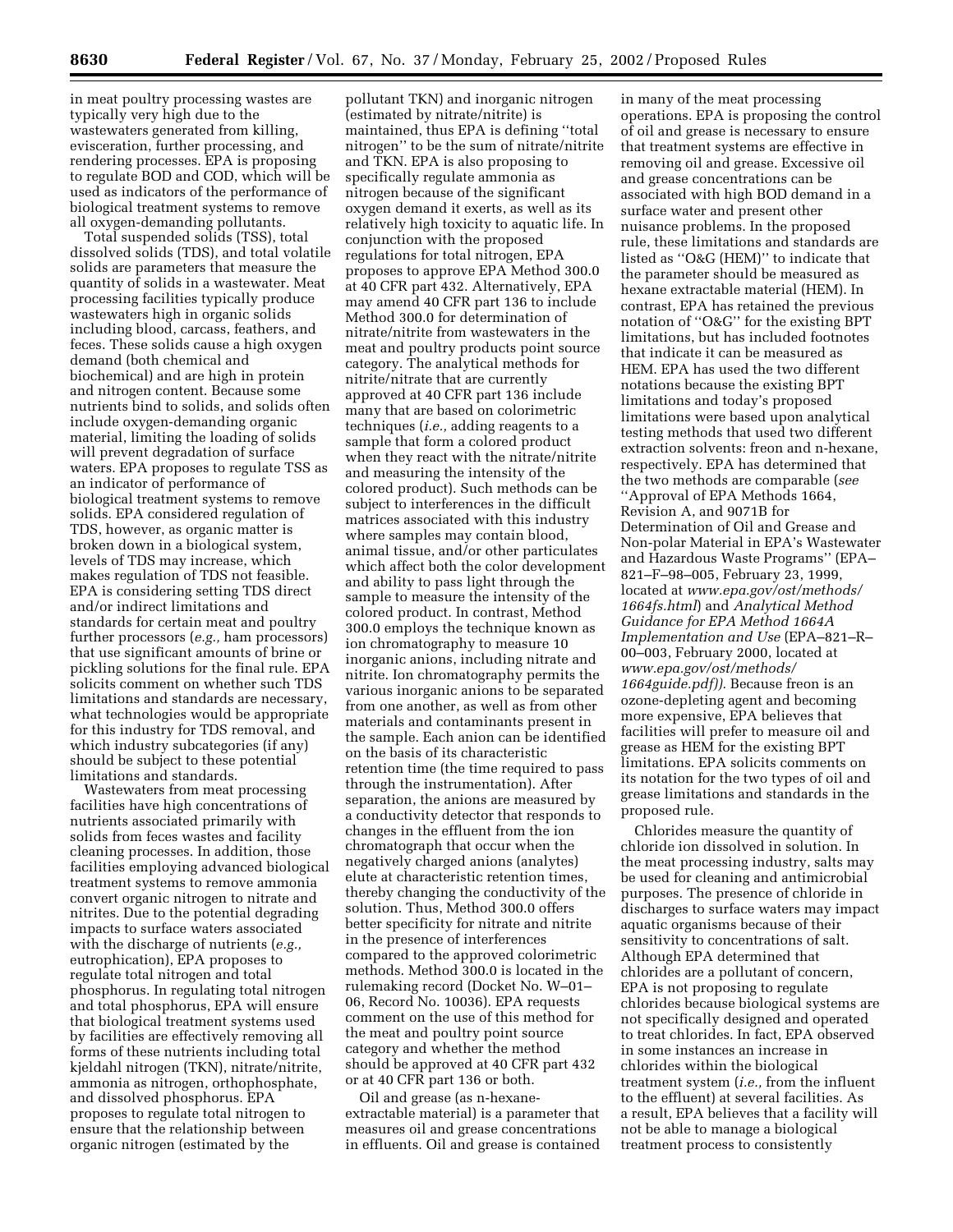in meat poultry processing wastes are typically very high due to the wastewaters generated from killing, evisceration, further processing, and rendering processes. EPA is proposing to regulate BOD and COD, which will be used as indicators of the performance of biological treatment systems to remove all oxygen-demanding pollutants.

Total suspended solids (TSS), total dissolved solids (TDS), and total volatile solids are parameters that measure the quantity of solids in a wastewater. Meat processing facilities typically produce wastewaters high in organic solids including blood, carcass, feathers, and feces. These solids cause a high oxygen demand (both chemical and biochemical) and are high in protein and nitrogen content. Because some nutrients bind to solids, and solids often include oxygen-demanding organic material, limiting the loading of solids will prevent degradation of surface waters. EPA proposes to regulate TSS as an indicator of performance of biological treatment systems to remove solids. EPA considered regulation of TDS, however, as organic matter is broken down in a biological system, levels of TDS may increase, which makes regulation of TDS not feasible. EPA is considering setting TDS direct and/or indirect limitations and standards for certain meat and poultry further processors (*e.g.,* ham processors) that use significant amounts of brine or pickling solutions for the final rule. EPA solicits comment on whether such TDS limitations and standards are necessary, what technologies would be appropriate for this industry for TDS removal, and which industry subcategories (if any) should be subject to these potential limitations and standards.

Wastewaters from meat processing facilities have high concentrations of nutrients associated primarily with solids from feces wastes and facility cleaning processes. In addition, those facilities employing advanced biological treatment systems to remove ammonia convert organic nitrogen to nitrate and nitrites. Due to the potential degrading impacts to surface waters associated with the discharge of nutrients (*e.g.,* eutrophication), EPA proposes to regulate total nitrogen and total phosphorus. In regulating total nitrogen and total phosphorus, EPA will ensure that biological treatment systems used by facilities are effectively removing all forms of these nutrients including total kjeldahl nitrogen (TKN), nitrate/nitrite, ammonia as nitrogen, orthophosphate, and dissolved phosphorus. EPA proposes to regulate total nitrogen to ensure that the relationship between organic nitrogen (estimated by the pollutant TKN) and inorganic nitrogen (estimated by nitrate/nitrite) is maintained, thus EPA is defining ''total nitrogen'' to be the sum of nitrate/nitrite and TKN. EPA is also proposing to specifically regulate ammonia as nitrogen because of the significant oxygen demand it exerts, as well as its relatively high toxicity to aquatic life. In conjunction with the proposed regulations for total nitrogen, EPA proposes to approve EPA Method 300.0 at 40 CFR part 432. Alternatively, EPA may amend 40 CFR part 136 to include Method 300.0 for determination of nitrate/nitrite from wastewaters in the meat and poultry products point source category. The analytical methods for nitrite/nitrate that are currently approved at 40 CFR part 136 include many that are based on colorimetric techniques (*i.e.,* adding reagents to a sample that form a colored product when they react with the nitrate/nitrite and measuring the intensity of the colored product). Such methods can be subject to interferences in the difficult matrices associated with this industry where samples may contain blood, animal tissue, and/or other particulates which affect both the color development and ability to pass light through the sample to measure the intensity of the colored product. In contrast, Method 300.0 employs the technique known as ion chromatography to measure 10 inorganic anions, including nitrate and nitrite. Ion chromatography permits the various inorganic anions to be separated from one another, as well as from other materials and contaminants present in the sample. Each anion can be identified on the basis of its characteristic retention time (the time required to pass through the instrumentation). After separation, the anions are measured by a conductivity detector that responds to changes in the effluent from the ion chromatograph that occur when the negatively charged anions (analytes) elute at characteristic retention times, thereby changing the conductivity of the solution. Thus, Method 300.0 offers better specificity for nitrate and nitrite in the presence of interferences compared to the approved colorimetric methods. Method 300.0 is located in the rulemaking record (Docket No. W–01–06, Record No. 10036). EPA requests comment on the use of this method for the meat and poultry point source category and whether the method should be approved at 40 CFR part 432 or at 40 CFR part 136 or both.

Oil and grease (as n-hexane-extractable material) is a parameter that measures oil and grease concentrations in effluents. Oil and grease is contained in many of the meat processing operations. EPA is proposing the control of oil and grease is necessary to ensure that treatment systems are effective in removing oil and grease. Excessive oil and grease concentrations can be associated with high BOD demand in a surface water and present other nuisance problems. In the proposed rule, these limitations and standards are listed as ''O&G (HEM)'' to indicate that the parameter should be measured as hexane extractable material (HEM). In contrast, EPA has retained the previous notation of ''O&G'' for the existing BPT limitations, but has included footnotes that indicate it can be measured as HEM. EPA has used the two different notations because the existing BPT limitations and today's proposed limitations were based upon analytical testing methods that used two different extraction solvents: freon and n-hexane, respectively. EPA has determined that the two methods are comparable (*see* ''Approval of EPA Methods 1664, Revision A, and 9071B for Determination of Oil and Grease and Non-polar Material in EPA's Wastewater and Hazardous Waste Programs'' (EPA–821–F–98–005, February 23, 1999, located at *www.epa.gov/ost/methods/1664fs.html*) and *Analytical Method Guidance for EPA Method 1664A Implementation and Use* (EPA–821–R–00–003, February 2000, located at *www.epa.gov/ost/methods/1664guide.pdf*)). Because freon is an ozone-depleting agent and becoming more expensive, EPA believes that facilities will prefer to measure oil and grease as HEM for the existing BPT limitations. EPA solicits comments on its notation for the two types of oil and grease limitations and standards in the proposed rule.

Chlorides measure the quantity of chloride ion dissolved in solution. In the meat processing industry, salts may be used for cleaning and antimicrobial purposes. The presence of chloride in discharges to surface waters may impact aquatic organisms because of their sensitivity to concentrations of salt. Although EPA determined that chlorides are a pollutant of concern, EPA is not proposing to regulate chlorides because biological systems are not specifically designed and operated to treat chlorides. In fact, EPA observed in some instances an increase in chlorides within the biological treatment system (*i.e.,* from the influent to the effluent) at several facilities. As a result, EPA believes that a facility will not be able to manage a biological treatment process to consistently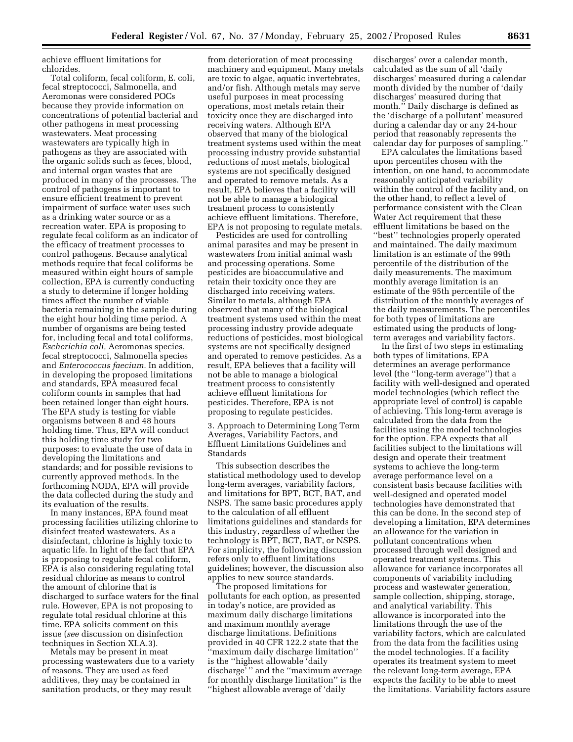achieve effluent limitations for chlorides.

Total coliform, fecal coliform, E. coli, fecal streptococci, Salmonella, and Aeromonas were considered POCs because they provide information on concentrations of potential bacterial and other pathogens in meat processing wastewaters. Meat processing wastewaters are typically high in pathogens as they are associated with the organic solids such as feces, blood, and internal organ wastes that are produced in many of the processes. The control of pathogens is important to ensure efficient treatment to prevent impairment of surface water uses such as a drinking water source or as a recreation water. EPA is proposing to regulate fecal coliform as an indicator of the efficacy of treatment processes to control pathogens. Because analytical methods require that fecal coliforms be measured within eight hours of sample collection, EPA is currently conducting a study to determine if longer holding times affect the number of viable bacteria remaining in the sample during the eight hour holding time period. A number of organisms are being tested for, including fecal and total coliforms, *Escherichia coli,* Aeromonas species, fecal streptococci, Salmonella species and *Enterococcus faecium.* In addition, in developing the proposed limitations and standards, EPA measured fecal coliform counts in samples that had been retained longer than eight hours. The EPA study is testing for viable organisms between 8 and 48 hours holding time. Thus, EPA will conduct this holding time study for two purposes: to evaluate the use of data in developing the limitations and standards; and for possible revisions to currently approved methods. In the forthcoming NODA, EPA will provide the data collected during the study and its evaluation of the results.

In many instances, EPA found meat processing facilities utilizing chlorine to disinfect treated wastewaters. As a disinfectant, chlorine is highly toxic to aquatic life. In light of the fact that EPA is proposing to regulate fecal coliform, EPA is also considering regulating total residual chlorine as means to control the amount of chlorine that is discharged to surface waters for the final rule. However, EPA is not proposing to regulate total residual chlorine at this time. EPA solicits comment on this issue (*see* discussion on disinfection techniques in Section XI.A.3).

Metals may be present in meat processing wastewaters due to a variety of reasons. They are used as feed additives, they may be contained in sanitation products, or they may result from deterioration of meat processing machinery and equipment. Many metals are toxic to algae, aquatic invertebrates, and/or fish. Although metals may serve useful purposes in meat processing operations, most metals retain their toxicity once they are discharged into receiving waters. Although EPA observed that many of the biological treatment systems used within the meat processing industry provide substantial reductions of most metals, biological systems are not specifically designed and operated to remove metals. As a result, EPA believes that a facility will not be able to manage a biological treatment process to consistently achieve effluent limitations. Therefore, EPA is not proposing to regulate metals.

Pesticides are used for controlling animal parasites and may be present in wastewaters from initial animal wash and processing operations. Some pesticides are bioaccumulative and retain their toxicity once they are discharged into receiving waters. Similar to metals, although EPA observed that many of the biological treatment systems used within the meat processing industry provide adequate reductions of pesticides, most biological systems are not specifically designed and operated to remove pesticides. As a result, EPA believes that a facility will not be able to manage a biological treatment process to consistently achieve effluent limitations for pesticides. Therefore, EPA is not proposing to regulate pesticides.

3. Approach to Determining Long Term Averages, Variability Factors, and Effluent Limitations Guidelines and Standards

This subsection describes the statistical methodology used to develop long-term averages, variability factors, and limitations for BPT, BCT, BAT, and NSPS. The same basic procedures apply to the calculation of all effluent limitations guidelines and standards for this industry, regardless of whether the technology is BPT, BCT, BAT, or NSPS. For simplicity, the following discussion refers only to effluent limitations guidelines; however, the discussion also applies to new source standards.

The proposed limitations for pollutants for each option, as presented in today's notice, are provided as maximum daily discharge limitations and maximum monthly average discharge limitations. Definitions provided in 40 CFR 122.2 state that the "maximum daily discharge limitation" is the "highest allowable 'daily discharge' " and the "maximum average for monthly discharge limitation" is the "highest allowable average of 'daily discharges' over a calendar month, calculated as the sum of all 'daily discharges' measured during a calendar month divided by the number of 'daily discharges' measured during that month." Daily discharge is defined as the 'discharge of a pollutant' measured during a calendar day or any 24-hour period that reasonably represents the calendar day for purposes of sampling."

EPA calculates the limitations based upon percentiles chosen with the intention, on one hand, to accommodate reasonably anticipated variability within the control of the facility and, on the other hand, to reflect a level of performance consistent with the Clean Water Act requirement that these effluent limitations be based on the "best" technologies properly operated and maintained. The daily maximum limitation is an estimate of the 99th percentile of the distribution of the daily measurements. The maximum monthly average limitation is an estimate of the 95th percentile of the distribution of the monthly averages of the daily measurements. The percentiles for both types of limitations are estimated using the products of long-term averages and variability factors.

In the first of two steps in estimating both types of limitations, EPA determines an average performance level (the "long-term average") that a facility with well-designed and operated model technologies (which reflect the appropriate level of control) is capable of achieving. This long-term average is calculated from the data from the facilities using the model technologies for the option. EPA expects that all facilities subject to the limitations will design and operate their treatment systems to achieve the long-term average performance level on a consistent basis because facilities with well-designed and operated model technologies have demonstrated that this can be done. In the second step of developing a limitation, EPA determines an allowance for the variation in pollutant concentrations when processed through well designed and operated treatment systems. This allowance for variance incorporates all components of variability including process and wastewater generation, sample collection, shipping, storage, and analytical variability. This allowance is incorporated into the limitations through the use of the variability factors, which are calculated from the data from the facilities using the model technologies. If a facility operates its treatment system to meet the relevant long-term average, EPA expects the facility to be able to meet the limitations. Variability factors assure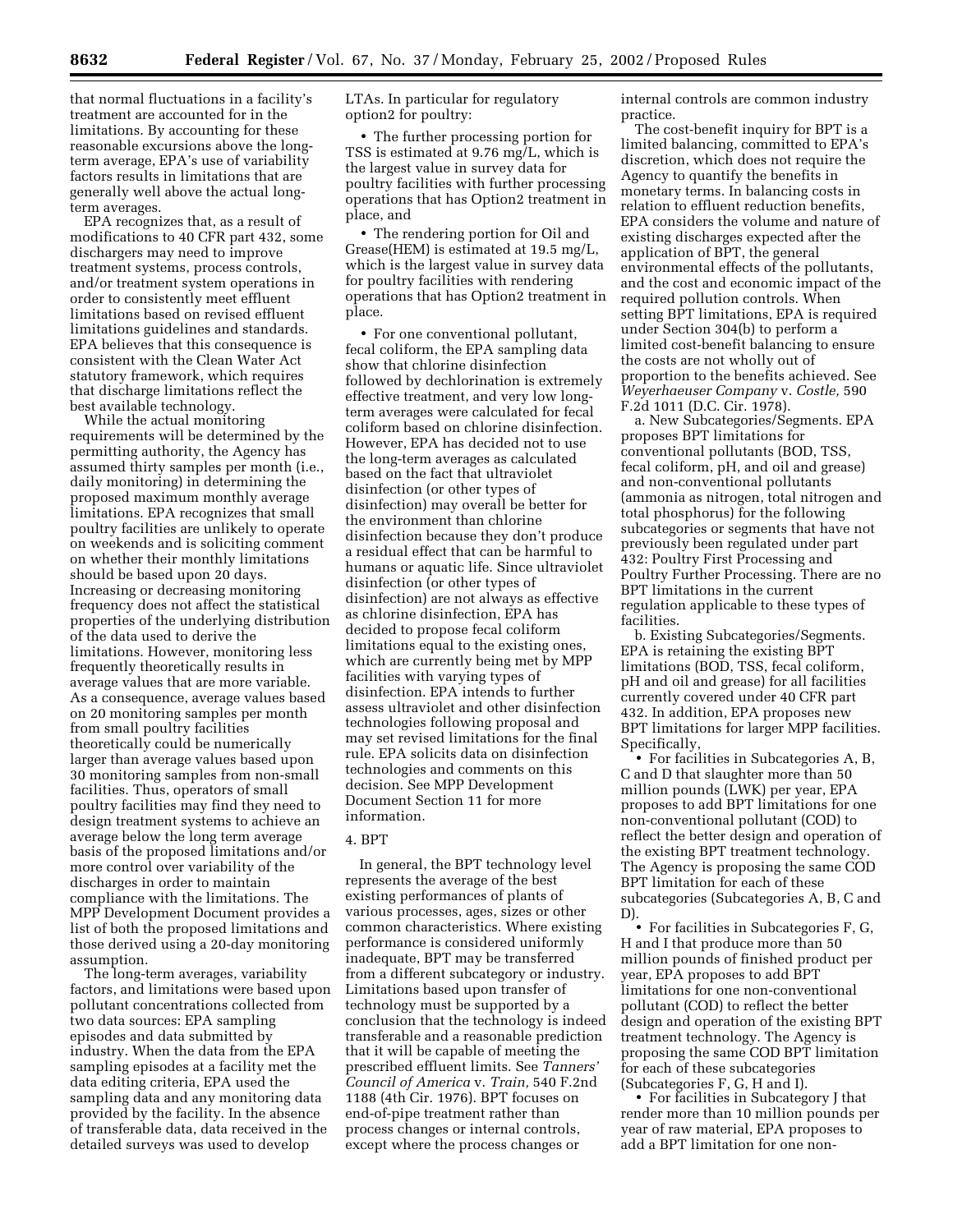that normal fluctuations in a facility's treatment are accounted for in the limitations. By accounting for these reasonable excursions above the long-term average, EPA's use of variability factors results in limitations that are generally well above the actual long-term averages.

EPA recognizes that, as a result of modifications to 40 CFR part 432, some dischargers may need to improve treatment systems, process controls, and/or treatment system operations in order to consistently meet effluent limitations based on revised effluent limitations guidelines and standards. EPA believes that this consequence is consistent with the Clean Water Act statutory framework, which requires that discharge limitations reflect the best available technology.

While the actual monitoring requirements will be determined by the permitting authority, the Agency has assumed thirty samples per month (i.e., daily monitoring) in determining the proposed maximum monthly average limitations. EPA recognizes that small poultry facilities are unlikely to operate on weekends and is soliciting comment on whether their monthly limitations should be based upon 20 days. Increasing or decreasing monitoring frequency does not affect the statistical properties of the underlying distribution of the data used to derive the limitations. However, monitoring less frequently theoretically results in average values that are more variable. As a consequence, average values based on 20 monitoring samples per month from small poultry facilities theoretically could be numerically larger than average values based upon 30 monitoring samples from non-small facilities. Thus, operators of small poultry facilities may find they need to design treatment systems to achieve an average below the long term average basis of the proposed limitations and/or more control over variability of the discharges in order to maintain compliance with the limitations. The MPP Development Document provides a list of both the proposed limitations and those derived using a 20-day monitoring assumption.

The long-term averages, variability factors, and limitations were based upon pollutant concentrations collected from two data sources: EPA sampling episodes and data submitted by industry. When the data from the EPA sampling episodes at a facility met the data editing criteria, EPA used the sampling data and any monitoring data provided by the facility. In the absence of transferable data, data received in the detailed surveys was used to develop LTAs. In particular for regulatory option2 for poultry:

- The further processing portion for TSS is estimated at 9.76 mg/L, which is the largest value in survey data for poultry facilities with further processing operations that has Option2 treatment in place, and
- The rendering portion for Oil and Grease(HEM) is estimated at 19.5 mg/L, which is the largest value in survey data for poultry facilities with rendering operations that has Option2 treatment in place.
- For one conventional pollutant, fecal coliform, the EPA sampling data show that chlorine disinfection followed by dechlorination is extremely effective treatment, and very low long-term averages were calculated for fecal coliform based on chlorine disinfection. However, EPA has decided not to use the long-term averages as calculated based on the fact that ultraviolet disinfection (or other types of disinfection) may overall be better for the environment than chlorine disinfection because they don't produce a residual effect that can be harmful to humans or aquatic life. Since ultraviolet disinfection (or other types of disinfection) are not always as effective as chlorine disinfection, EPA has decided to propose fecal coliform limitations equal to the existing ones, which are currently being met by MPP facilities with varying types of disinfection. EPA intends to further assess ultraviolet and other disinfection technologies following proposal and may set revised limitations for the final rule. EPA solicits data on disinfection technologies and comments on this decision. See MPP Development Document Section 11 for more information.

4. BPT

In general, the BPT technology level represents the average of the best existing performances of plants of various processes, ages, sizes or other common characteristics. Where existing performance is considered uniformly inadequate, BPT may be transferred from a different subcategory or industry. Limitations based upon transfer of technology must be supported by a conclusion that the technology is indeed transferable and a reasonable prediction that it will be capable of meeting the prescribed effluent limits. See *Tanners' Council of America* v. *Train,* 540 F.2nd 1188 (4th Cir. 1976). BPT focuses on end-of-pipe treatment rather than process changes or internal controls, except where the process changes or internal controls are common industry practice.

The cost-benefit inquiry for BPT is a limited balancing, committed to EPA's discretion, which does not require the Agency to quantify the benefits in monetary terms. In balancing costs in relation to effluent reduction benefits, EPA considers the volume and nature of existing discharges expected after the application of BPT, the general environmental effects of the pollutants, and the cost and economic impact of the required pollution controls. When setting BPT limitations, EPA is required under Section 304(b) to perform a limited cost-benefit balancing to ensure the costs are not wholly out of proportion to the benefits achieved. See *Weyerhaeuser Company* v. *Costle,* 590 F.2d 1011 (D.C. Cir. 1978).

a. New Subcategories/Segments. EPA proposes BPT limitations for conventional pollutants (BOD, TSS, fecal coliform, pH, and oil and grease) and non-conventional pollutants (ammonia as nitrogen, total nitrogen and total phosphorus) for the following subcategories or segments that have not previously been regulated under part 432: Poultry First Processing and Poultry Further Processing. There are no BPT limitations in the current regulation applicable to these types of facilities.

b. Existing Subcategories/Segments. EPA is retaining the existing BPT limitations (BOD, TSS, fecal coliform, pH and oil and grease) for all facilities currently covered under 40 CFR part 432. In addition, EPA proposes new BPT limitations for larger MPP facilities. Specifically,

- For facilities in Subcategories A, B, C and D that slaughter more than 50 million pounds (LWK) per year, EPA proposes to add BPT limitations for one non-conventional pollutant (COD) to reflect the better design and operation of the existing BPT treatment technology. The Agency is proposing the same COD BPT limitation for each of these subcategories (Subcategories A, B, C and D).
- For facilities in Subcategories F, G, H and I that produce more than 50 million pounds of finished product per year, EPA proposes to add BPT limitations for one non-conventional pollutant (COD) to reflect the better design and operation of the existing BPT treatment technology. The Agency is proposing the same COD BPT limitation for each of these subcategories (Subcategories F, G, H and I).
- For facilities in Subcategory J that render more than 10 million pounds per year of raw material, EPA proposes to add a BPT limitation for one non-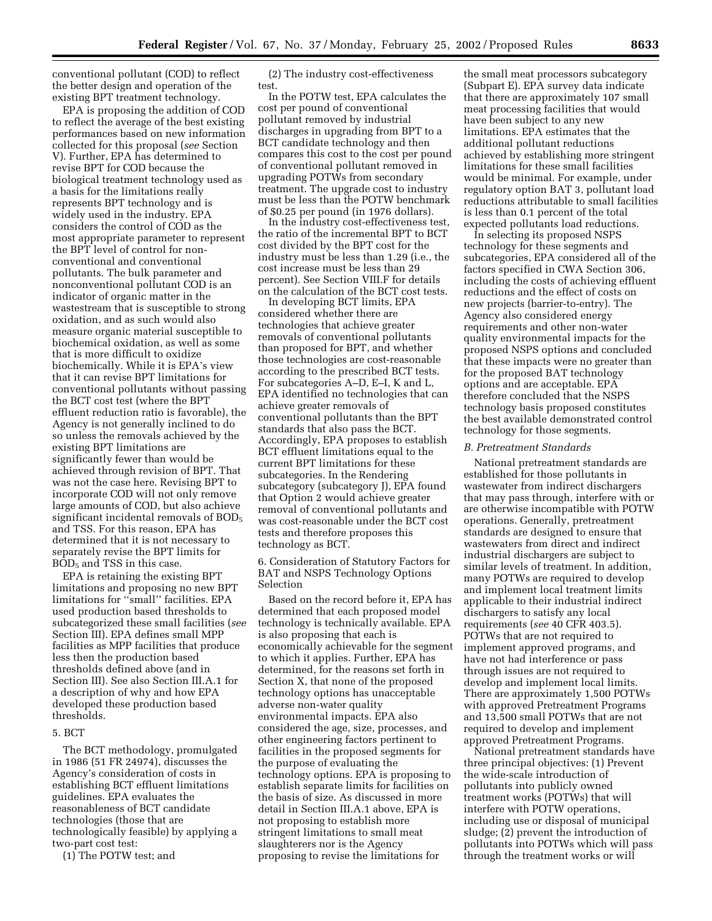conventional pollutant (COD) to reflect the better design and operation of the existing BPT treatment technology.

EPA is proposing the addition of COD to reflect the average of the best existing performances based on new information collected for this proposal (*see* Section V). Further, EPA has determined to revise BPT for COD because the biological treatment technology used as a basis for the limitations really represents BPT technology and is widely used in the industry. EPA considers the control of COD as the most appropriate parameter to represent the BPT level of control for non-conventional and conventional pollutants. The bulk parameter and nonconventional pollutant COD is an indicator of organic matter in the wastestream that is susceptible to strong oxidation, and as such would also measure organic material susceptible to biochemical oxidation, as well as some that is more difficult to oxidize biochemically. While it is EPA's view that it can revise BPT limitations for conventional pollutants without passing the BCT cost test (where the BPT effluent reduction ratio is favorable), the Agency is not generally inclined to do so unless the removals achieved by the existing BPT limitations are significantly fewer than would be achieved through revision of BPT. That was not the case here. Revising BPT to incorporate COD will not only remove large amounts of COD, but also achieve significant incidental removals of $BOD_5$ and TSS. For this reason, EPA has determined that it is not necessary to separately revise the BPT limits for $BOD_5$ and TSS in this case.

EPA is retaining the existing BPT limitations and proposing no new BPT limitations for ''small'' facilities. EPA used production based thresholds to subcategorized these small facilities (*see* Section III). EPA defines small MPP facilities as MPP facilities that produce less then the production based thresholds defined above (and in Section III). See also Section III.A.1 for a description of why and how EPA developed these production based thresholds.

5. BCT

The BCT methodology, promulgated in 1986 (51 FR 24974), discusses the Agency's consideration of costs in establishing BCT effluent limitations guidelines. EPA evaluates the reasonableness of BCT candidate technologies (those that are technologically feasible) by applying a two-part cost test:

(1) The POTW test; and

(2) The industry cost-effectiveness test.

In the POTW test, EPA calculates the cost per pound of conventional pollutant removed by industrial discharges in upgrading from BPT to a BCT candidate technology and then compares this cost to the cost per pound of conventional pollutant removed in upgrading POTWs from secondary treatment. The upgrade cost to industry must be less than the POTW benchmark of $0.25 per pound (in 1976 dollars).

In the industry cost-effectiveness test, the ratio of the incremental BPT to BCT cost divided by the BPT cost for the industry must be less than 1.29 (i.e., the cost increase must be less than 29 percent). See Section VIII.F for details on the calculation of the BCT cost tests.

In developing BCT limits, EPA considered whether there are technologies that achieve greater removals of conventional pollutants than proposed for BPT, and whether those technologies are cost-reasonable according to the prescribed BCT tests. For subcategories A–D, E–I, K and L, EPA identified no technologies that can achieve greater removals of conventional pollutants than the BPT standards that also pass the BCT. Accordingly, EPA proposes to establish BCT effluent limitations equal to the current BPT limitations for these subcategories. In the Rendering subcategory (subcategory J), EPA found that Option 2 would achieve greater removal of conventional pollutants and was cost-reasonable under the BCT cost tests and therefore proposes this technology as BCT.

6. Consideration of Statutory Factors for BAT and NSPS Technology Options Selection

Based on the record before it, EPA has determined that each proposed model technology is technically available. EPA is also proposing that each is economically achievable for the segment to which it applies. Further, EPA has determined, for the reasons set forth in Section X, that none of the proposed technology options has unacceptable adverse non-water quality environmental impacts. EPA also considered the age, size, processes, and other engineering factors pertinent to facilities in the proposed segments for the purpose of evaluating the technology options. EPA is proposing to establish separate limits for facilities on the basis of size. As discussed in more detail in Section III.A.1 above, EPA is not proposing to establish more stringent limitations to small meat slaughterers nor is the Agency proposing to revise the limitations for the small meat processors subcategory (Subpart E). EPA survey data indicate that there are approximately 107 small meat processing facilities that would have been subject to any new limitations. EPA estimates that the additional pollutant reductions achieved by establishing more stringent limitations for these small facilities would be minimal. For example, under regulatory option BAT 3, pollutant load reductions attributable to small facilities is less than 0.1 percent of the total expected pollutants load reductions.

In selecting its proposed NSPS technology for these segments and subcategories, EPA considered all of the factors specified in CWA Section 306, including the costs of achieving effluent reductions and the effect of costs on new projects (barrier-to-entry). The Agency also considered energy requirements and other non-water quality environmental impacts for the proposed NSPS options and concluded that these impacts were no greater than for the proposed BAT technology options and are acceptable. EPA therefore concluded that the NSPS technology basis proposed constitutes the best available demonstrated control technology for those segments.

### *B. Pretreatment Standards*

National pretreatment standards are established for those pollutants in wastewater from indirect dischargers that may pass through, interfere with or are otherwise incompatible with POTW operations. Generally, pretreatment standards are designed to ensure that wastewaters from direct and indirect industrial dischargers are subject to similar levels of treatment. In addition, many POTWs are required to develop and implement local treatment limits applicable to their industrial indirect dischargers to satisfy any local requirements (*see* 40 CFR 403.5). POTWs that are not required to implement approved programs, and have not had interference or pass through issues are not required to develop and implement local limits. There are approximately 1,500 POTWs with approved Pretreatment Programs and 13,500 small POTWs that are not required to develop and implement approved Pretreatment Programs.

National pretreatment standards have three principal objectives: (1) Prevent the wide-scale introduction of pollutants into publicly owned treatment works (POTWs) that will interfere with POTW operations, including use or disposal of municipal sludge; (2) prevent the introduction of pollutants into POTWs which will pass through the treatment works or will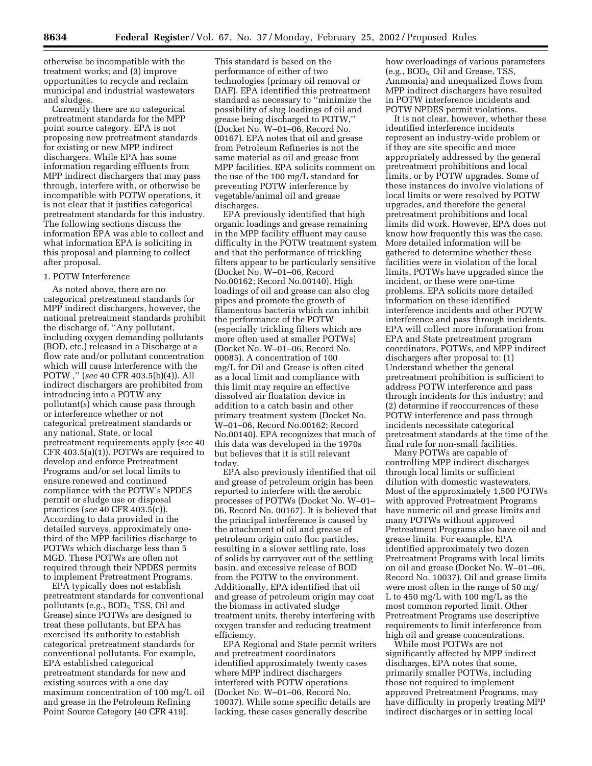otherwise be incompatible with the treatment works; and (3) improve opportunities to recycle and reclaim municipal and industrial wastewaters and sludges.

Currently there are no categorical pretreatment standards for the MPP point source category. EPA is not proposing new pretreatment standards for existing or new MPP indirect dischargers. While EPA has some information regarding effluents from MPP indirect dischargers that may pass through, interfere with, or otherwise be incompatible with POTW operations, it is not clear that it justifies categorical pretreatment standards for this industry. The following sections discuss the information EPA was able to collect and what information EPA is soliciting in this proposal and planning to collect after proposal.

### 1. POTW Interference

As noted above, there are no categorical pretreatment standards for MPP indirect dischargers, however, the national pretreatment standards prohibit the discharge of, ''Any pollutant, including oxygen demanding pollutants (BOD, etc.) released in a Discharge at a flow rate and/or pollutant concentration which will cause Interference with the POTW ,'' (*see* 40 CFR 403.5(b)(4)). All indirect dischargers are prohibited from introducing into a POTW any pollutant(s) which cause pass through or interference whether or not categorical pretreatment standards or any national, State, or local pretreatment requirements apply (*see* 40 CFR 403.5(a)(1)). POTWs are required to develop and enforce Pretreatment Programs and/or set local limits to ensure renewed and continued compliance with the POTW's NPDES permit or sludge use or disposal practices (*see* 40 CFR 403.5(c)). According to data provided in the detailed surveys, approximately one-third of the MPP facilities discharge to POTWs which discharge less than 5 MGD. These POTWs are often not required through their NPDES permits to implement Pretreatment Programs.

EPA typically does not establish pretreatment standards for conventional pollutants (e.g., $BOD_5$, TSS, Oil and Grease) since POTWs are designed to treat these pollutants, but EPA has exercised its authority to establish categorical pretreatment standards for conventional pollutants. For example, EPA established categorical pretreatment standards for new and existing sources with a one day maximum concentration of 100 mg/L oil and grease in the Petroleum Refining Point Source Category (40 CFR 419). This standard is based on the performance of either of two technologies (primary oil removal or DAF). EPA identified this pretreatment standard as necessary to ''minimize the possibility of slug loadings of oil and grease being discharged to POTW,'' (Docket No. W–01–06, Record No. 00167). EPA notes that oil and grease from Petroleum Refineries is not the same material as oil and grease from MPP facilities. EPA solicits comment on the use of the 100 mg/L standard for preventing POTW interference by vegetable/animal oil and grease discharges.

EPA previously identified that high organic loadings and grease remaining in the MPP facility effluent may cause difficulty in the POTW treatment system and that the performance of trickling filters appear to be particularly sensitive (Docket No. W–01–06, Record No.00162; Record No.00140). High loadings of oil and grease can also clog pipes and promote the growth of filamentous bacteria which can inhibit the performance of the POTW (especially trickling filters which are more often used at smaller POTWs) (Docket No. W–01–06, Record No. 00085). A concentration of 100 mg/L for Oil and Grease is often cited as a local limit and compliance with this limit may require an effective dissolved air floatation device in addition to a catch basin and other primary treatment system (Docket No. W–01–06, Record No.00162; Record No.00140). EPA recognizes that much of this data was developed in the 1970s but believes that it is still relevant today.

EPA also previously identified that oil and grease of petroleum origin has been reported to interfere with the aerobic processes of POTWs (Docket No. W–01–06, Record No. 00167). It is believed that the principal interference is caused by the attachment of oil and grease of petroleum origin onto floc particles, resulting in a slower settling rate, loss of solids by carryover out of the settling basin, and excessive release of BOD from the POTW to the environment. Additionally, EPA identified that oil and grease of petroleum origin may coat the biomass in activated sludge treatment units, thereby interfering with oxygen transfer and reducing treatment efficiency.

EPA Regional and State permit writers and pretreatment coordinators identified approximately twenty cases where MPP indirect dischargers interfered with POTW operations (Docket No. W–01–06, Record No. 10037). While some specific details are lacking, these cases generally describe how overloadings of various parameters (e.g., $BOD_5$, Oil and Grease, TSS, Ammonia) and unequalized flows from MPP indirect dischargers have resulted in POTW interference incidents and POTW NPDES permit violations.

It is not clear, however, whether these identified interference incidents represent an industry-wide problem or if they are site specific and more appropriately addressed by the general pretreatment prohibitions and local limits, or by POTW upgrades. Some of these instances do involve violations of local limits or were resolved by POTW upgrades, and therefore the general pretreatment prohibitions and local limits did work. However, EPA does not know how frequently this was the case. More detailed information will be gathered to determine whether these facilities were in violation of the local limits, POTWs have upgraded since the incident, or these were one-time problems. EPA solicits more detailed information on these identified interference incidents and other POTW interference and pass through incidents. EPA will collect more information from EPA and State pretreatment program coordinators, POTWs, and MPP indirect dischargers after proposal to: (1) Understand whether the general pretreatment prohibition is sufficient to address POTW interference and pass through incidents for this industry; and (2) determine if reoccurrences of these POTW interference and pass through incidents necessitate categorical pretreatment standards at the time of the final rule for non-small facilities.

Many POTWs are capable of controlling MPP indirect discharges through local limits or sufficient dilution with domestic wastewaters. Most of the approximately 1,500 POTWs with approved Pretreatment Programs have numeric oil and grease limits and many POTWs without approved Pretreatment Programs also have oil and grease limits. For example, EPA identified approximately two dozen Pretreatment Programs with local limits on oil and grease (Docket No. W–01–06, Record No. 10037). Oil and grease limits were most often in the range of 50 mg/L to 450 mg/L with 100 mg/L as the most common reported limit. Other Pretreatment Programs use descriptive requirements to limit interference from high oil and grease concentrations.

While most POTWs are not significantly affected by MPP indirect discharges, EPA notes that some, primarily smaller POTWs, including those not required to implement approved Pretreatment Programs, may have difficulty in properly treating MPP indirect discharges or in setting local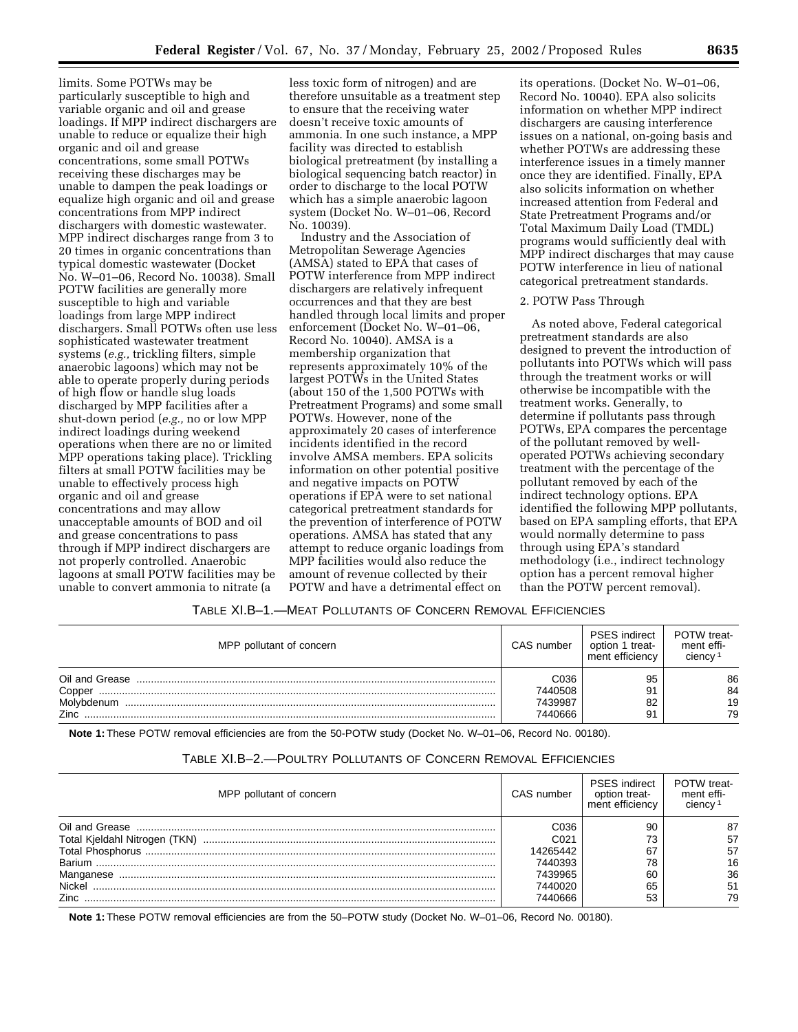limits. Some POTWs may be particularly susceptible to high and variable organic and oil and grease loadings. If MPP indirect dischargers are unable to reduce or equalize their high organic and oil and grease concentrations, some small POTWs receiving these discharges may be unable to dampen the peak loadings or equalize high organic and oil and grease concentrations from MPP indirect dischargers with domestic wastewater. MPP indirect discharges range from 3 to 20 times in organic concentrations than typical domestic wastewater (Docket No. W–01–06, Record No. 10038). Small POTW facilities are generally more susceptible to high and variable loadings from large MPP indirect dischargers. Small POTWs often use less sophisticated wastewater treatment systems (*e.g.,* trickling filters, simple anaerobic lagoons) which may not be able to operate properly during periods of high flow or handle slug loads discharged by MPP facilities after a shut-down period (*e.g.,* no or low MPP indirect loadings during weekend operations when there are no or limited MPP operations taking place). Trickling filters at small POTW facilities may be unable to effectively process high organic and oil and grease concentrations and may allow unacceptable amounts of BOD and oil and grease concentrations to pass through if MPP indirect dischargers are not properly controlled. Anaerobic lagoons at small POTW facilities may be unable to convert ammonia to nitrate (a less toxic form of nitrogen) and are therefore unsuitable as a treatment step to ensure that the receiving water doesn't receive toxic amounts of ammonia. In one such instance, a MPP facility was directed to establish biological pretreatment (by installing a biological sequencing batch reactor) in order to discharge to the local POTW which has a simple anaerobic lagoon system (Docket No. W–01–06, Record No. 10039).

Industry and the Association of Metropolitan Sewerage Agencies (AMSA) stated to EPA that cases of POTW interference from MPP indirect dischargers are relatively infrequent occurrences and that they are best handled through local limits and proper enforcement (Docket No. W–01–06, Record No. 10040). AMSA is a membership organization that represents approximately 10% of the largest POTWs in the United States (about 150 of the 1,500 POTWs with Pretreatment Programs) and some small POTWs. However, none of the approximately 20 cases of interference incidents identified in the record involve AMSA members. EPA solicits information on other potential positive and negative impacts on POTW operations if EPA were to set national categorical pretreatment standards for the prevention of interference of POTW operations. AMSA has stated that any attempt to reduce organic loadings from MPP facilities would also reduce the amount of revenue collected by their POTW and have a detrimental effect on its operations. (Docket No. W–01–06, Record No. 10040). EPA also solicits information on whether MPP indirect dischargers are causing interference issues on a national, on-going basis and whether POTWs are addressing these interference issues in a timely manner once they are identified. Finally, EPA also solicits information on whether increased attention from Federal and State Pretreatment Programs and/or Total Maximum Daily Load (TMDL) programs would sufficiently deal with MPP indirect discharges that may cause POTW interference in lieu of national categorical pretreatment standards.

2. POTW Pass Through

As noted above, Federal categorical pretreatment standards are also designed to prevent the introduction of pollutants into POTWs which will pass through the treatment works or will otherwise be incompatible with the treatment works. Generally, to determine if pollutants pass through POTWs, EPA compares the percentage of the pollutant removed by well-operated POTWs achieving secondary treatment with the percentage of the pollutant removed by each of the indirect technology options. EPA identified the following MPP pollutants, based on EPA sampling efforts, that EPA would normally determine to pass through using EPA's standard methodology (i.e., indirect technology option has a percent removal higher than the POTW percent removal).

TABLE XI.B–1.—MEAT POLLUTANTS OF CONCERN REMOVAL EFFICIENCIES

| MPP pollutant of concern | CAS number | PSES indirect option 1 treatment efficiency | POTW treatment efficiency [1] |
|---|---|---|---|
| Oil and Grease | C036 | 95 | 86 |
| Copper | 7440508 | 91 | 84 |
| Molybdenum | 7439987 | 82 | 19 |
| Zinc | 7440666 | 91 | 79 |

**Note 1:** These POTW removal efficiencies are from the 50-POTW study (Docket No. W–01–06, Record No. 00180).

TABLE XI.B–2.—POULTRY POLLUTANTS OF CONCERN REMOVAL EFFICIENCIES

| MPP pollutant of concern | CAS number | PSES indirect option treatment efficiency | POTW treatment efficiency [1] |
|---|---|---|---|
| Oil and Grease | C036 | 90 | 87 |
| Total Kjeldahl Nitrogen (TKN) | C021 | 73 | 57 |
| Total Phosphorus | 14265442 | 67 | 57 |
| Barium | 7440393 | 78 | 16 |
| Manganese | 7439965 | 60 | 36 |
| Nickel | 7440020 | 65 | 51 |
| Zinc | 7440666 | 53 | 79 |

**Note 1:** These POTW removal efficiencies are from the 50–POTW study (Docket No. W–01–06, Record No. 00180).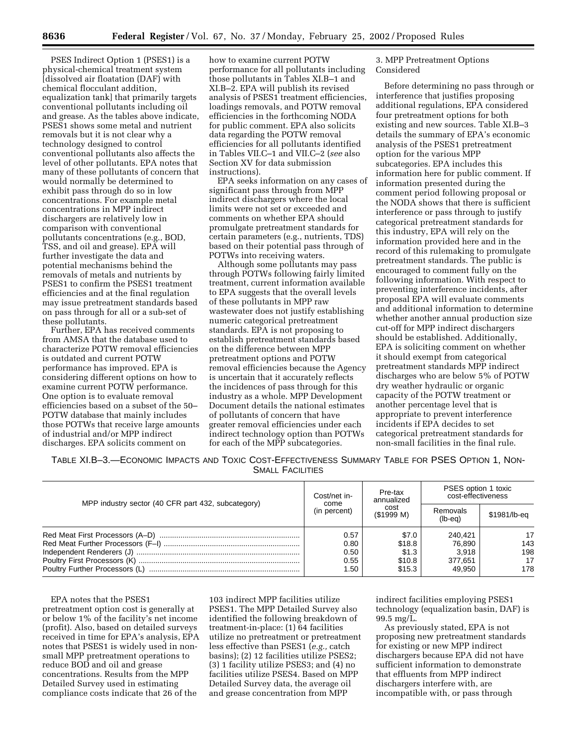PSES Indirect Option 1 (PSES1) is a physical-chemical treatment system [dissolved air floatation (DAF) with chemical flocculant addition, equalization tank] that primarily targets conventional pollutants including oil and grease. As the tables above indicate, PSES1 shows some metal and nutrient removals but it is not clear why a technology designed to control conventional pollutants also affects the level of other pollutants. EPA notes that many of these pollutants of concern that would normally be determined to exhibit pass through do so in low concentrations. For example metal concentrations in MPP indirect dischargers are relatively low in comparison with conventional pollutants concentrations (e.g., BOD, TSS, and oil and grease). EPA will further investigate the data and potential mechanisms behind the removals of metals and nutrients by PSES1 to confirm the PSES1 treatment efficiencies and at the final regulation may issue pretreatment standards based on pass through for all or a sub-set of these pollutants.

Further, EPA has received comments from AMSA that the database used to characterize POTW removal efficiencies is outdated and current POTW performance has improved. EPA is considering different options on how to examine current POTW performance. One option is to evaluate removal efficiencies based on a subset of the 50–POTW database that mainly includes those POTWs that receive large amounts of industrial and/or MPP indirect discharges. EPA solicits comment on how to examine current POTW performance for all pollutants including those pollutants in Tables XI.B–1 and XI.B–2. EPA will publish its revised analysis of PSES1 treatment efficiencies, loadings removals, and POTW removal efficiencies in the forthcoming NODA for public comment. EPA also solicits data regarding the POTW removal efficiencies for all pollutants identified in Tables VII.C–1 and VII.C–2 (*see* also Section XV for data submission instructions).

EPA seeks information on any cases of significant pass through from MPP indirect dischargers where the local limits were not set or exceeded and comments on whether EPA should promulgate pretreatment standards for certain parameters (e.g., nutrients, TDS) based on their potential pass through of POTWs into receiving waters.

Although some pollutants may pass through POTWs following fairly limited treatment, current information available to EPA suggests that the overall levels of these pollutants in MPP raw wastewater does not justify establishing numeric categorical pretreatment standards. EPA is not proposing to establish pretreatment standards based on the difference between MPP pretreatment options and POTW removal efficiencies because the Agency is uncertain that it accurately reflects the incidences of pass through for this industry as a whole. MPP Development Document details the national estimates of pollutants of concern that have greater removal efficiencies under each indirect technology option than POTWs for each of the MPP subcategories.

3. MPP Pretreatment Options Considered

Before determining no pass through or interference that justifies proposing additional regulations, EPA considered four pretreatment options for both existing and new sources. Table XI.B–3 details the summary of EPA's economic analysis of the PSES1 pretreatment option for the various MPP subcategories. EPA includes this information here for public comment. If information presented during the comment period following proposal or the NODA shows that there is sufficient interference or pass through to justify categorical pretreatment standards for this industry, EPA will rely on the information provided here and in the record of this rulemaking to promulgate pretreatment standards. The public is encouraged to comment fully on the following information. With respect to preventing interference incidents, after proposal EPA will evaluate comments and additional information to determine whether another annual production size cut-off for MPP indirect dischargers should be established. Additionally, EPA is soliciting comment on whether it should exempt from categorical pretreatment standards MPP indirect discharges who are below 5% of POTW dry weather hydraulic or organic capacity of the POTW treatment or another percentage level that is appropriate to prevent interference incidents if EPA decides to set categorical pretreatment standards for non-small facilities in the final rule.

TABLE XI.B–3.—ECONOMIC IMPACTS AND TOXIC COST-EFFECTIVENESS SUMMARY TABLE FOR PSES OPTION 1, NON-SMALL FACILITIES

| MPP industry sector (40 CFR part 432, subcategory) | Cost/net income (in percent) | Pre-tax annualized cost ($1999 M) | PSES option 1 toxic cost-effectiveness | |
|---|---|---|---|---|
| | | | Removals (lb-eq) | $1981/lb-eq |
| Red Meat First Processors (A–D) | 0.57 | $7.0 | 240,421 | 17 |
| Red Meat Further Processors (F–I) | 0.80 | $18.8 | 76,890 | 143 |
| Independent Renderers (J) | 0.50 | $1.3 | 3,918 | 198 |
| Poultry First Processors (K) | 0.55 | $10.8 | 377,651 | 17 |
| Poultry Further Processors (L) | 1.50 | $15.3 | 49,950 | 178 |

EPA notes that the PSES1 pretreatment option cost is generally at or below 1% of the facility's net income (profit). Also, based on detailed surveys received in time for EPA's analysis, EPA notes that PSES1 is widely used in non-small MPP pretreatment operations to reduce BOD and oil and grease concentrations. Results from the MPP Detailed Survey used in estimating compliance costs indicate that 26 of the 103 indirect MPP facilities utilize PSES1. The MPP Detailed Survey also identified the following breakdown of treatment-in-place: (1) 64 facilities utilize no pretreatment or pretreatment less effective than PSES1 (*e.g.,* catch basins); (2) 12 facilities utilize PSES2; (3) 1 facility utilize PSES3; and (4) no facilities utilize PSES4. Based on MPP Detailed Survey data, the average oil and grease concentration from MPP indirect facilities employing PSES1 technology (equalization basin, DAF) is 99.5 mg/L.

As previously stated, EPA is not proposing new pretreatment standards for existing or new MPP indirect dischargers because EPA did not have sufficient information to demonstrate that effluents from MPP indirect dischargers interfere with, are incompatible with, or pass through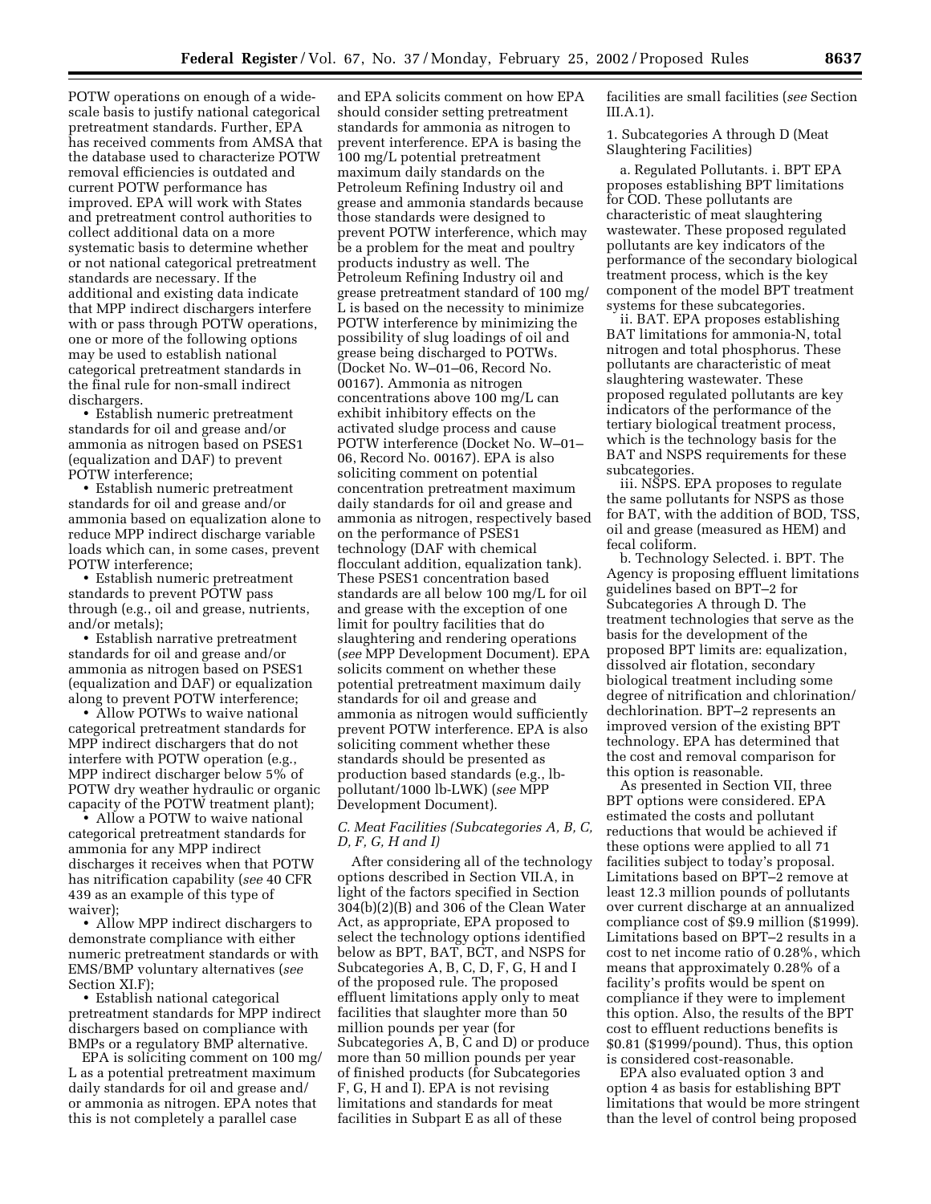POTW operations on enough of a wide-scale basis to justify national categorical pretreatment standards. Further, EPA has received comments from AMSA that the database used to characterize POTW removal efficiencies is outdated and current POTW performance has improved. EPA will work with States and pretreatment control authorities to collect additional data on a more systematic basis to determine whether or not national categorical pretreatment standards are necessary. If the additional and existing data indicate that MPP indirect dischargers interfere with or pass through POTW operations, one or more of the following options may be used to establish national categorical pretreatment standards in the final rule for non-small indirect dischargers.

- Establish numeric pretreatment standards for oil and grease and/or ammonia as nitrogen based on PSES1 (equalization and DAF) to prevent POTW interference;
- Establish numeric pretreatment standards for oil and grease and/or ammonia based on equalization alone to reduce MPP indirect discharge variable loads which can, in some cases, prevent POTW interference;
- Establish numeric pretreatment standards to prevent POTW pass through (e.g., oil and grease, nutrients, and/or metals);
- Establish narrative pretreatment standards for oil and grease and/or ammonia as nitrogen based on PSES1 (equalization and DAF) or equalization along to prevent POTW interference;
- Allow POTWs to waive national categorical pretreatment standards for MPP indirect dischargers that do not interfere with POTW operation (e.g., MPP indirect discharger below 5% of POTW dry weather hydraulic or organic capacity of the POTW treatment plant);
- Allow a POTW to waive national categorical pretreatment standards for ammonia for any MPP indirect discharges it receives when that POTW has nitrification capability (*see* 40 CFR 439 as an example of this type of waiver);
- Allow MPP indirect dischargers to demonstrate compliance with either numeric pretreatment standards or with EMS/BMP voluntary alternatives (*see* Section XI.F);
- Establish national categorical pretreatment standards for MPP indirect dischargers based on compliance with BMPs or a regulatory BMP alternative.

EPA is soliciting comment on 100 mg/L as a potential pretreatment maximum daily standards for oil and grease and/or ammonia as nitrogen. EPA notes that this is not completely a parallel case and EPA solicits comment on how EPA should consider setting pretreatment standards for ammonia as nitrogen to prevent interference. EPA is basing the 100 mg/L potential pretreatment maximum daily standards on the Petroleum Refining Industry oil and grease and ammonia standards because those standards were designed to prevent POTW interference, which may be a problem for the meat and poultry products industry as well. The Petroleum Refining Industry oil and grease pretreatment standard of 100 mg/L is based on the necessity to minimize POTW interference by minimizing the possibility of slug loadings of oil and grease being discharged to POTWs. (Docket No. W–01–06, Record No. 00167). Ammonia as nitrogen concentrations above 100 mg/L can exhibit inhibitory effects on the activated sludge process and cause POTW interference (Docket No. W–01–06, Record No. 00167). EPA is also soliciting comment on potential concentration pretreatment maximum daily standards for oil and grease and ammonia as nitrogen, respectively based on the performance of PSES1 technology (DAF with chemical flocculant addition, equalization tank). These PSES1 concentration based standards are all below 100 mg/L for oil and grease with the exception of one limit for poultry facilities that do slaughtering and rendering operations (*see* MPP Development Document). EPA solicits comment on whether these potential pretreatment maximum daily standards for oil and grease and ammonia as nitrogen would sufficiently prevent POTW interference. EPA is also soliciting comment whether these standards should be presented as production based standards (e.g., lb-pollutant/1000 lb-LWK) (*see* MPP Development Document).

### *C. Meat Facilities (Subcategories A, B, C, D, F, G, H and I)*

After considering all of the technology options described in Section VII.A, in light of the factors specified in Section 304(b)(2)(B) and 306 of the Clean Water Act, as appropriate, EPA proposed to select the technology options identified below as BPT, BAT, BCT, and NSPS for Subcategories A, B, C, D, F, G, H and I of the proposed rule. The proposed effluent limitations apply only to meat facilities that slaughter more than 50 million pounds per year (for Subcategories A, B, C and D) or produce more than 50 million pounds per year of finished products (for Subcategories F, G, H and I). EPA is not revising limitations and standards for meat facilities in Subpart E as all of these facilities are small facilities (*see* Section III.A.1).

1. Subcategories A through D (Meat Slaughtering Facilities)

a. Regulated Pollutants. i. BPT EPA proposes establishing BPT limitations for COD. These pollutants are characteristic of meat slaughtering wastewater. These proposed regulated pollutants are key indicators of the performance of the secondary biological treatment process, which is the key component of the model BPT treatment systems for these subcategories.

ii. BAT. EPA proposes establishing BAT limitations for ammonia-N, total nitrogen and total phosphorus. These pollutants are characteristic of meat slaughtering wastewater. These proposed regulated pollutants are key indicators of the performance of the tertiary biological treatment process, which is the technology basis for the BAT and NSPS requirements for these subcategories.

iii. NSPS. EPA proposes to regulate the same pollutants for NSPS as those for BAT, with the addition of BOD, TSS, oil and grease (measured as HEM) and fecal coliform.

b. Technology Selected. i. BPT. The Agency is proposing effluent limitations guidelines based on BPT–2 for Subcategories A through D. The treatment technologies that serve as the basis for the development of the proposed BPT limits are: equalization, dissolved air flotation, secondary biological treatment including some degree of nitrification and chlorination/dechlorination. BPT–2 represents an improved version of the existing BPT technology. EPA has determined that the cost and removal comparison for this option is reasonable.

As presented in Section VII, three BPT options were considered. EPA estimated the costs and pollutant reductions that would be achieved if these options were applied to all 71 facilities subject to today's proposal. Limitations based on BPT–2 remove at least 12.3 million pounds of pollutants over current discharge at an annualized compliance cost of $9.9 million ($1999). Limitations based on BPT–2 results in a cost to net income ratio of 0.28%, which means that approximately 0.28% of a facility's profits would be spent on compliance if they were to implement this option. Also, the results of the BPT cost to effluent reductions benefits is $0.81 ($1999/pound). Thus, this option is considered cost-reasonable.

EPA also evaluated option 3 and option 4 as basis for establishing BPT limitations that would be more stringent than the level of control being proposed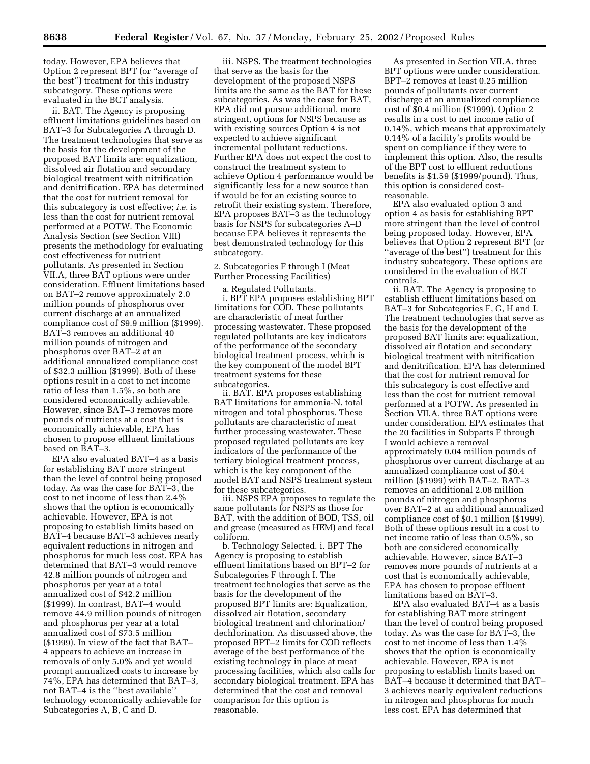today. However, EPA believes that Option 2 represent BPT (or ''average of the best'') treatment for this industry subcategory. These options were evaluated in the BCT analysis.

ii. BAT. The Agency is proposing effluent limitations guidelines based on BAT–3 for Subcategories A through D. The treatment technologies that serve as the basis for the development of the proposed BAT limits are: equalization, dissolved air flotation and secondary biological treatment with nitrification and denitrification. EPA has determined that the cost for nutrient removal for this subcategory is cost effective; *i.e.* is less than the cost for nutrient removal performed at a POTW. The Economic Analysis Section (*see* Section VIII) presents the methodology for evaluating cost effectiveness for nutrient pollutants. As presented in Section VII.A, three BAT options were under consideration. Effluent limitations based on BAT–2 remove approximately 2.0 million pounds of phosphorus over current discharge at an annualized compliance cost of $9.9 million ($1999). BAT–3 removes an additional 40 million pounds of nitrogen and phosphorus over BAT–2 at an additional annualized compliance cost of $32.3 million ($1999). Both of these options result in a cost to net income ratio of less than 1.5%, so both are considered economically achievable. However, since BAT–3 removes more pounds of nutrients at a cost that is economically achievable, EPA has chosen to propose effluent limitations based on BAT–3.

EPA also evaluated BAT–4 as a basis for establishing BAT more stringent than the level of control being proposed today. As was the case for BAT–3, the cost to net income of less than 2.4% shows that the option is economically achievable. However, EPA is not proposing to establish limits based on BAT–4 because BAT–3 achieves nearly equivalent reductions in nitrogen and phosphorus for much less cost. EPA has determined that BAT–3 would remove 42.8 million pounds of nitrogen and phosphorus per year at a total annualized cost of $42.2 million ($1999). In contrast, BAT–4 would remove 44.9 million pounds of nitrogen and phosphorus per year at a total annualized cost of $73.5 million ($1999). In view of the fact that BAT–4 appears to achieve an increase in removals of only 5.0% and yet would prompt annualized costs to increase by 74%, EPA has determined that BAT–3, not BAT–4 is the ''best available'' technology economically achievable for Subcategories A, B, C and D.

iii. NSPS. The treatment technologies that serve as the basis for the development of the proposed NSPS limits are the same as the BAT for these subcategories. As was the case for BAT, EPA did not pursue additional, more stringent, options for NSPS because as with existing sources Option 4 is not expected to achieve significant incremental pollutant reductions. Further EPA does not expect the cost to construct the treatment system to achieve Option 4 performance would be significantly less for a new source than if would be for an existing source to retrofit their existing system. Therefore, EPA proposes BAT–3 as the technology basis for NSPS for subcategories A–D because EPA believes it represents the best demonstrated technology for this subcategory.

2. Subcategories F through I (Meat Further Processing Facilities)

a. Regulated Pollutants.

i. BPT EPA proposes establishing BPT limitations for COD. These pollutants are characteristic of meat further processing wastewater. These proposed regulated pollutants are key indicators of the performance of the secondary biological treatment process, which is the key component of the model BPT treatment systems for these subcategories.

ii. BAT. EPA proposes establishing BAT limitations for ammonia-N, total nitrogen and total phosphorus. These pollutants are characteristic of meat further processing wastewater. These proposed regulated pollutants are key indicators of the performance of the tertiary biological treatment process, which is the key component of the model BAT and NSPS treatment system for these subcategories.

iii. NSPS EPA proposes to regulate the same pollutants for NSPS as those for BAT, with the addition of BOD, TSS, oil and grease (measured as HEM) and fecal coliform.

b. Technology Selected. i. BPT The Agency is proposing to establish effluent limitations based on BPT–2 for Subcategories F through I. The treatment technologies that serve as the basis for the development of the proposed BPT limits are: Equalization, dissolved air flotation, secondary biological treatment and chlorination/dechlorination. As discussed above, the proposed BPT–2 limits for COD reflects average of the best performance of the existing technology in place at meat processing facilities, which also calls for secondary biological treatment. EPA has determined that the cost and removal comparison for this option is reasonable.

As presented in Section VII.A, three BPT options were under consideration. BPT–2 removes at least 0.25 million pounds of pollutants over current discharge at an annualized compliance cost of $0.4 million ($1999). Option 2 results in a cost to net income ratio of 0.14%, which means that approximately 0.14% of a facility's profits would be spent on compliance if they were to implement this option. Also, the results of the BPT cost to effluent reductions benefits is $1.59 ($1999/pound). Thus, this option is considered cost-reasonable.

EPA also evaluated option 3 and option 4 as basis for establishing BPT more stringent than the level of control being proposed today. However, EPA believes that Option 2 represent BPT (or ''average of the best'') treatment for this industry subcategory. These options are considered in the evaluation of BCT controls.

ii. BAT. The Agency is proposing to establish effluent limitations based on BAT–3 for Subcategories F, G, H and I. The treatment technologies that serve as the basis for the development of the proposed BAT limits are: equalization, dissolved air flotation and secondary biological treatment with nitrification and denitrification. EPA has determined that the cost for nutrient removal for this subcategory is cost effective and less than the cost for nutrient removal performed at a POTW. As presented in Section VII.A, three BAT options were under consideration. EPA estimates that the 20 facilities in Subparts F through I would achieve a removal approximately 0.04 million pounds of phosphorus over current discharge at an annualized compliance cost of $0.4 million ($1999) with BAT–2. BAT–3 removes an additional 2.08 million pounds of nitrogen and phosphorus over BAT–2 at an additional annualized compliance cost of $0.1 million ($1999). Both of these options result in a cost to net income ratio of less than 0.5%, so both are considered economically achievable. However, since BAT–3 removes more pounds of nutrients at a cost that is economically achievable, EPA has chosen to propose effluent limitations based on BAT–3.

EPA also evaluated BAT–4 as a basis for establishing BAT more stringent than the level of control being proposed today. As was the case for BAT–3, the cost to net income of less than 1.4% shows that the option is economically achievable. However, EPA is not proposing to establish limits based on BAT–4 because it determined that BAT–3 achieves nearly equivalent reductions in nitrogen and phosphorus for much less cost. EPA has determined that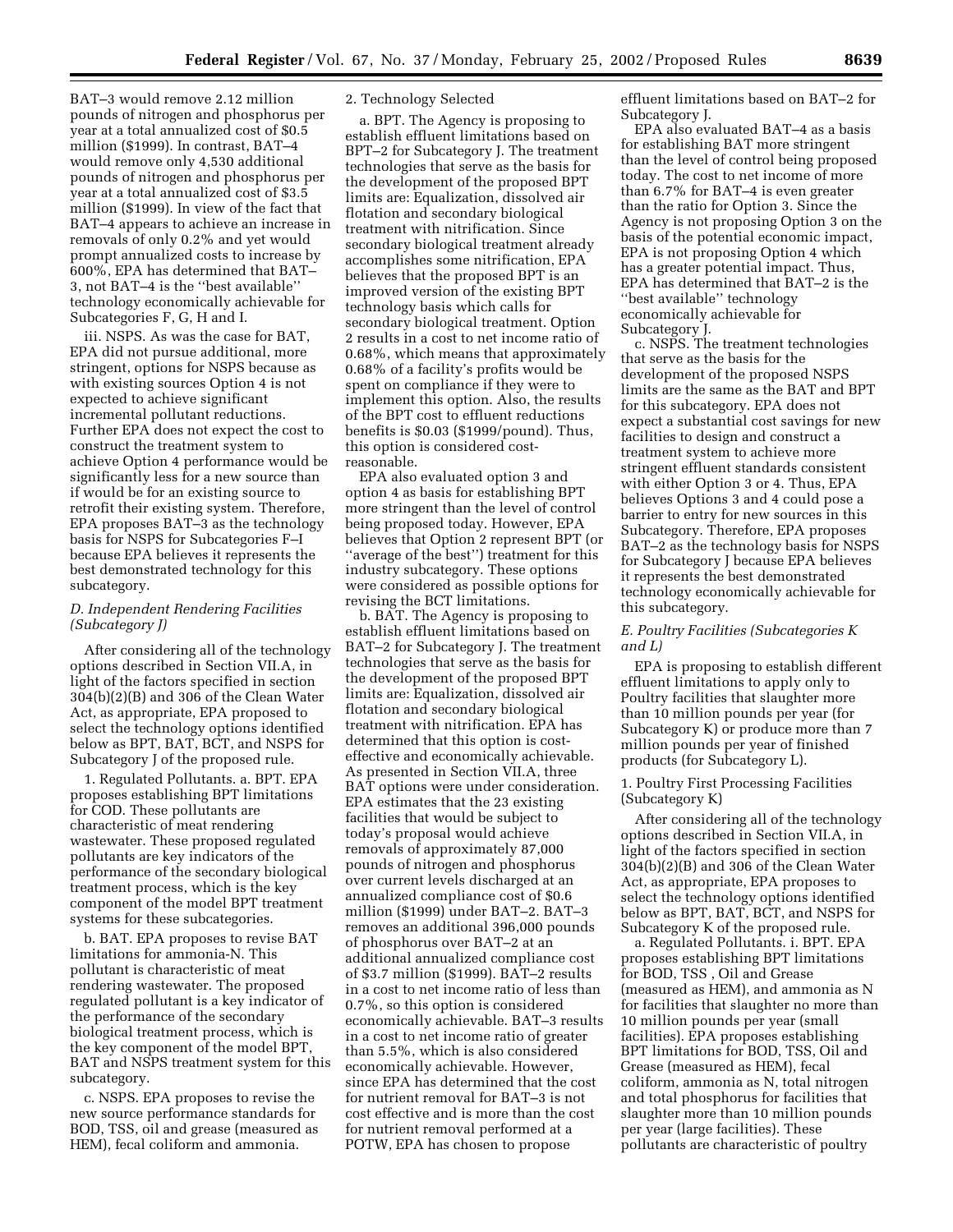BAT–3 would remove 2.12 million pounds of nitrogen and phosphorus per year at a total annualized cost of $0.5 million ($1999). In contrast, BAT–4 would remove only 4,530 additional pounds of nitrogen and phosphorus per year at a total annualized cost of $3.5 million ($1999). In view of the fact that BAT–4 appears to achieve an increase in removals of only 0.2% and yet would prompt annualized costs to increase by 600%, EPA has determined that BAT–3, not BAT–4 is the ''best available'' technology economically achievable for Subcategories F, G, H and I.

iii. NSPS. As was the case for BAT, EPA did not pursue additional, more stringent, options for NSPS because as with existing sources Option 4 is not expected to achieve significant incremental pollutant reductions. Further EPA does not expect the cost to construct the treatment system to achieve Option 4 performance would be significantly less for a new source than if would be for an existing source to retrofit their existing system. Therefore, EPA proposes BAT–3 as the technology basis for NSPS for Subcategories F–I because EPA believes it represents the best demonstrated technology for this subcategory.

### *D. Independent Rendering Facilities (Subcategory J)*

After considering all of the technology options described in Section VII.A, in light of the factors specified in section 304(b)(2)(B) and 306 of the Clean Water Act, as appropriate, EPA proposed to select the technology options identified below as BPT, BAT, BCT, and NSPS for Subcategory J of the proposed rule.

1. Regulated Pollutants. a. BPT. EPA proposes establishing BPT limitations for COD. These pollutants are characteristic of meat rendering wastewater. These proposed regulated pollutants are key indicators of the performance of the secondary biological treatment process, which is the key component of the model BPT treatment systems for these subcategories.

b. BAT. EPA proposes to revise BAT limitations for ammonia-N. This pollutant is characteristic of meat rendering wastewater. The proposed regulated pollutant is a key indicator of the performance of the secondary biological treatment process, which is the key component of the model BPT, BAT and NSPS treatment system for this subcategory.

c. NSPS. EPA proposes to revise the new source performance standards for BOD, TSS, oil and grease (measured as HEM), fecal coliform and ammonia.

2. Technology Selected

a. BPT. The Agency is proposing to establish effluent limitations based on BPT–2 for Subcategory J. The treatment technologies that serve as the basis for the development of the proposed BPT limits are: Equalization, dissolved air flotation and secondary biological treatment with nitrification. Since secondary biological treatment already accomplishes some nitrification, EPA believes that the proposed BPT is an improved version of the existing BPT technology basis which calls for secondary biological treatment. Option 2 results in a cost to net income ratio of 0.68%, which means that approximately 0.68% of a facility's profits would be spent on compliance if they were to implement this option. Also, the results of the BPT cost to effluent reductions benefits is $0.03 ($1999/pound). Thus, this option is considered cost-reasonable.

EPA also evaluated option 3 and option 4 as basis for establishing BPT more stringent than the level of control being proposed today. However, EPA believes that Option 2 represent BPT (or ''average of the best'') treatment for this industry subcategory. These options were considered as possible options for revising the BCT limitations.

b. BAT. The Agency is proposing to establish effluent limitations based on BAT–2 for Subcategory J. The treatment technologies that serve as the basis for the development of the proposed BPT limits are: Equalization, dissolved air flotation and secondary biological treatment with nitrification. EPA has determined that this option is cost-effective and economically achievable. As presented in Section VII.A, three BAT options were under consideration. EPA estimates that the 23 existing facilities that would be subject to today's proposal would achieve removals of approximately 87,000 pounds of nitrogen and phosphorus over current levels discharged at an annualized compliance cost of $0.6 million ($1999) under BAT–2. BAT–3 removes an additional 396,000 pounds of phosphorus over BAT–2 at an additional annualized compliance cost of $3.7 million ($1999). BAT–2 results in a cost to net income ratio of less than 0.7%, so this option is considered economically achievable. BAT–3 results in a cost to net income ratio of greater than 5.5%, which is also considered economically achievable. However, since EPA has determined that the cost for nutrient removal for BAT–3 is not cost effective and is more than the cost for nutrient removal performed at a POTW, EPA has chosen to propose effluent limitations based on BAT–2 for Subcategory J.

EPA also evaluated BAT–4 as a basis for establishing BAT more stringent than the level of control being proposed today. The cost to net income of more than 6.7% for BAT–4 is even greater than the ratio for Option 3. Since the Agency is not proposing Option 3 on the basis of the potential economic impact, EPA is not proposing Option 4 which has a greater potential impact. Thus, EPA has determined that BAT–2 is the ''best available'' technology economically achievable for Subcategory J.

c. NSPS. The treatment technologies that serve as the basis for the development of the proposed NSPS limits are the same as the BAT and BPT for this subcategory. EPA does not expect a substantial cost savings for new facilities to design and construct a treatment system to achieve more stringent effluent standards consistent with either Option 3 or 4. Thus, EPA believes Options 3 and 4 could pose a barrier to entry for new sources in this Subcategory. Therefore, EPA proposes BAT–2 as the technology basis for NSPS for Subcategory J because EPA believes it represents the best demonstrated technology economically achievable for this subcategory.

### *E. Poultry Facilities (Subcategories K and L)*

EPA is proposing to establish different effluent limitations to apply only to Poultry facilities that slaughter more than 10 million pounds per year (for Subcategory K) or produce more than 7 million pounds per year of finished products (for Subcategory L).

1. Poultry First Processing Facilities (Subcategory K)

After considering all of the technology options described in Section VII.A, in light of the factors specified in section 304(b)(2)(B) and 306 of the Clean Water Act, as appropriate, EPA proposes to select the technology options identified below as BPT, BAT, BCT, and NSPS for Subcategory K of the proposed rule.

a. Regulated Pollutants. i. BPT. EPA proposes establishing BPT limitations for BOD, TSS , Oil and Grease (measured as HEM), and ammonia as N for facilities that slaughter no more than 10 million pounds per year (small facilities). EPA proposes establishing BPT limitations for BOD, TSS, Oil and Grease (measured as HEM), fecal coliform, ammonia as N, total nitrogen and total phosphorus for facilities that slaughter more than 10 million pounds per year (large facilities). These pollutants are characteristic of poultry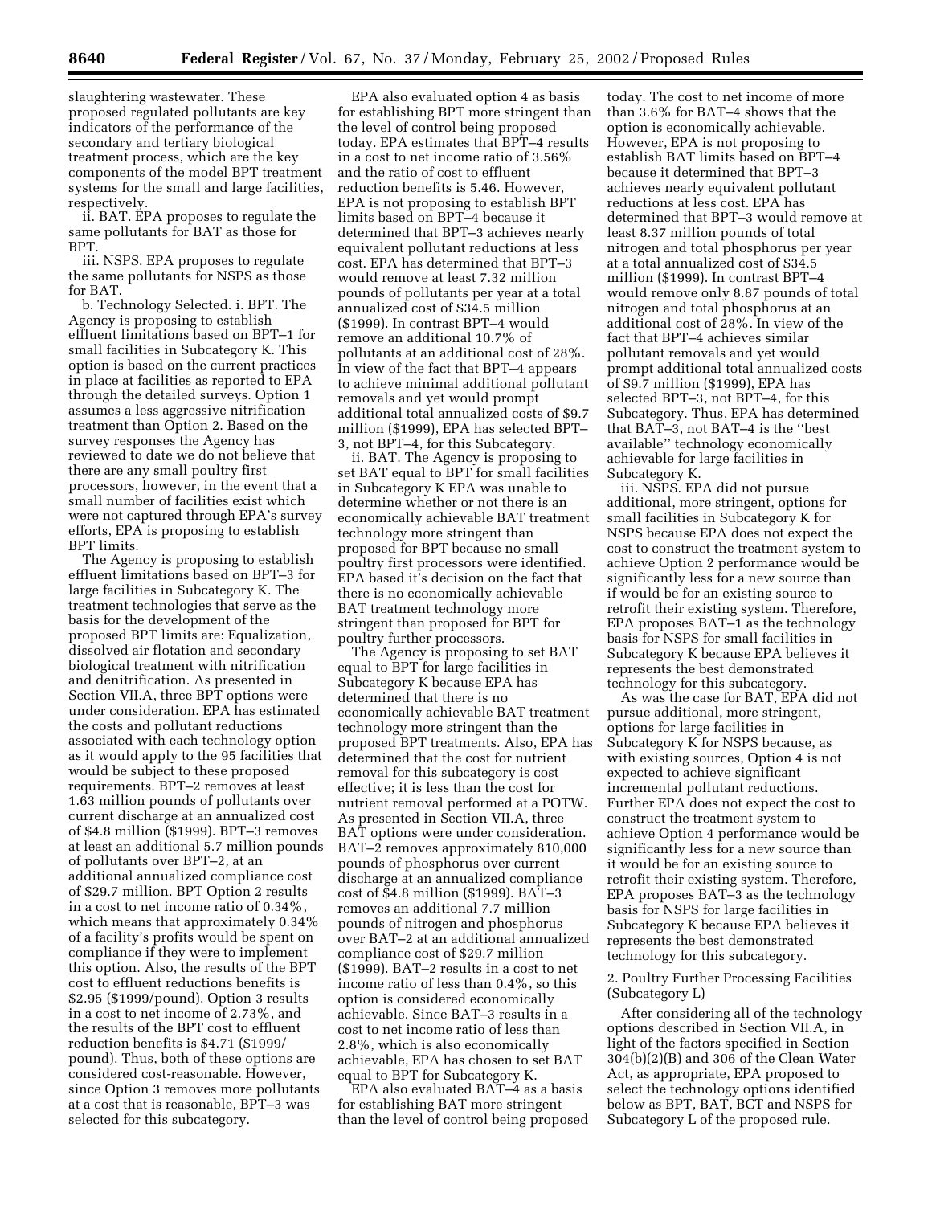slaughtering wastewater. These proposed regulated pollutants are key indicators of the performance of the secondary and tertiary biological treatment process, which are the key components of the model BPT treatment systems for the small and large facilities, respectively.

ii. BAT. EPA proposes to regulate the same pollutants for BAT as those for BPT.

iii. NSPS. EPA proposes to regulate the same pollutants for NSPS as those for BAT.

b. Technology Selected. i. BPT. The Agency is proposing to establish effluent limitations based on BPT–1 for small facilities in Subcategory K. This option is based on the current practices in place at facilities as reported to EPA through the detailed surveys. Option 1 assumes a less aggressive nitrification treatment than Option 2. Based on the survey responses the Agency has reviewed to date we do not believe that there are any small poultry first processors, however, in the event that a small number of facilities exist which were not captured through EPA's survey efforts, EPA is proposing to establish BPT limits.

The Agency is proposing to establish effluent limitations based on BPT–3 for large facilities in Subcategory K. The treatment technologies that serve as the basis for the development of the proposed BPT limits are: Equalization, dissolved air flotation and secondary biological treatment with nitrification and denitrification. As presented in Section VII.A, three BPT options were under consideration. EPA has estimated the costs and pollutant reductions associated with each technology option as it would apply to the 95 facilities that would be subject to these proposed requirements. BPT–2 removes at least 1.63 million pounds of pollutants over current discharge at an annualized cost of $4.8 million ($1999). BPT–3 removes at least an additional 5.7 million pounds of pollutants over BPT–2, at an additional annualized compliance cost of $29.7 million. BPT Option 2 results in a cost to net income ratio of 0.34%, which means that approximately 0.34% of a facility's profits would be spent on compliance if they were to implement this option. Also, the results of the BPT cost to effluent reductions benefits is $2.95 ($1999/pound). Option 3 results in a cost to net income of 2.73%, and the results of the BPT cost to effluent reduction benefits is $4.71 ($1999/pound). Thus, both of these options are considered cost-reasonable. However, since Option 3 removes more pollutants at a cost that is reasonable, BPT–3 was selected for this subcategory.

EPA also evaluated option 4 as basis for establishing BPT more stringent than the level of control being proposed today. EPA estimates that BPT–4 results in a cost to net income ratio of 3.56% and the ratio of cost to effluent reduction benefits is 5.46. However, EPA is not proposing to establish BPT limits based on BPT–4 because it determined that BPT–3 achieves nearly equivalent pollutant reductions at less cost. EPA has determined that BPT–3 would remove at least 7.32 million pounds of pollutants per year at a total annualized cost of $34.5 million ($1999). In contrast BPT–4 would remove an additional 10.7% of pollutants at an additional cost of 28%. In view of the fact that BPT–4 appears to achieve minimal additional pollutant removals and yet would prompt additional total annualized costs of $9.7 million ($1999), EPA has selected BPT–3, not BPT–4, for this Subcategory.

ii. BAT. The Agency is proposing to set BAT equal to BPT for small facilities in Subcategory K EPA was unable to determine whether or not there is an economically achievable BAT treatment technology more stringent than proposed for BPT because no small poultry first processors were identified. EPA based it's decision on the fact that there is no economically achievable BAT treatment technology more stringent than proposed for BPT for poultry further processors.

The Agency is proposing to set BAT equal to BPT for large facilities in Subcategory K because EPA has determined that there is no economically achievable BAT treatment technology more stringent than the proposed BPT treatments. Also, EPA has determined that the cost for nutrient removal for this subcategory is cost effective; it is less than the cost for nutrient removal performed at a POTW. As presented in Section VII.A, three BAT options were under consideration. BAT–2 removes approximately 810,000 pounds of phosphorus over current discharge at an annualized compliance cost of $4.8 million ($1999). BAT–3 removes an additional 7.7 million pounds of nitrogen and phosphorus over BAT–2 at an additional annualized compliance cost of $29.7 million ($1999). BAT–2 results in a cost to net income ratio of less than 0.4%, so this option is considered economically achievable. Since BAT–3 results in a cost to net income ratio of less than 2.8%, which is also economically achievable, EPA has chosen to set BAT equal to BPT for Subcategory K.

EPA also evaluated BAT–4 as a basis for establishing BAT more stringent than the level of control being proposed today. The cost to net income of more than 3.6% for BAT–4 shows that the option is economically achievable. However, EPA is not proposing to establish BAT limits based on BPT–4 because it determined that BPT–3 achieves nearly equivalent pollutant reductions at less cost. EPA has determined that BPT–3 would remove at least 8.37 million pounds of total nitrogen and total phosphorus per year at a total annualized cost of $34.5 million ($1999). In contrast BPT–4 would remove only 8.87 pounds of total nitrogen and total phosphorus at an additional cost of 28%. In view of the fact that BPT–4 achieves similar pollutant removals and yet would prompt additional total annualized costs of $9.7 million ($1999), EPA has selected BPT–3, not BPT–4, for this Subcategory. Thus, EPA has determined that BAT–3, not BAT–4 is the "best available" technology economically achievable for large facilities in Subcategory K.

iii. NSPS. EPA did not pursue additional, more stringent, options for small facilities in Subcategory K for NSPS because EPA does not expect the cost to construct the treatment system to achieve Option 2 performance would be significantly less for a new source than if would be for an existing source to retrofit their existing system. Therefore, EPA proposes BAT–1 as the technology basis for NSPS for small facilities in Subcategory K because EPA believes it represents the best demonstrated technology for this subcategory.

As was the case for BAT, EPA did not pursue additional, more stringent, options for large facilities in Subcategory K for NSPS because, as with existing sources, Option 4 is not expected to achieve significant incremental pollutant reductions. Further EPA does not expect the cost to construct the treatment system to achieve Option 4 performance would be significantly less for a new source than it would be for an existing source to retrofit their existing system. Therefore, EPA proposes BAT–3 as the technology basis for NSPS for large facilities in Subcategory K because EPA believes it represents the best demonstrated technology for this subcategory.

2. Poultry Further Processing Facilities (Subcategory L)

After considering all of the technology options described in Section VII.A, in light of the factors specified in Section 304(b)(2)(B) and 306 of the Clean Water Act, as appropriate, EPA proposed to select the technology options identified below as BPT, BAT, BCT and NSPS for Subcategory L of the proposed rule.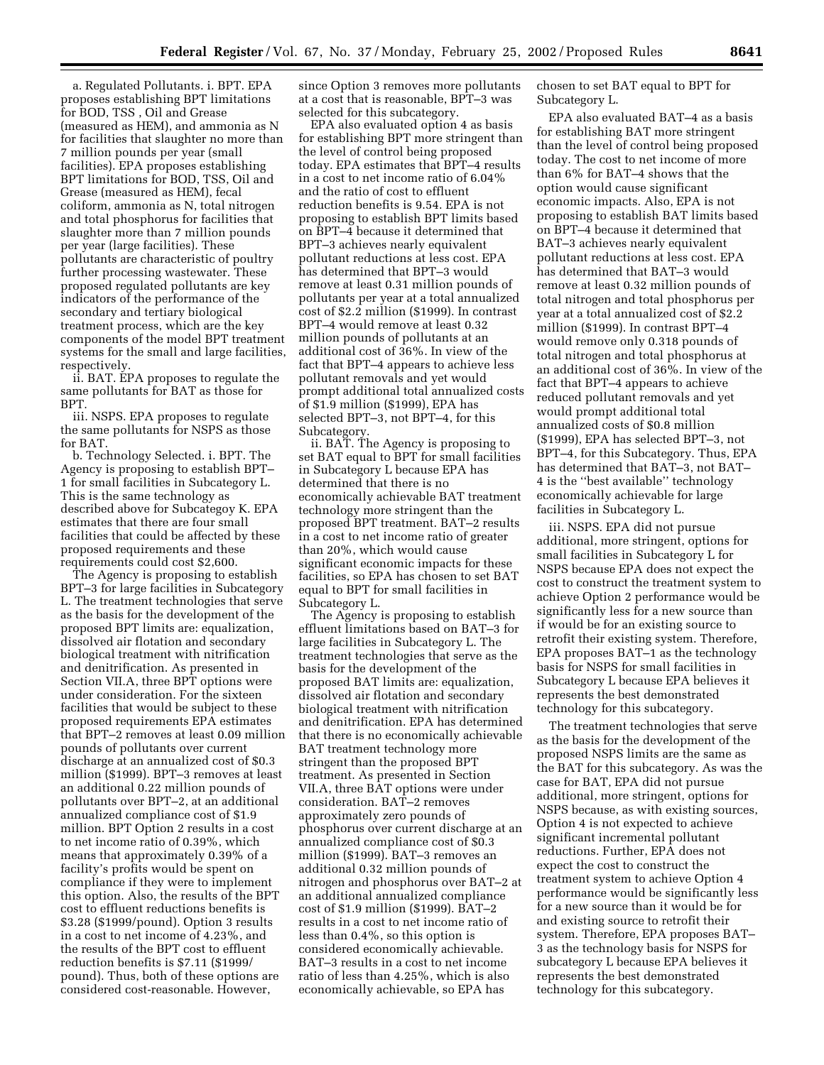a. Regulated Pollutants. i. BPT. EPA proposes establishing BPT limitations for BOD, TSS , Oil and Grease (measured as HEM), and ammonia as N for facilities that slaughter no more than 7 million pounds per year (small facilities). EPA proposes establishing BPT limitations for BOD, TSS, Oil and Grease (measured as HEM), fecal coliform, ammonia as N, total nitrogen and total phosphorus for facilities that slaughter more than 7 million pounds per year (large facilities). These pollutants are characteristic of poultry further processing wastewater. These proposed regulated pollutants are key indicators of the performance of the secondary and tertiary biological treatment process, which are the key components of the model BPT treatment systems for the small and large facilities, respectively.

ii. BAT. EPA proposes to regulate the same pollutants for BAT as those for BPT.

iii. NSPS. EPA proposes to regulate the same pollutants for NSPS as those for BAT.

b. Technology Selected. i. BPT. The Agency is proposing to establish BPT–1 for small facilities in Subcategory L. This is the same technology as described above for Subcategoy K. EPA estimates that there are four small facilities that could be affected by these proposed requirements and these requirements could cost $2,600.

The Agency is proposing to establish BPT–3 for large facilities in Subcategory L. The treatment technologies that serve as the basis for the development of the proposed BPT limits are: equalization, dissolved air flotation and secondary biological treatment with nitrification and denitrification. As presented in Section VII.A, three BPT options were under consideration. For the sixteen facilities that would be subject to these proposed requirements EPA estimates that BPT–2 removes at least 0.09 million pounds of pollutants over current discharge at an annualized cost of $0.3 million ($1999). BPT–3 removes at least an additional 0.22 million pounds of pollutants over BPT–2, at an additional annualized compliance cost of $1.9 million. BPT Option 2 results in a cost to net income ratio of 0.39%, which means that approximately 0.39% of a facility's profits would be spent on compliance if they were to implement this option. Also, the results of the BPT cost to effluent reductions benefits is $3.28 ($1999/pound). Option 3 results in a cost to net income of 4.23%, and the results of the BPT cost to effluent reduction benefits is $7.11 ($1999/pound). Thus, both of these options are considered cost-reasonable. However, since Option 3 removes more pollutants at a cost that is reasonable, BPT–3 was selected for this subcategory.

EPA also evaluated option 4 as basis for establishing BPT more stringent than the level of control being proposed today. EPA estimates that BPT–4 results in a cost to net income ratio of 6.04% and the ratio of cost to effluent reduction benefits is 9.54. EPA is not proposing to establish BPT limits based on BPT–4 because it determined that BPT–3 achieves nearly equivalent pollutant reductions at less cost. EPA has determined that BPT–3 would remove at least 0.31 million pounds of pollutants per year at a total annualized cost of $2.2 million ($1999). In contrast BPT–4 would remove at least 0.32 million pounds of pollutants at an additional cost of 36%. In view of the fact that BPT–4 appears to achieve less pollutant removals and yet would prompt additional total annualized costs of $1.9 million ($1999), EPA has selected BPT–3, not BPT–4, for this Subcategory.

ii. BAT. The Agency is proposing to set BAT equal to BPT for small facilities in Subcategory L because EPA has determined that there is no economically achievable BAT treatment technology more stringent than the proposed BPT treatment. BAT–2 results in a cost to net income ratio of greater than 20%, which would cause significant economic impacts for these facilities, so EPA has chosen to set BAT equal to BPT for small facilities in Subcategory L.

The Agency is proposing to establish effluent limitations based on BAT–3 for large facilities in Subcategory L. The treatment technologies that serve as the basis for the development of the proposed BAT limits are: equalization, dissolved air flotation and secondary biological treatment with nitrification and denitrification. EPA has determined that there is no economically achievable BAT treatment technology more stringent than the proposed BPT treatment. As presented in Section VII.A, three BAT options were under consideration. BAT–2 removes approximately zero pounds of phosphorus over current discharge at an annualized compliance cost of $0.3 million ($1999). BAT–3 removes an additional 0.32 million pounds of nitrogen and phosphorus over BAT–2 at an additional annualized compliance cost of $1.9 million ($1999). BAT–2 results in a cost to net income ratio of less than 0.4%, so this option is considered economically achievable. BAT–3 results in a cost to net income ratio of less than 4.25%, which is also economically achievable, so EPA has chosen to set BAT equal to BPT for Subcategory L.

EPA also evaluated BAT–4 as a basis for establishing BAT more stringent than the level of control being proposed today. The cost to net income of more than 6% for BAT–4 shows that the option would cause significant economic impacts. Also, EPA is not proposing to establish BAT limits based on BPT–4 because it determined that BAT–3 achieves nearly equivalent pollutant reductions at less cost. EPA has determined that BAT–3 would remove at least 0.32 million pounds of total nitrogen and total phosphorus per year at a total annualized cost of $2.2 million ($1999). In contrast BPT–4 would remove only 0.318 pounds of total nitrogen and total phosphorus at an additional cost of 36%. In view of the fact that BPT–4 appears to achieve reduced pollutant removals and yet would prompt additional total annualized costs of $0.8 million ($1999), EPA has selected BPT–3, not BPT–4, for this Subcategory. Thus, EPA has determined that BAT–3, not BAT–4 is the ''best available'' technology economically achievable for large facilities in Subcategory L.

iii. NSPS. EPA did not pursue additional, more stringent, options for small facilities in Subcategory L for NSPS because EPA does not expect the cost to construct the treatment system to achieve Option 2 performance would be significantly less for a new source than if would be for an existing source to retrofit their existing system. Therefore, EPA proposes BAT–1 as the technology basis for NSPS for small facilities in Subcategory L because EPA believes it represents the best demonstrated technology for this subcategory.

The treatment technologies that serve as the basis for the development of the proposed NSPS limits are the same as the BAT for this subcategory. As was the case for BAT, EPA did not pursue additional, more stringent, options for NSPS because, as with existing sources, Option 4 is not expected to achieve significant incremental pollutant reductions. Further, EPA does not expect the cost to construct the treatment system to achieve Option 4 performance would be significantly less for a new source than it would be for and existing source to retrofit their system. Therefore, EPA proposes BAT–3 as the technology basis for NSPS for subcategory L because EPA believes it represents the best demonstrated technology for this subcategory.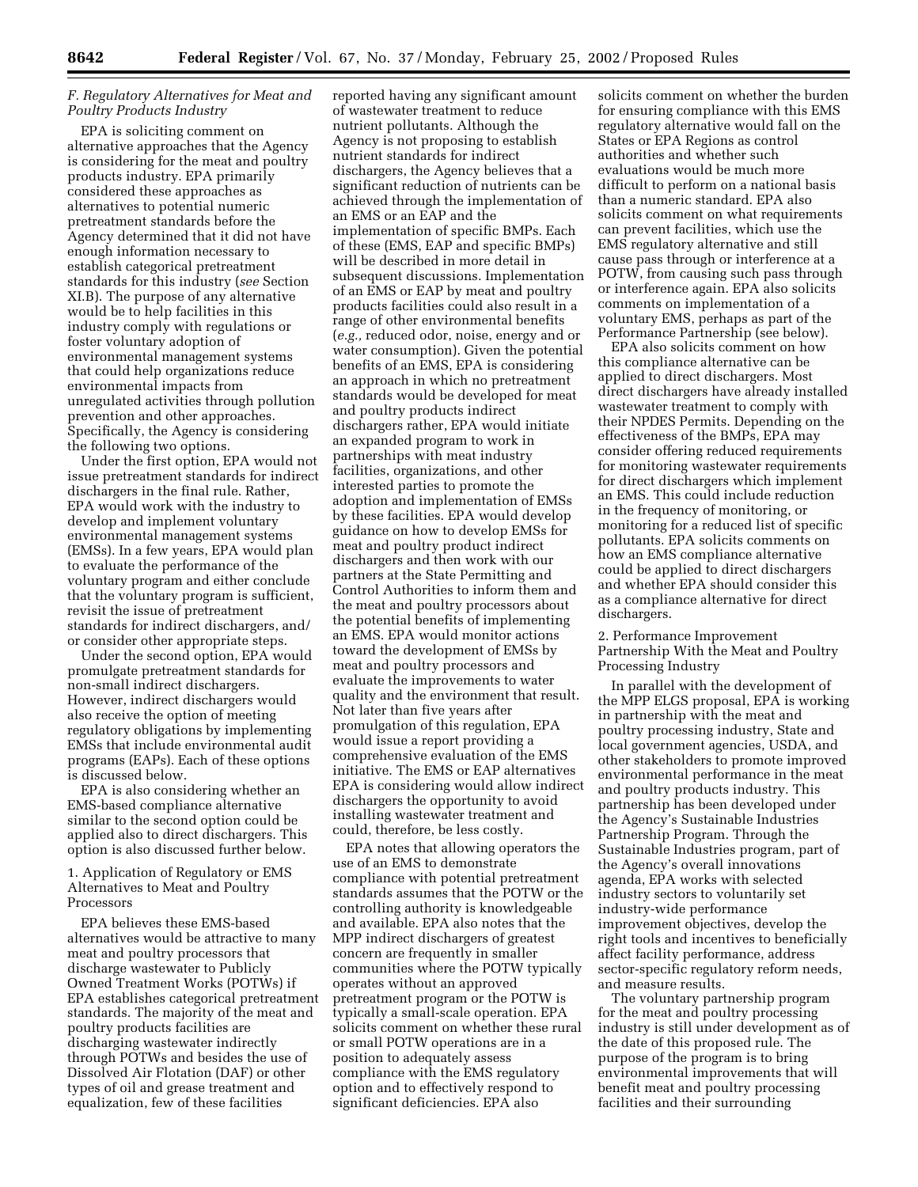### *F. Regulatory Alternatives for Meat and Poultry Products Industry*

EPA is soliciting comment on alternative approaches that the Agency is considering for the meat and poultry products industry. EPA primarily considered these approaches as alternatives to potential numeric pretreatment standards before the Agency determined that it did not have enough information necessary to establish categorical pretreatment standards for this industry (*see* Section XI.B). The purpose of any alternative would be to help facilities in this industry comply with regulations or foster voluntary adoption of environmental management systems that could help organizations reduce environmental impacts from unregulated activities through pollution prevention and other approaches. Specifically, the Agency is considering the following two options.

Under the first option, EPA would not issue pretreatment standards for indirect dischargers in the final rule. Rather, EPA would work with the industry to develop and implement voluntary environmental management systems (EMSs). In a few years, EPA would plan to evaluate the performance of the voluntary program and either conclude that the voluntary program is sufficient, revisit the issue of pretreatment standards for indirect dischargers, and/or consider other appropriate steps.

Under the second option, EPA would promulgate pretreatment standards for non-small indirect dischargers. However, indirect dischargers would also receive the option of meeting regulatory obligations by implementing EMSs that include environmental audit programs (EAPs). Each of these options is discussed below.

EPA is also considering whether an EMS-based compliance alternative similar to the second option could be applied also to direct dischargers. This option is also discussed further below.

#### 1. Application of Regulatory or EMS Alternatives to Meat and Poultry Processors

EPA believes these EMS-based alternatives would be attractive to many meat and poultry processors that discharge wastewater to Publicly Owned Treatment Works (POTWs) if EPA establishes categorical pretreatment standards. The majority of the meat and poultry products facilities are discharging wastewater indirectly through POTWs and besides the use of Dissolved Air Flotation (DAF) or other types of oil and grease treatment and equalization, few of these facilities reported having any significant amount of wastewater treatment to reduce nutrient pollutants. Although the Agency is not proposing to establish nutrient standards for indirect dischargers, the Agency believes that a significant reduction of nutrients can be achieved through the implementation of an EMS or an EAP and the implementation of specific BMPs. Each of these (EMS, EAP and specific BMPs) will be described in more detail in subsequent discussions. Implementation of an EMS or EAP by meat and poultry products facilities could also result in a range of other environmental benefits (*e.g.,* reduced odor, noise, energy and or water consumption). Given the potential benefits of an EMS, EPA is considering an approach in which no pretreatment standards would be developed for meat and poultry products indirect dischargers rather, EPA would initiate an expanded program to work in partnerships with meat industry facilities, organizations, and other interested parties to promote the adoption and implementation of EMSs by these facilities. EPA would develop guidance on how to develop EMSs for meat and poultry product indirect dischargers and then work with our partners at the State Permitting and Control Authorities to inform them and the meat and poultry processors about the potential benefits of implementing an EMS. EPA would monitor actions toward the development of EMSs by meat and poultry processors and evaluate the improvements to water quality and the environment that result. Not later than five years after promulgation of this regulation, EPA would issue a report providing a comprehensive evaluation of the EMS initiative. The EMS or EAP alternatives EPA is considering would allow indirect dischargers the opportunity to avoid installing wastewater treatment and could, therefore, be less costly.

EPA notes that allowing operators the use of an EMS to demonstrate compliance with potential pretreatment standards assumes that the POTW or the controlling authority is knowledgeable and available. EPA also notes that the MPP indirect dischargers of greatest concern are frequently in smaller communities where the POTW typically operates without an approved pretreatment program or the POTW is typically a small-scale operation. EPA solicits comment on whether these rural or small POTW operations are in a position to adequately assess compliance with the EMS regulatory option and to effectively respond to significant deficiencies. EPA also solicits comment on whether the burden for ensuring compliance with this EMS regulatory alternative would fall on the States or EPA Regions as control authorities and whether such evaluations would be much more difficult to perform on a national basis than a numeric standard. EPA also solicits comment on what requirements can prevent facilities, which use the EMS regulatory alternative and still cause pass through or interference at a POTW, from causing such pass through or interference again. EPA also solicits comments on implementation of a voluntary EMS, perhaps as part of the Performance Partnership (see below).

EPA also solicits comment on how this compliance alternative can be applied to direct dischargers. Most direct dischargers have already installed wastewater treatment to comply with their NPDES Permits. Depending on the effectiveness of the BMPs, EPA may consider offering reduced requirements for monitoring wastewater requirements for direct dischargers which implement an EMS. This could include reduction in the frequency of monitoring, or monitoring for a reduced list of specific pollutants. EPA solicits comments on how an EMS compliance alternative could be applied to direct dischargers and whether EPA should consider this as a compliance alternative for direct dischargers.

#### 2. Performance Improvement Partnership With the Meat and Poultry Processing Industry

In parallel with the development of the MPP ELGS proposal, EPA is working in partnership with the meat and poultry processing industry, State and local government agencies, USDA, and other stakeholders to promote improved environmental performance in the meat and poultry products industry. This partnership has been developed under the Agency's Sustainable Industries Partnership Program. Through the Sustainable Industries program, part of the Agency's overall innovations agenda, EPA works with selected industry sectors to voluntarily set industry-wide performance improvement objectives, develop the right tools and incentives to beneficially affect facility performance, address sector-specific regulatory reform needs, and measure results.

The voluntary partnership program for the meat and poultry processing industry is still under development as of the date of this proposed rule. The purpose of the program is to bring environmental improvements that will benefit meat and poultry processing facilities and their surrounding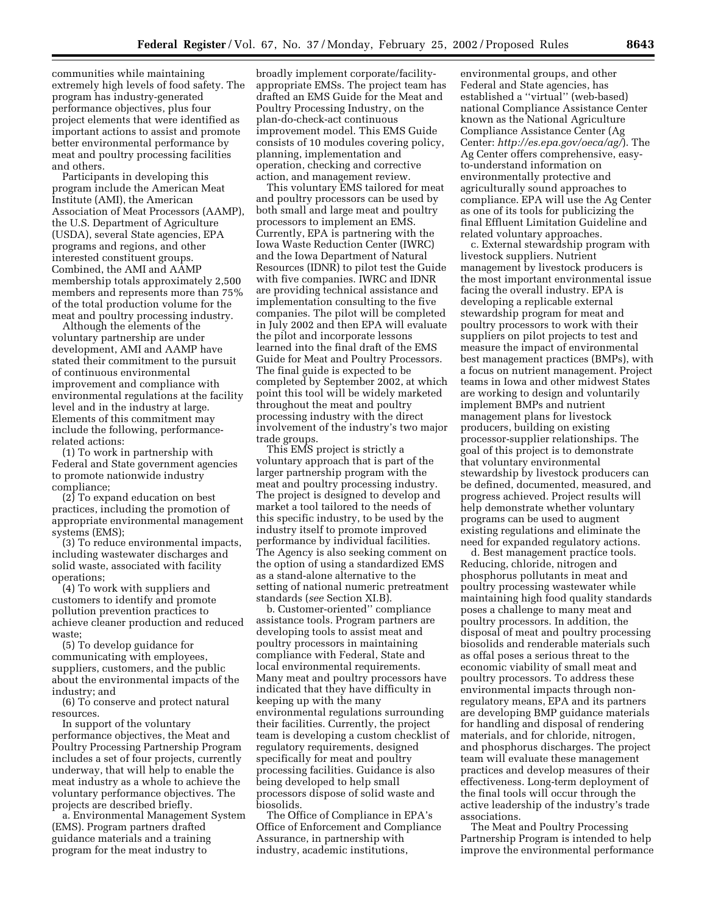communities while maintaining extremely high levels of food safety. The program has industry-generated performance objectives, plus four project elements that were identified as important actions to assist and promote better environmental performance by meat and poultry processing facilities and others.

Participants in developing this program include the American Meat Institute (AMI), the American Association of Meat Processors (AAMP), the U.S. Department of Agriculture (USDA), several State agencies, EPA programs and regions, and other interested constituent groups. Combined, the AMI and AAMP membership totals approximately 2,500 members and represents more than 75% of the total production volume for the meat and poultry processing industry.

Although the elements of the voluntary partnership are under development, AMI and AAMP have stated their commitment to the pursuit of continuous environmental improvement and compliance with environmental regulations at the facility level and in the industry at large. Elements of this commitment may include the following, performance-related actions:

(1) To work in partnership with Federal and State government agencies to promote nationwide industry compliance;

(2) To expand education on best practices, including the promotion of appropriate environmental management systems (EMS);

(3) To reduce environmental impacts, including wastewater discharges and solid waste, associated with facility operations;

(4) To work with suppliers and customers to identify and promote pollution prevention practices to achieve cleaner production and reduced waste;

(5) To develop guidance for communicating with employees, suppliers, customers, and the public about the environmental impacts of the industry; and

(6) To conserve and protect natural resources.

In support of the voluntary performance objectives, the Meat and Poultry Processing Partnership Program includes a set of four projects, currently underway, that will help to enable the meat industry as a whole to achieve the voluntary performance objectives. The projects are described briefly.

a. Environmental Management System (EMS). Program partners drafted guidance materials and a training program for the meat industry to broadly implement corporate/facility-appropriate EMSs. The project team has drafted an EMS Guide for the Meat and Poultry Processing Industry, on the plan-do-check-act continuous improvement model. This EMS Guide consists of 10 modules covering policy, planning, implementation and operation, checking and corrective action, and management review.

This voluntary EMS tailored for meat and poultry processors can be used by both small and large meat and poultry processors to implement an EMS. Currently, EPA is partnering with the Iowa Waste Reduction Center (IWRC) and the Iowa Department of Natural Resources (IDNR) to pilot test the Guide with five companies. IWRC and IDNR are providing technical assistance and implementation consulting to the five companies. The pilot will be completed in July 2002 and then EPA will evaluate the pilot and incorporate lessons learned into the final draft of the EMS Guide for Meat and Poultry Processors. The final guide is expected to be completed by September 2002, at which point this tool will be widely marketed throughout the meat and poultry processing industry with the direct involvement of the industry's two major trade groups.

This EMS project is strictly a voluntary approach that is part of the larger partnership program with the meat and poultry processing industry. The project is designed to develop and market a tool tailored to the needs of this specific industry, to be used by the industry itself to promote improved performance by individual facilities. The Agency is also seeking comment on the option of using a standardized EMS as a stand-alone alternative to the setting of national numeric pretreatment standards (*see* Section XI.B).

b. Customer-oriented'' compliance assistance tools. Program partners are developing tools to assist meat and poultry processors in maintaining compliance with Federal, State and local environmental requirements. Many meat and poultry processors have indicated that they have difficulty in keeping up with the many environmental regulations surrounding their facilities. Currently, the project team is developing a custom checklist of regulatory requirements, designed specifically for meat and poultry processing facilities. Guidance is also being developed to help small processors dispose of solid waste and biosolids.

The Office of Compliance in EPA's Office of Enforcement and Compliance Assurance, in partnership with industry, academic institutions, environmental groups, and other Federal and State agencies, has established a ''virtual'' (web-based) national Compliance Assistance Center known as the National Agriculture Compliance Assistance Center (Ag Center: *http://es.epa.gov/oeca/ag/*). The Ag Center offers comprehensive, easy-to-understand information on environmentally protective and agriculturally sound approaches to compliance. EPA will use the Ag Center as one of its tools for publicizing the final Effluent Limitation Guideline and related voluntary approaches.

c. External stewardship program with livestock suppliers. Nutrient management by livestock producers is the most important environmental issue facing the overall industry. EPA is developing a replicable external stewardship program for meat and poultry processors to work with their suppliers on pilot projects to test and measure the impact of environmental best management practices (BMPs), with a focus on nutrient management. Project teams in Iowa and other midwest States are working to design and voluntarily implement BMPs and nutrient management plans for livestock producers, building on existing processor-supplier relationships. The goal of this project is to demonstrate that voluntary environmental stewardship by livestock producers can be defined, documented, measured, and progress achieved. Project results will help demonstrate whether voluntary programs can be used to augment existing regulations and eliminate the need for expanded regulatory actions.

d. Best management practice tools. Reducing, chloride, nitrogen and phosphorus pollutants in meat and poultry processing wastewater while maintaining high food quality standards poses a challenge to many meat and poultry processors. In addition, the disposal of meat and poultry processing biosolids and renderable materials such as offal poses a serious threat to the economic viability of small meat and poultry processors. To address these environmental impacts through non-regulatory means, EPA and its partners are developing BMP guidance materials for handling and disposal of rendering materials, and for chloride, nitrogen, and phosphorus discharges. The project team will evaluate these management practices and develop measures of their effectiveness. Long-term deployment of the final tools will occur through the active leadership of the industry's trade associations.

The Meat and Poultry Processing Partnership Program is intended to help improve the environmental performance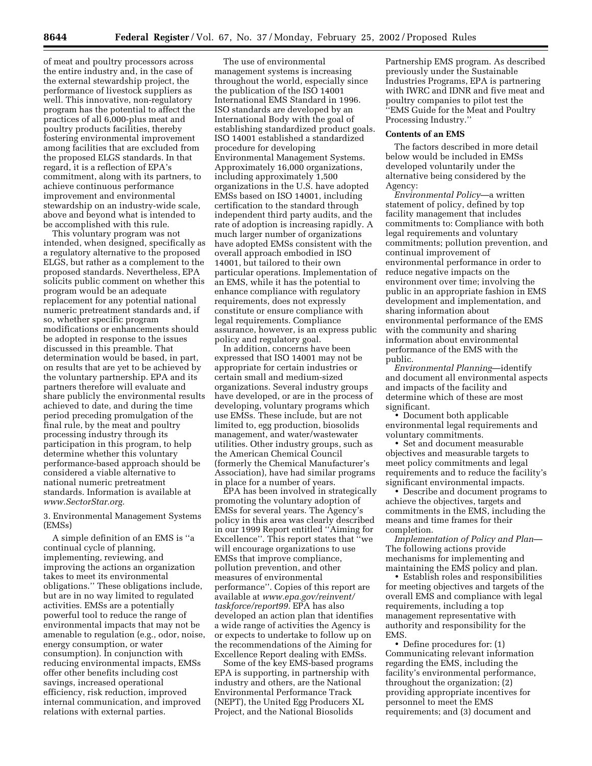of meat and poultry processors across the entire industry and, in the case of the external stewardship project, the performance of livestock suppliers as well. This innovative, non-regulatory program has the potential to affect the practices of all 6,000-plus meat and poultry products facilities, thereby fostering environmental improvement among facilities that are excluded from the proposed ELGS standards. In that regard, it is a reflection of EPA's commitment, along with its partners, to achieve continuous performance improvement and environmental stewardship on an industry-wide scale, above and beyond what is intended to be accomplished with this rule.

This voluntary program was not intended, when designed, specifically as a regulatory alternative to the proposed ELGS, but rather as a complement to the proposed standards. Nevertheless, EPA solicits public comment on whether this program would be an adequate replacement for any potential national numeric pretreatment standards and, if so, whether specific program modifications or enhancements should be adopted in response to the issues discussed in this preamble. That determination would be based, in part, on results that are yet to be achieved by the voluntary partnership. EPA and its partners therefore will evaluate and share publicly the environmental results achieved to date, and during the time period preceding promulgation of the final rule, by the meat and poultry processing industry through its participation in this program, to help determine whether this voluntary performance-based approach should be considered a viable alternative to national numeric pretreatment standards. Information is available at *www.SectorStar.org*.

3. Environmental Management Systems (EMSs)

A simple definition of an EMS is "a continual cycle of planning, implementing, reviewing, and improving the actions an organization takes to meet its environmental obligations." These obligations include, but are in no way limited to regulated activities. EMSs are a potentially powerful tool to reduce the range of environmental impacts that may not be amenable to regulation (e.g., odor, noise, energy consumption, or water consumption). In conjunction with reducing environmental impacts, EMSs offer other benefits including cost savings, increased operational efficiency, risk reduction, improved internal communication, and improved relations with external parties.

The use of environmental management systems is increasing throughout the world, especially since the publication of the ISO 14001 International EMS Standard in 1996. ISO standards are developed by an International Body with the goal of establishing standardized product goals. ISO 14001 established a standardized procedure for developing Environmental Management Systems. Approximately 16,000 organizations, including approximately 1,500 organizations in the U.S. have adopted EMSs based on ISO 14001, including certification to the standard through independent third party audits, and the rate of adoption is increasing rapidly. A much larger number of organizations have adopted EMSs consistent with the overall approach embodied in ISO 14001, but tailored to their own particular operations. Implementation of an EMS, while it has the potential to enhance compliance with regulatory requirements, does not expressly constitute or ensure compliance with legal requirements. Compliance assurance, however, is an express public policy and regulatory goal.

In addition, concerns have been expressed that ISO 14001 may not be appropriate for certain industries or certain small and medium-sized organizations. Several industry groups have developed, or are in the process of developing, voluntary programs which use EMSs. These include, but are not limited to, egg production, biosolids management, and water/wastewater utilities. Other industry groups, such as the American Chemical Council (formerly the Chemical Manufacturer's Association), have had similar programs in place for a number of years.

EPA has been involved in strategically promoting the voluntary adoption of EMSs for several years. The Agency's policy in this area was clearly described in our 1999 Report entitled "Aiming for Excellence". This report states that "we will encourage organizations to use EMSs that improve compliance, pollution prevention, and other measures of environmental performance". Copies of this report are available at *www.epa.gov/reinvent/taskforce/report99*. EPA has also developed an action plan that identifies a wide range of activities the Agency is or expects to undertake to follow up on the recommendations of the Aiming for Excellence Report dealing with EMSs.

Some of the key EMS-based programs EPA is supporting, in partnership with industry and others, are the National Environmental Performance Track (NEPT), the United Egg Producers XL Project, and the National Biosolids Partnership EMS program. As described previously under the Sustainable Industries Programs, EPA is partnering with IWRC and IDNR and five meat and poultry companies to pilot test the "EMS Guide for the Meat and Poultry Processing Industry."

**Contents of an EMS**

The factors described in more detail below would be included in EMSs developed voluntarily under the alternative being considered by the Agency:

*Environmental Policy*—a written statement of policy, defined by top facility management that includes commitments to: Compliance with both legal requirements and voluntary commitments; pollution prevention, and continual improvement of environmental performance in order to reduce negative impacts on the environment over time; involving the public in an appropriate fashion in EMS development and implementation, and sharing information about environmental performance of the EMS with the community and sharing information about environmental performance of the EMS with the public.

*Environmental Planning*—identify and document all environmental aspects and impacts of the facility and determine which of these are most significant.

- Document both applicable environmental legal requirements and voluntary commitments.
- Set and document measurable objectives and measurable targets to meet policy commitments and legal requirements and to reduce the facility's significant environmental impacts.
- Describe and document programs to achieve the objectives, targets and commitments in the EMS, including the means and time frames for their completion.

*Implementation of Policy and Plan*—The following actions provide mechanisms for implementing and maintaining the EMS policy and plan.

- Establish roles and responsibilities for meeting objectives and targets of the overall EMS and compliance with legal requirements, including a top management representative with authority and responsibility for the EMS.
- Define procedures for: (1) Communicating relevant information regarding the EMS, including the facility's environmental performance, throughout the organization; (2) providing appropriate incentives for personnel to meet the EMS requirements; and (3) document and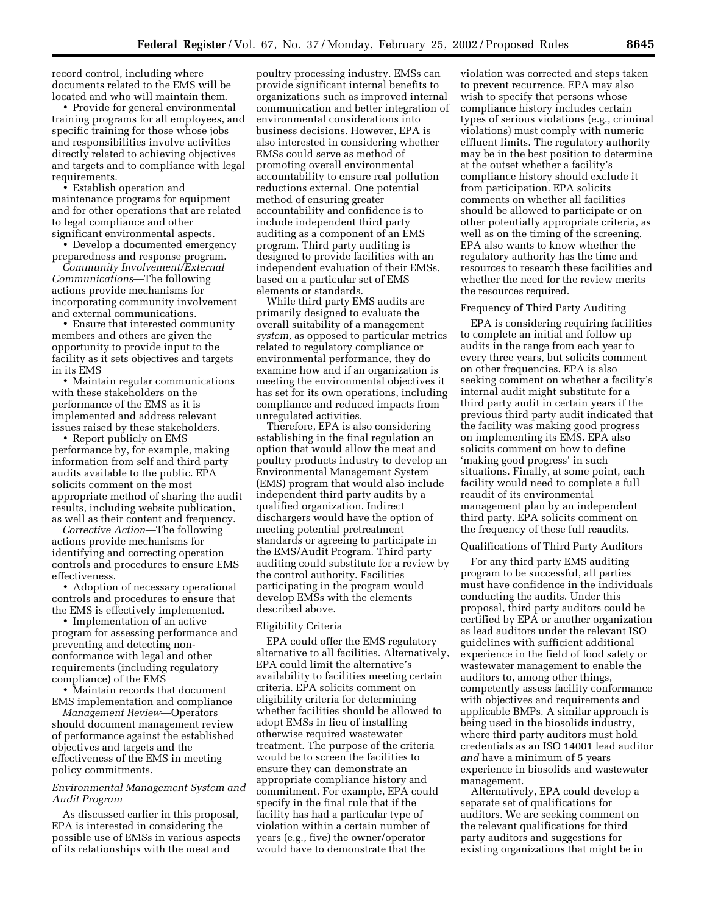record control, including where documents related to the EMS will be located and who will maintain them.

• Provide for general environmental training programs for all employees, and specific training for those whose jobs and responsibilities involve activities directly related to achieving objectives and targets and to compliance with legal requirements.

• Establish operation and maintenance programs for equipment and for other operations that are related to legal compliance and other significant environmental aspects.

• Develop a documented emergency preparedness and response program.

*Community Involvement/External Communications*—The following actions provide mechanisms for incorporating community involvement and external communications.

• Ensure that interested community members and others are given the opportunity to provide input to the facility as it sets objectives and targets in its EMS

• Maintain regular communications with these stakeholders on the performance of the EMS as it is implemented and address relevant issues raised by these stakeholders.

• Report publicly on EMS performance by, for example, making information from self and third party audits available to the public. EPA solicits comment on the most appropriate method of sharing the audit results, including website publication, as well as their content and frequency.

*Corrective Action*—The following actions provide mechanisms for identifying and correcting operation controls and procedures to ensure EMS effectiveness.

• Adoption of necessary operational controls and procedures to ensure that the EMS is effectively implemented.

• Implementation of an active program for assessing performance and preventing and detecting non-conformance with legal and other requirements (including regulatory compliance) of the EMS

• Maintain records that document EMS implementation and compliance

*Management Review*—Operators should document management review of performance against the established objectives and targets and the effectiveness of the EMS in meeting policy commitments.

### *Environmental Management System and Audit Program*

As discussed earlier in this proposal, EPA is interested in considering the possible use of EMSs in various aspects of its relationships with the meat and poultry processing industry. EMSs can provide significant internal benefits to organizations such as improved internal communication and better integration of environmental considerations into business decisions. However, EPA is also interested in considering whether EMSs could serve as method of promoting overall environmental accountability to ensure real pollution reductions external. One potential method of ensuring greater accountability and confidence is to include independent third party auditing as a component of an EMS program. Third party auditing is designed to provide facilities with an independent evaluation of their EMSs, based on a particular set of EMS elements or standards.

While third party EMS audits are primarily designed to evaluate the overall suitability of a management *system,* as opposed to particular metrics related to regulatory compliance or environmental performance, they do examine how and if an organization is meeting the environmental objectives it has set for its own operations, including compliance and reduced impacts from unregulated activities.

Therefore, EPA is also considering establishing in the final regulation an option that would allow the meat and poultry products industry to develop an Environmental Management System (EMS) program that would also include independent third party audits by a qualified organization. Indirect dischargers would have the option of meeting potential pretreatment standards or agreeing to participate in the EMS/Audit Program. Third party auditing could substitute for a review by the control authority. Facilities participating in the program would develop EMSs with the elements described above.

#### Eligibility Criteria

EPA could offer the EMS regulatory alternative to all facilities. Alternatively, EPA could limit the alternative's availability to facilities meeting certain criteria. EPA solicits comment on eligibility criteria for determining whether facilities should be allowed to adopt EMSs in lieu of installing otherwise required wastewater treatment. The purpose of the criteria would be to screen the facilities to ensure they can demonstrate an appropriate compliance history and commitment. For example, EPA could specify in the final rule that if the facility has had a particular type of violation within a certain number of years (e.g., five) the owner/operator would have to demonstrate that the violation was corrected and steps taken to prevent recurrence. EPA may also wish to specify that persons whose compliance history includes certain types of serious violations (e.g., criminal violations) must comply with numeric effluent limits. The regulatory authority may be in the best position to determine at the outset whether a facility's compliance history should exclude it from participation. EPA solicits comments on whether all facilities should be allowed to participate or on other potentially appropriate criteria, as well as on the timing of the screening. EPA also wants to know whether the regulatory authority has the time and resources to research these facilities and whether the need for the review merits the resources required.

#### Frequency of Third Party Auditing

EPA is considering requiring facilities to complete an initial and follow up audits in the range from each year to every three years, but solicits comment on other frequencies. EPA is also seeking comment on whether a facility's internal audit might substitute for a third party audit in certain years if the previous third party audit indicated that the facility was making good progress on implementing its EMS. EPA also solicits comment on how to define 'making good progress' in such situations. Finally, at some point, each facility would need to complete a full reaudit of its environmental management plan by an independent third party. EPA solicits comment on the frequency of these full reaudits.

#### Qualifications of Third Party Auditors

For any third party EMS auditing program to be successful, all parties must have confidence in the individuals conducting the audits. Under this proposal, third party auditors could be certified by EPA or another organization as lead auditors under the relevant ISO guidelines with sufficient additional experience in the field of food safety or wastewater management to enable the auditors to, among other things, competently assess facility conformance with objectives and requirements and applicable BMPs. A similar approach is being used in the biosolids industry, where third party auditors must hold credentials as an ISO 14001 lead auditor *and* have a minimum of 5 years experience in biosolids and wastewater management.

Alternatively, EPA could develop a separate set of qualifications for auditors. We are seeking comment on the relevant qualifications for third party auditors and suggestions for existing organizations that might be in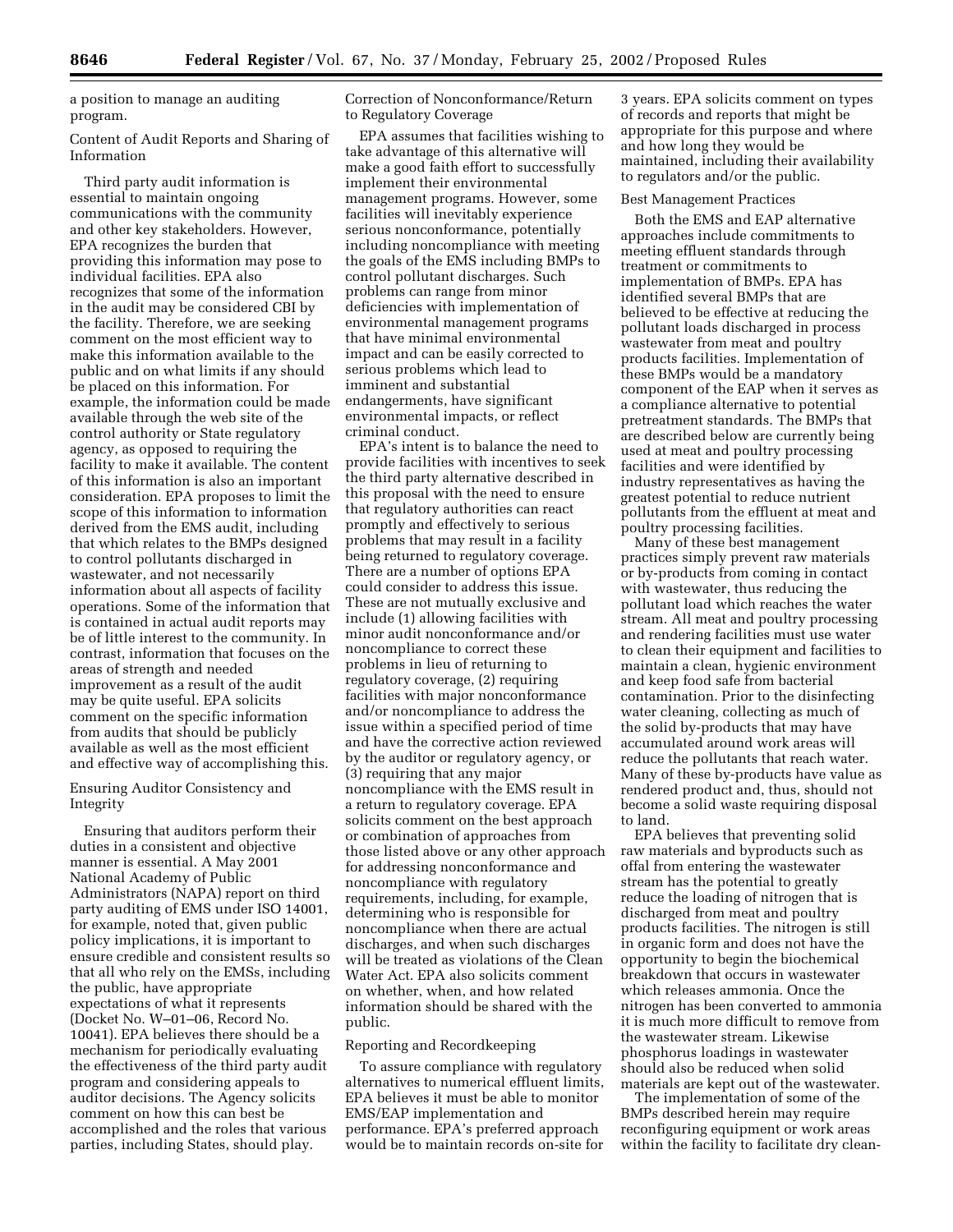a position to manage an auditing program.

Content of Audit Reports and Sharing of Information

Third party audit information is essential to maintain ongoing communications with the community and other key stakeholders. However, EPA recognizes the burden that providing this information may pose to individual facilities. EPA also recognizes that some of the information in the audit may be considered CBI by the facility. Therefore, we are seeking comment on the most efficient way to make this information available to the public and on what limits if any should be placed on this information. For example, the information could be made available through the web site of the control authority or State regulatory agency, as opposed to requiring the facility to make it available. The content of this information is also an important consideration. EPA proposes to limit the scope of this information to information derived from the EMS audit, including that which relates to the BMPs designed to control pollutants discharged in wastewater, and not necessarily information about all aspects of facility operations. Some of the information that is contained in actual audit reports may be of little interest to the community. In contrast, information that focuses on the areas of strength and needed improvement as a result of the audit may be quite useful. EPA solicits comment on the specific information from audits that should be publicly available as well as the most efficient and effective way of accomplishing this.

Ensuring Auditor Consistency and Integrity

Ensuring that auditors perform their duties in a consistent and objective manner is essential. A May 2001 National Academy of Public Administrators (NAPA) report on third party auditing of EMS under ISO 14001, for example, noted that, given public policy implications, it is important to ensure credible and consistent results so that all who rely on the EMSs, including the public, have appropriate expectations of what it represents (Docket No. W–01–06, Record No. 10041). EPA believes there should be a mechanism for periodically evaluating the effectiveness of the third party audit program and considering appeals to auditor decisions. The Agency solicits comment on how this can best be accomplished and the roles that various parties, including States, should play.

Correction of Nonconformance/Return to Regulatory Coverage

EPA assumes that facilities wishing to take advantage of this alternative will make a good faith effort to successfully implement their environmental management programs. However, some facilities will inevitably experience serious nonconformance, potentially including noncompliance with meeting the goals of the EMS including BMPs to control pollutant discharges. Such problems can range from minor deficiencies with implementation of environmental management programs that have minimal environmental impact and can be easily corrected to serious problems which lead to imminent and substantial endangerments, have significant environmental impacts, or reflect criminal conduct.

EPA's intent is to balance the need to provide facilities with incentives to seek the third party alternative described in this proposal with the need to ensure that regulatory authorities can react promptly and effectively to serious problems that may result in a facility being returned to regulatory coverage. There are a number of options EPA could consider to address this issue. These are not mutually exclusive and include (1) allowing facilities with minor audit nonconformance and/or noncompliance to correct these problems in lieu of returning to regulatory coverage, (2) requiring facilities with major nonconformance and/or noncompliance to address the issue within a specified period of time and have the corrective action reviewed by the auditor or regulatory agency, or (3) requiring that any major noncompliance with the EMS result in a return to regulatory coverage. EPA solicits comment on the best approach or combination of approaches from those listed above or any other approach for addressing nonconformance and noncompliance with regulatory requirements, including, for example, determining who is responsible for noncompliance when there are actual discharges, and when such discharges will be treated as violations of the Clean Water Act. EPA also solicits comment on whether, when, and how related information should be shared with the public.

Reporting and Recordkeeping

To assure compliance with regulatory alternatives to numerical effluent limits, EPA believes it must be able to monitor EMS/EAP implementation and performance. EPA's preferred approach would be to maintain records on-site for 3 years. EPA solicits comment on types of records and reports that might be appropriate for this purpose and where and how long they would be maintained, including their availability to regulators and/or the public.

Best Management Practices

Both the EMS and EAP alternative approaches include commitments to meeting effluent standards through treatment or commitments to implementation of BMPs. EPA has identified several BMPs that are believed to be effective at reducing the pollutant loads discharged in process wastewater from meat and poultry products facilities. Implementation of these BMPs would be a mandatory component of the EAP when it serves as a compliance alternative to potential pretreatment standards. The BMPs that are described below are currently being used at meat and poultry processing facilities and were identified by industry representatives as having the greatest potential to reduce nutrient pollutants from the effluent at meat and poultry processing facilities.

Many of these best management practices simply prevent raw materials or by-products from coming in contact with wastewater, thus reducing the pollutant load which reaches the water stream. All meat and poultry processing and rendering facilities must use water to clean their equipment and facilities to maintain a clean, hygienic environment and keep food safe from bacterial contamination. Prior to the disinfecting water cleaning, collecting as much of the solid by-products that may have accumulated around work areas will reduce the pollutants that reach water. Many of these by-products have value as rendered product and, thus, should not become a solid waste requiring disposal to land.

EPA believes that preventing solid raw materials and byproducts such as offal from entering the wastewater stream has the potential to greatly reduce the loading of nitrogen that is discharged from meat and poultry products facilities. The nitrogen is still in organic form and does not have the opportunity to begin the biochemical breakdown that occurs in wastewater which releases ammonia. Once the nitrogen has been converted to ammonia it is much more difficult to remove from the wastewater stream. Likewise phosphorus loadings in wastewater should also be reduced when solid materials are kept out of the wastewater.

The implementation of some of the BMPs described herein may require reconfiguring equipment or work areas within the facility to facilitate dry clean-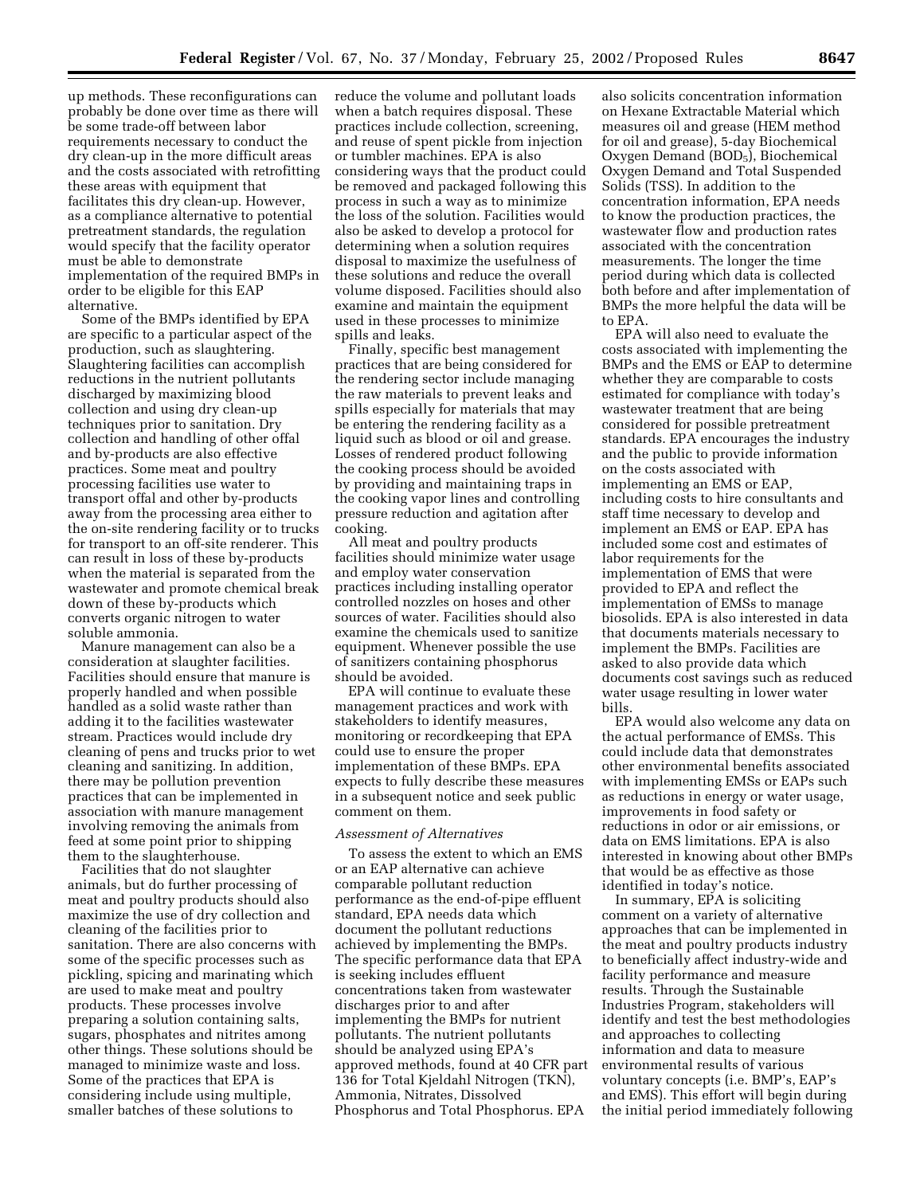up methods. These reconfigurations can probably be done over time as there will be some trade-off between labor requirements necessary to conduct the dry clean-up in the more difficult areas and the costs associated with retrofitting these areas with equipment that facilitates this dry clean-up. However, as a compliance alternative to potential pretreatment standards, the regulation would specify that the facility operator must be able to demonstrate implementation of the required BMPs in order to be eligible for this EAP alternative.

Some of the BMPs identified by EPA are specific to a particular aspect of the production, such as slaughtering. Slaughtering facilities can accomplish reductions in the nutrient pollutants discharged by maximizing blood collection and using dry clean-up techniques prior to sanitation. Dry collection and handling of other offal and by-products are also effective practices. Some meat and poultry processing facilities use water to transport offal and other by-products away from the processing area either to the on-site rendering facility or to trucks for transport to an off-site renderer. This can result in loss of these by-products when the material is separated from the wastewater and promote chemical break down of these by-products which converts organic nitrogen to water soluble ammonia.

Manure management can also be a consideration at slaughter facilities. Facilities should ensure that manure is properly handled and when possible handled as a solid waste rather than adding it to the facilities wastewater stream. Practices would include dry cleaning of pens and trucks prior to wet cleaning and sanitizing. In addition, there may be pollution prevention practices that can be implemented in association with manure management involving removing the animals from feed at some point prior to shipping them to the slaughterhouse.

Facilities that do not slaughter animals, but do further processing of meat and poultry products should also maximize the use of dry collection and cleaning of the facilities prior to sanitation. There are also concerns with some of the specific processes such as pickling, spicing and marinating which are used to make meat and poultry products. These processes involve preparing a solution containing salts, sugars, phosphates and nitrites among other things. These solutions should be managed to minimize waste and loss. Some of the practices that EPA is considering include using multiple, smaller batches of these solutions to reduce the volume and pollutant loads when a batch requires disposal. These practices include collection, screening, and reuse of spent pickle from injection or tumbler machines. EPA is also considering ways that the product could be removed and packaged following this process in such a way as to minimize the loss of the solution. Facilities would also be asked to develop a protocol for determining when a solution requires disposal to maximize the usefulness of these solutions and reduce the overall volume disposed. Facilities should also examine and maintain the equipment used in these processes to minimize spills and leaks.

Finally, specific best management practices that are being considered for the rendering sector include managing the raw materials to prevent leaks and spills especially for materials that may be entering the rendering facility as a liquid such as blood or oil and grease. Losses of rendered product following the cooking process should be avoided by providing and maintaining traps in the cooking vapor lines and controlling pressure reduction and agitation after cooking.

All meat and poultry products facilities should minimize water usage and employ water conservation practices including installing operator controlled nozzles on hoses and other sources of water. Facilities should also examine the chemicals used to sanitize equipment. Whenever possible the use of sanitizers containing phosphorus should be avoided.

EPA will continue to evaluate these management practices and work with stakeholders to identify measures, monitoring or recordkeeping that EPA could use to ensure the proper implementation of these BMPs. EPA expects to fully describe these measures in a subsequent notice and seek public comment on them.

*Assessment of Alternatives*

To assess the extent to which an EMS or an EAP alternative can achieve comparable pollutant reduction performance as the end-of-pipe effluent standard, EPA needs data which document the pollutant reductions achieved by implementing the BMPs. The specific performance data that EPA is seeking includes effluent concentrations taken from wastewater discharges prior to and after implementing the BMPs for nutrient pollutants. The nutrient pollutants should be analyzed using EPA's approved methods, found at 40 CFR part 136 for Total Kjeldahl Nitrogen (TKN), Ammonia, Nitrates, Dissolved Phosphorus and Total Phosphorus. EPA also solicits concentration information on Hexane Extractable Material which measures oil and grease (HEM method for oil and grease), 5-day Biochemical Oxygen Demand ($BOD_5$), Biochemical Oxygen Demand and Total Suspended Solids (TSS). In addition to the concentration information, EPA needs to know the production practices, the wastewater flow and production rates associated with the concentration measurements. The longer the time period during which data is collected both before and after implementation of BMPs the more helpful the data will be to EPA.

EPA will also need to evaluate the costs associated with implementing the BMPs and the EMS or EAP to determine whether they are comparable to costs estimated for compliance with today's wastewater treatment that are being considered for possible pretreatment standards. EPA encourages the industry and the public to provide information on the costs associated with implementing an EMS or EAP, including costs to hire consultants and staff time necessary to develop and implement an EMS or EAP. EPA has included some cost and estimates of labor requirements for the implementation of EMS that were provided to EPA and reflect the implementation of EMSs to manage biosolids. EPA is also interested in data that documents materials necessary to implement the BMPs. Facilities are asked to also provide data which documents cost savings such as reduced water usage resulting in lower water bills.

EPA would also welcome any data on the actual performance of EMSs. This could include data that demonstrates other environmental benefits associated with implementing EMSs or EAPs such as reductions in energy or water usage, improvements in food safety or reductions in odor or air emissions, or data on EMS limitations. EPA is also interested in knowing about other BMPs that would be as effective as those identified in today's notice.

In summary, EPA is soliciting comment on a variety of alternative approaches that can be implemented in the meat and poultry products industry to beneficially affect industry-wide and facility performance and measure results. Through the Sustainable Industries Program, stakeholders will identify and test the best methodologies and approaches to collecting information and data to measure environmental results of various voluntary concepts (i.e. BMP's, EAP's and EMS). This effort will begin during the initial period immediately following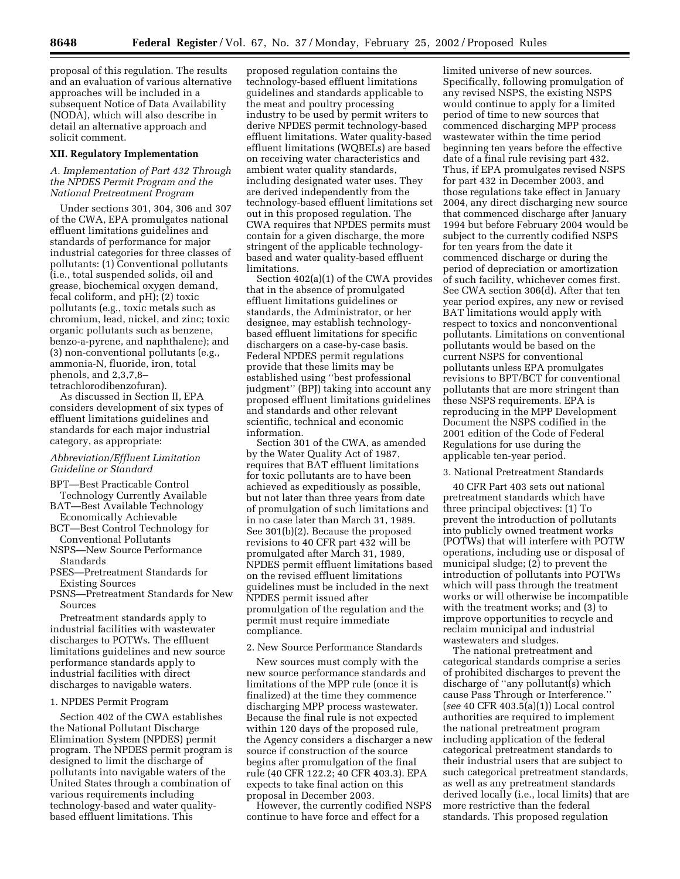proposal of this regulation. The results and an evaluation of various alternative approaches will be included in a subsequent Notice of Data Availability (NODA), which will also describe in detail an alternative approach and solicit comment.

## XII. Regulatory Implementation

### *A. Implementation of Part 432 Through the NPDES Permit Program and the National Pretreatment Program*

Under sections 301, 304, 306 and 307 of the CWA, EPA promulgates national effluent limitations guidelines and standards of performance for major industrial categories for three classes of pollutants: (1) Conventional pollutants (i.e., total suspended solids, oil and grease, biochemical oxygen demand, fecal coliform, and pH); (2) toxic pollutants (e.g., toxic metals such as chromium, lead, nickel, and zinc; toxic organic pollutants such as benzene, benzo-a-pyrene, and naphthalene); and (3) non-conventional pollutants (e.g., ammonia-N, fluoride, iron, total phenols, and 2,3,7,8–tetrachlorodibenzofuran).

As discussed in Section II, EPA considers development of six types of effluent limitations guidelines and standards for each major industrial category, as appropriate:

*Abbreviation/Effluent Limitation Guideline or Standard*

- BPT—Best Practicable Control Technology Currently Available
- BAT—Best Available Technology Economically Achievable
- BCT—Best Control Technology for Conventional Pollutants
- NSPS—New Source Performance Standards
- PSES—Pretreatment Standards for Existing Sources
- PSNS—Pretreatment Standards for New Sources

Pretreatment standards apply to industrial facilities with wastewater discharges to POTWs. The effluent limitations guidelines and new source performance standards apply to industrial facilities with direct discharges to navigable waters.

1. NPDES Permit Program

Section 402 of the CWA establishes the National Pollutant Discharge Elimination System (NPDES) permit program. The NPDES permit program is designed to limit the discharge of pollutants into navigable waters of the United States through a combination of various requirements including technology-based and water quality-based effluent limitations. This proposed regulation contains the technology-based effluent limitations guidelines and standards applicable to the meat and poultry processing industry to be used by permit writers to derive NPDES permit technology-based effluent limitations. Water quality-based effluent limitations (WQBELs) are based on receiving water characteristics and ambient water quality standards, including designated water uses. They are derived independently from the technology-based effluent limitations set out in this proposed regulation. The CWA requires that NPDES permits must contain for a given discharge, the more stringent of the applicable technology-based and water quality-based effluent limitations.

Section 402(a)(1) of the CWA provides that in the absence of promulgated effluent limitations guidelines or standards, the Administrator, or her designee, may establish technology-based effluent limitations for specific dischargers on a case-by-case basis. Federal NPDES permit regulations provide that these limits may be established using ''best professional judgment'' (BPJ) taking into account any proposed effluent limitations guidelines and standards and other relevant scientific, technical and economic information.

Section 301 of the CWA, as amended by the Water Quality Act of 1987, requires that BAT effluent limitations for toxic pollutants are to have been achieved as expeditiously as possible, but not later than three years from date of promulgation of such limitations and in no case later than March 31, 1989. See 301(b)(2). Because the proposed revisions to 40 CFR part 432 will be promulgated after March 31, 1989, NPDES permit effluent limitations based on the revised effluent limitations guidelines must be included in the next NPDES permit issued after promulgation of the regulation and the permit must require immediate compliance.

2. New Source Performance Standards

New sources must comply with the new source performance standards and limitations of the MPP rule (once it is finalized) at the time they commence discharging MPP process wastewater. Because the final rule is not expected within 120 days of the proposed rule, the Agency considers a discharger a new source if construction of the source begins after promulgation of the final rule (40 CFR 122.2; 40 CFR 403.3). EPA expects to take final action on this proposal in December 2003.

However, the currently codified NSPS continue to have force and effect for a limited universe of new sources. Specifically, following promulgation of any revised NSPS, the existing NSPS would continue to apply for a limited period of time to new sources that commenced discharging MPP process wastewater within the time period beginning ten years before the effective date of a final rule revising part 432. Thus, if EPA promulgates revised NSPS for part 432 in December 2003, and those regulations take effect in January 2004, any direct discharging new source that commenced discharge after January 1994 but before February 2004 would be subject to the currently codified NSPS for ten years from the date it commenced discharge or during the period of depreciation or amortization of such facility, whichever comes first. See CWA section 306(d). After that ten year period expires, any new or revised BAT limitations would apply with respect to toxics and nonconventional pollutants. Limitations on conventional pollutants would be based on the current NSPS for conventional pollutants unless EPA promulgates revisions to BPT/BCT for conventional pollutants that are more stringent than these NSPS requirements. EPA is reproducing in the MPP Development Document the NSPS codified in the 2001 edition of the Code of Federal Regulations for use during the applicable ten-year period.

3. National Pretreatment Standards

40 CFR Part 403 sets out national pretreatment standards which have three principal objectives: (1) To prevent the introduction of pollutants into publicly owned treatment works (POTWs) that will interfere with POTW operations, including use or disposal of municipal sludge; (2) to prevent the introduction of pollutants into POTWs which will pass through the treatment works or will otherwise be incompatible with the treatment works; and (3) to improve opportunities to recycle and reclaim municipal and industrial wastewaters and sludges.

The national pretreatment and categorical standards comprise a series of prohibited discharges to prevent the discharge of ''any pollutant(s) which cause Pass Through or Interference.'' (*see* 40 CFR 403.5(a)(1)) Local control authorities are required to implement the national pretreatment program including application of the federal categorical pretreatment standards to their industrial users that are subject to such categorical pretreatment standards, as well as any pretreatment standards derived locally (i.e., local limits) that are more restrictive than the federal standards. This proposed regulation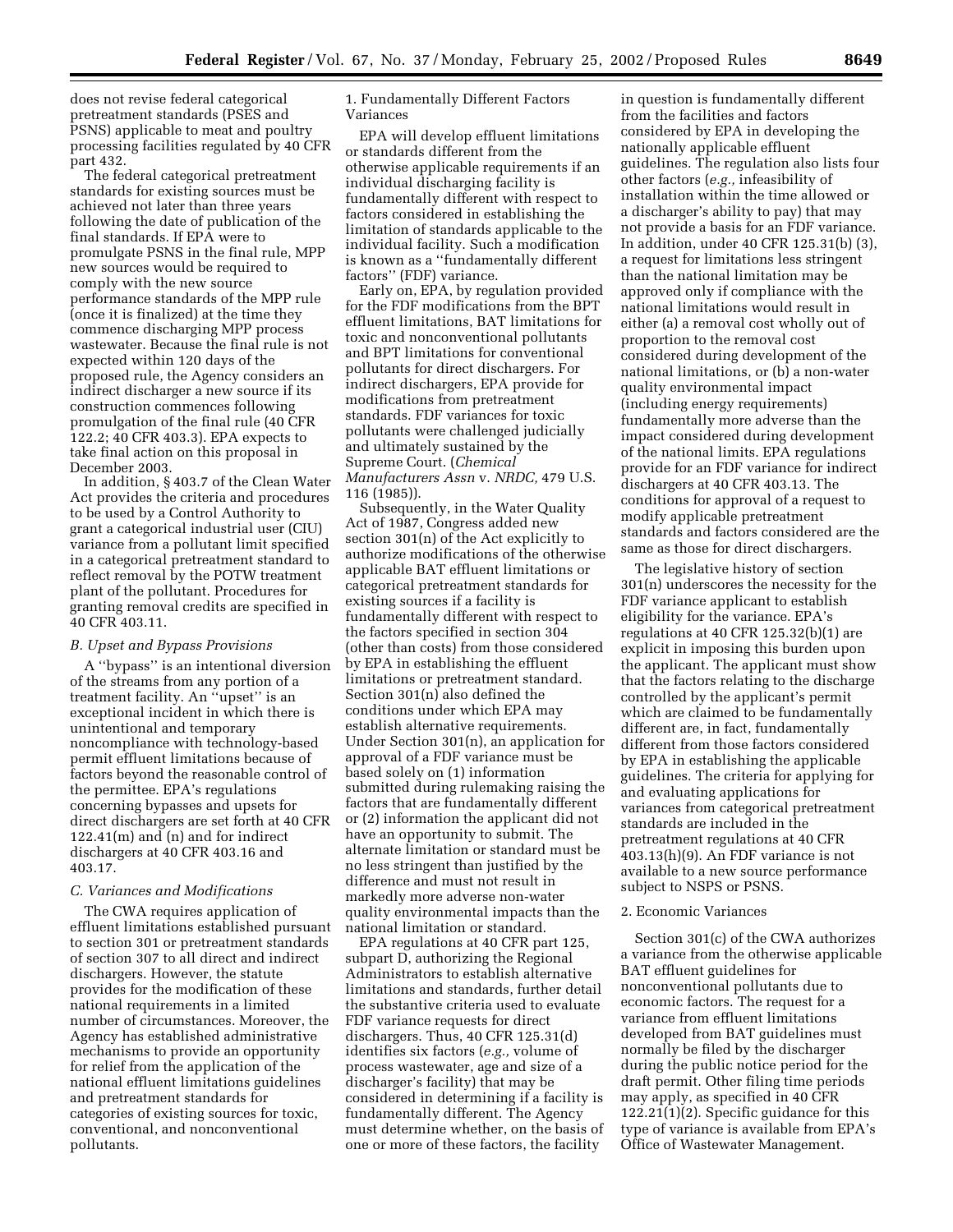does not revise federal categorical pretreatment standards (PSES and PSNS) applicable to meat and poultry processing facilities regulated by 40 CFR part 432.

The federal categorical pretreatment standards for existing sources must be achieved not later than three years following the date of publication of the final standards. If EPA were to promulgate PSNS in the final rule, MPP new sources would be required to comply with the new source performance standards of the MPP rule (once it is finalized) at the time they commence discharging MPP process wastewater. Because the final rule is not expected within 120 days of the proposed rule, the Agency considers an indirect discharger a new source if its construction commences following promulgation of the final rule (40 CFR 122.2; 40 CFR 403.3). EPA expects to take final action on this proposal in December 2003.

In addition, § 403.7 of the Clean Water Act provides the criteria and procedures to be used by a Control Authority to grant a categorical industrial user (CIU) variance from a pollutant limit specified in a categorical pretreatment standard to reflect removal by the POTW treatment plant of the pollutant. Procedures for granting removal credits are specified in 40 CFR 403.11.

### *B. Upset and Bypass Provisions*

A ''bypass'' is an intentional diversion of the streams from any portion of a treatment facility. An ''upset'' is an exceptional incident in which there is unintentional and temporary noncompliance with technology-based permit effluent limitations because of factors beyond the reasonable control of the permittee. EPA's regulations concerning bypasses and upsets for direct dischargers are set forth at 40 CFR 122.41(m) and (n) and for indirect dischargers at 40 CFR 403.16 and 403.17.

### *C. Variances and Modifications*

The CWA requires application of effluent limitations established pursuant to section 301 or pretreatment standards of section 307 to all direct and indirect dischargers. However, the statute provides for the modification of these national requirements in a limited number of circumstances. Moreover, the Agency has established administrative mechanisms to provide an opportunity for relief from the application of the national effluent limitations guidelines and pretreatment standards for categories of existing sources for toxic, conventional, and nonconventional pollutants.

#### 1. Fundamentally Different Factors Variances

EPA will develop effluent limitations or standards different from the otherwise applicable requirements if an individual discharging facility is fundamentally different with respect to factors considered in establishing the limitation of standards applicable to the individual facility. Such a modification is known as a ''fundamentally different factors'' (FDF) variance.

Early on, EPA, by regulation provided for the FDF modifications from the BPT effluent limitations, BAT limitations for toxic and nonconventional pollutants and BPT limitations for conventional pollutants for direct dischargers. For indirect dischargers, EPA provide for modifications from pretreatment standards. FDF variances for toxic pollutants were challenged judicially and ultimately sustained by the Supreme Court. (*Chemical Manufacturers Assn* v. *NRDC,* 479 U.S. 116 (1985)).

Subsequently, in the Water Quality Act of 1987, Congress added new section 301(n) of the Act explicitly to authorize modifications of the otherwise applicable BAT effluent limitations or categorical pretreatment standards for existing sources if a facility is fundamentally different with respect to the factors specified in section 304 (other than costs) from those considered by EPA in establishing the effluent limitations or pretreatment standard. Section 301(n) also defined the conditions under which EPA may establish alternative requirements. Under Section 301(n), an application for approval of a FDF variance must be based solely on (1) information submitted during rulemaking raising the factors that are fundamentally different or (2) information the applicant did not have an opportunity to submit. The alternate limitation or standard must be no less stringent than justified by the difference and must not result in markedly more adverse non-water quality environmental impacts than the national limitation or standard.

EPA regulations at 40 CFR part 125, subpart D, authorizing the Regional Administrators to establish alternative limitations and standards, further detail the substantive criteria used to evaluate FDF variance requests for direct dischargers. Thus, 40 CFR 125.31(d) identifies six factors (*e.g.,* volume of process wastewater, age and size of a discharger's facility) that may be considered in determining if a facility is fundamentally different. The Agency must determine whether, on the basis of one or more of these factors, the facility in question is fundamentally different from the facilities and factors considered by EPA in developing the nationally applicable effluent guidelines. The regulation also lists four other factors (*e.g.,* infeasibility of installation within the time allowed or a discharger's ability to pay) that may not provide a basis for an FDF variance. In addition, under 40 CFR 125.31(b) (3), a request for limitations less stringent than the national limitation may be approved only if compliance with the national limitations would result in either (a) a removal cost wholly out of proportion to the removal cost considered during development of the national limitations, or (b) a non-water quality environmental impact (including energy requirements) fundamentally more adverse than the impact considered during development of the national limits. EPA regulations provide for an FDF variance for indirect dischargers at 40 CFR 403.13. The conditions for approval of a request to modify applicable pretreatment standards and factors considered are the same as those for direct dischargers.

The legislative history of section 301(n) underscores the necessity for the FDF variance applicant to establish eligibility for the variance. EPA's regulations at 40 CFR 125.32(b)(1) are explicit in imposing this burden upon the applicant. The applicant must show that the factors relating to the discharge controlled by the applicant's permit which are claimed to be fundamentally different are, in fact, fundamentally different from those factors considered by EPA in establishing the applicable guidelines. The criteria for applying for and evaluating applications for variances from categorical pretreatment standards are included in the pretreatment regulations at 40 CFR 403.13(h)(9). An FDF variance is not available to a new source performance subject to NSPS or PSNS.

#### 2. Economic Variances

Section 301(c) of the CWA authorizes a variance from the otherwise applicable BAT effluent guidelines for nonconventional pollutants due to economic factors. The request for a variance from effluent limitations developed from BAT guidelines must normally be filed by the discharger during the public notice period for the draft permit. Other filing time periods may apply, as specified in 40 CFR 122.21(1)(2). Specific guidance for this type of variance is available from EPA's Office of Wastewater Management.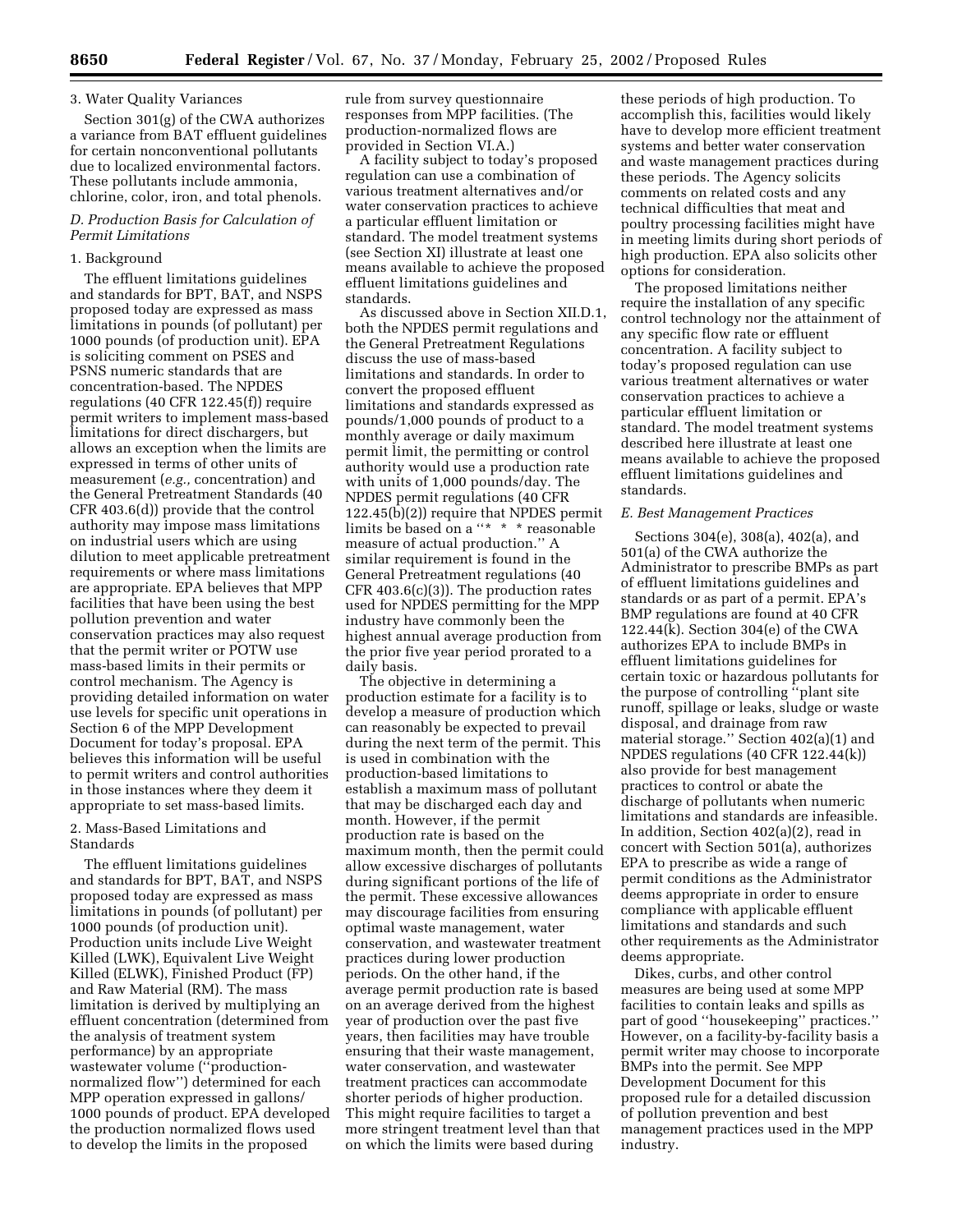### 3. Water Quality Variances

Section 301(g) of the CWA authorizes a variance from BAT effluent guidelines for certain nonconventional pollutants due to localized environmental factors. These pollutants include ammonia, chlorine, color, iron, and total phenols.

## *D. Production Basis for Calculation of Permit Limitations*

### 1. Background

The effluent limitations guidelines and standards for BPT, BAT, and NSPS proposed today are expressed as mass limitations in pounds (of pollutant) per 1000 pounds (of production unit). EPA is soliciting comment on PSES and PSNS numeric standards that are concentration-based. The NPDES regulations (40 CFR 122.45(f)) require permit writers to implement mass-based limitations for direct dischargers, but allows an exception when the limits are expressed in terms of other units of measurement (*e.g.,* concentration) and the General Pretreatment Standards (40 CFR 403.6(d)) provide that the control authority may impose mass limitations on industrial users which are using dilution to meet applicable pretreatment requirements or where mass limitations are appropriate. EPA believes that MPP facilities that have been using the best pollution prevention and water conservation practices may also request that the permit writer or POTW use mass-based limits in their permits or control mechanism. The Agency is providing detailed information on water use levels for specific unit operations in Section 6 of the MPP Development Document for today's proposal. EPA believes this information will be useful to permit writers and control authorities in those instances where they deem it appropriate to set mass-based limits.

### 2. Mass-Based Limitations and Standards

The effluent limitations guidelines and standards for BPT, BAT, and NSPS proposed today are expressed as mass limitations in pounds (of pollutant) per 1000 pounds (of production unit). Production units include Live Weight Killed (LWK), Equivalent Live Weight Killed (ELWK), Finished Product (FP) and Raw Material (RM). The mass limitation is derived by multiplying an effluent concentration (determined from the analysis of treatment system performance) by an appropriate wastewater volume (''production-normalized flow'') determined for each MPP operation expressed in gallons/ 1000 pounds of product. EPA developed the production normalized flows used to develop the limits in the proposed rule from survey questionnaire responses from MPP facilities. (The production-normalized flows are provided in Section VI.A.)

A facility subject to today's proposed regulation can use a combination of various treatment alternatives and/or water conservation practices to achieve a particular effluent limitation or standard. The model treatment systems (see Section XI) illustrate at least one means available to achieve the proposed effluent limitations guidelines and standards.

As discussed above in Section XII.D.1, both the NPDES permit regulations and the General Pretreatment Regulations discuss the use of mass-based limitations and standards. In order to convert the proposed effluent limitations and standards expressed as pounds/1,000 pounds of product to a monthly average or daily maximum permit limit, the permitting or control authority would use a production rate with units of 1,000 pounds/day. The NPDES permit regulations (40 CFR 122.45(b)(2)) require that NPDES permit limits be based on a ''* * * reasonable measure of actual production.'' A similar requirement is found in the General Pretreatment regulations (40 CFR 403.6(c)(3)). The production rates used for NPDES permitting for the MPP industry have commonly been the highest annual average production from the prior five year period prorated to a daily basis.

The objective in determining a production estimate for a facility is to develop a measure of production which can reasonably be expected to prevail during the next term of the permit. This is used in combination with the production-based limitations to establish a maximum mass of pollutant that may be discharged each day and month. However, if the permit production rate is based on the maximum month, then the permit could allow excessive discharges of pollutants during significant portions of the life of the permit. These excessive allowances may discourage facilities from ensuring optimal waste management, water conservation, and wastewater treatment practices during lower production periods. On the other hand, if the average permit production rate is based on an average derived from the highest year of production over the past five years, then facilities may have trouble ensuring that their waste management, water conservation, and wastewater treatment practices can accommodate shorter periods of higher production. This might require facilities to target a more stringent treatment level than that on which the limits were based during these periods of high production. To accomplish this, facilities would likely have to develop more efficient treatment systems and better water conservation and waste management practices during these periods. The Agency solicits comments on related costs and any technical difficulties that meat and poultry processing facilities might have in meeting limits during short periods of high production. EPA also solicits other options for consideration.

The proposed limitations neither require the installation of any specific control technology nor the attainment of any specific flow rate or effluent concentration. A facility subject to today's proposed regulation can use various treatment alternatives or water conservation practices to achieve a particular effluent limitation or standard. The model treatment systems described here illustrate at least one means available to achieve the proposed effluent limitations guidelines and standards.

## *E. Best Management Practices*

Sections 304(e), 308(a), 402(a), and 501(a) of the CWA authorize the Administrator to prescribe BMPs as part of effluent limitations guidelines and standards or as part of a permit. EPA's BMP regulations are found at 40 CFR 122.44(k). Section 304(e) of the CWA authorizes EPA to include BMPs in effluent limitations guidelines for certain toxic or hazardous pollutants for the purpose of controlling ''plant site runoff, spillage or leaks, sludge or waste disposal, and drainage from raw material storage.'' Section 402(a)(1) and NPDES regulations (40 CFR 122.44(k)) also provide for best management practices to control or abate the discharge of pollutants when numeric limitations and standards are infeasible. In addition, Section 402(a)(2), read in concert with Section 501(a), authorizes EPA to prescribe as wide a range of permit conditions as the Administrator deems appropriate in order to ensure compliance with applicable effluent limitations and standards and such other requirements as the Administrator deems appropriate.

Dikes, curbs, and other control measures are being used at some MPP facilities to contain leaks and spills as part of good ''housekeeping'' practices.'' However, on a facility-by-facility basis a permit writer may choose to incorporate BMPs into the permit. See MPP Development Document for this proposed rule for a detailed discussion of pollution prevention and best management practices used in the MPP industry.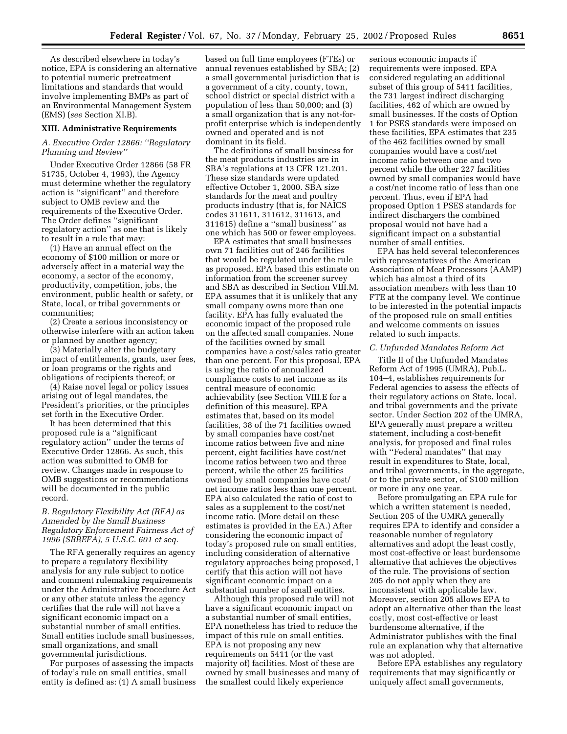As described elsewhere in today's notice, EPA is considering an alternative to potential numeric pretreatment limitations and standards that would involve implementing BMPs as part of an Environmental Management System (EMS) (*see* Section XI.B).

## XIII. Administrative Requirements

### *A. Executive Order 12866: ''Regulatory Planning and Review''*

Under Executive Order 12866 (58 FR 51735, October 4, 1993), the Agency must determine whether the regulatory action is ''significant'' and therefore subject to OMB review and the requirements of the Executive Order. The Order defines ''significant regulatory action'' as one that is likely to result in a rule that may:

(1) Have an annual effect on the economy of $100 million or more or adversely affect in a material way the economy, a sector of the economy, productivity, competition, jobs, the environment, public health or safety, or State, local, or tribal governments or communities;

(2) Create a serious inconsistency or otherwise interfere with an action taken or planned by another agency;

(3) Materially alter the budgetary impact of entitlements, grants, user fees, or loan programs or the rights and obligations of recipients thereof; or

(4) Raise novel legal or policy issues arising out of legal mandates, the President's priorities, or the principles set forth in the Executive Order.

It has been determined that this proposed rule is a ''significant regulatory action'' under the terms of Executive Order 12866. As such, this action was submitted to OMB for review. Changes made in response to OMB suggestions or recommendations will be documented in the public record.

### *B. Regulatory Flexibility Act (RFA) as Amended by the Small Business Regulatory Enforcement Fairness Act of 1996 (SBREFA), 5 U.S.C. 601 et seq.*

The RFA generally requires an agency to prepare a regulatory flexibility analysis for any rule subject to notice and comment rulemaking requirements under the Administrative Procedure Act or any other statute unless the agency certifies that the rule will not have a significant economic impact on a substantial number of small entities. Small entities include small businesses, small organizations, and small governmental jurisdictions.

For purposes of assessing the impacts of today's rule on small entities, small entity is defined as: (1) A small business based on full time employees (FTEs) or annual revenues established by SBA; (2) a small governmental jurisdiction that is a government of a city, county, town, school district or special district with a population of less than 50,000; and (3) a small organization that is any not-for-profit enterprise which is independently owned and operated and is not dominant in its field.

The definitions of small business for the meat products industries are in SBA's regulations at 13 CFR 121.201. These size standards were updated effective October 1, 2000. SBA size standards for the meat and poultry products industry (that is, for NAICS codes 311611, 311612, 311613, and 311615) define a ''small business'' as one which has 500 or fewer employees.

EPA estimates that small businesses own 71 facilities out of 246 facilities that would be regulated under the rule as proposed. EPA based this estimate on information from the screener survey and SBA as described in Section VIII.M. EPA assumes that it is unlikely that any small company owns more than one facility. EPA has fully evaluated the economic impact of the proposed rule on the affected small companies. None of the facilities owned by small companies have a cost/sales ratio greater than one percent. For this proposal, EPA is using the ratio of annualized compliance costs to net income as its central measure of economic achievability (see Section VIII.E for a definition of this measure). EPA estimates that, based on its model facilities, 38 of the 71 facilities owned by small companies have cost/net income ratios between five and nine percent, eight facilities have cost/net income ratios between two and three percent, while the other 25 facilities owned by small companies have cost/net income ratios less than one percent. EPA also calculated the ratio of cost to sales as a supplement to the cost/net income ratio. (More detail on these estimates is provided in the EA.) After considering the economic impact of today's proposed rule on small entities, including consideration of alternative regulatory approaches being proposed, I certify that this action will not have significant economic impact on a substantial number of small entities.

Although this proposed rule will not have a significant economic impact on a substantial number of small entities, EPA nonetheless has tried to reduce the impact of this rule on small entities. EPA is not proposing any new requirements on 5411 (or the vast majority of) facilities. Most of these are owned by small businesses and many of the smallest could likely experience serious economic impacts if requirements were imposed. EPA considered regulating an additional subset of this group of 5411 facilities, the 731 largest indirect discharging facilities, 462 of which are owned by small businesses. If the costs of Option 1 for PSES standards were imposed on these facilities, EPA estimates that 235 of the 462 facilities owned by small companies would have a cost/net income ratio between one and two percent while the other 227 facilities owned by small companies would have a cost/net income ratio of less than one percent. Thus, even if EPA had proposed Option 1 PSES standards for indirect dischargers the combined proposal would not have had a significant impact on a substantial number of small entities.

EPA has held several teleconferences with representatives of the American Association of Meat Processors (AAMP) which has almost a third of its association members with less than 10 FTE at the company level. We continue to be interested in the potential impacts of the proposed rule on small entities and welcome comments on issues related to such impacts.

### *C. Unfunded Mandates Reform Act*

Title II of the Unfunded Mandates Reform Act of 1995 (UMRA), Pub.L. 104–4, establishes requirements for Federal agencies to assess the effects of their regulatory actions on State, local, and tribal governments and the private sector. Under Section 202 of the UMRA, EPA generally must prepare a written statement, including a cost-benefit analysis, for proposed and final rules with ''Federal mandates'' that may result in expenditures to State, local, and tribal governments, in the aggregate, or to the private sector, of $100 million or more in any one year.

Before promulgating an EPA rule for which a written statement is needed, Section 205 of the UMRA generally requires EPA to identify and consider a reasonable number of regulatory alternatives and adopt the least costly, most cost-effective or least burdensome alternative that achieves the objectives of the rule. The provisions of section 205 do not apply when they are inconsistent with applicable law. Moreover, section 205 allows EPA to adopt an alternative other than the least costly, most cost-effective or least burdensome alternative, if the Administrator publishes with the final rule an explanation why that alternative was not adopted.

Before EPA establishes any regulatory requirements that may significantly or uniquely affect small governments,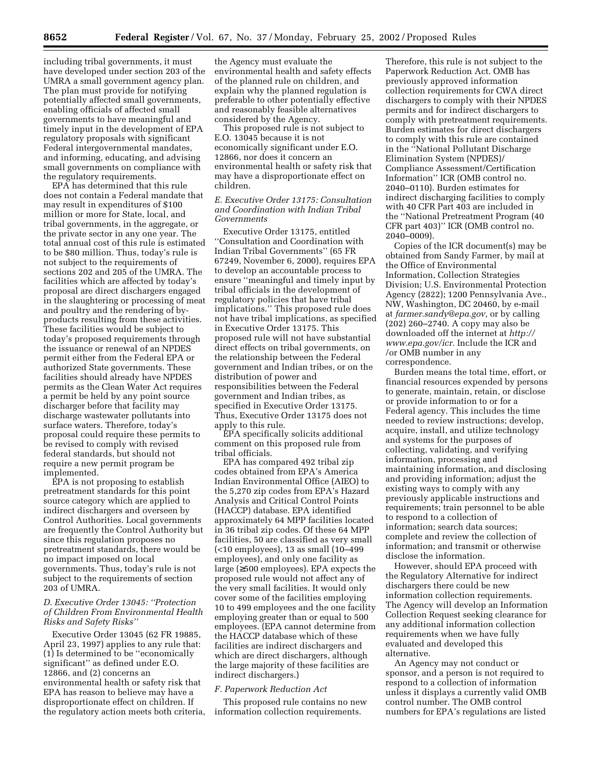including tribal governments, it must have developed under section 203 of the UMRA a small government agency plan. The plan must provide for notifying potentially affected small governments, enabling officials of affected small governments to have meaningful and timely input in the development of EPA regulatory proposals with significant Federal intergovernmental mandates, and informing, educating, and advising small governments on compliance with the regulatory requirements.

EPA has determined that this rule does not contain a Federal mandate that may result in expenditures of $100 million or more for State, local, and tribal governments, in the aggregate, or the private sector in any one year. The total annual cost of this rule is estimated to be $80 million. Thus, today's rule is not subject to the requirements of sections 202 and 205 of the UMRA. The facilities which are affected by today's proposal are direct dischargers engaged in the slaughtering or processing of meat and poultry and the rendering of by-products resulting from these activities. These facilities would be subject to today's proposed requirements through the issuance or renewal of an NPDES permit either from the Federal EPA or authorized State governments. These facilities should already have NPDES permits as the Clean Water Act requires a permit be held by any point source discharger before that facility may discharge wastewater pollutants into surface waters. Therefore, today's proposal could require these permits to be revised to comply with revised federal standards, but should not require a new permit program be implemented.

EPA is not proposing to establish pretreatment standards for this point source category which are applied to indirect dischargers and overseen by Control Authorities. Local governments are frequently the Control Authority but since this regulation proposes no pretreatment standards, there would be no impact imposed on local governments. Thus, today's rule is not subject to the requirements of section 203 of UMRA.

### *D. Executive Order 13045: "Protection of Children From Environmental Health Risks and Safety Risks"*

Executive Order 13045 (62 FR 19885, April 23, 1997) applies to any rule that: (1) Is determined to be "economically significant" as defined under E.O. 12866, and (2) concerns an environmental health or safety risk that EPA has reason to believe may have a disproportionate effect on children. If the regulatory action meets both criteria, the Agency must evaluate the environmental health and safety effects of the planned rule on children, and explain why the planned regulation is preferable to other potentially effective and reasonably feasible alternatives considered by the Agency.

This proposed rule is not subject to E.O. 13045 because it is not economically significant under E.O. 12866, nor does it concern an environmental health or safety risk that may have a disproportionate effect on children.

### *E. Executive Order 13175: Consultation and Coordination with Indian Tribal Governments*

Executive Order 13175, entitled "Consultation and Coordination with Indian Tribal Governments" (65 FR 67249, November 6, 2000), requires EPA to develop an accountable process to ensure "meaningful and timely input by tribal officials in the development of regulatory policies that have tribal implications." This proposed rule does not have tribal implications, as specified in Executive Order 13175. This proposed rule will not have substantial direct effects on tribal governments, on the relationship between the Federal government and Indian tribes, or on the distribution of power and responsibilities between the Federal government and Indian tribes, as specified in Executive Order 13175. Thus, Executive Order 13175 does not apply to this rule.

EPA specifically solicits additional comment on this proposed rule from tribal officials.

EPA has compared 492 tribal zip codes obtained from EPA's America Indian Environmental Office (AIEO) to the 5,270 zip codes from EPA's Hazard Analysis and Critical Control Points (HACCP) database. EPA identified approximately 64 MPP facilities located in 36 tribal zip codes. Of these 64 MPP facilities, 50 are classified as very small (<10 employees), 13 as small (10–499 employees), and only one facility as large (≥500 employees). EPA expects the proposed rule would not affect any of the very small facilities. It would only cover some of the facilities employing 10 to 499 employees and the one facility employing greater than or equal to 500 employees. (EPA cannot determine from the HACCP database which of these facilities are indirect dischargers and which are direct dischargers, although the large majority of these facilities are indirect dischargers.)

### *F. Paperwork Reduction Act*

This proposed rule contains no new information collection requirements. Therefore, this rule is not subject to the Paperwork Reduction Act. OMB has previously approved information collection requirements for CWA direct dischargers to comply with their NPDES permits and for indirect dischargers to comply with pretreatment requirements. Burden estimates for direct dischargers to comply with this rule are contained in the "National Pollutant Discharge Elimination System (NPDES)/ Compliance Assessment/Certification Information" ICR (OMB control no. 2040–0110). Burden estimates for indirect discharging facilities to comply with 40 CFR Part 403 are included in the "National Pretreatment Program (40 CFR part 403)" ICR (OMB control no. 2040–0009).

Copies of the ICR document(s) may be obtained from Sandy Farmer, by mail at the Office of Environmental Information, Collection Strategies Division; U.S. Environmental Protection Agency (2822); 1200 Pennsylvania Ave., NW, Washington, DC 20460, by e-mail at *farmer.sandy@epa.gov,* or by calling (202) 260–2740. A copy may also be downloaded off the internet at *http://www.epa.gov/icr*. Include the ICR and /or OMB number in any correspondence.

Burden means the total time, effort, or financial resources expended by persons to generate, maintain, retain, or disclose or provide information to or for a Federal agency. This includes the time needed to review instructions; develop, acquire, install, and utilize technology and systems for the purposes of collecting, validating, and verifying information, processing and maintaining information, and disclosing and providing information; adjust the existing ways to comply with any previously applicable instructions and requirements; train personnel to be able to respond to a collection of information; search data sources; complete and review the collection of information; and transmit or otherwise disclose the information.

However, should EPA proceed with the Regulatory Alternative for indirect dischargers there could be new information collection requirements. The Agency will develop an Information Collection Request seeking clearance for any additional information collection requirements when we have fully evaluated and developed this alternative.

An Agency may not conduct or sponsor, and a person is not required to respond to a collection of information unless it displays a currently valid OMB control number. The OMB control numbers for EPA's regulations are listed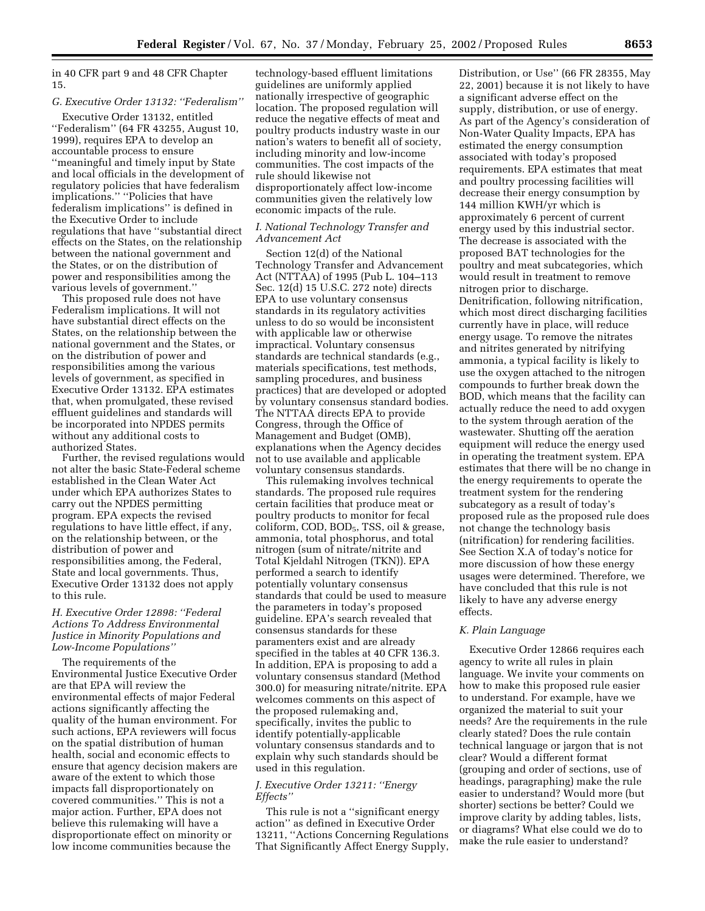in 40 CFR part 9 and 48 CFR Chapter 15.

### *G. Executive Order 13132: ''Federalism''*

Executive Order 13132, entitled ''Federalism'' (64 FR 43255, August 10, 1999), requires EPA to develop an accountable process to ensure ''meaningful and timely input by State and local officials in the development of regulatory policies that have federalism implications.'' ''Policies that have federalism implications'' is defined in the Executive Order to include regulations that have ''substantial direct effects on the States, on the relationship between the national government and the States, or on the distribution of power and responsibilities among the various levels of government.''

This proposed rule does not have Federalism implications. It will not have substantial direct effects on the States, on the relationship between the national government and the States, or on the distribution of power and responsibilities among the various levels of government, as specified in Executive Order 13132. EPA estimates that, when promulgated, these revised effluent guidelines and standards will be incorporated into NPDES permits without any additional costs to authorized States.

Further, the revised regulations would not alter the basic State-Federal scheme established in the Clean Water Act under which EPA authorizes States to carry out the NPDES permitting program. EPA expects the revised regulations to have little effect, if any, on the relationship between, or the distribution of power and responsibilities among, the Federal, State and local governments. Thus, Executive Order 13132 does not apply to this rule.

### *H. Executive Order 12898: ''Federal Actions To Address Environmental Justice in Minority Populations and Low-Income Populations''*

The requirements of the Environmental Justice Executive Order are that EPA will review the environmental effects of major Federal actions significantly affecting the quality of the human environment. For such actions, EPA reviewers will focus on the spatial distribution of human health, social and economic effects to ensure that agency decision makers are aware of the extent to which those impacts fall disproportionately on covered communities.'' This is not a major action. Further, EPA does not believe this rulemaking will have a disproportionate effect on minority or low income communities because the technology-based effluent limitations guidelines are uniformly applied nationally irrespective of geographic location. The proposed regulation will reduce the negative effects of meat and poultry products industry waste in our nation's waters to benefit all of society, including minority and low-income communities. The cost impacts of the rule should likewise not disproportionately affect low-income communities given the relatively low economic impacts of the rule.

### *I. National Technology Transfer and Advancement Act*

Section 12(d) of the National Technology Transfer and Advancement Act (NTTAA) of 1995 (Pub L. 104–113 Sec. 12(d) 15 U.S.C. 272 note) directs EPA to use voluntary consensus standards in its regulatory activities unless to do so would be inconsistent with applicable law or otherwise impractical. Voluntary consensus standards are technical standards (e.g., materials specifications, test methods, sampling procedures, and business practices) that are developed or adopted by voluntary consensus standard bodies. The NTTAA directs EPA to provide Congress, through the Office of Management and Budget (OMB), explanations when the Agency decides not to use available and applicable voluntary consensus standards.

This rulemaking involves technical standards. The proposed rule requires certain facilities that produce meat or poultry products to monitor for fecal coliform, COD, $BOD_5$, TSS, oil & grease, ammonia, total phosphorus, and total nitrogen (sum of nitrate/nitrite and Total Kjeldahl Nitrogen (TKN)). EPA performed a search to identify potentially voluntary consensus standards that could be used to measure the parameters in today's proposed guideline. EPA's search revealed that consensus standards for these paramenters exist and are already specified in the tables at 40 CFR 136.3. In addition, EPA is proposing to add a voluntary consensus standard (Method 300.0) for measuring nitrate/nitrite. EPA welcomes comments on this aspect of the proposed rulemaking and, specifically, invites the public to identify potentially-applicable voluntary consensus standards and to explain why such standards should be used in this regulation.

### *J. Executive Order 13211: ''Energy Effects''*

This rule is not a ''significant energy action'' as defined in Executive Order 13211, ''Actions Concerning Regulations That Significantly Affect Energy Supply, Distribution, or Use'' (66 FR 28355, May 22, 2001) because it is not likely to have a significant adverse effect on the supply, distribution, or use of energy. As part of the Agency's consideration of Non-Water Quality Impacts, EPA has estimated the energy consumption associated with today's proposed requirements. EPA estimates that meat and poultry processing facilities will decrease their energy consumption by 144 million KWH/yr which is approximately 6 percent of current energy used by this industrial sector. The decrease is associated with the proposed BAT technologies for the poultry and meat subcategories, which would result in treatment to remove nitrogen prior to discharge. Denitrification, following nitrification, which most direct discharging facilities currently have in place, will reduce energy usage. To remove the nitrates and nitrites generated by nitrifying ammonia, a typical facility is likely to use the oxygen attached to the nitrogen compounds to further break down the BOD, which means that the facility can actually reduce the need to add oxygen to the system through aeration of the wastewater. Shutting off the aeration equipment will reduce the energy used in operating the treatment system. EPA estimates that there will be no change in the energy requirements to operate the treatment system for the rendering subcategory as a result of today's proposed rule as the proposed rule does not change the technology basis (nitrification) for rendering facilities. See Section X.A of today's notice for more discussion of how these energy usages were determined. Therefore, we have concluded that this rule is not likely to have any adverse energy effects.

### *K. Plain Language*

Executive Order 12866 requires each agency to write all rules in plain language. We invite your comments on how to make this proposed rule easier to understand. For example, have we organized the material to suit your needs? Are the requirements in the rule clearly stated? Does the rule contain technical language or jargon that is not clear? Would a different format (grouping and order of sections, use of headings, paragraphing) make the rule easier to understand? Would more (but shorter) sections be better? Could we improve clarity by adding tables, lists, or diagrams? What else could we do to make the rule easier to understand?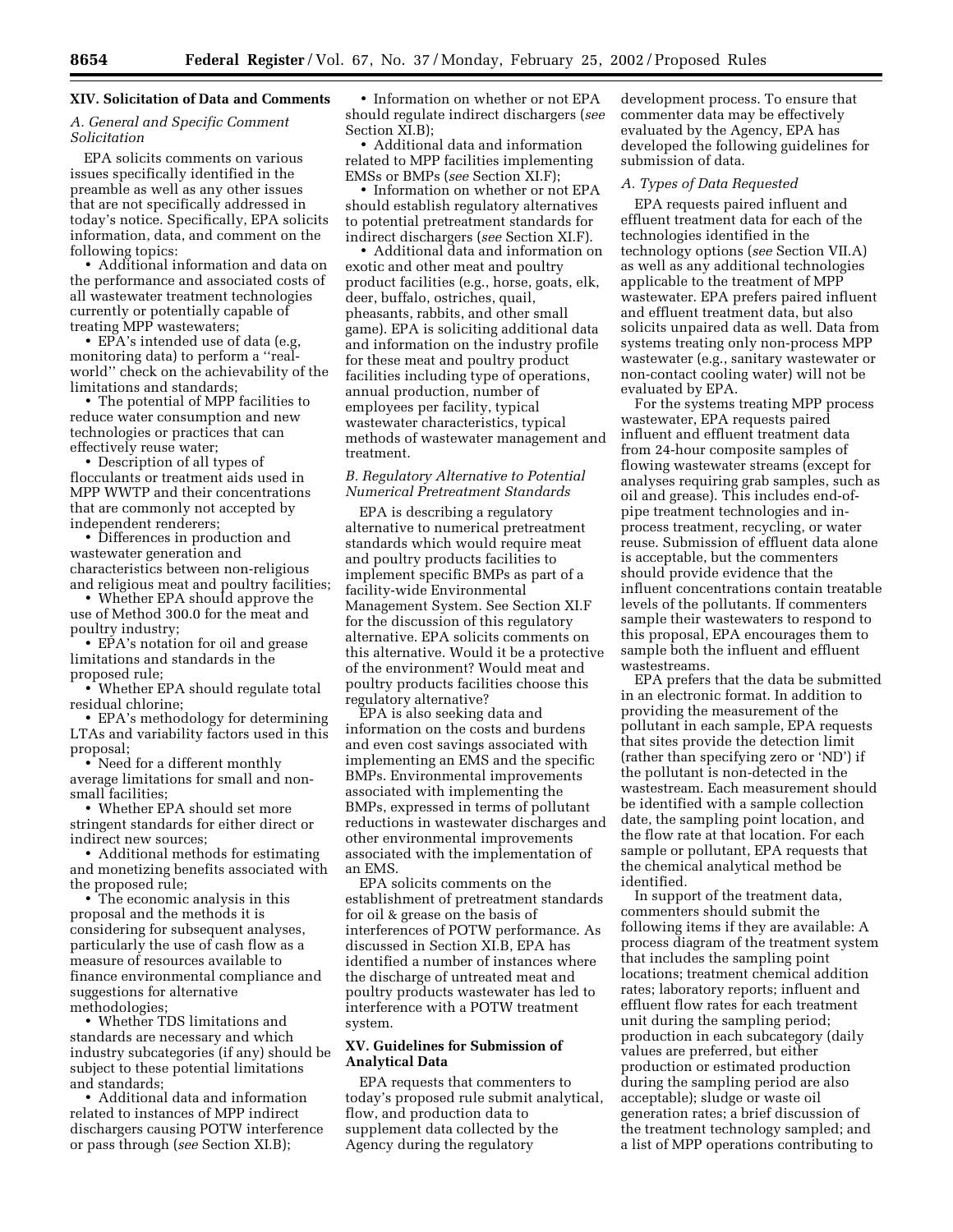## XIV. Solicitation of Data and Comments

### A. General and Specific Comment Solicitation

EPA solicits comments on various issues specifically identified in the preamble as well as any other issues that are not specifically addressed in today's notice. Specifically, EPA solicits information, data, and comment on the following topics:

- Additional information and data on the performance and associated costs of all wastewater treatment technologies currently or potentially capable of treating MPP wastewaters;
- EPA's intended use of data (e.g, monitoring data) to perform a "real-world" check on the achievability of the limitations and standards;
- The potential of MPP facilities to reduce water consumption and new technologies or practices that can effectively reuse water;
- Description of all types of flocculants or treatment aids used in MPP WWTP and their concentrations that are commonly not accepted by independent renderers;
- Differences in production and wastewater generation and characteristics between non-religious and religious meat and poultry facilities;
- Whether EPA should approve the use of Method 300.0 for the meat and poultry industry;
- EPA's notation for oil and grease limitations and standards in the proposed rule;
- Whether EPA should regulate total residual chlorine;
- EPA's methodology for determining LTAs and variability factors used in this proposal;
- Need for a different monthly average limitations for small and non-small facilities;
- Whether EPA should set more stringent standards for either direct or indirect new sources;
- Additional methods for estimating and monetizing benefits associated with the proposed rule;
- The economic analysis in this proposal and the methods it is considering for subsequent analyses, particularly the use of cash flow as a measure of resources available to finance environmental compliance and suggestions for alternative methodologies;
- Whether TDS limitations and standards are necessary and which industry subcategories (if any) should be subject to these potential limitations and standards;
- Additional data and information related to instances of MPP indirect dischargers causing POTW interference or pass through (*see* Section XI.B);
- Information on whether or not EPA should regulate indirect dischargers (*see* Section XI.B);
- Additional data and information related to MPP facilities implementing EMSs or BMPs (*see* Section XI.F);
- Information on whether or not EPA should establish regulatory alternatives to potential pretreatment standards for indirect dischargers (*see* Section XI.F).
- Additional data and information on exotic and other meat and poultry product facilities (e.g., horse, goats, elk, deer, buffalo, ostriches, quail, pheasants, rabbits, and other small game). EPA is soliciting additional data and information on the industry profile for these meat and poultry product facilities including type of operations, annual production, number of employees per facility, typical wastewater characteristics, typical methods of wastewater management and treatment.

### B. Regulatory Alternative to Potential Numerical Pretreatment Standards

EPA is describing a regulatory alternative to numerical pretreatment standards which would require meat and poultry products facilities to implement specific BMPs as part of a facility-wide Environmental Management System. See Section XI.F for the discussion of this regulatory alternative. EPA solicits comments on this alternative. Would it be a protective of the environment? Would meat and poultry products facilities choose this regulatory alternative?

EPA is also seeking data and information on the costs and burdens and even cost savings associated with implementing an EMS and the specific BMPs. Environmental improvements associated with implementing the BMPs, expressed in terms of pollutant reductions in wastewater discharges and other environmental improvements associated with the implementation of an EMS.

EPA solicits comments on the establishment of pretreatment standards for oil & grease on the basis of interferences of POTW performance. As discussed in Section XI.B, EPA has identified a number of instances where the discharge of untreated meat and poultry products wastewater has led to interference with a POTW treatment system.

## XV. Guidelines for Submission of Analytical Data

EPA requests that commenters to today's proposed rule submit analytical, flow, and production data to supplement data collected by the Agency during the regulatory development process. To ensure that commenter data may be effectively evaluated by the Agency, EPA has developed the following guidelines for submission of data.

### A. Types of Data Requested

EPA requests paired influent and effluent treatment data for each of the technologies identified in the technology options (*see* Section VII.A) as well as any additional technologies applicable to the treatment of MPP wastewater. EPA prefers paired influent and effluent treatment data, but also solicits unpaired data as well. Data from systems treating only non-process MPP wastewater (e.g., sanitary wastewater or non-contact cooling water) will not be evaluated by EPA.

For the systems treating MPP process wastewater, EPA requests paired influent and effluent treatment data from 24-hour composite samples of flowing wastewater streams (except for analyses requiring grab samples, such as oil and grease). This includes end-of-pipe treatment technologies and in-process treatment, recycling, or water reuse. Submission of effluent data alone is acceptable, but the commenters should provide evidence that the influent concentrations contain treatable levels of the pollutants. If commenters sample their wastewaters to respond to this proposal, EPA encourages them to sample both the influent and effluent wastestreams.

EPA prefers that the data be submitted in an electronic format. In addition to providing the measurement of the pollutant in each sample, EPA requests that sites provide the detection limit (rather than specifying zero or 'ND') if the pollutant is non-detected in the wastestream. Each measurement should be identified with a sample collection date, the sampling point location, and the flow rate at that location. For each sample or pollutant, EPA requests that the chemical analytical method be identified.

In support of the treatment data, commenters should submit the following items if they are available: A process diagram of the treatment system that includes the sampling point locations; treatment chemical addition rates; laboratory reports; influent and effluent flow rates for each treatment unit during the sampling period; production in each subcategory (daily values are preferred, but either production or estimated production during the sampling period are also acceptable); sludge or waste oil generation rates; a brief discussion of the treatment technology sampled; and a list of MPP operations contributing to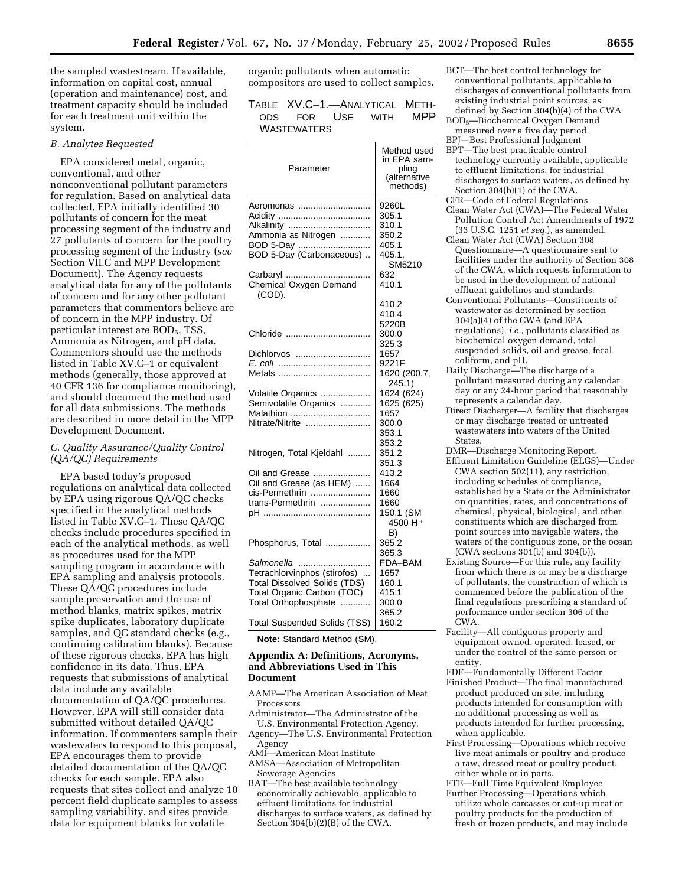the sampled wastestream. If available, information on capital cost, annual (operation and maintenance) cost, and treatment capacity should be included for each treatment unit within the system.

### B. Analytes Requested

EPA considered metal, organic, conventional, and other nonconventional pollutant parameters for regulation. Based on analytical data collected, EPA initially identified 30 pollutants of concern for the meat processing segment of the industry and 27 pollutants of concern for the poultry processing segment of the industry (*see* Section VII.C and MPP Development Document). The Agency requests analytical data for any of the pollutants of concern and for any other pollutant parameters that commentors believe are of concern in the MPP industry. Of particular interest are $BOD_5$, TSS, Ammonia as Nitrogen, and pH data. Commentors should use the methods listed in Table XV.C–1 or equivalent methods (generally, those approved at 40 CFR 136 for compliance monitoring), and should document the method used for all data submissions. The methods are described in more detail in the MPP Development Document.

### C. Quality Assurance/Quality Control (QA/QC) Requirements

EPA based today's proposed regulations on analytical data collected by EPA using rigorous QA/QC checks specified in the analytical methods listed in Table XV.C–1. These QA/QC checks include procedures specified in each of the analytical methods, as well as procedures used for the MPP sampling program in accordance with EPA sampling and analysis protocols. These QA/QC procedures include sample preservation and the use of method blanks, matrix spikes, matrix spike duplicates, laboratory duplicate samples, and QC standard checks (e.g., continuing calibration blanks). Because of these rigorous checks, EPA has high confidence in its data. Thus, EPA requests that submissions of analytical data include any available documentation of QA/QC procedures. However, EPA will still consider data submitted without detailed QA/QC information. If commenters sample their wastewaters to respond to this proposal, EPA encourages them to provide detailed documentation of the QA/QC checks for each sample. EPA also requests that sites collect and analyze 10 percent field duplicate samples to assess sampling variability, and sites provide data for equipment blanks for volatile organic pollutants when automatic compositors are used to collect samples.

TABLE XV.C–1.—ANALYTICAL METHODS FOR USE WITH MPP WASTEWATERS

| Parameter | Method used in EPA sampling (alternative methods) |
|---|---|
| Aeromonas | 9260L |
| Acidity | 305.1 |
| Alkalinity | 310.1 |
| Ammonia as Nitrogen | 350.2 |
| BOD 5-Day | 405.1 |
| BOD 5-Day (Carbonaceous) | 405.1, SM5210 |
| Carbaryl | 632 |
| Chemical Oxygen Demand (COD). | 410.1 |
| | 410.2 |
| | 410.4 |
| | 5220B |
| Chloride | 300.0 |
| | 325.3 |
| Dichlorvos | 1657 |
| *E. coli* | 9221F |
| Metals | 1620 (200.7, 245.1) |
| Volatile Organics | 1624 (624) |
| Semivolatile Organics | 1625 (625) |
| Malathion | 1657 |
| Nitrate/Nitrite | 300.0 |
| | 353.1 |
| | 353.2 |
| Nitrogen, Total Kjeldahl | 351.2 |
| | 351.3 |
| Oil and Grease | 413.2 |
| Oil and Grease (as HEM) | 1664 |
| cis-Permethrin | 1660 |
| trans-Permethrin | 1660 |
| pH | 150.1 (SM 4500 $H^+$ B) |
| Phosphorus, Total | 365.2 |
| | 365.3 |
| *Salmonella* | FDA–BAM |
| Tetrachlorvinphos (stirofos) | 1657 |
| Total Dissolved Solids (TDS) | 160.1 |
| Total Organic Carbon (TOC) | 415.1 |
| Total Orthophosphate | 300.0 |
| | 365.2 |
| Total Suspended Solids (TSS) | 160.2 |

**Note:** Standard Method (SM).

## Appendix A: Definitions, Acronyms, and Abbreviations Used in This Document

AAMP—The American Association of Meat Processors

Administrator—The Administrator of the U.S. Environmental Protection Agency.

Agency—The U.S. Environmental Protection Agency

AMI—American Meat Institute

AMSA—Association of Metropolitan Sewerage Agencies

BAT—The best available technology economically achievable, applicable to effluent limitations for industrial discharges to surface waters, as defined by Section 304(b)(2)(B) of the CWA.

BCT—The best control technology for conventional pollutants, applicable to discharges of conventional pollutants from existing industrial point sources, as defined by Section 304(b)(4) of the CWA

$BOD_5$—Biochemical Oxygen Demand measured over a five day period.

BPJ—Best Professional Judgment

BPT—The best practicable control technology currently available, applicable to effluent limitations, for industrial discharges to surface waters, as defined by Section 304(b)(1) of the CWA.

CFR—Code of Federal Regulations

Clean Water Act (CWA)—The Federal Water Pollution Control Act Amendments of 1972 (33 U.S.C. 1251 *et seq.*), as amended.

Clean Water Act (CWA) Section 308 Questionnaire—A questionnaire sent to facilities under the authority of Section 308 of the CWA, which requests information to be used in the development of national effluent guidelines and standards.

Conventional Pollutants—Constituents of wastewater as determined by section 304(a)(4) of the CWA (and EPA regulations), *i.e.,* pollutants classified as biochemical oxygen demand, total suspended solids, oil and grease, fecal coliform, and pH.

Daily Discharge—The discharge of a pollutant measured during any calendar day or any 24-hour period that reasonably represents a calendar day.

Direct Discharger—A facility that discharges or may discharge treated or untreated wastewaters into waters of the United States.

DMR—Discharge Monitoring Report.

Effluent Limitation Guideline (ELGS)—Under CWA section 502(11), any restriction, including schedules of compliance, established by a State or the Administrator on quantities, rates, and concentrations of chemical, physical, biological, and other constituents which are discharged from point sources into navigable waters, the waters of the contiguous zone, or the ocean (CWA sections 301(b) and 304(b)).

Existing Source—For this rule, any facility from which there is or may be a discharge of pollutants, the construction of which is commenced before the publication of the final regulations prescribing a standard of performance under section 306 of the CWA.

Facility—All contiguous property and equipment owned, operated, leased, or under the control of the same person or entity.

FDF—Fundamentally Different Factor

Finished Product—The final manufactured product produced on site, including products intended for consumption with no additional processing as well as products intended for further processing, when applicable.

First Processing—Operations which receive live meat animals or poultry and produce a raw, dressed meat or poultry product, either whole or in parts.

FTE—Full Time Equivalent Employee

Further Processing—Operations which utilize whole carcasses or cut-up meat or poultry products for the production of fresh or frozen products, and may include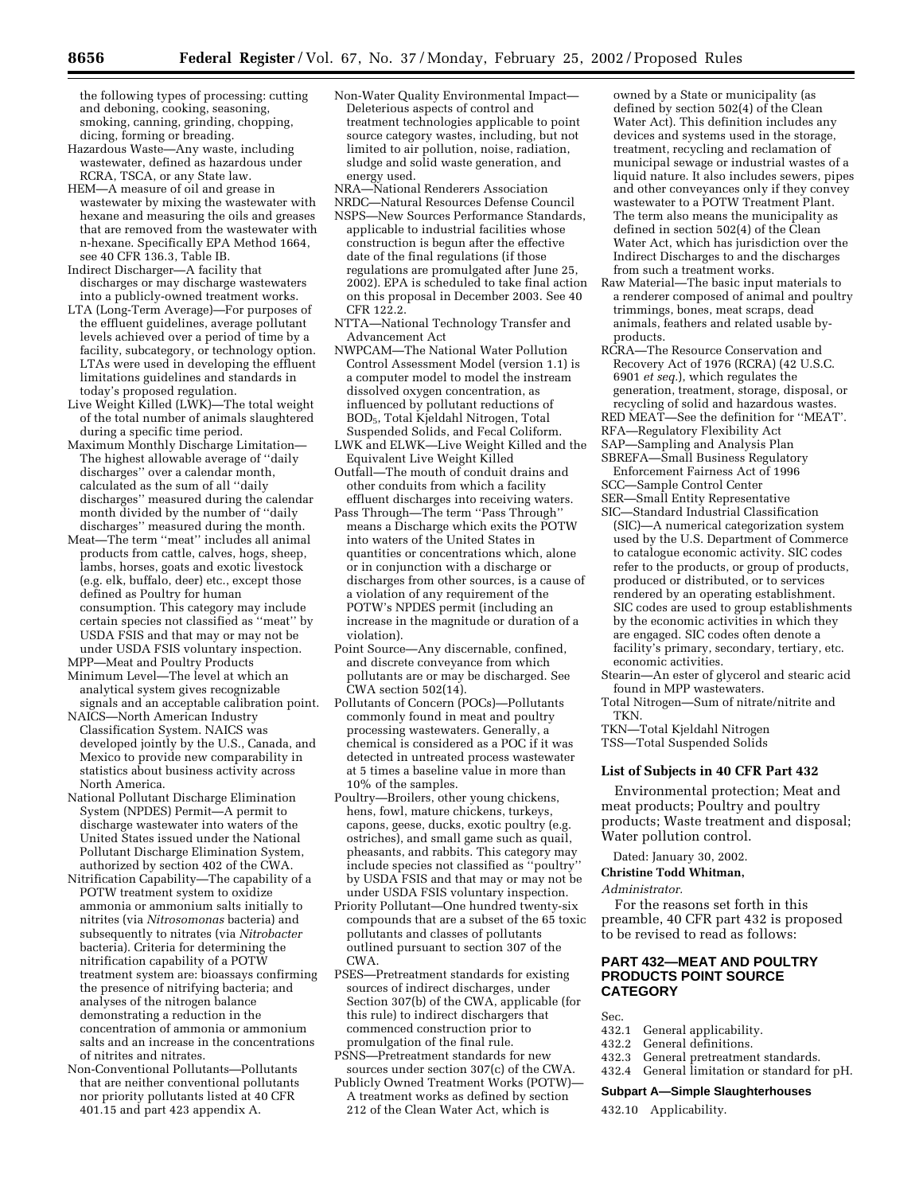the following types of processing: cutting and deboning, cooking, seasoning, smoking, canning, grinding, chopping, dicing, forming or breading.

Hazardous Waste—Any waste, including wastewater, defined as hazardous under RCRA, TSCA, or any State law.

HEM—A measure of oil and grease in wastewater by mixing the wastewater with hexane and measuring the oils and greases that are removed from the wastewater with n-hexane. Specifically EPA Method 1664, see 40 CFR 136.3, Table IB.

Indirect Discharger—A facility that discharges or may discharge wastewaters into a publicly-owned treatment works.

LTA (Long-Term Average)—For purposes of the effluent guidelines, average pollutant levels achieved over a period of time by a facility, subcategory, or technology option. LTAs were used in developing the effluent limitations guidelines and standards in today's proposed regulation.

Live Weight Killed (LWK)—The total weight of the total number of animals slaughtered during a specific time period.

Maximum Monthly Discharge Limitation—The highest allowable average of ''daily discharges'' over a calendar month, calculated as the sum of all ''daily discharges'' measured during the calendar month divided by the number of ''daily discharges'' measured during the month.

Meat—The term ''meat'' includes all animal products from cattle, calves, hogs, sheep, lambs, horses, goats and exotic livestock (e.g. elk, buffalo, deer) etc., except those defined as Poultry for human consumption. This category may include certain species not classified as ''meat'' by USDA FSIS and that may or may not be under USDA FSIS voluntary inspection.

MPP—Meat and Poultry Products

Minimum Level—The level at which an analytical system gives recognizable signals and an acceptable calibration point.

NAICS—North American Industry Classification System. NAICS was developed jointly by the U.S., Canada, and Mexico to provide new comparability in statistics about business activity across North America.

National Pollutant Discharge Elimination System (NPDES) Permit—A permit to discharge wastewater into waters of the United States issued under the National Pollutant Discharge Elimination System, authorized by section 402 of the CWA.

Nitrification Capability—The capability of a POTW treatment system to oxidize ammonia or ammonium salts initially to nitrites (via *Nitrosomonas* bacteria) and subsequently to nitrates (via *Nitrobacter* bacteria). Criteria for determining the nitrification capability of a POTW treatment system are: bioassays confirming the presence of nitrifying bacteria; and analyses of the nitrogen balance demonstrating a reduction in the concentration of ammonia or ammonium salts and an increase in the concentrations of nitrites and nitrates.

Non-Conventional Pollutants—Pollutants that are neither conventional pollutants nor priority pollutants listed at 40 CFR 401.15 and part 423 appendix A.

Non-Water Quality Environmental Impact—Deleterious aspects of control and treatment technologies applicable to point source category wastes, including, but not limited to air pollution, noise, radiation, sludge and solid waste generation, and energy used.

NRA—National Renderers Association

NRDC—Natural Resources Defense Council

NSPS—New Sources Performance Standards, applicable to industrial facilities whose construction is begun after the effective date of the final regulations (if those regulations are promulgated after June 25, 2002). EPA is scheduled to take final action on this proposal in December 2003. See 40 CFR 122.2.

NTTA—National Technology Transfer and Advancement Act

NWPCAM—The National Water Pollution Control Assessment Model (version 1.1) is a computer model to model the instream dissolved oxygen concentration, as influenced by pollutant reductions of $BOD_5$, Total Kjeldahl Nitrogen, Total Suspended Solids, and Fecal Coliform.

LWK and ELWK—Live Weight Killed and the Equivalent Live Weight Killed

Outfall—The mouth of conduit drains and other conduits from which a facility effluent discharges into receiving waters.

Pass Through—The term ''Pass Through'' means a Discharge which exits the POTW into waters of the United States in quantities or concentrations which, alone or in conjunction with a discharge or discharges from other sources, is a cause of a violation of any requirement of the POTW's NPDES permit (including an increase in the magnitude or duration of a violation).

Point Source—Any discernable, confined, and discrete conveyance from which pollutants are or may be discharged. See CWA section 502(14).

Pollutants of Concern (POCs)—Pollutants commonly found in meat and poultry processing wastewaters. Generally, a chemical is considered as a POC if it was detected in untreated process wastewater at 5 times a baseline value in more than 10% of the samples.

Poultry—Broilers, other young chickens, hens, fowl, mature chickens, turkeys, capons, geese, ducks, exotic poultry (e.g. ostriches), and small game such as quail, pheasants, and rabbits. This category may include species not classified as ''poultry'' by USDA FSIS and that may or may not be under USDA FSIS voluntary inspection.

Priority Pollutant—One hundred twenty-six compounds that are a subset of the 65 toxic pollutants and classes of pollutants outlined pursuant to section 307 of the CWA.

PSES—Pretreatment standards for existing sources of indirect discharges, under Section 307(b) of the CWA, applicable (for this rule) to indirect dischargers that commenced construction prior to promulgation of the final rule.

PSNS—Pretreatment standards for new sources under section 307(c) of the CWA.

Publicly Owned Treatment Works (POTW)—A treatment works as defined by section 212 of the Clean Water Act, which is owned by a State or municipality (as defined by section 502(4) of the Clean Water Act). This definition includes any devices and systems used in the storage, treatment, recycling and reclamation of municipal sewage or industrial wastes of a liquid nature. It also includes sewers, pipes and other conveyances only if they convey wastewater to a POTW Treatment Plant. The term also means the municipality as defined in section 502(4) of the Clean Water Act, which has jurisdiction over the Indirect Discharges to and the discharges from such a treatment works.

Raw Material—The basic input materials to a renderer composed of animal and poultry trimmings, bones, meat scraps, dead animals, feathers and related usable by-products.

RCRA—The Resource Conservation and Recovery Act of 1976 (RCRA) (42 U.S.C. 6901 *et seq.*), which regulates the generation, treatment, storage, disposal, or recycling of solid and hazardous wastes.

RED MEAT—See the definition for ''MEAT''.

RFA—Regulatory Flexibility Act

SAP—Sampling and Analysis Plan

SBREFA—Small Business Regulatory Enforcement Fairness Act of 1996

SCC—Sample Control Center

SER—Small Entity Representative

SIC—Standard Industrial Classification (SIC)—A numerical categorization system used by the U.S. Department of Commerce to catalogue economic activity. SIC codes refer to the products, or group of products, produced or distributed, or to services rendered by an operating establishment. SIC codes are used to group establishments by the economic activities in which they are engaged. SIC codes often denote a facility's primary, secondary, tertiary, etc. economic activities.

Stearin—An ester of glycerol and stearic acid found in MPP wastewaters.

Total Nitrogen—Sum of nitrate/nitrite and TKN.

TKN—Total Kjeldahl Nitrogen

TSS—Total Suspended Solids

### List of Subjects in 40 CFR Part 432

Environmental protection; Meat and meat products; Poultry and poultry products; Waste treatment and disposal; Water pollution control.

Dated: January 30, 2002.

**Christine Todd Whitman,**

*Administrator.*

For the reasons set forth in this preamble, 40 CFR part 432 is proposed to be revised to read as follows:

## PART 432—MEAT AND POULTRY PRODUCTS POINT SOURCE CATEGORY

Sec.
432.1 General applicability.
432.2 General definitions.
432.3 General pretreatment standards.
432.4 General limitation or standard for pH.

### Subpart A—Simple Slaughterhouses

432.10 Applicability.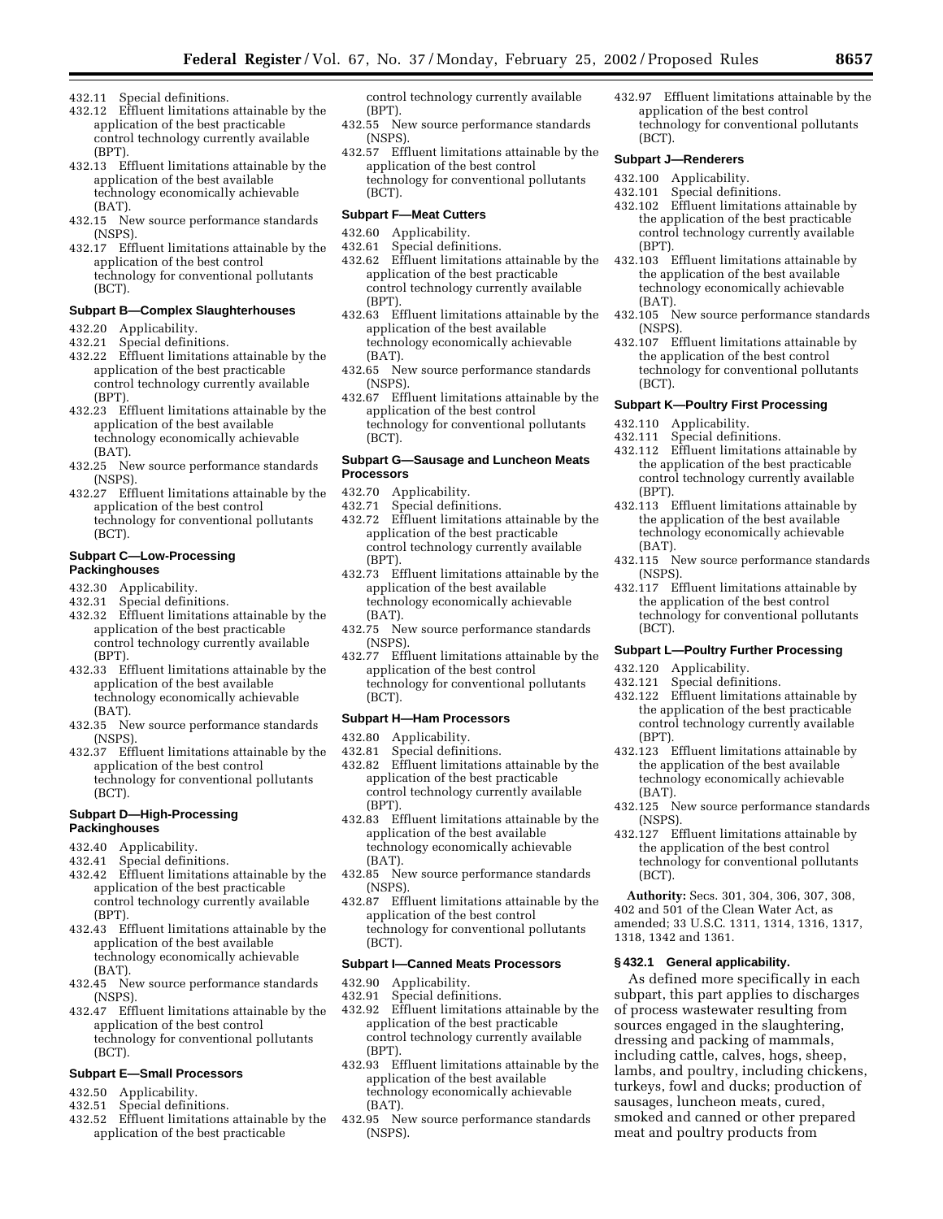432.11 Special definitions.
432.12 Effluent limitations attainable by the application of the best practicable control technology currently available (BPT).
432.13 Effluent limitations attainable by the application of the best available technology economically achievable (BAT).
432.15 New source performance standards (NSPS).
432.17 Effluent limitations attainable by the application of the best control technology for conventional pollutants (BCT).

#### Subpart B—Complex Slaughterhouses

432.20 Applicability.
432.21 Special definitions.
432.22 Effluent limitations attainable by the application of the best practicable control technology currently available (BPT).
432.23 Effluent limitations attainable by the application of the best available technology economically achievable (BAT).
432.25 New source performance standards (NSPS).
432.27 Effluent limitations attainable by the application of the best control technology for conventional pollutants (BCT).

#### Subpart C—Low-Processing Packinghouses

432.30 Applicability.
432.31 Special definitions.
432.32 Effluent limitations attainable by the application of the best practicable control technology currently available (BPT).
432.33 Effluent limitations attainable by the application of the best available technology economically achievable (BAT).
432.35 New source performance standards (NSPS).
432.37 Effluent limitations attainable by the application of the best control technology for conventional pollutants (BCT).

#### Subpart D—High-Processing Packinghouses

432.40 Applicability.
432.41 Special definitions.
432.42 Effluent limitations attainable by the application of the best practicable control technology currently available (BPT).
432.43 Effluent limitations attainable by the application of the best available technology economically achievable (BAT).
432.45 New source performance standards (NSPS).
432.47 Effluent limitations attainable by the application of the best control technology for conventional pollutants (BCT).

#### Subpart E—Small Processors

432.50 Applicability.
432.51 Special definitions.
432.52 Effluent limitations attainable by the application of the best practicable control technology currently available (BPT).
432.55 New source performance standards (NSPS).
432.57 Effluent limitations attainable by the application of the best control technology for conventional pollutants (BCT).

#### Subpart F—Meat Cutters

432.60 Applicability.
432.61 Special definitions.
432.62 Effluent limitations attainable by the application of the best practicable control technology currently available (BPT).
432.63 Effluent limitations attainable by the application of the best available technology economically achievable (BAT).
432.65 New source performance standards (NSPS).
432.67 Effluent limitations attainable by the application of the best control technology for conventional pollutants (BCT).

#### Subpart G—Sausage and Luncheon Meats Processors

432.70 Applicability.
432.71 Special definitions.
432.72 Effluent limitations attainable by the application of the best practicable control technology currently available (BPT).
432.73 Effluent limitations attainable by the application of the best available technology economically achievable (BAT).
432.75 New source performance standards (NSPS).
432.77 Effluent limitations attainable by the application of the best control technology for conventional pollutants (BCT).

#### Subpart H—Ham Processors

432.80 Applicability.
432.81 Special definitions.
432.82 Effluent limitations attainable by the application of the best practicable control technology currently available (BPT).
432.83 Effluent limitations attainable by the application of the best available technology economically achievable (BAT).
432.85 New source performance standards (NSPS).
432.87 Effluent limitations attainable by the application of the best control technology for conventional pollutants (BCT).

#### Subpart I—Canned Meats Processors

432.90 Applicability.
432.91 Special definitions.
432.92 Effluent limitations attainable by the application of the best practicable control technology currently available (BPT).
432.93 Effluent limitations attainable by the application of the best available technology economically achievable (BAT).
432.95 New source performance standards (NSPS).
432.97 Effluent limitations attainable by the application of the best control technology for conventional pollutants (BCT).

#### Subpart J—Renderers

432.100 Applicability.
432.101 Special definitions.
432.102 Effluent limitations attainable by the application of the best practicable control technology currently available (BPT).
432.103 Effluent limitations attainable by the application of the best available technology economically achievable (BAT).
432.105 New source performance standards (NSPS).
432.107 Effluent limitations attainable by the application of the best control technology for conventional pollutants (BCT).

#### Subpart K—Poultry First Processing

432.110 Applicability.
432.111 Special definitions.
432.112 Effluent limitations attainable by the application of the best practicable control technology currently available (BPT).
432.113 Effluent limitations attainable by the application of the best available technology economically achievable (BAT).
432.115 New source performance standards (NSPS).
432.117 Effluent limitations attainable by the application of the best control technology for conventional pollutants (BCT).

#### Subpart L—Poultry Further Processing

432.120 Applicability.
432.121 Special definitions.
432.122 Effluent limitations attainable by the application of the best practicable control technology currently available (BPT).
432.123 Effluent limitations attainable by the application of the best available technology economically achievable (BAT).
432.125 New source performance standards (NSPS).
432.127 Effluent limitations attainable by the application of the best control technology for conventional pollutants (BCT).

**Authority:** Secs. 301, 304, 306, 307, 308, 402 and 501 of the Clean Water Act, as amended; 33 U.S.C. 1311, 1314, 1316, 1317, 1318, 1342 and 1361.

#### § 432.1 General applicability.

As defined more specifically in each subpart, this part applies to discharges of process wastewater resulting from sources engaged in the slaughtering, dressing and packing of mammals, including cattle, calves, hogs, sheep, lambs, and poultry, including chickens, turkeys, fowl and ducks; production of sausages, luncheon meats, cured, smoked and canned or other prepared meat and poultry products from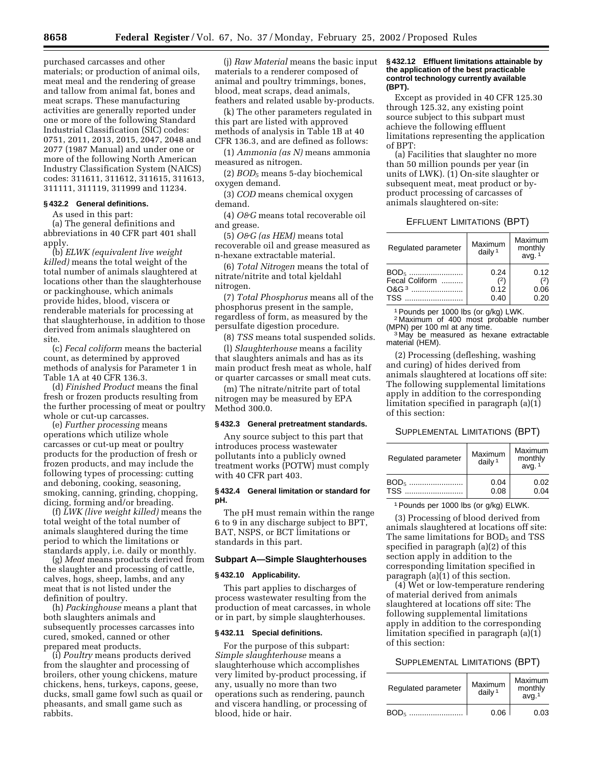purchased carcasses and other materials; or production of animal oils, meat meal and the rendering of grease and tallow from animal fat, bones and meat scraps. These manufacturing activities are generally reported under one or more of the following Standard Industrial Classification (SIC) codes: 0751, 2011, 2013, 2015, 2047, 2048 and 2077 (1987 Manual) and under one or more of the following North American Industry Classification System (NAICS) codes: 311611, 311612, 311615, 311613, 311111, 311119, 311999 and 11234.

**§ 432.2 General definitions.**

As used in this part:

(a) The general definitions and abbreviations in 40 CFR part 401 shall apply.

(b) *ELWK (equivalent live weight killed)* means the total weight of the total number of animals slaughtered at locations other than the slaughterhouse or packinghouse, which animals provide hides, blood, viscera or renderable materials for processing at that slaughterhouse, in addition to those derived from animals slaughtered on site.

(c) *Fecal coliform* means the bacterial count, as determined by approved methods of analysis for Parameter 1 in Table 1A at 40 CFR 136.3.

(d) *Finished Product* means the final fresh or frozen products resulting from the further processing of meat or poultry whole or cut-up carcasses.

(e) *Further processing* means operations which utilize whole carcasses or cut-up meat or poultry products for the production of fresh or frozen products, and may include the following types of processing: cutting and deboning, cooking, seasoning, smoking, canning, grinding, chopping, dicing, forming and/or breading.

(f) *LWK (live weight killed)* means the total weight of the total number of animals slaughtered during the time period to which the limitations or standards apply, i.e. daily or monthly.

(g) *Meat* means products derived from the slaughter and processing of cattle, calves, hogs, sheep, lambs, and any meat that is not listed under the definition of poultry.

(h) *Packinghouse* means a plant that both slaughters animals and subsequently processes carcasses into cured, smoked, canned or other prepared meat products.

(i) *Poultry* means products derived from the slaughter and processing of broilers, other young chickens, mature chickens, hens, turkeys, capons, geese, ducks, small game fowl such as quail or pheasants, and small game such as rabbits.

(j) *Raw Material* means the basic input materials to a renderer composed of animal and poultry trimmings, bones, blood, meat scraps, dead animals, feathers and related usable by-products.

(k) The other parameters regulated in this part are listed with approved methods of analysis in Table 1B at 40 CFR 136.3, and are defined as follows:

(1) *Ammonia (as N)* means ammonia measured as nitrogen.

(2) *$BOD_5$* means 5-day biochemical oxygen demand.

(3) *COD* means chemical oxygen demand.

(4) *O&G* means total recoverable oil and grease.

(5) *O&G (as HEM)* means total recoverable oil and grease measured as n-hexane extractable material.

(6) *Total Nitrogen* means the total of nitrate/nitrite and total kjeldahl nitrogen.

(7) *Total Phosphorus* means all of the phosphorus present in the sample, regardless of form, as measured by the persulfate digestion procedure.

(8) *TSS* means total suspended solids.

(l) *Slaughterhouse* means a facility that slaughters animals and has as its main product fresh meat as whole, half or quarter carcasses or small meat cuts.

(m) The nitrate/nitrite part of total nitrogen may be measured by EPA Method 300.0.

**§ 432.3 General pretreatment standards.**

Any source subject to this part that introduces process wastewater pollutants into a publicly owned treatment works (POTW) must comply with 40 CFR part 403.

**§ 432.4 General limitation or standard for pH.**

The pH must remain within the range 6 to 9 in any discharge subject to BPT, BAT, NSPS, or BCT limitations or standards in this part.

## Subpart A—Simple Slaughterhouses

**§ 432.10 Applicability.**

This part applies to discharges of process wastewater resulting from the production of meat carcasses, in whole or in part, by simple slaughterhouses.

**§ 432.11 Special definitions.**

For the purpose of this subpart: *Simple slaughterhouse* means a slaughterhouse which accomplishes very limited by-product processing, if any, usually no more than two operations such as rendering, paunch and viscera handling, or processing of blood, hide or hair.

**§ 432.12 Effluent limitations attainable by the application of the best practicable control technology currently available (BPT).**

Except as provided in 40 CFR 125.30 through 125.32, any existing point source subject to this subpart must achieve the following effluent limitations representing the application of BPT:

(a) Facilities that slaughter no more than 50 million pounds per year (in units of LWK). (1) On-site slaughter or subsequent meat, meat product or by-product processing of carcasses of animals slaughtered on-site:

EFFLUENT LIMITATIONS (BPT)

| Regulated parameter | Maximum daily [1] | Maximum monthly avg. [1] |
|---|---|---|
| $BOD_5$ | 0.24 | 0.12 |
| Fecal Coliform | [2] | [2] |
| O&G [3] | 0.12 | 0.06 |
| TSS | 0.40 | 0.20 |

[1] Pounds per 1000 lbs (or g/kg) LWK.
[2] Maximum of 400 most probable number (MPN) per 100 ml at any time.
[3] May be measured as hexane extractable material (HEM).

(2) Processing (defleshing, washing and curing) of hides derived from animals slaughtered at locations off site: The following supplemental limitations apply in addition to the corresponding limitation specified in paragraph (a)(1) of this section:

SUPPLEMENTAL LIMITATIONS (BPT)

| Regulated parameter | Maximum daily [1] | Maximum monthly avg. [1] |
|---|---|---|
| $BOD_5$ | 0.04 | 0.02 |
| TSS | 0.08 | 0.04 |

[1] Pounds per 1000 lbs (or g/kg) ELWK.

(3) Processing of blood derived from animals slaughtered at locations off site: The same limitations for $BOD_5$ and TSS specified in paragraph (a)(2) of this section apply in addition to the corresponding limitation specified in paragraph (a)(1) of this section.

(4) Wet or low-temperature rendering of material derived from animals slaughtered at locations off site: The following supplemental limitations apply in addition to the corresponding limitation specified in paragraph (a)(1) of this section:

SUPPLEMENTAL LIMITATIONS (BPT)

| Regulated parameter | Maximum daily [1] | Maximum monthly avg. [1] |
|---|---|---|
| $BOD_5$ | 0.06 | 0.03 |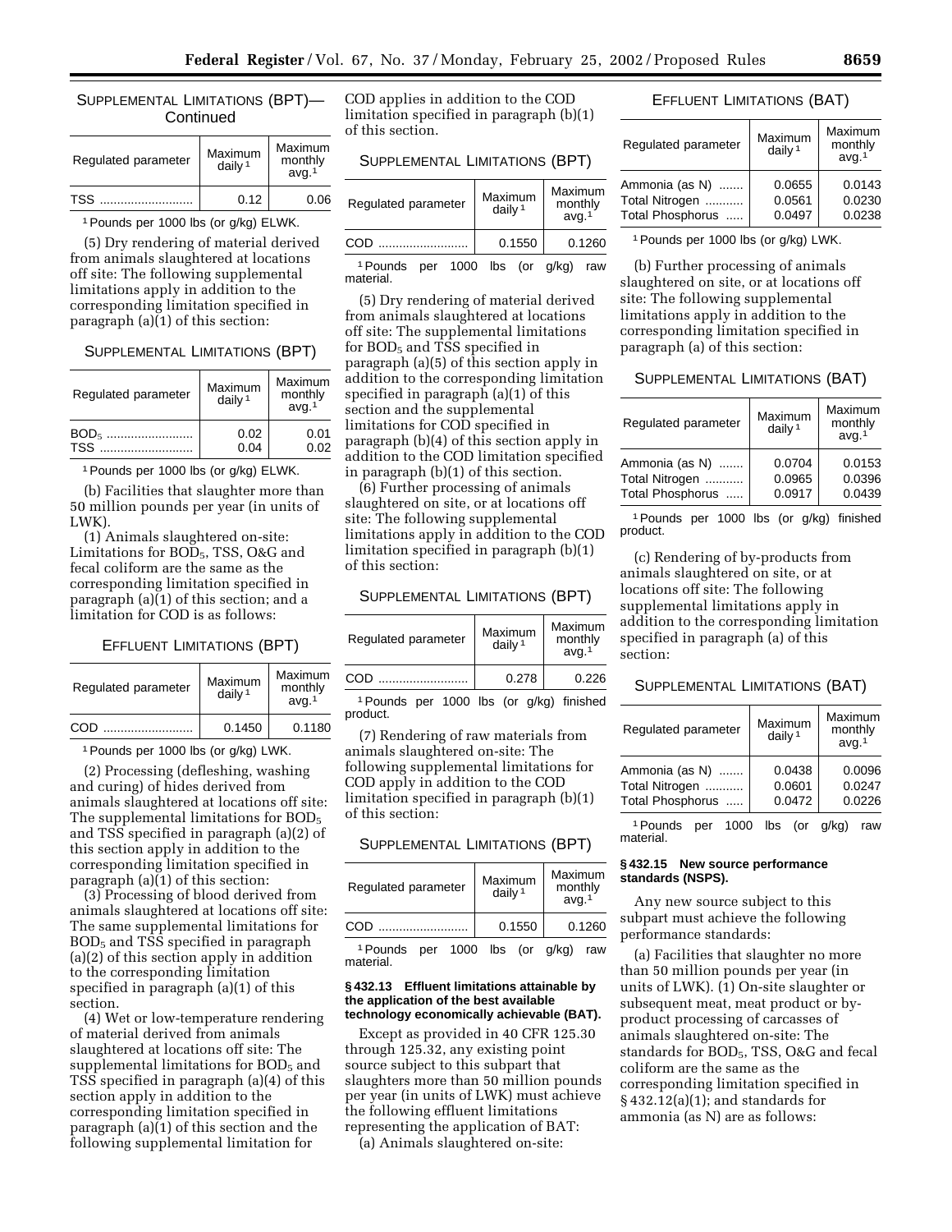SUPPLEMENTAL LIMITATIONS (BPT)—Continued

| Regulated parameter | Maximum daily [1] | Maximum monthly avg.[1] |
|---|---|---|
| TSS | 0.12 | 0.06 |

[1] Pounds per 1000 lbs (or g/kg) ELWK.

(5) Dry rendering of material derived from animals slaughtered at locations off site: The following supplemental limitations apply in addition to the corresponding limitation specified in paragraph (a)(1) of this section:

SUPPLEMENTAL LIMITATIONS (BPT)

| Regulated parameter | Maximum daily [1] | Maximum monthly avg.[1] |
|---|---|---|
| $BOD_5$ | 0.02 | 0.01 |
| TSS | 0.04 | 0.02 |

[1] Pounds per 1000 lbs (or g/kg) ELWK.

(b) Facilities that slaughter more than 50 million pounds per year (in units of LWK).

(1) Animals slaughtered on-site: Limitations for $BOD_5$, TSS, O&G and fecal coliform are the same as the corresponding limitation specified in paragraph (a)(1) of this section; and a limitation for COD is as follows:

EFFLUENT LIMITATIONS (BPT)

| Regulated parameter | Maximum daily [1] | Maximum monthly avg.[1] |
|---|---|---|
| COD | 0.1450 | 0.1180 |

[1] Pounds per 1000 lbs (or g/kg) LWK.

(2) Processing (defleshing, washing and curing) of hides derived from animals slaughtered at locations off site: The supplemental limitations for $BOD_5$ and TSS specified in paragraph (a)(2) of this section apply in addition to the corresponding limitation specified in paragraph (a)(1) of this section:

(3) Processing of blood derived from animals slaughtered at locations off site: The same supplemental limitations for $BOD_5$ and TSS specified in paragraph (a)(2) of this section apply in addition to the corresponding limitation specified in paragraph (a)(1) of this section.

(4) Wet or low-temperature rendering of material derived from animals slaughtered at locations off site: The supplemental limitations for $BOD_5$ and TSS specified in paragraph (a)(4) of this section apply in addition to the corresponding limitation specified in paragraph (a)(1) of this section and the following supplemental limitation for COD applies in addition to the COD limitation specified in paragraph (b)(1) of this section.

SUPPLEMENTAL LIMITATIONS (BPT)

| Regulated parameter | Maximum daily [1] | Maximum monthly avg.[1] |
|---|---|---|
| COD | 0.1550 | 0.1260 |

[1] Pounds per 1000 lbs (or g/kg) raw material.

(5) Dry rendering of material derived from animals slaughtered at locations off site: The supplemental limitations for $BOD_5$ and TSS specified in paragraph (a)(5) of this section apply in addition to the corresponding limitation specified in paragraph (a)(1) of this section and the supplemental limitations for COD specified in paragraph (b)(4) of this section apply in addition to the COD limitation specified in paragraph (b)(1) of this section.

(6) Further processing of animals slaughtered on site, or at locations off site: The following supplemental limitations apply in addition to the COD limitation specified in paragraph (b)(1) of this section:

SUPPLEMENTAL LIMITATIONS (BPT)

| Regulated parameter | Maximum daily [1] | Maximum monthly avg.[1] |
|---|---|---|
| COD | 0.278 | 0.226 |

[1] Pounds per 1000 lbs (or g/kg) finished product.

(7) Rendering of raw materials from animals slaughtered on-site: The following supplemental limitations for COD apply in addition to the COD limitation specified in paragraph (b)(1) of this section:

SUPPLEMENTAL LIMITATIONS (BPT)

| Regulated parameter | Maximum daily [1] | Maximum monthly avg.[1] |
|---|---|---|
| COD | 0.1550 | 0.1260 |

[1] Pounds per 1000 lbs (or g/kg) raw material.

**§ 432.13 Effluent limitations attainable by the application of the best available technology economically achievable (BAT).**

Except as provided in 40 CFR 125.30 through 125.32, any existing point source subject to this subpart that slaughters more than 50 million pounds per year (in units of LWK) must achieve the following effluent limitations representing the application of BAT:

(a) Animals slaughtered on-site:

EFFLUENT LIMITATIONS (BAT)

| Regulated parameter | Maximum daily [1] | Maximum monthly avg.[1] |
|---|---|---|
| Ammonia (as N) | 0.0655 | 0.0143 |
| Total Nitrogen | 0.0561 | 0.0230 |
| Total Phosphorus | 0.0497 | 0.0238 |

[1] Pounds per 1000 lbs (or g/kg) LWK.

(b) Further processing of animals slaughtered on site, or at locations off site: The following supplemental limitations apply in addition to the corresponding limitation specified in paragraph (a) of this section:

SUPPLEMENTAL LIMITATIONS (BAT)

| Regulated parameter | Maximum daily [1] | Maximum monthly avg.[1] |
|---|---|---|
| Ammonia (as N) | 0.0704 | 0.0153 |
| Total Nitrogen | 0.0965 | 0.0396 |
| Total Phosphorus | 0.0917 | 0.0439 |

[1] Pounds per 1000 lbs (or g/kg) finished product.

(c) Rendering of by-products from animals slaughtered on site, or at locations off site: The following supplemental limitations apply in addition to the corresponding limitation specified in paragraph (a) of this section:

SUPPLEMENTAL LIMITATIONS (BAT)

| Regulated parameter | Maximum daily [1] | Maximum monthly avg.[1] |
|---|---|---|
| Ammonia (as N) | 0.0438 | 0.0096 |
| Total Nitrogen | 0.0601 | 0.0247 |
| Total Phosphorus | 0.0472 | 0.0226 |

[1] Pounds per 1000 lbs (or g/kg) raw material.

**§ 432.15 New source performance standards (NSPS).**

Any new source subject to this subpart must achieve the following performance standards:

(a) Facilities that slaughter no more than 50 million pounds per year (in units of LWK). (1) On-site slaughter or subsequent meat, meat product or by-product processing of carcasses of animals slaughtered on-site: The standards for $BOD_5$, TSS, O&G and fecal coliform are the same as the corresponding limitation specified in § 432.12(a)(1); and standards for ammonia (as N) are as follows: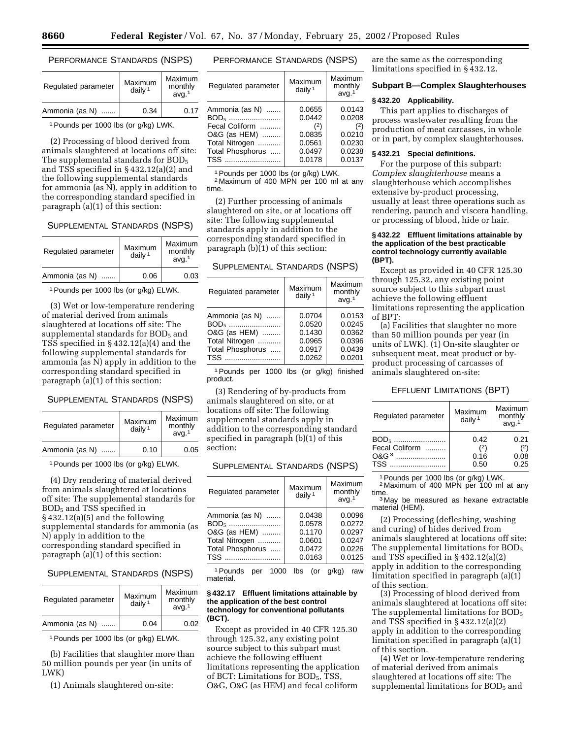PERFORMANCE STANDARDS (NSPS)

| Regulated parameter | Maximum daily [1] | Maximum monthly avg. [1] |
|---|---|---|
| Ammonia (as N) | 0.34 | 0.17 |

[1] Pounds per 1000 lbs (or g/kg) LWK.

(2) Processing of blood derived from animals slaughtered at locations off site: The supplemental standards for $BOD_5$ and TSS specified in § 432.12(a)(2) and the following supplemental standards for ammonia (as N), apply in addition to the corresponding standard specified in paragraph (a)(1) of this section:

SUPPLEMENTAL STANDARDS (NSPS)

| Regulated parameter | Maximum daily [1] | Maximum monthly avg. [1] |
|---|---|---|
| Ammonia (as N) | 0.06 | 0.03 |

[1] Pounds per 1000 lbs (or g/kg) ELWK.

(3) Wet or low-temperature rendering of material derived from animals slaughtered at locations off site: The supplemental standards for $BOD_5$ and TSS specified in § 432.12(a)(4) and the following supplemental standards for ammonia (as N) apply in addition to the corresponding standard specified in paragraph (a)(1) of this section:

SUPPLEMENTAL STANDARDS (NSPS)

| Regulated parameter | Maximum daily [1] | Maximum monthly avg. [1] |
|---|---|---|
| Ammonia (as N) | 0.10 | 0.05 |

[1] Pounds per 1000 lbs (or g/kg) ELWK.

(4) Dry rendering of material derived from animals slaughtered at locations off site: The supplemental standards for $BOD_5$ and TSS specified in § 432.12(a)(5) and the following supplemental standards for ammonia (as N) apply in addition to the corresponding standard specified in paragraph (a)(1) of this section:

SUPPLEMENTAL STANDARDS (NSPS)

| Regulated parameter | Maximum daily [1] | Maximum monthly avg. [1] |
|---|---|---|
| Ammonia (as N) | 0.04 | 0.02 |

[1] Pounds per 1000 lbs (or g/kg) ELWK.

(b) Facilities that slaughter more than 50 million pounds per year (in units of LWK)

(1) Animals slaughtered on-site:

PERFORMANCE STANDARDS (NSPS)

| Regulated parameter | Maximum daily [1] | Maximum monthly avg. [1] |
|---|---|---|
| Ammonia (as N) | 0.0655 | 0.0143 |
| $BOD_5$ | 0.0442 | 0.0208 |
| Fecal Coliform | (2) | (2) |
| O&G (as HEM) | 0.0835 | 0.0210 |
| Total Nitrogen | 0.0561 | 0.0230 |
| Total Phosphorus | 0.0497 | 0.0238 |
| TSS | 0.0178 | 0.0137 |

[1] Pounds per 1000 lbs (or g/kg) LWK.
[2] Maximum of 400 MPN per 100 ml at any time.

(2) Further processing of animals slaughtered on site, or at locations off site: The following supplemental standards apply in addition to the corresponding standard specified in paragraph (b)(1) of this section:

SUPPLEMENTAL STANDARDS (NSPS)

| Regulated parameter | Maximum daily [1] | Maximum monthly avg. [1] |
|---|---|---|
| Ammonia (as N) | 0.0704 | 0.0153 |
| $BOD_5$ | 0.0520 | 0.0245 |
| O&G (as HEM) | 0.1430 | 0.0362 |
| Total Nitrogen | 0.0965 | 0.0396 |
| Total Phosphorus | 0.0917 | 0.0439 |
| TSS | 0.0262 | 0.0201 |

[1] Pounds per 1000 lbs (or g/kg) finished product.

(3) Rendering of by-products from animals slaughtered on site, or at locations off site: The following supplemental standards apply in addition to the corresponding standard specified in paragraph (b)(1) of this section:

SUPPLEMENTAL STANDARDS (NSPS)

| Regulated parameter | Maximum daily [1] | Maximum monthly avg. [1] |
|---|---|---|
| Ammonia (as N) | 0.0438 | 0.0096 |
| $BOD_5$ | 0.0578 | 0.0272 |
| O&G (as HEM) | 0.1170 | 0.0297 |
| Total Nitrogen | 0.0601 | 0.0247 |
| Total Phosphorus | 0.0472 | 0.0226 |
| TSS | 0.0163 | 0.0125 |

[1] Pounds per 1000 lbs (or g/kg) raw material.

#### § 432.17 Effluent limitations attainable by the application of the best control technology for conventional pollutants (BCT).

Except as provided in 40 CFR 125.30 through 125.32, any existing point source subject to this subpart must achieve the following effluent limitations representing the application of BCT: Limitations for $BOD_5$, TSS, O&G, O&G (as HEM) and fecal coliform are the same as the corresponding limitations specified in § 432.12.

### Subpart B—Complex Slaughterhouses

#### § 432.20 Applicability.

This part applies to discharges of process wastewater resulting from the production of meat carcasses, in whole or in part, by complex slaughterhouses.

#### § 432.21 Special definitions.

For the purpose of this subpart: *Complex slaughterhouse* means a slaughterhouse which accomplishes extensive by-product processing, usually at least three operations such as rendering, paunch and viscera handling, or processing of blood, hide or hair.

#### § 432.22 Effluent limitations attainable by the application of the best practicable control technology currently available (BPT).

Except as provided in 40 CFR 125.30 through 125.32, any existing point source subject to this subpart must achieve the following effluent limitations representing the application of BPT:

(a) Facilities that slaughter no more than 50 million pounds per year (in units of LWK). (1) On-site slaughter or subsequent meat, meat product or by-product processing of carcasses of animals slaughtered on-site:

EFFLUENT LIMITATIONS (BPT)

| Regulated parameter | Maximum daily [1] | Maximum monthly avg. [1] |
|---|---|---|
| $BOD_5$ | 0.42 | 0.21 |
| Fecal Coliform | (2) | (2) |
| O&G [3] | 0.16 | 0.08 |
| TSS | 0.50 | 0.25 |

[1] Pounds per 1000 lbs (or g/kg) LWK.
[2] Maximum of 400 MPN per 100 ml at any time.
[3] May be measured as hexane extractable material (HEM).

(2) Processing (defleshing, washing and curing) of hides derived from animals slaughtered at locations off site: The supplemental limitations for $BOD_5$ and TSS specified in § 432.12(a)(2) apply in addition to the corresponding limitation specified in paragraph (a)(1) of this section.

(3) Processing of blood derived from animals slaughtered at locations off site: The supplemental limitations for $BOD_5$ and TSS specified in § 432.12(a)(2) apply in addition to the corresponding limitation specified in paragraph (a)(1) of this section.

(4) Wet or low-temperature rendering of material derived from animals slaughtered at locations off site: The supplemental limitations for $BOD_5$ and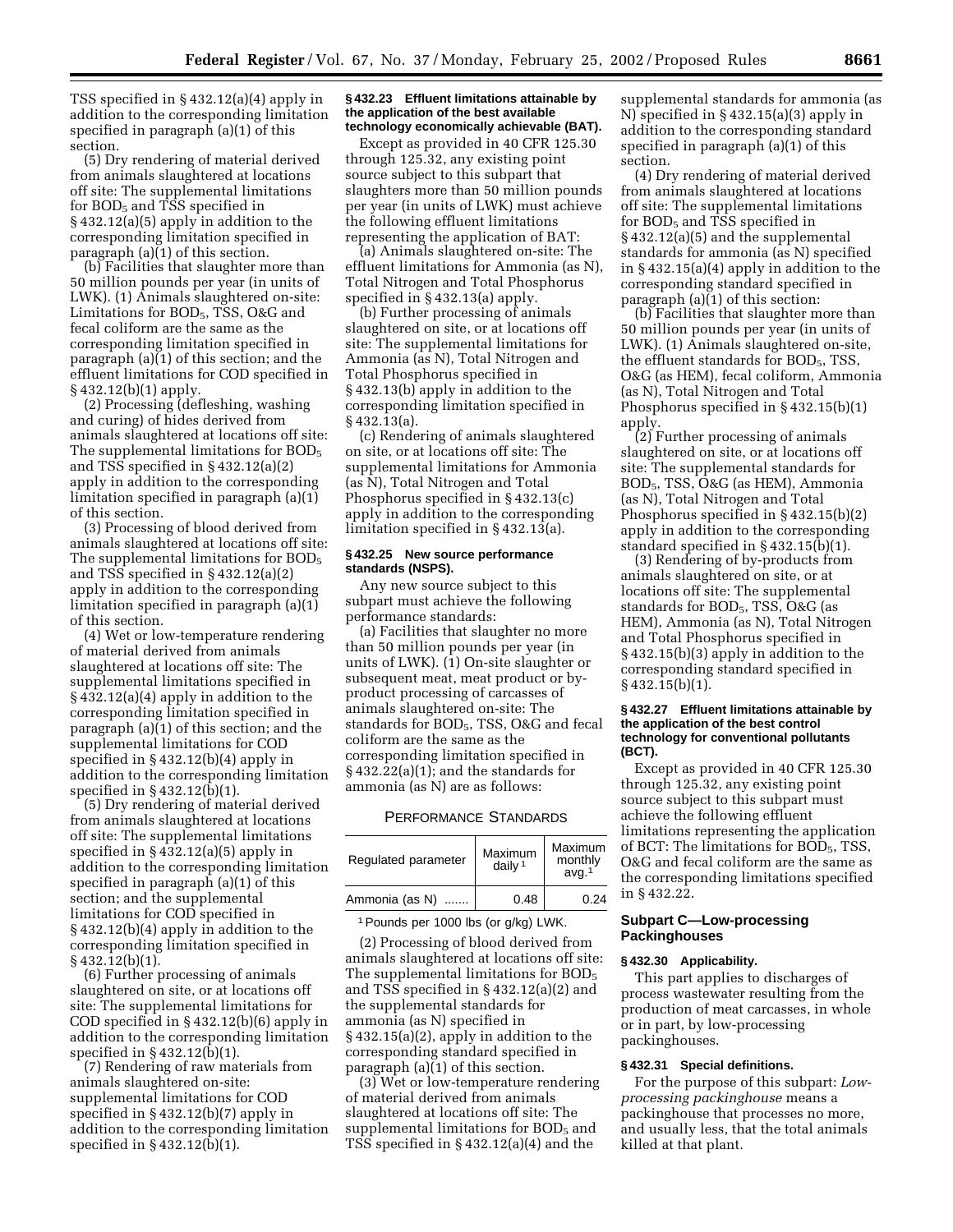TSS specified in § 432.12(a)(4) apply in addition to the corresponding limitation specified in paragraph (a)(1) of this section.

(5) Dry rendering of material derived from animals slaughtered at locations off site: The supplemental limitations for $BOD_5$ and TSS specified in § 432.12(a)(5) apply in addition to the corresponding limitation specified in paragraph (a)(1) of this section.

(b) Facilities that slaughter more than 50 million pounds per year (in units of LWK). (1) Animals slaughtered on-site: Limitations for $BOD_5$, TSS, O&G and fecal coliform are the same as the corresponding limitation specified in paragraph (a)(1) of this section; and the effluent limitations for COD specified in § 432.12(b)(1) apply.

(2) Processing (defleshing, washing and curing) of hides derived from animals slaughtered at locations off site: The supplemental limitations for $BOD_5$ and TSS specified in § 432.12(a)(2) apply in addition to the corresponding limitation specified in paragraph (a)(1) of this section.

(3) Processing of blood derived from animals slaughtered at locations off site: The supplemental limitations for $BOD_5$ and TSS specified in § 432.12(a)(2) apply in addition to the corresponding limitation specified in paragraph (a)(1) of this section.

(4) Wet or low-temperature rendering of material derived from animals slaughtered at locations off site: The supplemental limitations specified in § 432.12(a)(4) apply in addition to the corresponding limitation specified in paragraph (a)(1) of this section; and the supplemental limitations for COD specified in § 432.12(b)(4) apply in addition to the corresponding limitation specified in § 432.12(b)(1).

(5) Dry rendering of material derived from animals slaughtered at locations off site: The supplemental limitations specified in § 432.12(a)(5) apply in addition to the corresponding limitation specified in paragraph (a)(1) of this section; and the supplemental limitations for COD specified in § 432.12(b)(4) apply in addition to the corresponding limitation specified in § 432.12(b)(1).

(6) Further processing of animals slaughtered on site, or at locations off site: The supplemental limitations for COD specified in § 432.12(b)(6) apply in addition to the corresponding limitation specified in § 432.12(b)(1).

(7) Rendering of raw materials from animals slaughtered on-site: supplemental limitations for COD specified in § 432.12(b)(7) apply in addition to the corresponding limitation specified in § 432.12(b)(1).

#### § 432.23 Effluent limitations attainable by the application of the best available technology economically achievable (BAT).

Except as provided in 40 CFR 125.30 through 125.32, any existing point source subject to this subpart that slaughters more than 50 million pounds per year (in units of LWK) must achieve the following effluent limitations representing the application of BAT:

(a) Animals slaughtered on-site: The effluent limitations for Ammonia (as N), Total Nitrogen and Total Phosphorus specified in § 432.13(a) apply.

(b) Further processing of animals slaughtered on site, or at locations off site: The supplemental limitations for Ammonia (as N), Total Nitrogen and Total Phosphorus specified in § 432.13(b) apply in addition to the corresponding limitation specified in § 432.13(a).

(c) Rendering of animals slaughtered on site, or at locations off site: The supplemental limitations for Ammonia (as N), Total Nitrogen and Total Phosphorus specified in § 432.13(c) apply in addition to the corresponding limitation specified in § 432.13(a).

#### § 432.25 New source performance standards (NSPS).

Any new source subject to this subpart must achieve the following performance standards:

(a) Facilities that slaughter no more than 50 million pounds per year (in units of LWK). (1) On-site slaughter or subsequent meat, meat product or by-product processing of carcasses of animals slaughtered on-site: The standards for $BOD_5$, TSS, O&G and fecal coliform are the same as the corresponding limitation specified in § 432.22(a)(1); and the standards for ammonia (as N) are as follows:

PERFORMANCE STANDARDS

| Regulated parameter | Maximum daily [1] | Maximum monthly avg.[1] |
|---|---|---|
| Ammonia (as N) ....... | 0.48 | 0.24 |

[1] Pounds per 1000 lbs (or g/kg) LWK.

(2) Processing of blood derived from animals slaughtered at locations off site: The supplemental limitations for $BOD_5$ and TSS specified in § 432.12(a)(2) and the supplemental standards for ammonia (as N) specified in § 432.15(a)(2), apply in addition to the corresponding standard specified in paragraph (a)(1) of this section.

(3) Wet or low-temperature rendering of material derived from animals slaughtered at locations off site: The supplemental limitations for $BOD_5$ and TSS specified in § 432.12(a)(4) and the supplemental standards for ammonia (as N) specified in § 432.15(a)(3) apply in addition to the corresponding standard specified in paragraph (a)(1) of this section.

(4) Dry rendering of material derived from animals slaughtered at locations off site: The supplemental limitations for $BOD_5$ and TSS specified in § 432.12(a)(5) and the supplemental standards for ammonia (as N) specified in § 432.15(a)(4) apply in addition to the corresponding standard specified in paragraph (a)(1) of this section:

(b) Facilities that slaughter more than 50 million pounds per year (in units of LWK). (1) Animals slaughtered on-site, the effluent standards for $BOD_5$, TSS, O&G (as HEM), fecal coliform, Ammonia (as N), Total Nitrogen and Total Phosphorus specified in § 432.15(b)(1) apply.

(2) Further processing of animals slaughtered on site, or at locations off site: The supplemental standards for $BOD_5$, TSS, O&G (as HEM), Ammonia (as N), Total Nitrogen and Total Phosphorus specified in § 432.15(b)(2) apply in addition to the corresponding standard specified in § 432.15(b)(1).

(3) Rendering of by-products from animals slaughtered on site, or at locations off site: The supplemental standards for $BOD_5$, TSS, O&G (as HEM), Ammonia (as N), Total Nitrogen and Total Phosphorus specified in § 432.15(b)(3) apply in addition to the corresponding standard specified in § 432.15(b)(1).

#### § 432.27 Effluent limitations attainable by the application of the best control technology for conventional pollutants (BCT).

Except as provided in 40 CFR 125.30 through 125.32, any existing point source subject to this subpart must achieve the following effluent limitations representing the application of BCT: The limitations for $BOD_5$, TSS, O&G and fecal coliform are the same as the corresponding limitations specified in § 432.22.

### Subpart C—Low-processing Packinghouses

#### § 432.30 Applicability.

This part applies to discharges of process wastewater resulting from the production of meat carcasses, in whole or in part, by low-processing packinghouses.

#### § 432.31 Special definitions.

For the purpose of this subpart: *Low-processing packinghouse* means a packinghouse that processes no more, and usually less, that the total animals killed at that plant.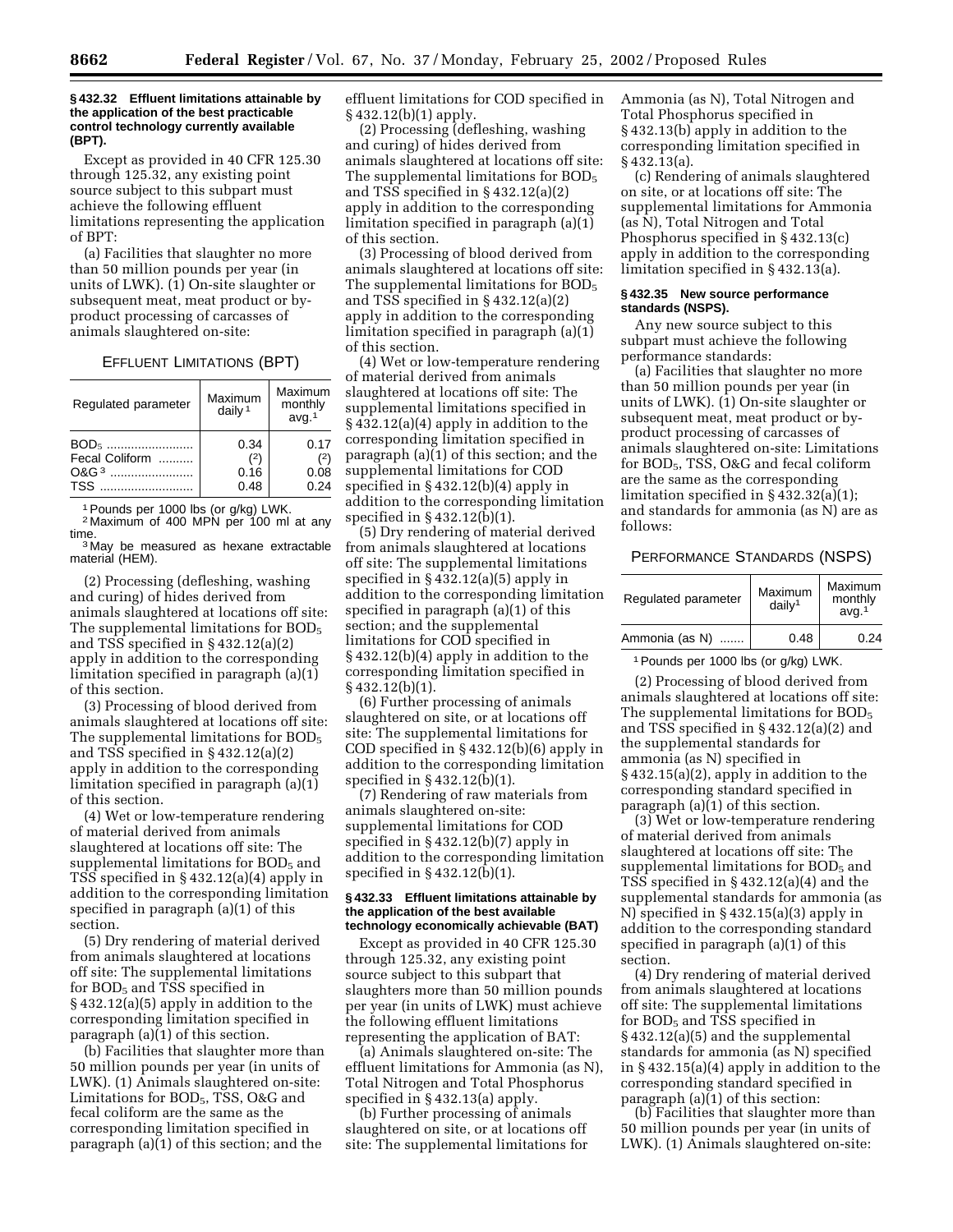### § 432.32 Effluent limitations attainable by the application of the best practicable control technology currently available (BPT).

Except as provided in 40 CFR 125.30 through 125.32, any existing point source subject to this subpart must achieve the following effluent limitations representing the application of BPT:

(a) Facilities that slaughter no more than 50 million pounds per year (in units of LWK). (1) On-site slaughter or subsequent meat, meat product or by-product processing of carcasses of animals slaughtered on-site:

EFFLUENT LIMITATIONS (BPT)

| Regulated parameter | Maximum daily [1] | Maximum monthly avg. [1] |
| --- | --- | --- |
| $BOD_5$ | 0.34 | 0.17 |
| Fecal Coliform | (2) | (2) |
| O&G [3] | 0.16 | 0.08 |
| TSS | 0.48 | 0.24 |

[1] Pounds per 1000 lbs (or g/kg) LWK.

[2] Maximum of 400 MPN per 100 ml at any time.

[3] May be measured as hexane extractable material (HEM).

(2) Processing (defleshing, washing and curing) of hides derived from animals slaughtered at locations off site: The supplemental limitations for $BOD_5$ and TSS specified in § 432.12(a)(2) apply in addition to the corresponding limitation specified in paragraph (a)(1) of this section.

(3) Processing of blood derived from animals slaughtered at locations off site: The supplemental limitations for $BOD_5$ and TSS specified in § 432.12(a)(2) apply in addition to the corresponding limitation specified in paragraph (a)(1) of this section.

(4) Wet or low-temperature rendering of material derived from animals slaughtered at locations off site: The supplemental limitations for $BOD_5$ and TSS specified in § 432.12(a)(4) apply in addition to the corresponding limitation specified in paragraph (a)(1) of this section.

(5) Dry rendering of material derived from animals slaughtered at locations off site: The supplemental limitations for $BOD_5$ and TSS specified in § 432.12(a)(5) apply in addition to the corresponding limitation specified in paragraph (a)(1) of this section.

(b) Facilities that slaughter more than 50 million pounds per year (in units of LWK). (1) Animals slaughtered on-site: Limitations for $BOD_5$, TSS, O&G and fecal coliform are the same as the corresponding limitation specified in paragraph (a)(1) of this section; and the effluent limitations for COD specified in § 432.12(b)(1) apply.

(2) Processing (defleshing, washing and curing) of hides derived from animals slaughtered at locations off site: The supplemental limitations for $BOD_5$ and TSS specified in § 432.12(a)(2) apply in addition to the corresponding limitation specified in paragraph (a)(1) of this section.

(3) Processing of blood derived from animals slaughtered at locations off site: The supplemental limitations for $BOD_5$ and TSS specified in § 432.12(a)(2) apply in addition to the corresponding limitation specified in paragraph (a)(1) of this section.

(4) Wet or low-temperature rendering of material derived from animals slaughtered at locations off site: The supplemental limitations specified in § 432.12(a)(4) apply in addition to the corresponding limitation specified in paragraph (a)(1) of this section; and the supplemental limitations for COD specified in § 432.12(b)(4) apply in addition to the corresponding limitation specified in § 432.12(b)(1).

(5) Dry rendering of material derived from animals slaughtered at locations off site: The supplemental limitations specified in § 432.12(a)(5) apply in addition to the corresponding limitation specified in paragraph (a)(1) of this section; and the supplemental limitations for COD specified in § 432.12(b)(4) apply in addition to the corresponding limitation specified in § 432.12(b)(1).

(6) Further processing of animals slaughtered on site, or at locations off site: The supplemental limitations for COD specified in § 432.12(b)(6) apply in addition to the corresponding limitation specified in § 432.12(b)(1).

(7) Rendering of raw materials from animals slaughtered on-site: supplemental limitations for COD specified in § 432.12(b)(7) apply in addition to the corresponding limitation specified in § 432.12(b)(1).

### § 432.33 Effluent limitations attainable by the application of the best available technology economically achievable (BAT)

Except as provided in 40 CFR 125.30 through 125.32, any existing point source subject to this subpart that slaughters more than 50 million pounds per year (in units of LWK) must achieve the following effluent limitations representing the application of BAT:

(a) Animals slaughtered on-site: The effluent limitations for Ammonia (as N), Total Nitrogen and Total Phosphorus specified in § 432.13(a) apply.

(b) Further processing of animals slaughtered on site, or at locations off site: The supplemental limitations for Ammonia (as N), Total Nitrogen and Total Phosphorus specified in § 432.13(b) apply in addition to the corresponding limitation specified in § 432.13(a).

(c) Rendering of animals slaughtered on site, or at locations off site: The supplemental limitations for Ammonia (as N), Total Nitrogen and Total Phosphorus specified in § 432.13(c) apply in addition to the corresponding limitation specified in § 432.13(a).

### § 432.35 New source performance standards (NSPS).

Any new source subject to this subpart must achieve the following performance standards:

(a) Facilities that slaughter no more than 50 million pounds per year (in units of LWK). (1) On-site slaughter or subsequent meat, meat product or by-product processing of carcasses of animals slaughtered on-site: Limitations for $BOD_5$, TSS, O&G and fecal coliform are the same as the corresponding limitation specified in § 432.32(a)(1); and standards for ammonia (as N) are as follows:

PERFORMANCE STANDARDS (NSPS)

| Regulated parameter | Maximum daily[1] | Maximum monthly avg.[1] |
| --- | --- | --- |
| Ammonia (as N) | 0.48 | 0.24 |

[1] Pounds per 1000 lbs (or g/kg) LWK.

(2) Processing of blood derived from animals slaughtered at locations off site: The supplemental limitations for $BOD_5$ and TSS specified in § 432.12(a)(2) and the supplemental standards for ammonia (as N) specified in § 432.15(a)(2), apply in addition to the corresponding standard specified in paragraph (a)(1) of this section.

(3) Wet or low-temperature rendering of material derived from animals slaughtered at locations off site: The supplemental limitations for $BOD_5$ and TSS specified in § 432.12(a)(4) and the supplemental standards for ammonia (as N) specified in § 432.15(a)(3) apply in addition to the corresponding standard specified in paragraph (a)(1) of this section.

(4) Dry rendering of material derived from animals slaughtered at locations off site: The supplemental limitations for $BOD_5$ and TSS specified in § 432.12(a)(5) and the supplemental standards for ammonia (as N) specified in § 432.15(a)(4) apply in addition to the corresponding standard specified in paragraph (a)(1) of this section:

(b) Facilities that slaughter more than 50 million pounds per year (in units of LWK). (1) Animals slaughtered on-site: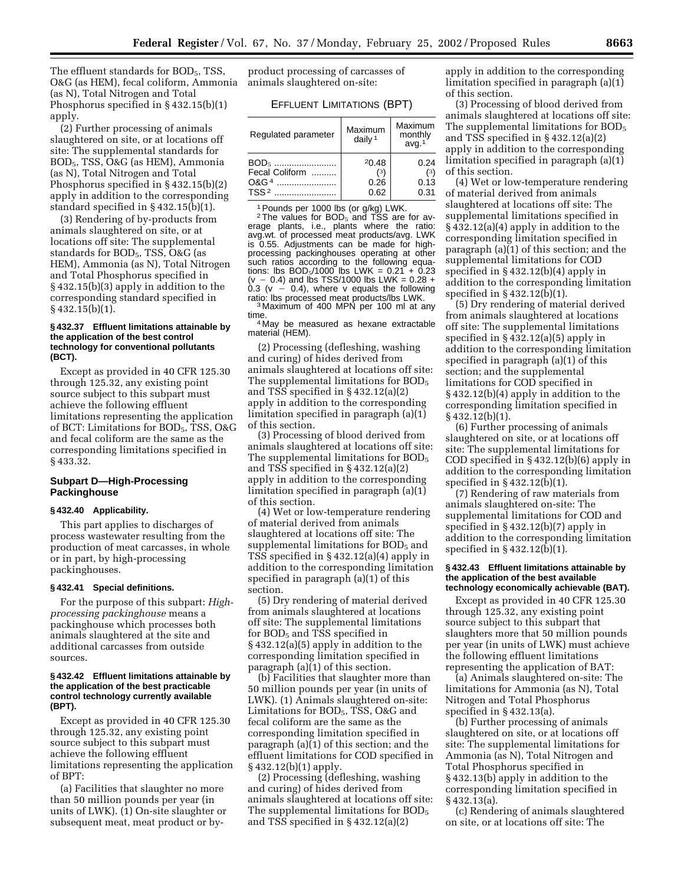The effluent standards for $BOD_5$, TSS, O&G (as HEM), fecal coliform, Ammonia (as N), Total Nitrogen and Total Phosphorus specified in § 432.15(b)(1) apply.

(2) Further processing of animals slaughtered on site, or at locations off site: The supplemental standards for $BOD_5$, TSS, O&G (as HEM), Ammonia (as N), Total Nitrogen and Total Phosphorus specified in § 432.15(b)(2) apply in addition to the corresponding standard specified in § 432.15(b)(1).

(3) Rendering of by-products from animals slaughtered on site, or at locations off site: The supplemental standards for $BOD_5$, TSS, O&G (as HEM), Ammonia (as N), Total Nitrogen and Total Phosphorus specified in § 432.15(b)(3) apply in addition to the corresponding standard specified in § 432.15(b)(1).

#### § 432.37 Effluent limitations attainable by the application of the best control technology for conventional pollutants (BCT).

Except as provided in 40 CFR 125.30 through 125.32, any existing point source subject to this subpart must achieve the following effluent limitations representing the application of BCT: Limitations for $BOD_5$, TSS, O&G and fecal coliform are the same as the corresponding limitations specified in § 433.32.

### Subpart D—High-Processing Packinghouse

#### § 432.40 Applicability.

This part applies to discharges of process wastewater resulting from the production of meat carcasses, in whole or in part, by high-processing packinghouses.

#### § 432.41 Special definitions.

For the purpose of this subpart: *High-processing packinghouse* means a packinghouse which processes both animals slaughtered at the site and additional carcasses from outside sources.

#### § 432.42 Effluent limitations attainable by the application of the best practicable control technology currently available (BPT).

Except as provided in 40 CFR 125.30 through 125.32, any existing point source subject to this subpart must achieve the following effluent limitations representing the application of BPT:

(a) Facilities that slaughter no more than 50 million pounds per year (in units of LWK). (1) On-site slaughter or subsequent meat, meat product or by-product processing of carcasses of animals slaughtered on-site:

EFFLUENT LIMITATIONS (BPT)

| Regulated parameter | Maximum daily [1] | Maximum monthly avg. [1] |
|---|---|---|
| $BOD_5$ | [2] 0.48 | 0.24 |
| Fecal Coliform | (3) | (3) |
| O&G [4] | 0.26 | 0.13 |
| TSS [2] | 0.62 | 0.31 |

[1] Pounds per 1000 lbs (or g/kg) LWK.

[2] The values for $BOD_5$ and TSS are for average plants, i.e., plants where the ratio: avg.wt. of processed meat products/avg. LWK is 0.55. Adjustments can be made for high-processing packinghouses operating at other such ratios according to the following equations: lbs $BOD_5$/1000 lbs LWK = 0.21 + 0.23 (v − 0.4) and lbs TSS/1000 lbs LWK = 0.28 + 0.3 (v − 0.4), where v equals the following ratio: lbs processed meat products/lbs LWK.

[3] Maximum of 400 MPN per 100 ml at any time.

[4] May be measured as hexane extractable material (HEM).

(2) Processing (defleshing, washing and curing) of hides derived from animals slaughtered at locations off site: The supplemental limitations for $BOD_5$ and TSS specified in § 432.12(a)(2) apply in addition to the corresponding limitation specified in paragraph (a)(1) of this section.

(3) Processing of blood derived from animals slaughtered at locations off site: The supplemental limitations for $BOD_5$ and TSS specified in § 432.12(a)(2) apply in addition to the corresponding limitation specified in paragraph (a)(1) of this section.

(4) Wet or low-temperature rendering of material derived from animals slaughtered at locations off site: The supplemental limitations for $BOD_5$ and TSS specified in § 432.12(a)(4) apply in addition to the corresponding limitation specified in paragraph (a)(1) of this section.

(5) Dry rendering of material derived from animals slaughtered at locations off site: The supplemental limitations for $BOD_5$ and TSS specified in § 432.12(a)(5) apply in addition to the corresponding limitation specified in paragraph (a)(1) of this section.

(b) Facilities that slaughter more than 50 million pounds per year (in units of LWK). (1) Animals slaughtered on-site: Limitations for $BOD_5$, TSS, O&G and fecal coliform are the same as the corresponding limitation specified in paragraph (a)(1) of this section; and the effluent limitations for COD specified in § 432.12(b)(1) apply.

(2) Processing (defleshing, washing and curing) of hides derived from animals slaughtered at locations off site: The supplemental limitations for $BOD_5$ and TSS specified in § 432.12(a)(2) apply in addition to the corresponding limitation specified in paragraph (a)(1) of this section.

(3) Processing of blood derived from animals slaughtered at locations off site: The supplemental limitations for $BOD_5$ and TSS specified in § 432.12(a)(2) apply in addition to the corresponding limitation specified in paragraph (a)(1) of this section.

(4) Wet or low-temperature rendering of material derived from animals slaughtered at locations off site: The supplemental limitations specified in § 432.12(a)(4) apply in addition to the corresponding limitation specified in paragraph (a)(1) of this section; and the supplemental limitations for COD specified in § 432.12(b)(4) apply in addition to the corresponding limitation specified in § 432.12(b)(1).

(5) Dry rendering of material derived from animals slaughtered at locations off site: The supplemental limitations specified in § 432.12(a)(5) apply in addition to the corresponding limitation specified in paragraph (a)(1) of this section; and the supplemental limitations for COD specified in § 432.12(b)(4) apply in addition to the corresponding limitation specified in § 432.12(b)(1).

(6) Further processing of animals slaughtered on site, or at locations off site: The supplemental limitations for COD specified in § 432.12(b)(6) apply in addition to the corresponding limitation specified in § 432.12(b)(1).

(7) Rendering of raw materials from animals slaughtered on-site: The supplemental limitations for COD and specified in § 432.12(b)(7) apply in addition to the corresponding limitation specified in § 432.12(b)(1).

#### § 432.43 Effluent limitations attainable by the application of the best available technology economically achievable (BAT).

Except as provided in 40 CFR 125.30 through 125.32, any existing point source subject to this subpart that slaughters more that 50 million pounds per year (in units of LWK) must achieve the following effluent limitations representing the application of BAT:

(a) Animals slaughtered on-site: The limitations for Ammonia (as N), Total Nitrogen and Total Phosphorus specified in § 432.13(a).

(b) Further processing of animals slaughtered on site, or at locations off site: The supplemental limitations for Ammonia (as N), Total Nitrogen and Total Phosphorus specified in § 432.13(b) apply in addition to the corresponding limitation specified in § 432.13(a).

(c) Rendering of animals slaughtered on site, or at locations off site: The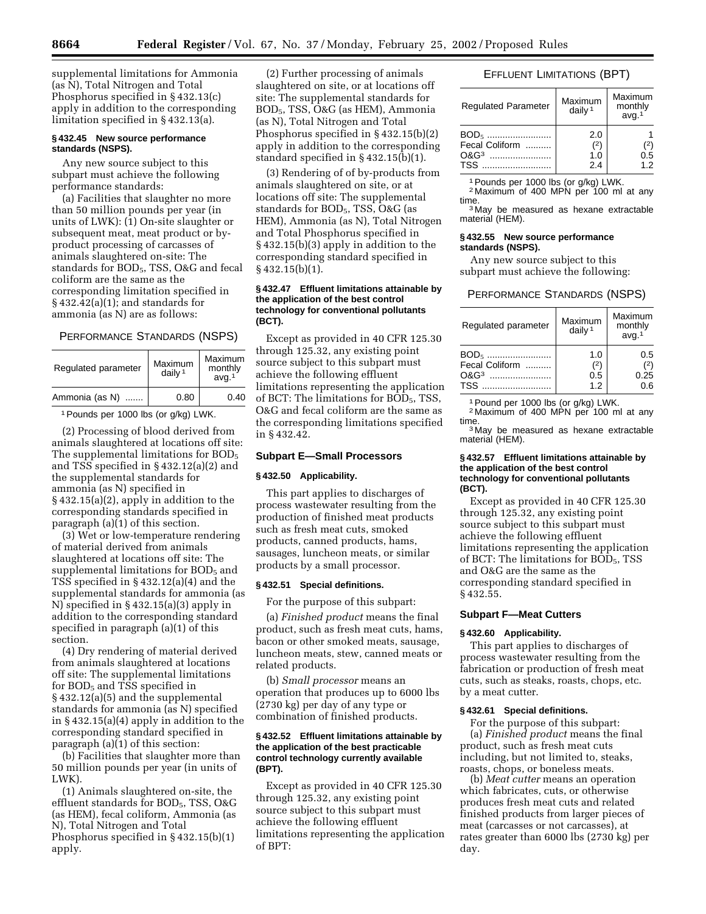supplemental limitations for Ammonia (as N), Total Nitrogen and Total Phosphorus specified in § 432.13(c) apply in addition to the corresponding limitation specified in § 432.13(a).

**§ 432.45 New source performance standards (NSPS).**

Any new source subject to this subpart must achieve the following performance standards:

(a) Facilities that slaughter no more than 50 million pounds per year (in units of LWK): (1) On-site slaughter or subsequent meat, meat product or by-product processing of carcasses of animals slaughtered on-site: The standards for $BOD_5$, TSS, O&G and fecal coliform are the same as the corresponding limitation specified in § 432.42(a)(1); and standards for ammonia (as N) are as follows:

PERFORMANCE STANDARDS (NSPS)

| Regulated parameter | Maximum daily [1] | Maximum monthly avg. [1] |
|---|---|---|
| Ammonia (as N) ....... | 0.80 | 0.40 |

[1] Pounds per 1000 lbs (or g/kg) LWK.

(2) Processing of blood derived from animals slaughtered at locations off site: The supplemental limitations for $BOD_5$ and TSS specified in § 432.12(a)(2) and the supplemental standards for ammonia (as N) specified in § 432.15(a)(2), apply in addition to the corresponding standards specified in paragraph (a)(1) of this section.

(3) Wet or low-temperature rendering of material derived from animals slaughtered at locations off site: The supplemental limitations for $BOD_5$ and TSS specified in § 432.12(a)(4) and the supplemental standards for ammonia (as N) specified in § 432.15(a)(3) apply in addition to the corresponding standard specified in paragraph (a)(1) of this section.

(4) Dry rendering of material derived from animals slaughtered at locations off site: The supplemental limitations for $BOD_5$ and TSS specified in § 432.12(a)(5) and the supplemental standards for ammonia (as N) specified in § 432.15(a)(4) apply in addition to the corresponding standard specified in paragraph (a)(1) of this section:

(b) Facilities that slaughter more than 50 million pounds per year (in units of LWK).

(1) Animals slaughtered on-site, the effluent standards for $BOD_5$, TSS, O&G (as HEM), fecal coliform, Ammonia (as N), Total Nitrogen and Total Phosphorus specified in § 432.15(b)(1) apply.

(2) Further processing of animals slaughtered on site, or at locations off site: The supplemental standards for $BOD_5$, TSS, O&G (as HEM), Ammonia (as N), Total Nitrogen and Total Phosphorus specified in § 432.15(b)(2) apply in addition to the corresponding standard specified in § 432.15(b)(1).

(3) Rendering of of by-products from animals slaughtered on site, or at locations off site: The supplemental standards for $BOD_5$, TSS, O&G (as HEM), Ammonia (as N), Total Nitrogen and Total Phosphorus specified in § 432.15(b)(3) apply in addition to the corresponding standard specified in § 432.15(b)(1).

**§ 432.47 Effluent limitations attainable by the application of the best control technology for conventional pollutants (BCT).**

Except as provided in 40 CFR 125.30 through 125.32, any existing point source subject to this subpart must achieve the following effluent limitations representing the application of BCT: The limitations for $BOD_5$, TSS, O&G and fecal coliform are the same as the corresponding limitations specified in § 432.42.

## Subpart E—Small Processors

**§ 432.50 Applicability.**

This part applies to discharges of process wastewater resulting from the production of finished meat products such as fresh meat cuts, smoked products, canned products, hams, sausages, luncheon meats, or similar products by a small processor.

**§ 432.51 Special definitions.**

For the purpose of this subpart:

(a) *Finished product* means the final product, such as fresh meat cuts, hams, bacon or other smoked meats, sausage, luncheon meats, stew, canned meats or related products.

(b) *Small processor* means an operation that produces up to 6000 lbs (2730 kg) per day of any type or combination of finished products.

**§ 432.52 Effluent limitations attainable by the application of the best practicable control technology currently available (BPT).**

Except as provided in 40 CFR 125.30 through 125.32, any existing point source subject to this subpart must achieve the following effluent limitations representing the application of BPT:

EFFLUENT LIMITATIONS (BPT)

| Regulated Parameter | Maximum daily [1] | Maximum monthly avg. [1] |
|---|---|---|
| $BOD_5$ .......................... | 2.0 | 1 |
| Fecal Coliform .......... | (2) | (2) |
| O&G [3] ......................... | 1.0 | 0.5 |
| TSS ............................ | 2.4 | 1.2 |

[1] Pounds per 1000 lbs (or g/kg) LWK.
[2] Maximum of 400 MPN per 100 ml at any time.
[3] May be measured as hexane extractable material (HEM).

**§ 432.55 New source performance standards (NSPS).**

Any new source subject to this subpart must achieve the following:

PERFORMANCE STANDARDS (NSPS)

| Regulated parameter | Maximum daily [1] | Maximum monthly avg. [1] |
|---|---|---|
| $BOD_5$ .......................... | 1.0 | 0.5 |
| Fecal Coliform .......... | (2) | (2) |
| O&G [3] ......................... | 0.5 | 0.25 |
| TSS ............................ | 1.2 | 0.6 |

[1] Pound per 1000 lbs (or g/kg) LWK.
[2] Maximum of 400 MPN per 100 ml at any time.
[3] May be measured as hexane extractable material (HEM).

**§ 432.57 Effluent limitations attainable by the application of the best control technology for conventional pollutants (BCT).**

Except as provided in 40 CFR 125.30 through 125.32, any existing point source subject to this subpart must achieve the following effluent limitations representing the application of BCT: The limitations for $BOD_5$, TSS and O&G are the same as the corresponding standard specified in § 432.55.

## Subpart F—Meat Cutters

**§ 432.60 Applicability.**

This part applies to discharges of process wastewater resulting from the fabrication or production of fresh meat cuts, such as steaks, roasts, chops, etc. by a meat cutter.

**§ 432.61 Special definitions.**

For the purpose of this subpart:

(a) *Finished product* means the final product, such as fresh meat cuts including, but not limited to, steaks, roasts, chops, or boneless meats.

(b) *Meat cutter* means an operation which fabricates, cuts, or otherwise produces fresh meat cuts and related finished products from larger pieces of meat (carcasses or not carcasses), at rates greater than 6000 lbs (2730 kg) per day.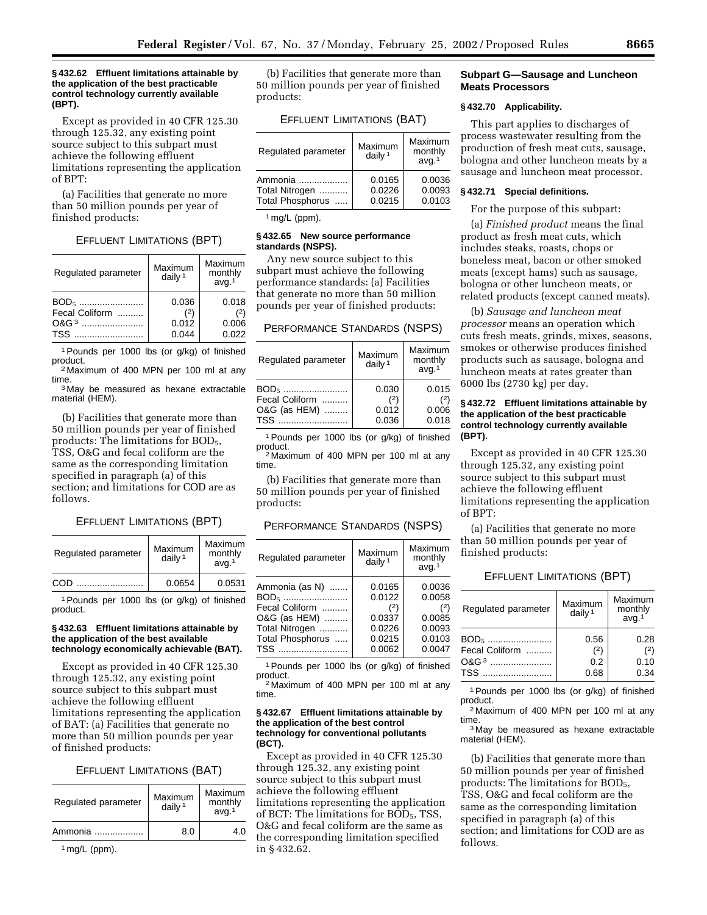**§ 432.62 Effluent limitations attainable by the application of the best practicable control technology currently available (BPT).**

Except as provided in 40 CFR 125.30 through 125.32, any existing point source subject to this subpart must achieve the following effluent limitations representing the application of BPT:

(a) Facilities that generate no more than 50 million pounds per year of finished products:

EFFLUENT LIMITATIONS (BPT)

| Regulated parameter | Maximum daily[1] | Maximum monthly avg.[1] |
|---|---|---|
| $BOD_5$ | 0.036 | 0.018 |
| Fecal Coliform | (2) | (2) |
| O&G[3] | 0.012 | 0.006 |
| TSS | 0.044 | 0.022 |

[1] Pounds per 1000 lbs (or g/kg) of finished product.
[2] Maximum of 400 MPN per 100 ml at any time.
[3] May be measured as hexane extractable material (HEM).

(b) Facilities that generate more than 50 million pounds per year of finished products: The limitations for $BOD_5$, TSS, O&G and fecal coliform are the same as the corresponding limitation specified in paragraph (a) of this section; and limitations for COD are as follows.

EFFLUENT LIMITATIONS (BPT)

| Regulated parameter | Maximum daily[1] | Maximum monthly avg.[1] |
|---|---|---|
| COD | 0.0654 | 0.0531 |

[1] Pounds per 1000 lbs (or g/kg) of finished product.

**§ 432.63 Effluent limitations attainable by the application of the best available technology economically achievable (BAT).**

Except as provided in 40 CFR 125.30 through 125.32, any existing point source subject to this subpart must achieve the following effluent limitations representing the application of BAT: (a) Facilities that generate no more than 50 million pounds per year of finished products:

EFFLUENT LIMITATIONS (BAT)

| Regulated parameter | Maximum daily[1] | Maximum monthly avg.[1] |
|---|---|---|
| Ammonia | 8.0 | 4.0 |

[1] mg/L (ppm).

(b) Facilities that generate more than 50 million pounds per year of finished products:

EFFLUENT LIMITATIONS (BAT)

| Regulated parameter | Maximum daily[1] | Maximum monthly avg.[1] |
|---|---|---|
| Ammonia | 0.0165 | 0.0036 |
| Total Nitrogen | 0.0226 | 0.0093 |
| Total Phosphorus | 0.0215 | 0.0103 |

[1] mg/L (ppm).

**§ 432.65 New source performance standards (NSPS).**

Any new source subject to this subpart must achieve the following performance standards: (a) Facilities that generate no more than 50 million pounds per year of finished products:

PERFORMANCE STANDARDS (NSPS)

| Regulated parameter | Maximum daily[1] | Maximum monthly avg.[1] |
|---|---|---|
| $BOD_5$ | 0.030 | 0.015 |
| Fecal Coliform | (2) | (2) |
| O&G (as HEM) | 0.012 | 0.006 |
| TSS | 0.036 | 0.018 |

[1] Pounds per 1000 lbs (or g/kg) of finished product.
[2] Maximum of 400 MPN per 100 ml at any time.

(b) Facilities that generate more than 50 million pounds per year of finished products:

PERFORMANCE STANDARDS (NSPS)

| Regulated parameter | Maximum daily[1] | Maximum monthly avg.[1] |
|---|---|---|
| Ammonia (as N) | 0.0165 | 0.0036 |
| $BOD_5$ | 0.0122 | 0.0058 |
| Fecal Coliform | (2) | (2) |
| O&G (as HEM) | 0.0337 | 0.0085 |
| Total Nitrogen | 0.0226 | 0.0093 |
| Total Phosphorus | 0.0215 | 0.0103 |
| TSS | 0.0062 | 0.0047 |

[1] Pounds per 1000 lbs (or g/kg) of finished product.
[2] Maximum of 400 MPN per 100 ml at any time.

**§ 432.67 Effluent limitations attainable by the application of the best control technology for conventional pollutants (BCT).**

Except as provided in 40 CFR 125.30 through 125.32, any existing point source subject to this subpart must achieve the following effluent limitations representing the application of BCT: The limitations for $BOD_5$, TSS, O&G and fecal coliform are the same as the corresponding limitation specified in § 432.62.

## Subpart G—Sausage and Luncheon Meats Processors

**§ 432.70 Applicability.**

This part applies to discharges of process wastewater resulting from the production of fresh meat cuts, sausage, bologna and other luncheon meats by a sausage and luncheon meat processor.

**§ 432.71 Special definitions.**

For the purpose of this subpart:

(a) *Finished product* means the final product as fresh meat cuts, which includes steaks, roasts, chops or boneless meat, bacon or other smoked meats (except hams) such as sausage, bologna or other luncheon meats, or related products (except canned meats).

(b) *Sausage and luncheon meat processor* means an operation which cuts fresh meats, grinds, mixes, seasons, smokes or otherwise produces finished products such as sausage, bologna and luncheon meats at rates greater than 6000 lbs (2730 kg) per day.

**§ 432.72 Effluent limitations attainable by the application of the best practicable control technology currently available (BPT).**

Except as provided in 40 CFR 125.30 through 125.32, any existing point source subject to this subpart must achieve the following effluent limitations representing the application of BPT:

(a) Facilities that generate no more than 50 million pounds per year of finished products:

EFFLUENT LIMITATIONS (BPT)

| Regulated parameter | Maximum daily[1] | Maximum monthly avg.[1] |
|---|---|---|
| $BOD_5$ | 0.56 | 0.28 |
| Fecal Coliform | (2) | (2) |
| O&G[3] | 0.2 | 0.10 |
| TSS | 0.68 | 0.34 |

[1] Pounds per 1000 lbs (or g/kg) of finished product.
[2] Maximum of 400 MPN per 100 ml at any time.
[3] May be measured as hexane extractable material (HEM).

(b) Facilities that generate more than 50 million pounds per year of finished products: The limitations for $BOD_5$, TSS, O&G and fecal coliform are the same as the corresponding limitation specified in paragraph (a) of this section; and limitations for COD are as follows.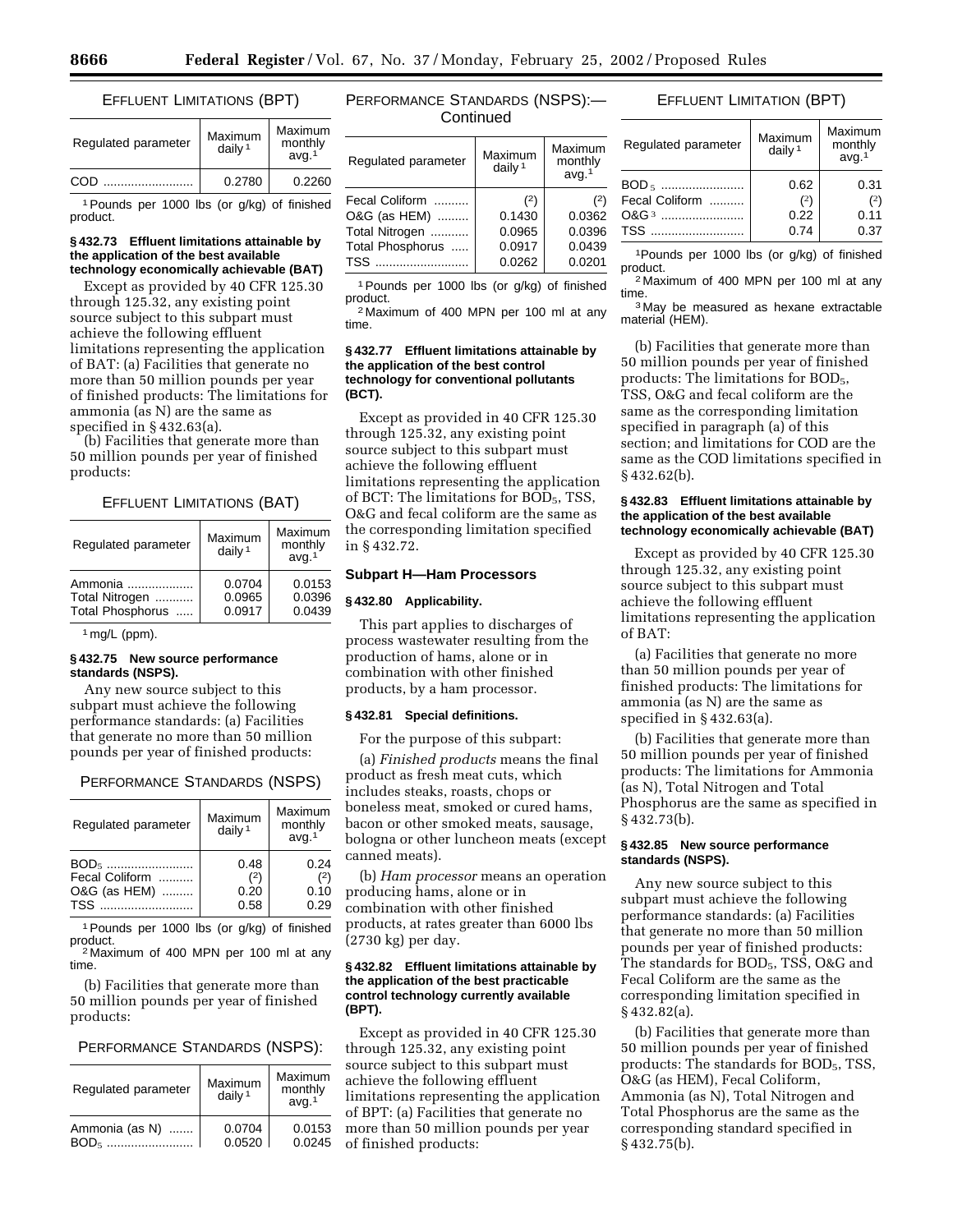EFFLUENT LIMITATIONS (BPT)

| Regulated parameter | Maximum daily [1] | Maximum monthly avg. [1] |
| --- | --- | --- |
| COD | 0.2780 | 0.2260 |

[1] Pounds per 1000 lbs (or g/kg) of finished product.

**§ 432.73 Effluent limitations attainable by the application of the best available technology economically achievable (BAT)**

Except as provided by 40 CFR 125.30 through 125.32, any existing point source subject to this subpart must achieve the following effluent limitations representing the application of BAT: (a) Facilities that generate no more than 50 million pounds per year of finished products: The limitations for ammonia (as N) are the same as specified in § 432.63(a).

(b) Facilities that generate more than 50 million pounds per year of finished products:

EFFLUENT LIMITATIONS (BAT)

| Regulated parameter | Maximum daily [1] | Maximum monthly avg. [1] |
| --- | --- | --- |
| Ammonia | 0.0704 | 0.0153 |
| Total Nitrogen | 0.0965 | 0.0396 |
| Total Phosphorus | 0.0917 | 0.0439 |

[1] mg/L (ppm).

**§ 432.75 New source performance standards (NSPS).**

Any new source subject to this subpart must achieve the following performance standards: (a) Facilities that generate no more than 50 million pounds per year of finished products:

PERFORMANCE STANDARDS (NSPS)

| Regulated parameter | Maximum daily [1] | Maximum monthly avg. [1] |
| --- | --- | --- |
| $BOD_5$ | 0.48 | 0.24 |
| Fecal Coliform | ([2]) | ([2]) |
| O&G (as HEM) | 0.20 | 0.10 |
| TSS | 0.58 | 0.29 |

[1] Pounds per 1000 lbs (or g/kg) of finished product.
[2] Maximum of 400 MPN per 100 ml at any time.

(b) Facilities that generate more than 50 million pounds per year of finished products:

PERFORMANCE STANDARDS (NSPS)

| Regulated parameter | Maximum daily [1] | Maximum monthly avg. [1] |
| --- | --- | --- |
| Ammonia (as N) | 0.0704 | 0.0153 |
| $BOD_5$ | 0.0520 | 0.0245 |
| Fecal Coliform | ([2]) | ([2]) |
| O&G (as HEM) | 0.1430 | 0.0362 |
| Total Nitrogen | 0.0965 | 0.0396 |
| Total Phosphorus | 0.0917 | 0.0439 |
| TSS | 0.0262 | 0.0201 |

[1] Pounds per 1000 lbs (or g/kg) of finished product.
[2] Maximum of 400 MPN per 100 ml at any time.

**§ 432.77 Effluent limitations attainable by the application of the best control technology for conventional pollutants (BCT).**

Except as provided in 40 CFR 125.30 through 125.32, any existing point source subject to this subpart must achieve the following effluent limitations representing the application of BCT: The limitations for $BOD_5$, TSS, O&G and fecal coliform are the same as the corresponding limitation specified in § 432.72.

## Subpart H—Ham Processors

**§ 432.80 Applicability.**

This part applies to discharges of process wastewater resulting from the production of hams, alone or in combination with other finished products, by a ham processor.

**§ 432.81 Special definitions.**

For the purpose of this subpart:

(a) *Finished products* means the final product as fresh meat cuts, which includes steaks, roasts, chops or boneless meat, smoked or cured hams, bacon or other smoked meats, sausage, bologna or other luncheon meats (except canned meats).

(b) *Ham processor* means an operation producing hams, alone or in combination with other finished products, at rates greater than 6000 lbs (2730 kg) per day.

**§ 432.82 Effluent limitations attainable by the application of the best practicable control technology currently available (BPT).**

Except as provided in 40 CFR 125.30 through 125.32, any existing point source subject to this subpart must achieve the following effluent limitations representing the application of BPT: (a) Facilities that generate no more than 50 million pounds per year of finished products:

EFFLUENT LIMITATION (BPT)

| Regulated parameter | Maximum daily [1] | Maximum monthly avg. [1] |
| --- | --- | --- |
| $BOD_5$ | 0.62 | 0.31 |
| Fecal Coliform | ([2]) | ([2]) |
| O&G [3] | 0.22 | 0.11 |
| TSS | 0.74 | 0.37 |

[1] Pounds per 1000 lbs (or g/kg) of finished product.
[2] Maximum of 400 MPN per 100 ml at any time.
[3] May be measured as hexane extractable material (HEM).

(b) Facilities that generate more than 50 million pounds per year of finished products: The limitations for $BOD_5$, TSS, O&G and fecal coliform are the same as the corresponding limitation specified in paragraph (a) of this section; and limitations for COD are the same as the COD limitations specified in § 432.62(b).

**§ 432.83 Effluent limitations attainable by the application of the best available technology economically achievable (BAT)**

Except as provided by 40 CFR 125.30 through 125.32, any existing point source subject to this subpart must achieve the following effluent limitations representing the application of BAT:

(a) Facilities that generate no more than 50 million pounds per year of finished products: The limitations for ammonia (as N) are the same as specified in § 432.63(a).

(b) Facilities that generate more than 50 million pounds per year of finished products: The limitations for Ammonia (as N), Total Nitrogen and Total Phosphorus are the same as specified in § 432.73(b).

**§ 432.85 New source performance standards (NSPS).**

Any new source subject to this subpart must achieve the following performance standards: (a) Facilities that generate no more than 50 million pounds per year of finished products: The standards for $BOD_5$, TSS, O&G and Fecal Coliform are the same as the corresponding limitation specified in § 432.82(a).

(b) Facilities that generate more than 50 million pounds per year of finished products: The standards for $BOD_5$, TSS, O&G (as HEM), Fecal Coliform, Ammonia (as N), Total Nitrogen and Total Phosphorus are the same as the corresponding standard specified in § 432.75(b).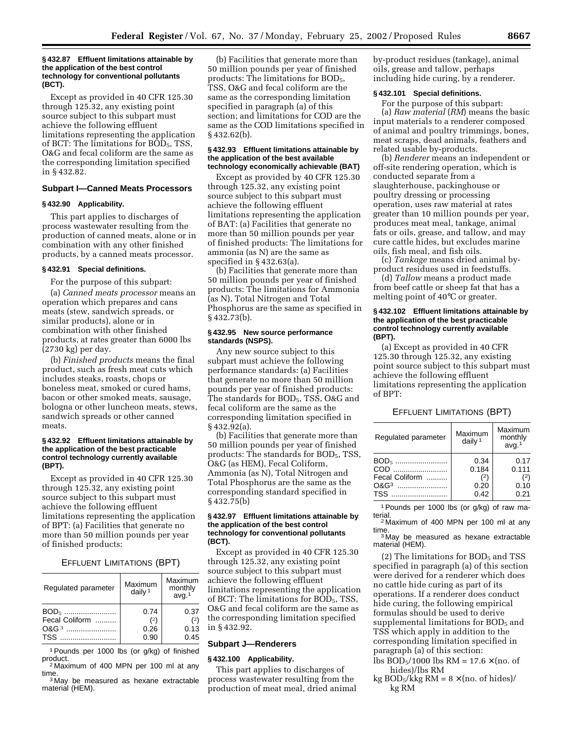#### § 432.87 Effluent limitations attainable by the application of the best control technology for conventional pollutants (BCT).

Except as provided in 40 CFR 125.30 through 125.32, any existing point source subject to this subpart must achieve the following effluent limitations representing the application of BCT: The limitations for $BOD_5$, TSS, O&G and fecal coliform are the same as the corresponding limitation specified in § 432.82.

### Subpart I—Canned Meats Processors

#### § 432.90 Applicability.

This part applies to discharges of process wastewater resulting from the production of canned meats, alone or in combination with any other finished products, by a canned meats processor.

#### § 432.91 Special definitions.

For the purpose of this subpart:

(a) *Canned meats processor* means an operation which prepares and cans meats (stew, sandwich spreads, or similar products), alone or in combination with other finished products, at rates greater than 6000 lbs (2730 kg) per day.

(b) *Finished products* means the final product, such as fresh meat cuts which includes steaks, roasts, chops or boneless meat, smoked or cured hams, bacon or other smoked meats, sausage, bologna or other luncheon meats, stews, sandwich spreads or other canned meats.

#### § 432.92 Effluent limitations attainable by the application of the best practicable control technology currently available (BPT).

Except as provided in 40 CFR 125.30 through 125.32, any existing point source subject to this subpart must achieve the following effluent limitations representing the application of BPT: (a) Facilities that generate no more than 50 million pounds per year of finished products:

EFFLUENT LIMITATIONS (BPT)

| Regulated parameter | Maximum daily [1] | Maximum monthly avg. [1] |
|---|---|---|
| $BOD_5$ | 0.74 | 0.37 |
| Fecal Coliform | (2) | (2) |
| O&G [3] | 0.26 | 0.13 |
| TSS | 0.90 | 0.45 |

[1] Pounds per 1000 lbs (or g/kg) of finished product.

[2] Maximum of 400 MPN per 100 ml at any time.

[3] May be measured as hexane extractable material (HEM).

(b) Facilities that generate more than 50 million pounds per year of finished products: The limitations for $BOD_5$, TSS, O&G and fecal coliform are the same as the corresponding limitation specified in paragraph (a) of this section; and limitations for COD are the same as the COD limitations specified in § 432.62(b).

#### § 432.93 Effluent limitations attainable by the application of the best available technology economically achievable (BAT)

Except as provided by 40 CFR 125.30 through 125.32, any existing point source subject to this subpart must achieve the following effluent limitations representing the application of BAT: (a) Facilities that generate no more than 50 million pounds per year of finished products: The limitations for ammonia (as N) are the same as specified in § 432.63(a).

(b) Facilities that generate more than 50 million pounds per year of finished products: The limitations for Ammonia (as N), Total Nitrogen and Total Phosphorus are the same as specified in § 432.73(b).

#### § 432.95 New source performance standards (NSPS).

Any new source subject to this subpart must achieve the following performance standards: (a) Facilities that generate no more than 50 million pounds per year of finished products: The standards for $BOD_5$, TSS, O&G and fecal coliform are the same as the corresponding limitation specified in § 432.92(a).

(b) Facilities that generate more than 50 million pounds per year of finished products: The standards for $BOD_5$, TSS, O&G (as HEM), Fecal Coliform, Ammonia (as N), Total Nitrogen and Total Phosphorus are the same as the corresponding standard specified in § 432.75(b)

#### § 432.97 Effluent limitations attainable by the application of the best control technology for conventional pollutants (BCT).

Except as provided in 40 CFR 125.30 through 125.32, any existing point source subject to this subpart must achieve the following effluent limitations representing the application of BCT: The limitations for $BOD_5$, TSS, O&G and fecal coliform are the same as the corresponding limitation specified in § 432.92.

### Subpart J—Renderers

#### § 432.100 Applicability.

This part applies to discharges of process wastewater resulting from the production of meat meal, dried animal by-product residues (tankage), animal oils, grease and tallow, perhaps including hide curing, by a renderer.

#### § 432.101 Special definitions.

For the purpose of this subpart:

(a) *Raw material* (*RM*) means the basic input materials to a renderer composed of animal and poultry trimmings, bones, meat scraps, dead animals, feathers and related usable by-products.

(b) *Renderer* means an independent or off-site rendering operation, which is conducted separate from a slaughterhouse, packinghouse or poultry dressing or processing operation, uses raw material at rates greater than 10 million pounds per year, produces meat meal, tankage, animal fats or oils, grease, and tallow, and may cure cattle hides, but excludes marine oils, fish meal, and fish oils.

(c) *Tankage* means dried animal by-product residues used in feedstuffs.

(d) *Tallow* means a product made from beef cattle or sheep fat that has a melting point of 40°C or greater.

#### § 432.102 Effluent limitations attainable by the application of the best practicable control technology currently available (BPT).

(a) Except as provided in 40 CFR 125.30 through 125.32, any existing point source subject to this subpart must achieve the following effluent limitations representing the application of BPT:

EFFLUENT LIMITATIONS (BPT)

| Regulated parameter | Maximum daily [1] | Maximum monthly avg. [1] |
|---|---|---|
| $BOD_5$ | 0.34 | 0.17 |
| COD | 0.184 | 0.111 |
| Fecal Coliform | (2) | (2) |
| O&G [3] | 0.20 | 0.10 |
| TSS | 0.42 | 0.21 |

[1] Pounds per 1000 lbs (or g/kg) of raw material.

[2] Maximum of 400 MPN per 100 ml at any time.

[3] May be measured as hexane extractable material (HEM).

(2) The limitations for $BOD_5$ and TSS specified in paragraph (a) of this section were derived for a renderer which does no cattle hide curing as part of its operations. If a renderer does conduct hide curing, the following empirical formulas should be used to derive supplemental limitations for $BOD_5$ and TSS which apply in addition to the corresponding limitation specified in paragraph (a) of this section:

lbs $BOD_5$/1000 lbs RM = 17.6 × (no. of hides)/lbs RM

kg $BOD_5$/kkg RM = 8 × (no. of hides)/kg RM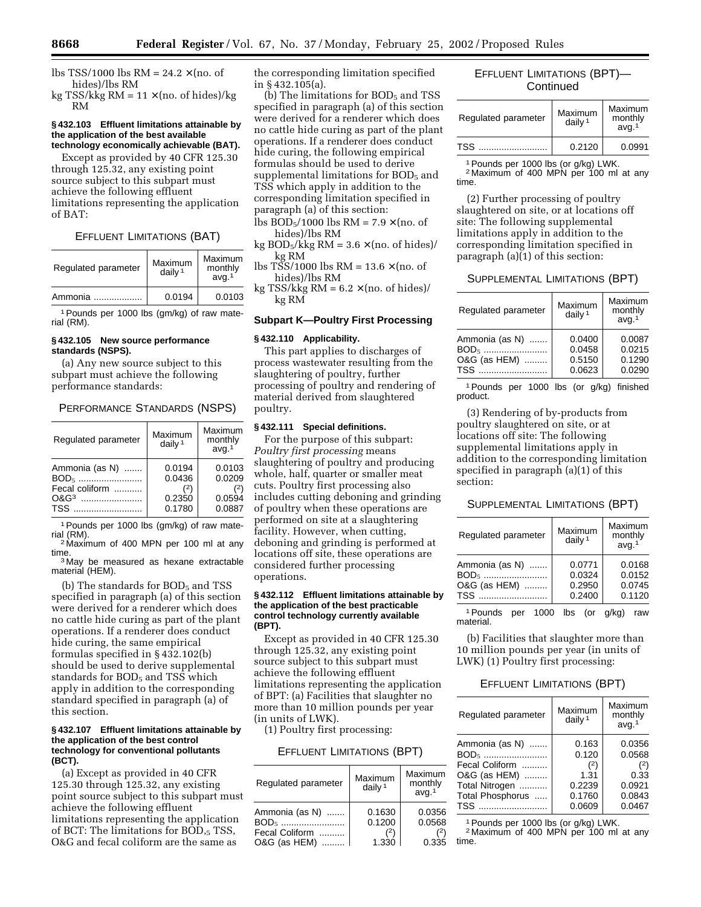lbs TSS/1000 lbs RM = 24.2 × (no. of hides)/lbs RM

kg TSS/kkg RM = 11 × (no. of hides)/kg RM

**§ 432.103 Effluent limitations attainable by the application of the best available technology economically achievable (BAT).**

Except as provided by 40 CFR 125.30 through 125.32, any existing point source subject to this subpart must achieve the following effluent limitations representing the application of BAT:

EFFLUENT LIMITATIONS (BAT)

| Regulated parameter | Maximum daily [1] | Maximum monthly avg.[1] |
| --- | --- | --- |
| Ammonia | 0.0194 | 0.0103 |

[1] Pounds per 1000 lbs (gm/kg) of raw material (RM).

**§ 432.105 New source performance standards (NSPS).**

(a) Any new source subject to this subpart must achieve the following performance standards:

PERFORMANCE STANDARDS (NSPS)

| Regulated parameter | Maximum daily [1] | Maximum monthly avg.[1] |
| --- | --- | --- |
| Ammonia (as N) | 0.0194 | 0.0103 |
| $BOD_5$ | 0.0436 | 0.0209 |
| Fecal coliform | (2) | (2) |
| O&G[3] | 0.2350 | 0.0594 |
| TSS | 0.1780 | 0.0887 |

[1] Pounds per 1000 lbs (gm/kg) of raw material (RM).

[2] Maximum of 400 MPN per 100 ml at any time.

[3] May be measured as hexane extractable material (HEM).

(b) The standards for $BOD_5$ and TSS specified in paragraph (a) of this section were derived for a renderer which does no cattle hide curing as part of the plant operations. If a renderer does conduct hide curing, the same empirical formulas specified in § 432.102(b) should be used to derive supplemental standards for $BOD_5$ and TSS which apply in addition to the corresponding standard specified in paragraph (a) of this section.

**§ 432.107 Effluent limitations attainable by the application of the best control technology for conventional pollutants (BCT).**

(a) Except as provided in 40 CFR 125.30 through 125.32, any existing point source subject to this subpart must achieve the following effluent limitations representing the application of BCT: The limitations for $BOD_5$, TSS, O&G and fecal coliform are the same as the corresponding limitation specified in § 432.105(a).

(b) The limitations for $BOD_5$ and TSS specified in paragraph (a) of this section were derived for a renderer which does no cattle hide curing as part of the plant operations. If a renderer does conduct hide curing, the following empirical formulas should be used to derive supplemental limitations for $BOD_5$ and TSS which apply in addition to the corresponding limitation specified in paragraph (a) of this section:

lbs $BOD_5$/1000 lbs RM = 7.9 × (no. of hides)/lbs RM

kg $BOD_5$/kkg RM = 3.6 × (no. of hides)/kg RM

lbs TSS/1000 lbs RM = 13.6 × (no. of hides)/lbs RM

kg TSS/kkg RM = 6.2 × (no. of hides)/kg RM

## Subpart K—Poultry First Processing

**§ 432.110 Applicability.**

This part applies to discharges of process wastewater resulting from the slaughtering of poultry, further processing of poultry and rendering of material derived from slaughtered poultry.

**§ 432.111 Special definitions.**

For the purpose of this subpart:

*Poultry first processing* means slaughtering of poultry and producing whole, half, quarter or smaller meat cuts. Poultry first processing also includes cutting deboning and grinding of poultry when these operations are performed on site at a slaughtering facility. However, when cutting, deboning and grinding is performed at locations off site, these operations are considered further processing operations.

**§ 432.112 Effluent limitations attainable by the application of the best practicable control technology currently available (BPT).**

Except as provided in 40 CFR 125.30 through 125.32, any existing point source subject to this subpart must achieve the following effluent limitations representing the application of BPT: (a) Facilities that slaughter no more than 10 million pounds per year (in units of LWK).

(1) Poultry first processing:

EFFLUENT LIMITATIONS (BPT)

| Regulated parameter | Maximum daily [1] | Maximum monthly avg.[1] |
| --- | --- | --- |
| Ammonia (as N) | 0.1630 | 0.0356 |
| $BOD_5$ | 0.1200 | 0.0568 |
| Fecal Coliform | (2) | (2) |
| O&G (as HEM) | 1.330 | 0.335 |
| TSS | 0.2120 | 0.0991 |

[1] Pounds per 1000 lbs (or g/kg) LWK.

[2] Maximum of 400 MPN per 100 ml at any time.

(2) Further processing of poultry slaughtered on site, or at locations off site: The following supplemental limitations apply in addition to the corresponding limitation specified in paragraph (a)(1) of this section:

SUPPLEMENTAL LIMITATIONS (BPT)

| Regulated parameter | Maximum daily [1] | Maximum monthly avg.[1] |
| --- | --- | --- |
| Ammonia (as N) | 0.0400 | 0.0087 |
| $BOD_5$ | 0.0458 | 0.0215 |
| O&G (as HEM) | 0.5150 | 0.1290 |
| TSS | 0.0623 | 0.0290 |

[1] Pounds per 1000 lbs (or g/kg) finished product.

(3) Rendering of by-products from poultry slaughtered on site, or at locations off site: The following supplemental limitations apply in addition to the corresponding limitation specified in paragraph (a)(1) of this section:

SUPPLEMENTAL LIMITATIONS (BPT)

| Regulated parameter | Maximum daily [1] | Maximum monthly avg.[1] |
| --- | --- | --- |
| Ammonia (as N) | 0.0771 | 0.0168 |
| $BOD_5$ | 0.0324 | 0.0152 |
| O&G (as HEM) | 0.2950 | 0.0745 |
| TSS | 0.2400 | 0.1120 |

[1] Pounds per 1000 lbs (or g/kg) raw material.

(b) Facilities that slaughter more than 10 million pounds per year (in units of LWK) (1) Poultry first processing:

EFFLUENT LIMITATIONS (BPT)

| Regulated parameter | Maximum daily [1] | Maximum monthly avg.[1] |
| --- | --- | --- |
| Ammonia (as N) | 0.163 | 0.0356 |
| $BOD_5$ | 0.120 | 0.0568 |
| Fecal Coliform | (2) | (2) |
| O&G (as HEM) | 1.31 | 0.33 |
| Total Nitrogen | 0.2239 | 0.0921 |
| Total Phosphorus | 0.1760 | 0.0843 |
| TSS | 0.0609 | 0.0467 |

[1] Pounds per 1000 lbs (or g/kg) LWK.

[2] Maximum of 400 MPN per 100 ml at any time.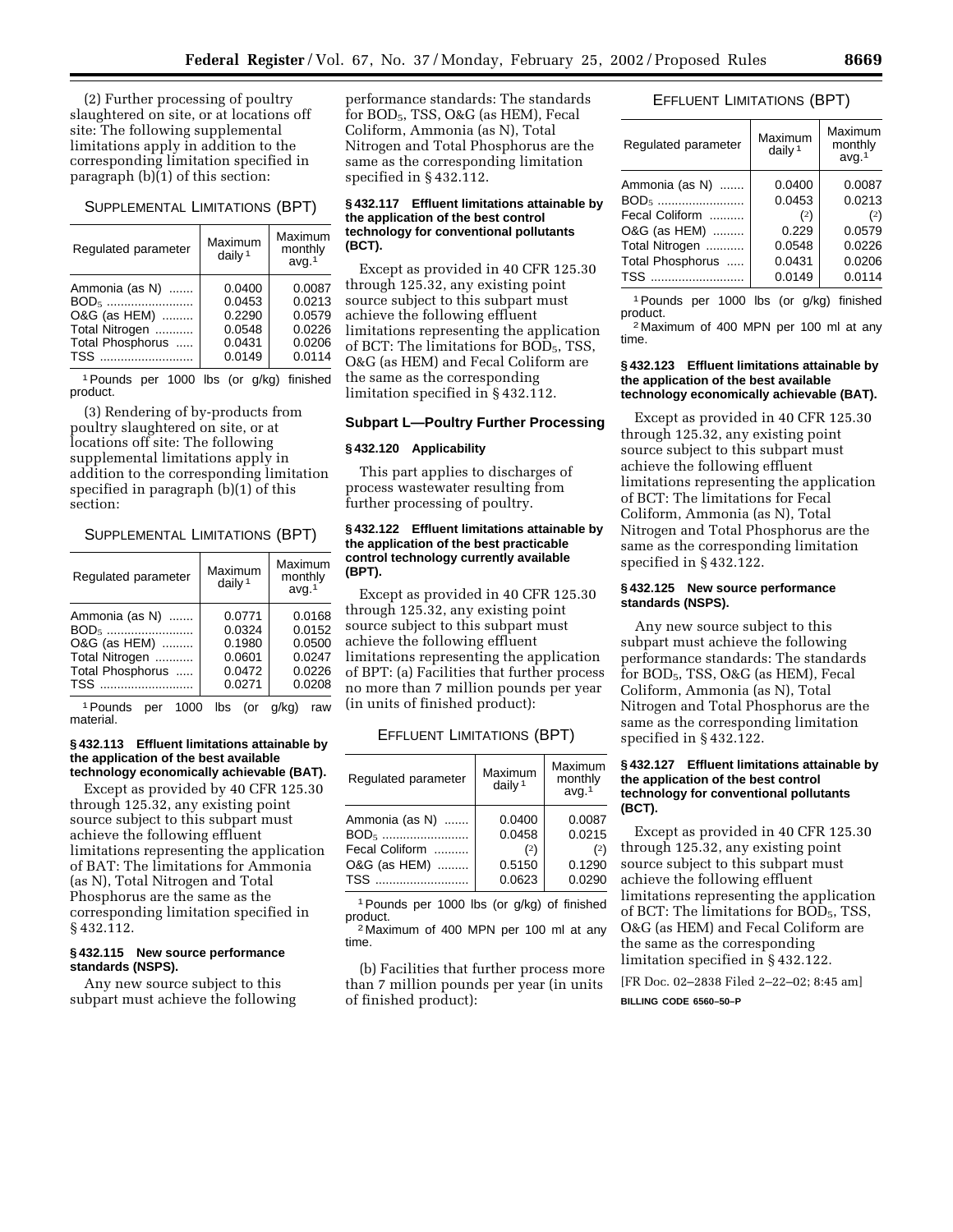(2) Further processing of poultry slaughtered on site, or at locations off site: The following supplemental limitations apply in addition to the corresponding limitation specified in paragraph (b)(1) of this section:

SUPPLEMENTAL LIMITATIONS (BPT)

| Regulated parameter | Maximum daily[1] | Maximum monthly avg.[1] |
|---|---|---|
| Ammonia (as N) | 0.0400 | 0.0087 |
| $BOD_5$ | 0.0453 | 0.0213 |
| O&G (as HEM) | 0.2290 | 0.0579 |
| Total Nitrogen | 0.0548 | 0.0226 |
| Total Phosphorus | 0.0431 | 0.0206 |
| TSS | 0.0149 | 0.0114 |

[1] Pounds per 1000 lbs (or g/kg) finished product.

(3) Rendering of by-products from poultry slaughtered on site, or at locations off site: The following supplemental limitations apply in addition to the corresponding limitation specified in paragraph (b)(1) of this section:

SUPPLEMENTAL LIMITATIONS (BPT)

| Regulated parameter | Maximum daily[1] | Maximum monthly avg.[1] |
|---|---|---|
| Ammonia (as N) | 0.0771 | 0.0168 |
| $BOD_5$ | 0.0324 | 0.0152 |
| O&G (as HEM) | 0.1980 | 0.0500 |
| Total Nitrogen | 0.0601 | 0.0247 |
| Total Phosphorus | 0.0472 | 0.0226 |
| TSS | 0.0271 | 0.0208 |

[1] Pounds per 1000 lbs (or g/kg) raw material.

**§ 432.113 Effluent limitations attainable by the application of the best available technology economically achievable (BAT).**

Except as provided by 40 CFR 125.30 through 125.32, any existing point source subject to this subpart must achieve the following effluent limitations representing the application of BAT: The limitations for Ammonia (as N), Total Nitrogen and Total Phosphorus are the same as the corresponding limitation specified in § 432.112.

**§ 432.115 New source performance standards (NSPS).**

Any new source subject to this subpart must achieve the following performance standards: The standards for $BOD_5$, TSS, O&G (as HEM), Fecal Coliform, Ammonia (as N), Total Nitrogen and Total Phosphorus are the same as the corresponding limitation specified in § 432.112.

**§ 432.117 Effluent limitations attainable by the application of the best control technology for conventional pollutants (BCT).**

Except as provided in 40 CFR 125.30 through 125.32, any existing point source subject to this subpart must achieve the following effluent limitations representing the application of BCT: The limitations for $BOD_5$, TSS, O&G (as HEM) and Fecal Coliform are the same as the corresponding limitation specified in § 432.112.

## Subpart L—Poultry Further Processing

**§ 432.120 Applicability**

This part applies to discharges of process wastewater resulting from further processing of poultry.

**§ 432.122 Effluent limitations attainable by the application of the best practicable control technology currently available (BPT).**

Except as provided in 40 CFR 125.30 through 125.32, any existing point source subject to this subpart must achieve the following effluent limitations representing the application of BPT: (a) Facilities that further process no more than 7 million pounds per year (in units of finished product):

EFFLUENT LIMITATIONS (BPT)

| Regulated parameter | Maximum daily[1] | Maximum monthly avg.[1] |
|---|---|---|
| Ammonia (as N) | 0.0400 | 0.0087 |
| $BOD_5$ | 0.0458 | 0.0215 |
| Fecal Coliform | (2) | (2) |
| O&G (as HEM) | 0.5150 | 0.1290 |
| TSS | 0.0623 | 0.0290 |

[1] Pounds per 1000 lbs (or g/kg) of finished product.
[2] Maximum of 400 MPN per 100 ml at any time.

(b) Facilities that further process more than 7 million pounds per year (in units of finished product):

EFFLUENT LIMITATIONS (BPT)

| Regulated parameter | Maximum daily[1] | Maximum monthly avg.[1] |
|---|---|---|
| Ammonia (as N) | 0.0400 | 0.0087 |
| $BOD_5$ | 0.0453 | 0.0213 |
| Fecal Coliform | (2) | (2) |
| O&G (as HEM) | 0.229 | 0.0579 |
| Total Nitrogen | 0.0548 | 0.0226 |
| Total Phosphorus | 0.0431 | 0.0206 |
| TSS | 0.0149 | 0.0114 |

[1] Pounds per 1000 lbs (or g/kg) finished product.
[2] Maximum of 400 MPN per 100 ml at any time.

**§ 432.123 Effluent limitations attainable by the application of the best available technology economically achievable (BAT).**

Except as provided in 40 CFR 125.30 through 125.32, any existing point source subject to this subpart must achieve the following effluent limitations representing the application of BCT: The limitations for Fecal Coliform, Ammonia (as N), Total Nitrogen and Total Phosphorus are the same as the corresponding limitation specified in § 432.122.

**§ 432.125 New source performance standards (NSPS).**

Any new source subject to this subpart must achieve the following performance standards: The standards for $BOD_5$, TSS, O&G (as HEM), Fecal Coliform, Ammonia (as N), Total Nitrogen and Total Phosphorus are the same as the corresponding limitation specified in § 432.122.

**§ 432.127 Effluent limitations attainable by the application of the best control technology for conventional pollutants (BCT).**

Except as provided in 40 CFR 125.30 through 125.32, any existing point source subject to this subpart must achieve the following effluent limitations representing the application of BCT: The limitations for $BOD_5$, TSS, O&G (as HEM) and Fecal Coliform are the same as the corresponding limitation specified in § 432.122.

[FR Doc. 02–2838 Filed 2–22–02; 8:45 am]

**BILLING CODE 6560–50–P**